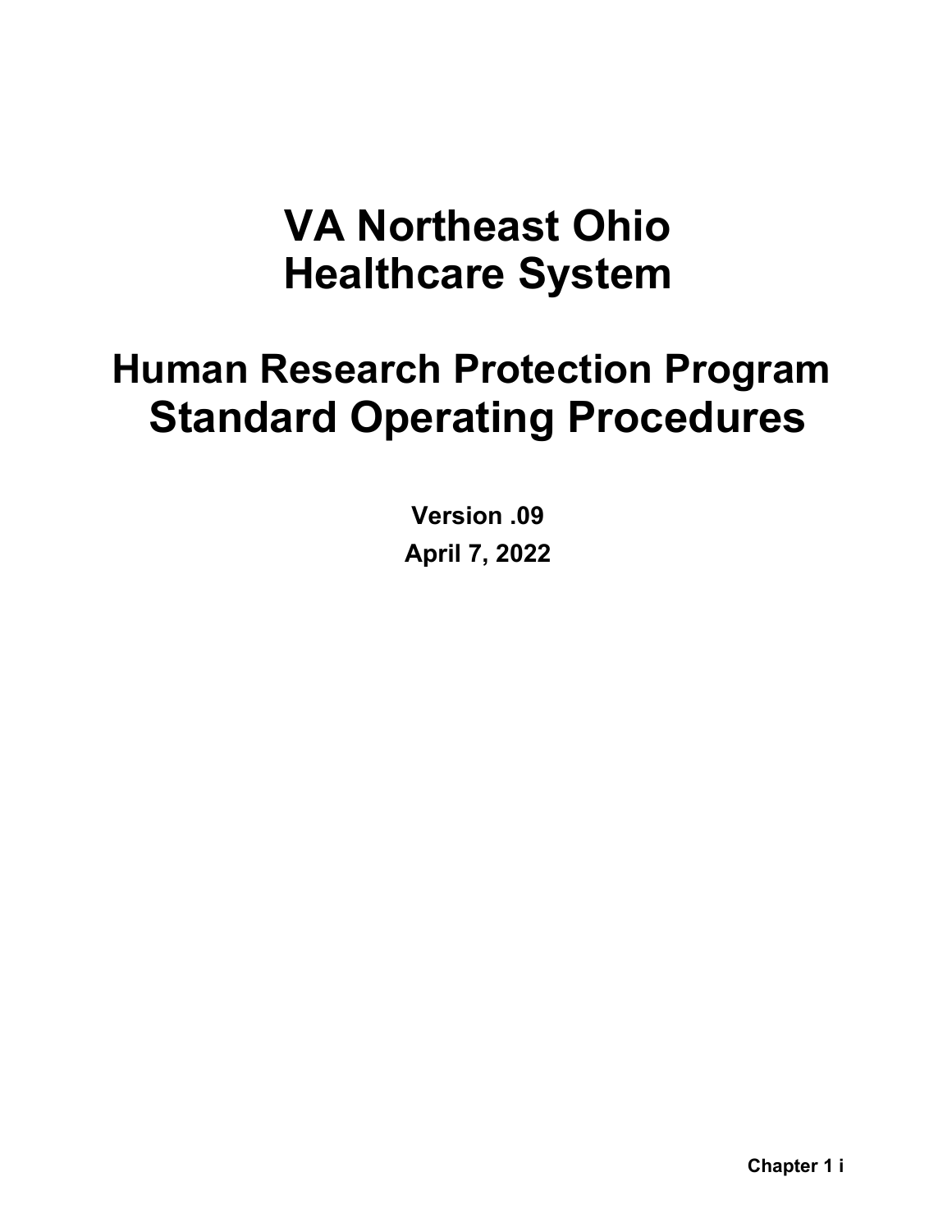# VA Northeast Ohio Healthcare System

# Human Research Protection Program Standard Operating Procedures

**Version .09**

**April 7, 2022**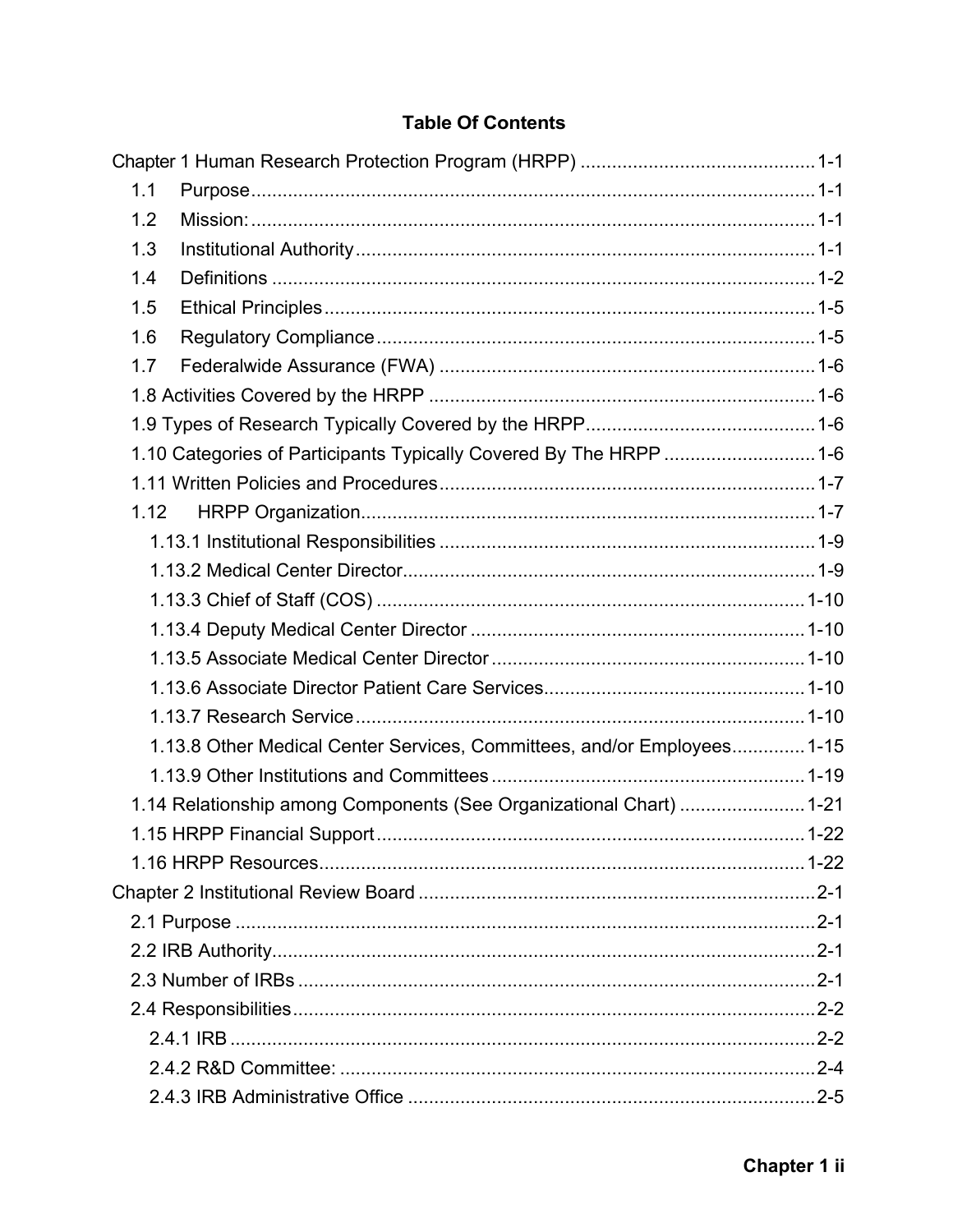**Table Of Contents**

Chapter 1 Human Research Protection Program (HRPP) ............................................1-1
- 1.1 Purpose ............................................................................................................1-1
- 1.2 Mission: ............................................................................................................1-1
- 1.3 Institutional Authority .......................................................................................1-1
- 1.4 Definitions ........................................................................................................1-2
- 1.5 Ethical Principles .............................................................................................1-5
- 1.6 Regulatory Compliance ....................................................................................1-5
- 1.7 Federalwide Assurance (FWA) ........................................................................1-6
- 1.8 Activities Covered by the HRPP .........................................................................1-6
- 1.9 Types of Research Typically Covered by the HRPP ...........................................1-6
- 1.10 Categories of Participants Typically Covered By The HRPP ............................1-6
- 1.11 Written Policies and Procedures ......................................................................1-7
- 1.12 HRPP Organization .......................................................................................1-7
  - 1.13.1 Institutional Responsibilities .......................................................................1-9
  - 1.13.2 Medical Center Director ..............................................................................1-9
  - 1.13.3 Chief of Staff (COS) .................................................................................1-10
  - 1.13.4 Deputy Medical Center Director ...............................................................1-10
  - 1.13.5 Associate Medical Center Director ...........................................................1-10
  - 1.13.6 Associate Director Patient Care Services .................................................1-10
  - 1.13.7 Research Service .....................................................................................1-10
  - 1.13.8 Other Medical Center Services, Committees, and/or Employees .............1-15
  - 1.13.9 Other Institutions and Committees ...........................................................1-19
- 1.14 Relationship among Components (See Organizational Chart) .......................1-21
- 1.15 HRPP Financial Support .................................................................................1-22
- 1.16 HRPP Resources ............................................................................................1-22

Chapter 2 Institutional Review Board ...........................................................................2-1
- 2.1 Purpose ..............................................................................................................2-1
- 2.2 IRB Authority .......................................................................................................2-1
- 2.3 Number of IRBs ..................................................................................................2-1
- 2.4 Responsibilities ...................................................................................................2-2
  - 2.4.1 IRB ...............................................................................................................2-2
  - 2.4.2 R&D Committee: .........................................................................................2-4
  - 2.4.3 IRB Administrative Office .............................................................................2-5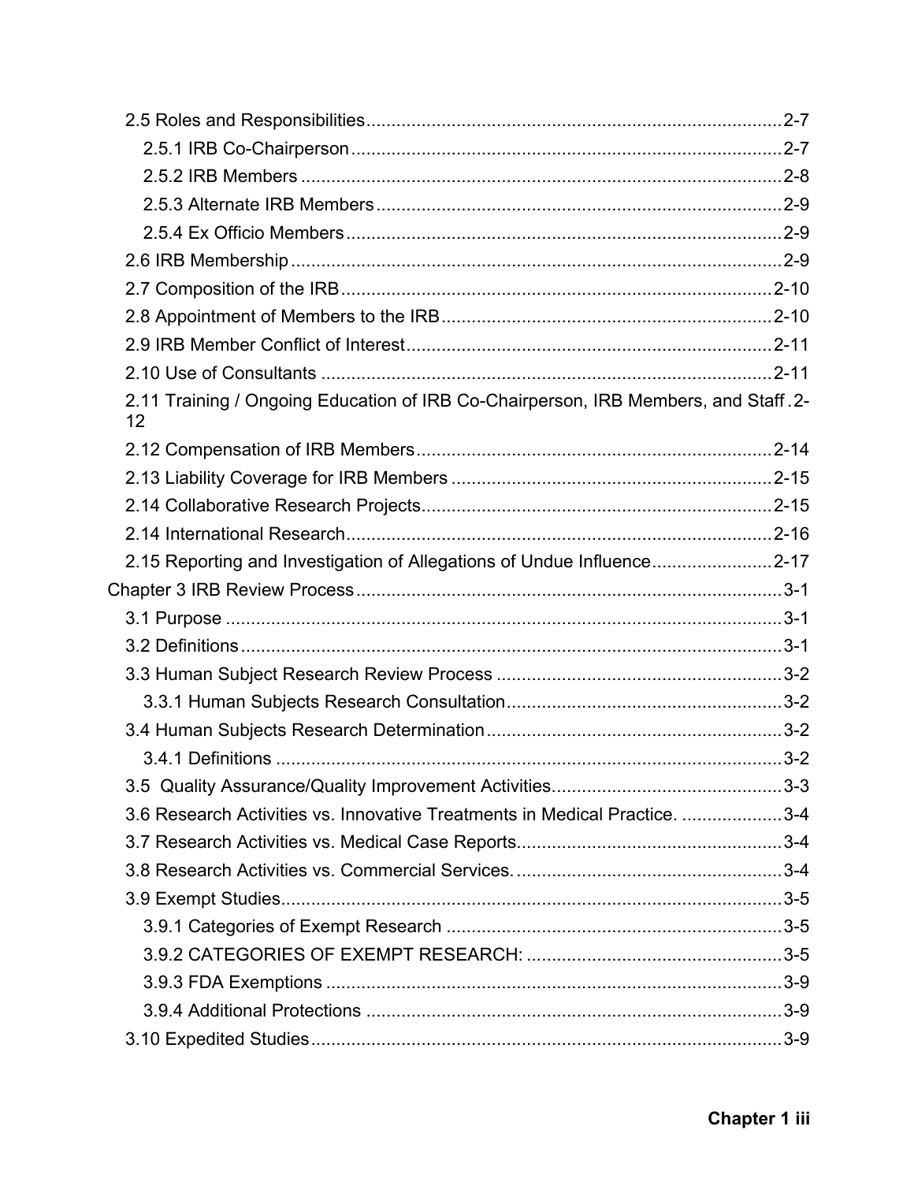- 2.5 Roles and Responsibilities .......... 2-7
  - 2.5.1 IRB Co-Chairperson .......... 2-7
  - 2.5.2 IRB Members .......... 2-8
  - 2.5.3 Alternate IRB Members .......... 2-9
  - 2.5.4 Ex Officio Members .......... 2-9
- 2.6 IRB Membership .......... 2-9
- 2.7 Composition of the IRB .......... 2-10
- 2.8 Appointment of Members to the IRB .......... 2-10
- 2.9 IRB Member Conflict of Interest .......... 2-11
- 2.10 Use of Consultants .......... 2-11
- 2.11 Training / Ongoing Education of IRB Co-Chairperson, IRB Members, and Staff .......... 2-12
- 2.12 Compensation of IRB Members .......... 2-14
- 2.13 Liability Coverage for IRB Members .......... 2-15
- 2.14 Collaborative Research Projects .......... 2-15
- 2.14 International Research .......... 2-16
- 2.15 Reporting and Investigation of Allegations of Undue Influence .......... 2-17

Chapter 3 IRB Review Process .......... 3-1

- 3.1 Purpose .......... 3-1
- 3.2 Definitions .......... 3-1
- 3.3 Human Subject Research Review Process .......... 3-2
  - 3.3.1 Human Subjects Research Consultation .......... 3-2
- 3.4 Human Subjects Research Determination .......... 3-2
  - 3.4.1 Definitions .......... 3-2
- 3.5 Quality Assurance/Quality Improvement Activities .......... 3-3
- 3.6 Research Activities vs. Innovative Treatments in Medical Practice. .......... 3-4
- 3.7 Research Activities vs. Medical Case Reports .......... 3-4
- 3.8 Research Activities vs. Commercial Services. .......... 3-4
- 3.9 Exempt Studies .......... 3-5
  - 3.9.1 Categories of Exempt Research .......... 3-5
  - 3.9.2 CATEGORIES OF EXEMPT RESEARCH: .......... 3-5
  - 3.9.3 FDA Exemptions .......... 3-9
  - 3.9.4 Additional Protections .......... 3-9
- 3.10 Expedited Studies .......... 3-9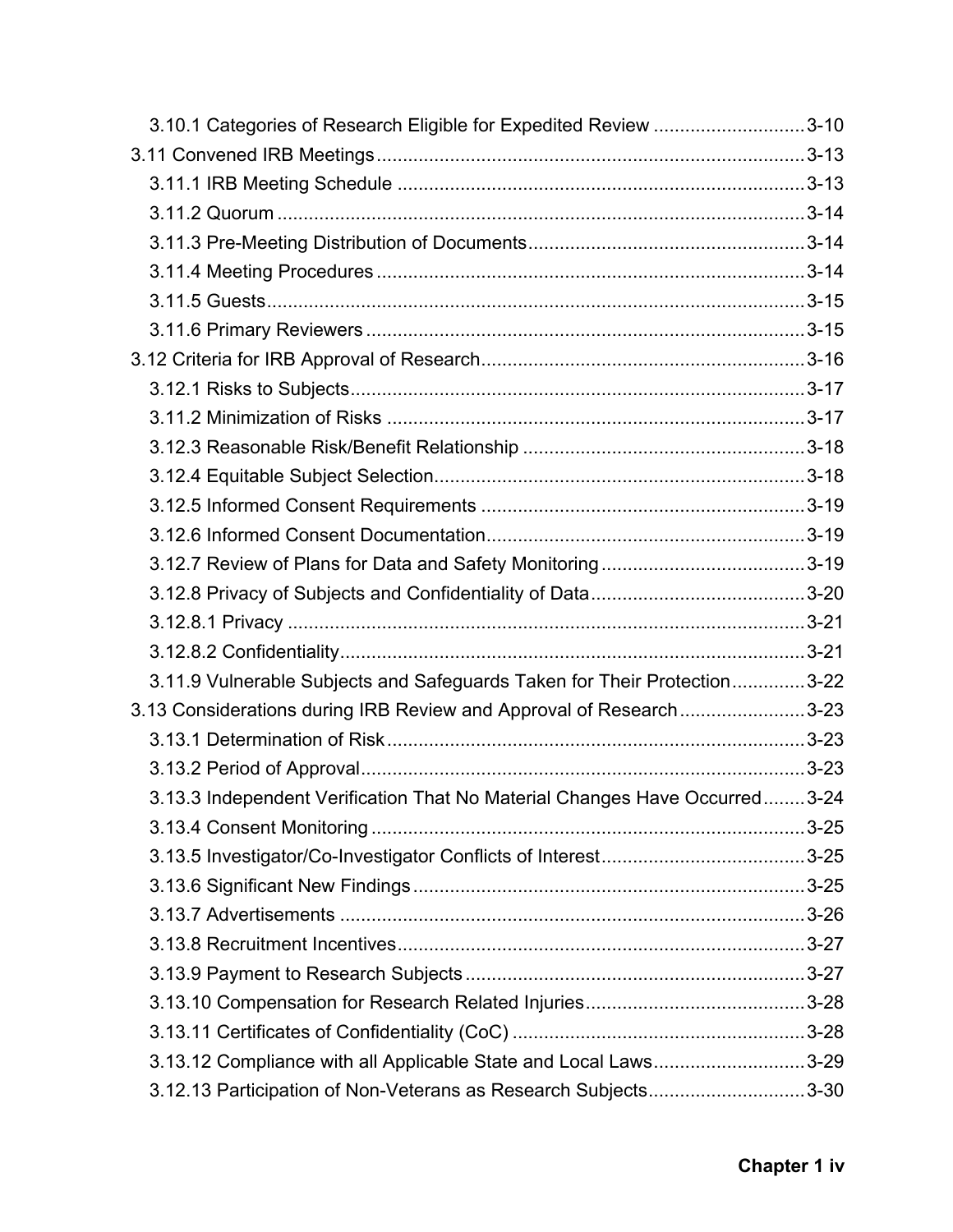3.10.1 Categories of Research Eligible for Expedited Review ............................ 3-10

3.11 Convened IRB Meetings ................................................................................ 3-13

3.11.1 IRB Meeting Schedule ............................................................................ 3-13

3.11.2 Quorum ................................................................................................... 3-14

3.11.3 Pre-Meeting Distribution of Documents .................................................... 3-14

3.11.4 Meeting Procedures ................................................................................ 3-14

3.11.5 Guests ...................................................................................................... 3-15

3.11.6 Primary Reviewers .................................................................................. 3-15

3.12 Criteria for IRB Approval of Research ............................................................ 3-16

3.12.1 Risks to Subjects ..................................................................................... 3-17

3.11.2 Minimization of Risks .............................................................................. 3-17

3.12.3 Reasonable Risk/Benefit Relationship ..................................................... 3-18

3.12.4 Equitable Subject Selection ..................................................................... 3-18

3.12.5 Informed Consent Requirements ............................................................ 3-19

3.12.6 Informed Consent Documentation ........................................................... 3-19

3.12.7 Review of Plans for Data and Safety Monitoring ...................................... 3-19

3.12.8 Privacy of Subjects and Confidentiality of Data ........................................ 3-20

3.12.8.1 Privacy ................................................................................................. 3-21

3.12.8.2 Confidentiality ....................................................................................... 3-21

3.11.9 Vulnerable Subjects and Safeguards Taken for Their Protection ............. 3-22

3.13 Considerations during IRB Review and Approval of Research ....................... 3-23

3.13.1 Determination of Risk .............................................................................. 3-23

3.13.2 Period of Approval ................................................................................... 3-23

3.13.3 Independent Verification That No Material Changes Have Occurred ........ 3-24

3.13.4 Consent Monitoring ................................................................................. 3-25

3.13.5 Investigator/Co-Investigator Conflicts of Interest ...................................... 3-25

3.13.6 Significant New Findings ......................................................................... 3-25

3.13.7 Advertisements ....................................................................................... 3-26

3.13.8 Recruitment Incentives ............................................................................ 3-27

3.13.9 Payment to Research Subjects ............................................................... 3-27

3.13.10 Compensation for Research Related Injuries ......................................... 3-28

3.13.11 Certificates of Confidentiality (CoC) ...................................................... 3-28

3.13.12 Compliance with all Applicable State and Local Laws ............................ 3-29

3.12.13 Participation of Non-Veterans as Research Subjects ............................. 3-30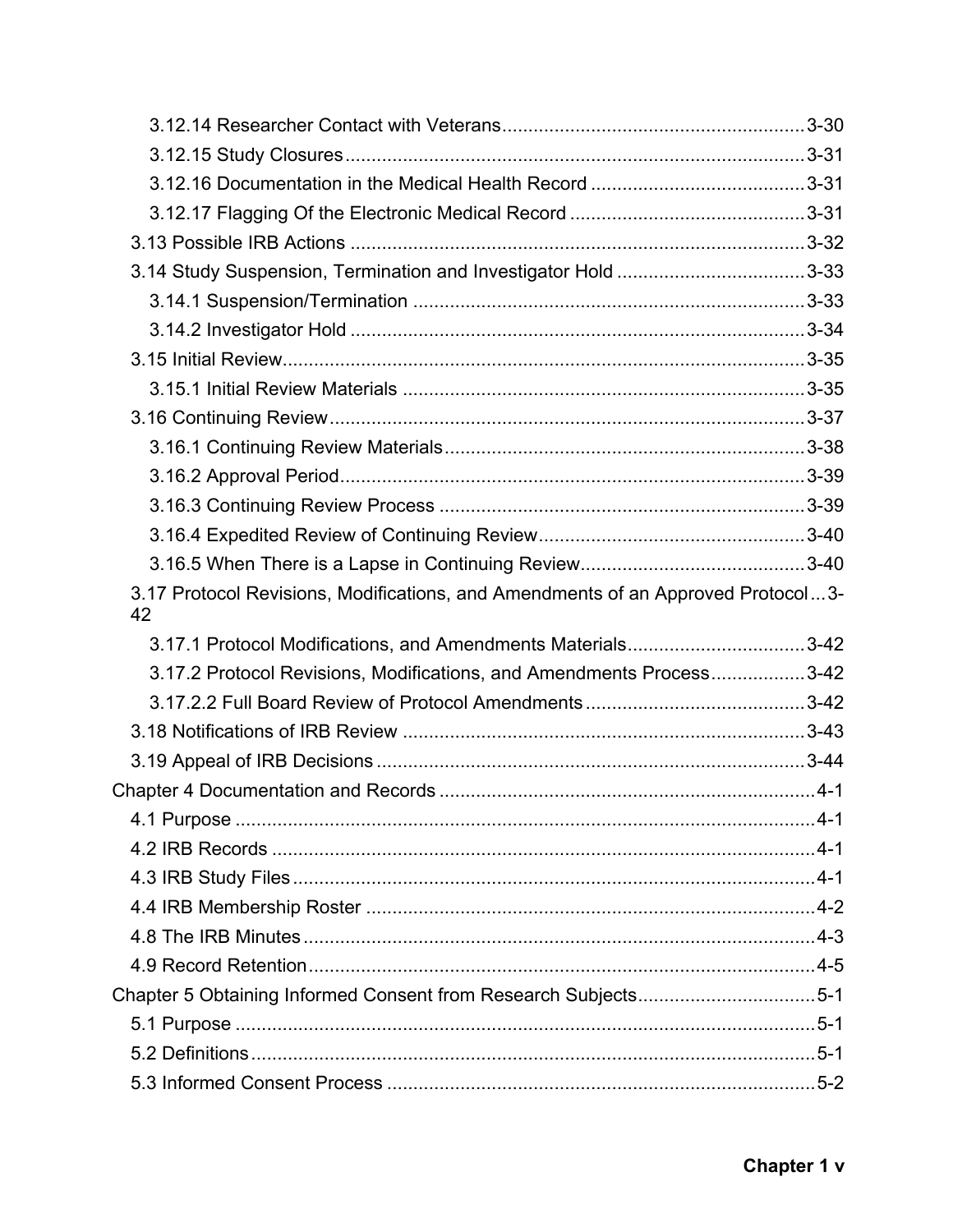3.12.14 Researcher Contact with Veterans ........................................................ 3-30

3.12.15 Study Closures ........................................................................................ 3-31

3.12.16 Documentation in the Medical Health Record ........................................ 3-31

3.12.17 Flagging Of the Electronic Medical Record ............................................ 3-31

3.13 Possible IRB Actions ...................................................................................... 3-32

3.14 Study Suspension, Termination and Investigator Hold ................................... 3-33

3.14.1 Suspension/Termination .......................................................................... 3-33

3.14.2 Investigator Hold ...................................................................................... 3-34

3.15 Initial Review................................................................................................... 3-35

3.15.1 Initial Review Materials ............................................................................ 3-35

3.16 Continuing Review .......................................................................................... 3-37

3.16.1 Continuing Review Materials.................................................................... 3-38

3.16.2 Approval Period........................................................................................ 3-39

3.16.3 Continuing Review Process ..................................................................... 3-39

3.16.4 Expedited Review of Continuing Review.................................................. 3-40

3.16.5 When There is a Lapse in Continuing Review.......................................... 3-40

3.17 Protocol Revisions, Modifications, and Amendments of an Approved Protocol ... 3-42

3.17.1 Protocol Modifications, and Amendments Materials................................. 3-42

3.17.2 Protocol Revisions, Modifications, and Amendments Process ................. 3-42

3.17.2.2 Full Board Review of Protocol Amendments .......................................... 3-42

3.18 Notifications of IRB Review ............................................................................ 3-43

3.19 Appeal of IRB Decisions ................................................................................. 3-44

Chapter 4 Documentation and Records ...................................................................... 4-1

4.1 Purpose ............................................................................................................. 4-1

4.2 IRB Records ...................................................................................................... 4-1

4.3 IRB Study Files .................................................................................................. 4-1

4.4 IRB Membership Roster .................................................................................... 4-2

4.8 The IRB Minutes ................................................................................................ 4-3

4.9 Record Retention ............................................................................................... 4-5

Chapter 5 Obtaining Informed Consent from Research Subjects ................................. 5-1

5.1 Purpose ............................................................................................................. 5-1

5.2 Definitions .......................................................................................................... 5-1

5.3 Informed Consent Process ................................................................................ 5-2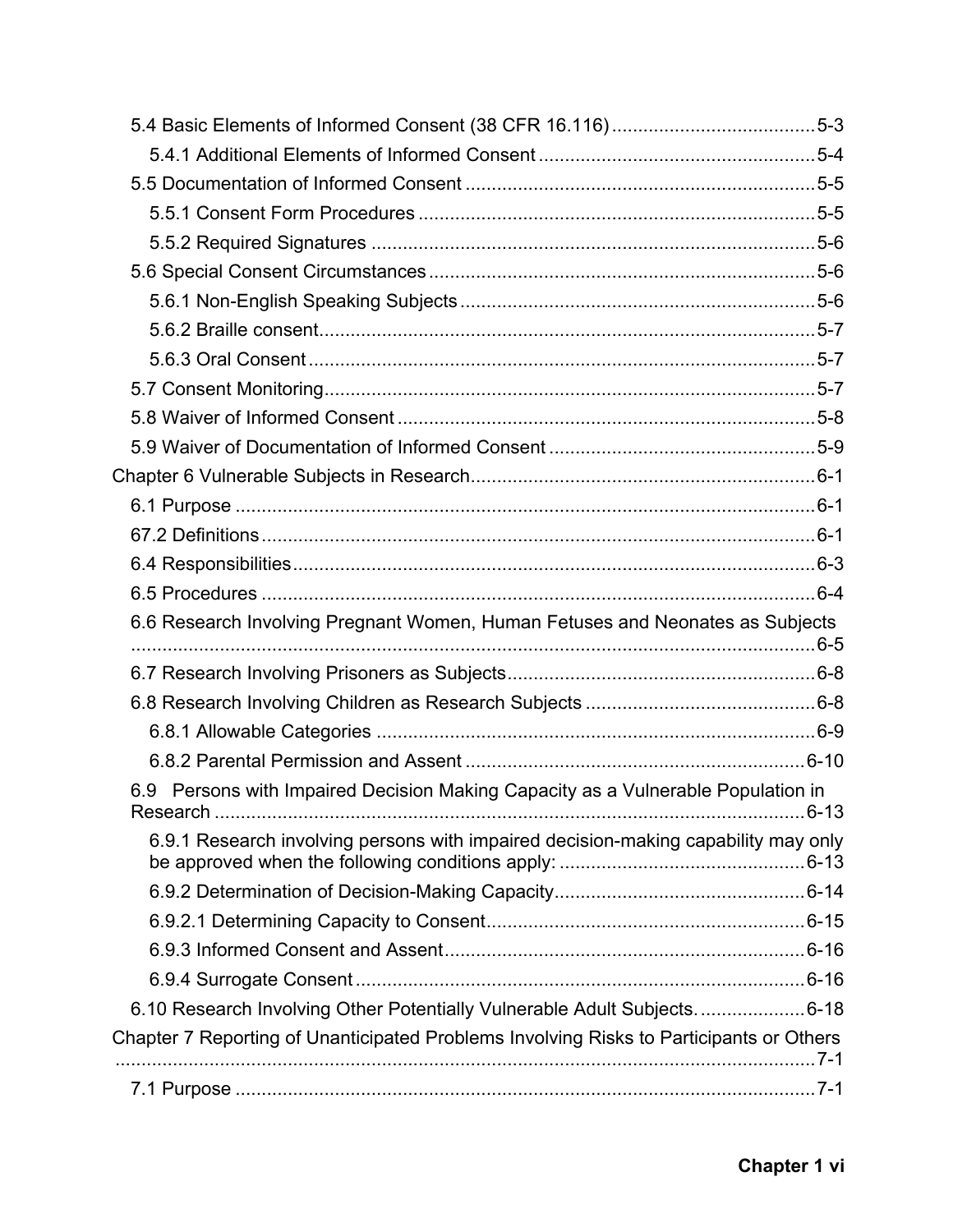5.4 Basic Elements of Informed Consent (38 CFR 16.116) ....................................... 5-3

5.4.1 Additional Elements of Informed Consent ..................................................... 5-4

5.5 Documentation of Informed Consent ................................................................. 5-5

5.5.1 Consent Form Procedures ............................................................................ 5-5

5.5.2 Required Signatures ..................................................................................... 5-6

5.6 Special Consent Circumstances ......................................................................... 5-6

5.6.1 Non-English Speaking Subjects .................................................................... 5-6

5.6.2 Braille consent............................................................................................... 5-7

5.6.3 Oral Consent ................................................................................................. 5-7

5.7 Consent Monitoring............................................................................................. 5-7

5.8 Waiver of Informed Consent ............................................................................... 5-8

5.9 Waiver of Documentation of Informed Consent .................................................. 5-9

Chapter 6 Vulnerable Subjects in Research.................................................................. 6-1

6.1 Purpose ............................................................................................................... 6-1

67.2 Definitions .......................................................................................................... 6-1

6.4 Responsibilities.................................................................................................... 6-3

6.5 Procedures .......................................................................................................... 6-4

6.6 Research Involving Pregnant Women, Human Fetuses and Neonates as Subjects ........................................................................................................................ 6-5

6.7 Research Involving Prisoners as Subjects........................................................... 6-8

6.8 Research Involving Children as Research Subjects ............................................ 6-8

6.8.1 Allowable Categories .................................................................................... 6-9

6.8.2 Parental Permission and Assent ................................................................. 6-10

6.9 Persons with Impaired Decision Making Capacity as a Vulnerable Population in Research ................................................................................................................ 6-13

6.9.1 Research involving persons with impaired decision-making capability may only be approved when the following conditions apply: ............................................. 6-13

6.9.2 Determination of Decision-Making Capacity................................................ 6-14

6.9.2.1 Determining Capacity to Consent............................................................. 6-15

6.9.3 Informed Consent and Assent..................................................................... 6-16

6.9.4 Surrogate Consent ...................................................................................... 6-16

6.10 Research Involving Other Potentially Vulnerable Adult Subjects. .................... 6-18

Chapter 7 Reporting of Unanticipated Problems Involving Risks to Participants or Others ........................................................................................................................................ 7-1

7.1 Purpose ............................................................................................................... 7-1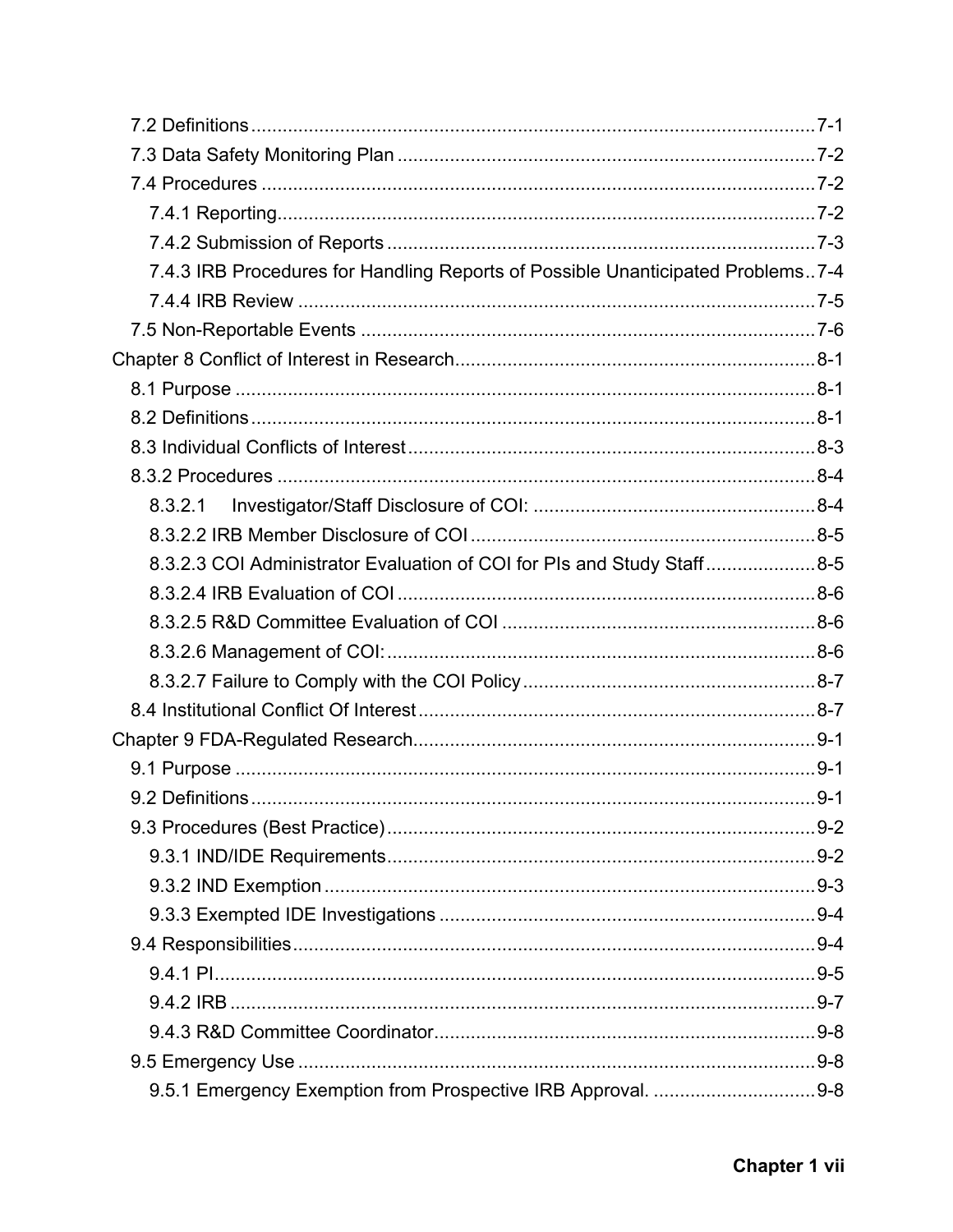7.2 Definitions ........................................................................................................ 7-1
7.3 Data Safety Monitoring Plan ............................................................................ 7-2
7.4 Procedures ...................................................................................................... 7-2
7.4.1 Reporting ...................................................................................................... 7-2
7.4.2 Submission of Reports ................................................................................. 7-3
7.4.3 IRB Procedures for Handling Reports of Possible Unanticipated Problems .. 7-4
7.4.4 IRB Review .................................................................................................. 7-5
7.5 Non-Reportable Events ................................................................................... 7-6
Chapter 8 Conflict of Interest in Research ............................................................... 8-1
8.1 Purpose ........................................................................................................... 8-1
8.2 Definitions ........................................................................................................ 8-1
8.3 Individual Conflicts of Interest .......................................................................... 8-3
8.3.2 Procedures ..................................................................................................... 8-4
8.3.2.1 Investigator/Staff Disclosure of COI: ............................................................ 8-4
8.3.2.2 IRB Member Disclosure of COI .................................................................. 8-5
8.3.2.3 COI Administrator Evaluation of COI for PIs and Study Staff ..................... 8-5
8.3.2.4 IRB Evaluation of COI ................................................................................ 8-6
8.3.2.5 R&D Committee Evaluation of COI ............................................................ 8-6
8.3.2.6 Management of COI: .................................................................................. 8-6
8.3.2.7 Failure to Comply with the COI Policy ........................................................ 8-7
8.4 Institutional Conflict Of Interest ........................................................................ 8-7
Chapter 9 FDA-Regulated Research ....................................................................... 9-1
9.1 Purpose ........................................................................................................... 9-1
9.2 Definitions ........................................................................................................ 9-1
9.3 Procedures (Best Practice) .............................................................................. 9-2
9.3.1 IND/IDE Requirements .................................................................................. 9-2
9.3.2 IND Exemption .............................................................................................. 9-3
9.3.3 Exempted IDE Investigations ........................................................................ 9-4
9.4 Responsibilities ................................................................................................ 9-4
9.4.1 PI ................................................................................................................... 9-5
9.4.2 IRB ................................................................................................................ 9-7
9.4.3 R&D Committee Coordinator ......................................................................... 9-8
9.5 Emergency Use ............................................................................................... 9-8
9.5.1 Emergency Exemption from Prospective IRB Approval. ............................... 9-8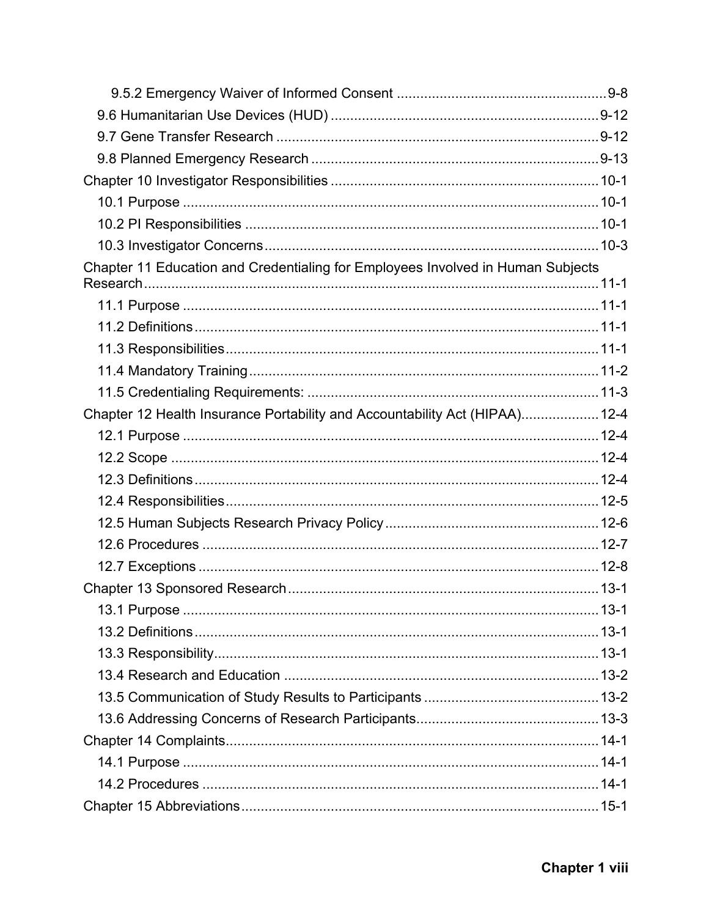9.5.2 Emergency Waiver of Informed Consent ..................................................... 9-8

9.6 Humanitarian Use Devices (HUD) .................................................................... 9-12

9.7 Gene Transfer Research .................................................................................. 9-12

9.8 Planned Emergency Research ......................................................................... 9-13

Chapter 10 Investigator Responsibilities .................................................................... 10-1

10.1 Purpose ........................................................................................................... 10-1

10.2 PI Responsibilities ........................................................................................... 10-1

10.3 Investigator Concerns ...................................................................................... 10-3

Chapter 11 Education and Credentialing for Employees Involved in Human Subjects Research ..................................................................................................................... 11-1

11.1 Purpose ........................................................................................................... 11-1

11.2 Definitions ........................................................................................................ 11-1

11.3 Responsibilities ................................................................................................ 11-1

11.4 Mandatory Training .......................................................................................... 11-2

11.5 Credentialing Requirements: ........................................................................... 11-3

Chapter 12 Health Insurance Portability and Accountability Act (HIPAA) .................... 12-4

12.1 Purpose ........................................................................................................... 12-4

12.2 Scope .............................................................................................................. 12-4

12.3 Definitions ........................................................................................................ 12-4

12.4 Responsibilities ................................................................................................ 12-5

12.5 Human Subjects Research Privacy Policy ....................................................... 12-6

12.6 Procedures ...................................................................................................... 12-7

12.7 Exceptions ....................................................................................................... 12-8

Chapter 13 Sponsored Research ............................................................................... 13-1

13.1 Purpose ........................................................................................................... 13-1

13.2 Definitions ........................................................................................................ 13-1

13.3 Responsibility ................................................................................................... 13-1

13.4 Research and Education ................................................................................. 13-2

13.5 Communication of Study Results to Participants ............................................. 13-2

13.6 Addressing Concerns of Research Participants ............................................... 13-3

Chapter 14 Complaints ................................................................................................ 14-1

14.1 Purpose ........................................................................................................... 14-1

14.2 Procedures ...................................................................................................... 14-1

Chapter 15 Abbreviations ............................................................................................ 15-1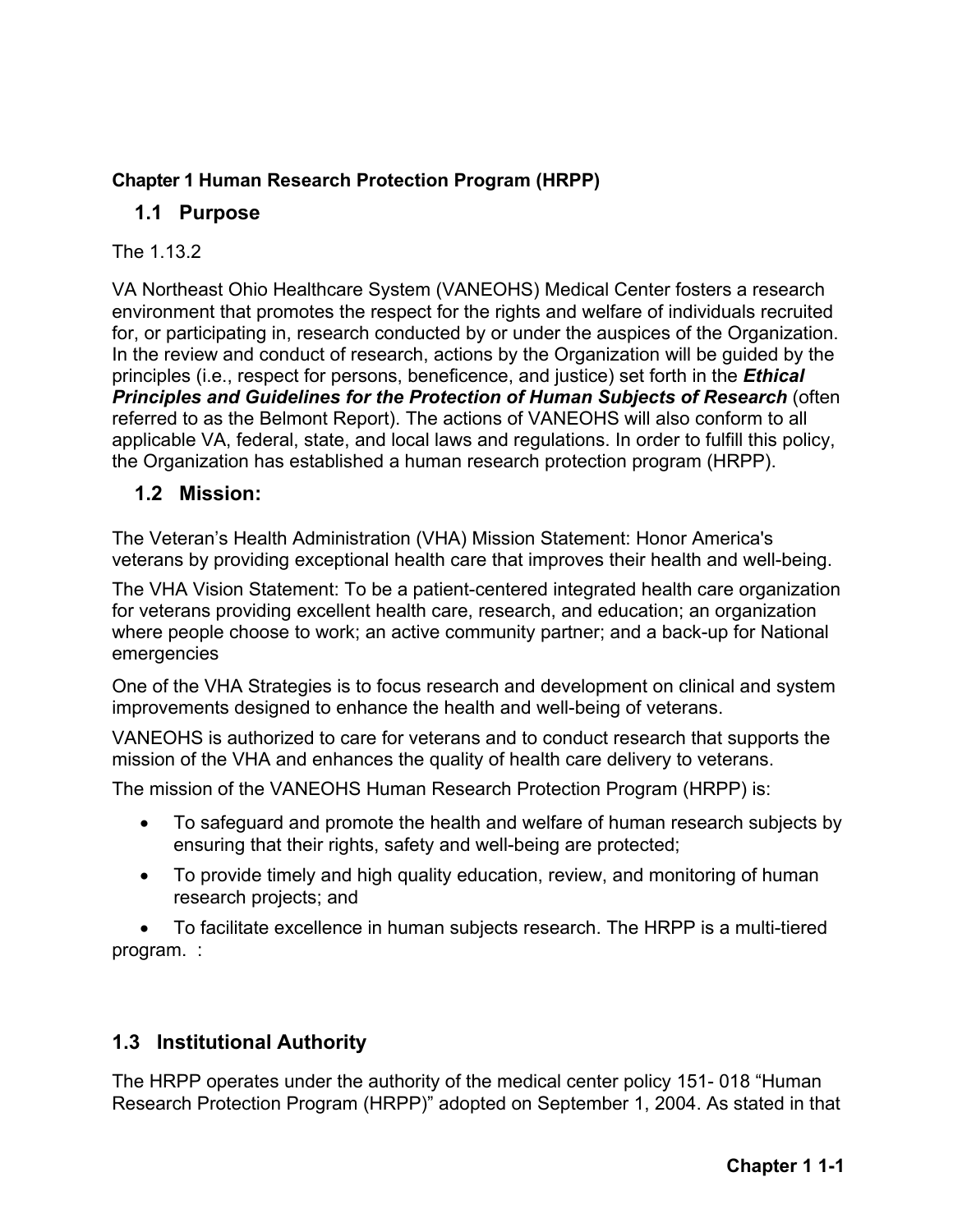**Chapter 1 Human Research Protection Program (HRPP)**

## 1.1 Purpose

The 1.13.2

VA Northeast Ohio Healthcare System (VANEOHS) Medical Center fosters a research environment that promotes the respect for the rights and welfare of individuals recruited for, or participating in, research conducted by or under the auspices of the Organization. In the review and conduct of research, actions by the Organization will be guided by the principles (i.e., respect for persons, beneficence, and justice) set forth in the ***Ethical Principles and Guidelines for the Protection of Human Subjects of Research*** (often referred to as the Belmont Report). The actions of VANEOHS will also conform to all applicable VA, federal, state, and local laws and regulations. In order to fulfill this policy, the Organization has established a human research protection program (HRPP).

## 1.2 Mission:

The Veteran's Health Administration (VHA) Mission Statement: Honor America's veterans by providing exceptional health care that improves their health and well-being.

The VHA Vision Statement: To be a patient-centered integrated health care organization for veterans providing excellent health care, research, and education; an organization where people choose to work; an active community partner; and a back-up for National emergencies

One of the VHA Strategies is to focus research and development on clinical and system improvements designed to enhance the health and well-being of veterans.

VANEOHS is authorized to care for veterans and to conduct research that supports the mission of the VHA and enhances the quality of health care delivery to veterans.

The mission of the VANEOHS Human Research Protection Program (HRPP) is:

- To safeguard and promote the health and welfare of human research subjects by ensuring that their rights, safety and well-being are protected;
- To provide timely and high quality education, review, and monitoring of human research projects; and
- To facilitate excellence in human subjects research. The HRPP is a multi-tiered program. :

## 1.3 Institutional Authority

The HRPP operates under the authority of the medical center policy 151- 018 "Human Research Protection Program (HRPP)" adopted on September 1, 2004. As stated in that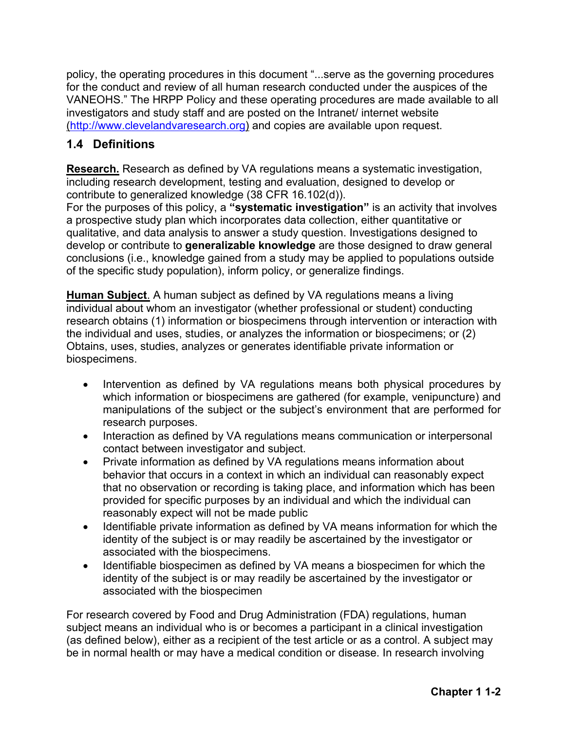policy, the operating procedures in this document "...serve as the governing procedures for the conduct and review of all human research conducted under the auspices of the VANEOHS." The HRPP Policy and these operating procedures are made available to all investigators and study staff and are posted on the Intranet/ internet website (http://www.clevelandvaresearch.org) and copies are available upon request.

## 1.4 Definitions

**Research.** Research as defined by VA regulations means a systematic investigation, including research development, testing and evaluation, designed to develop or contribute to generalized knowledge (38 CFR 16.102(d)).
For the purposes of this policy, a **"systematic investigation"** is an activity that involves a prospective study plan which incorporates data collection, either quantitative or qualitative, and data analysis to answer a study question. Investigations designed to develop or contribute to **generalizable knowledge** are those designed to draw general conclusions (i.e., knowledge gained from a study may be applied to populations outside of the specific study population), inform policy, or generalize findings.

**Human Subject**. A human subject as defined by VA regulations means a living individual about whom an investigator (whether professional or student) conducting research obtains (1) information or biospecimens through intervention or interaction with the individual and uses, studies, or analyzes the information or biospecimens; or (2) Obtains, uses, studies, analyzes or generates identifiable private information or biospecimens.

- Intervention as defined by VA regulations means both physical procedures by which information or biospecimens are gathered (for example, venipuncture) and manipulations of the subject or the subject's environment that are performed for research purposes.
- Interaction as defined by VA regulations means communication or interpersonal contact between investigator and subject.
- Private information as defined by VA regulations means information about behavior that occurs in a context in which an individual can reasonably expect that no observation or recording is taking place, and information which has been provided for specific purposes by an individual and which the individual can reasonably expect will not be made public
- Identifiable private information as defined by VA means information for which the identity of the subject is or may readily be ascertained by the investigator or associated with the biospecimens.
- Identifiable biospecimen as defined by VA means a biospecimen for which the identity of the subject is or may readily be ascertained by the investigator or associated with the biospecimen

For research covered by Food and Drug Administration (FDA) regulations, human subject means an individual who is or becomes a participant in a clinical investigation (as defined below), either as a recipient of the test article or as a control. A subject may be in normal health or may have a medical condition or disease. In research involving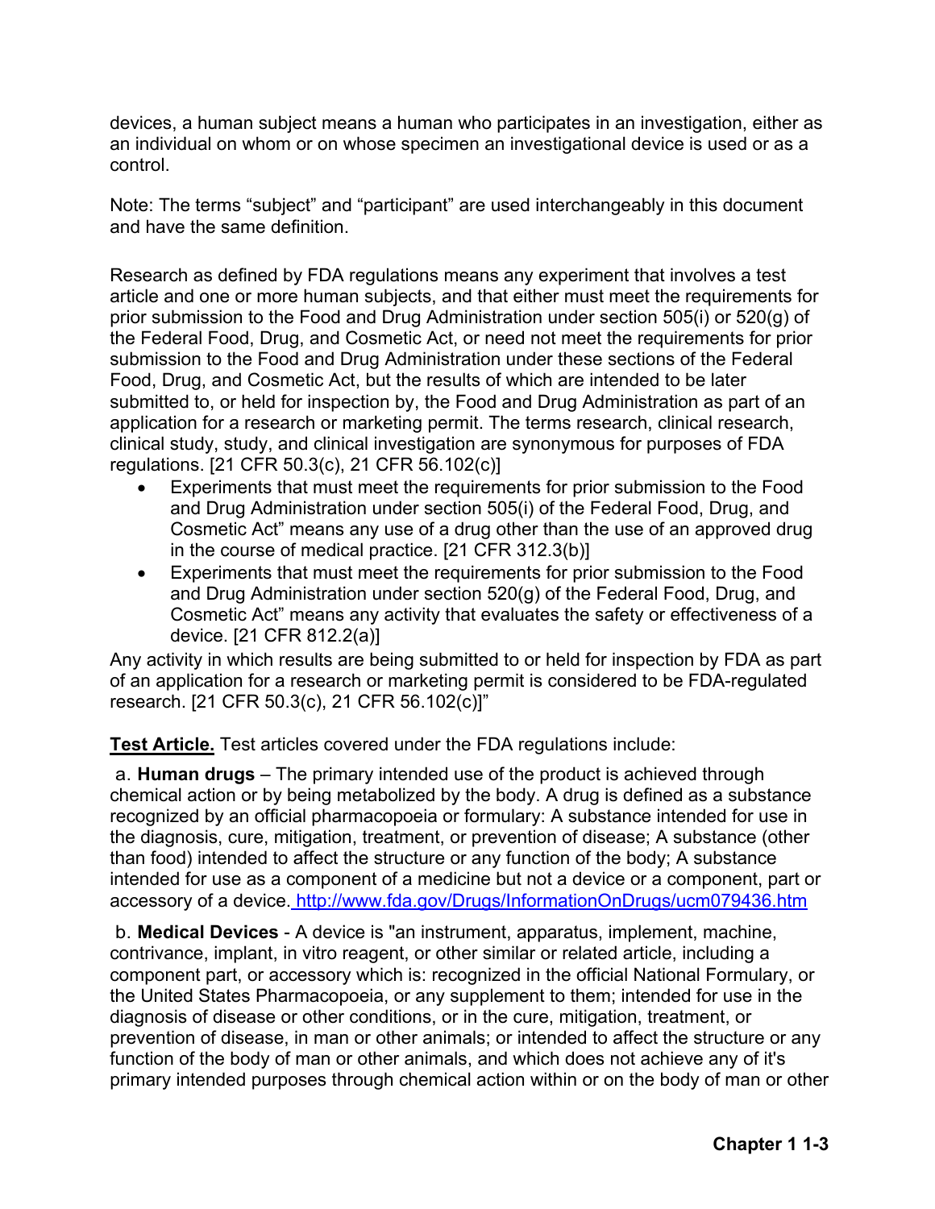devices, a human subject means a human who participates in an investigation, either as an individual on whom or on whose specimen an investigational device is used or as a control.

Note: The terms "subject" and "participant" are used interchangeably in this document and have the same definition.

Research as defined by FDA regulations means any experiment that involves a test article and one or more human subjects, and that either must meet the requirements for prior submission to the Food and Drug Administration under section 505(i) or 520(g) of the Federal Food, Drug, and Cosmetic Act, or need not meet the requirements for prior submission to the Food and Drug Administration under these sections of the Federal Food, Drug, and Cosmetic Act, but the results of which are intended to be later submitted to, or held for inspection by, the Food and Drug Administration as part of an application for a research or marketing permit. The terms research, clinical research, clinical study, study, and clinical investigation are synonymous for purposes of FDA regulations. [21 CFR 50.3(c), 21 CFR 56.102(c)]

- Experiments that must meet the requirements for prior submission to the Food and Drug Administration under section 505(i) of the Federal Food, Drug, and Cosmetic Act" means any use of a drug other than the use of an approved drug in the course of medical practice. [21 CFR 312.3(b)]
- Experiments that must meet the requirements for prior submission to the Food and Drug Administration under section 520(g) of the Federal Food, Drug, and Cosmetic Act" means any activity that evaluates the safety or effectiveness of a device. [21 CFR 812.2(a)]

Any activity in which results are being submitted to or held for inspection by FDA as part of an application for a research or marketing permit is considered to be FDA-regulated research. [21 CFR 50.3(c), 21 CFR 56.102(c)]"

**Test Article.** Test articles covered under the FDA regulations include:

a. **Human drugs** – The primary intended use of the product is achieved through chemical action or by being metabolized by the body. A drug is defined as a substance recognized by an official pharmacopoeia or formulary: A substance intended for use in the diagnosis, cure, mitigation, treatment, or prevention of disease; A substance (other than food) intended to affect the structure or any function of the body; A substance intended for use as a component of a medicine but not a device or a component, part or accessory of a device. http://www.fda.gov/Drugs/InformationOnDrugs/ucm079436.htm

b. **Medical Devices** - A device is "an instrument, apparatus, implement, machine, contrivance, implant, in vitro reagent, or other similar or related article, including a component part, or accessory which is: recognized in the official National Formulary, or the United States Pharmacopoeia, or any supplement to them; intended for use in the diagnosis of disease or other conditions, or in the cure, mitigation, treatment, or prevention of disease, in man or other animals; or intended to affect the structure or any function of the body of man or other animals, and which does not achieve any of it's primary intended purposes through chemical action within or on the body of man or other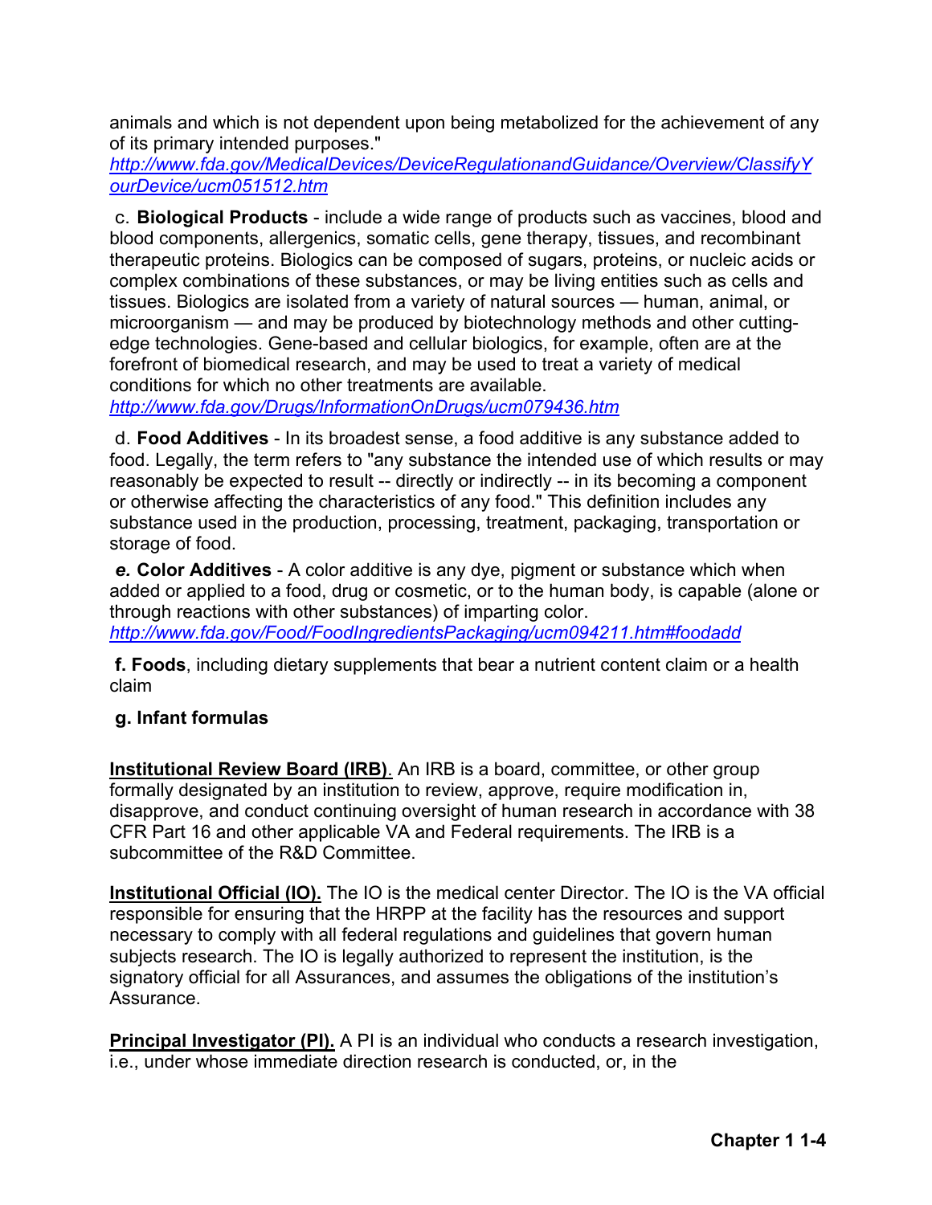animals and which is not dependent upon being metabolized for the achievement of any of its primary intended purposes."
http://www.fda.gov/MedicalDevices/DeviceRegulationandGuidance/Overview/ClassifyYourDevice/ucm051512.htm

c. **Biological Products** - include a wide range of products such as vaccines, blood and blood components, allergenics, somatic cells, gene therapy, tissues, and recombinant therapeutic proteins. Biologics can be composed of sugars, proteins, or nucleic acids or complex combinations of these substances, or may be living entities such as cells and tissues. Biologics are isolated from a variety of natural sources — human, animal, or microorganism — and may be produced by biotechnology methods and other cutting-edge technologies. Gene-based and cellular biologics, for example, often are at the forefront of biomedical research, and may be used to treat a variety of medical conditions for which no other treatments are available.
http://www.fda.gov/Drugs/InformationOnDrugs/ucm079436.htm

d. **Food Additives** - In its broadest sense, a food additive is any substance added to food. Legally, the term refers to "any substance the intended use of which results or may reasonably be expected to result -- directly or indirectly -- in its becoming a component or otherwise affecting the characteristics of any food." This definition includes any substance used in the production, processing, treatment, packaging, transportation or storage of food.

***e.* Color Additives** - A color additive is any dye, pigment or substance which when added or applied to a food, drug or cosmetic, or to the human body, is capable (alone or through reactions with other substances) of imparting color.
http://www.fda.gov/Food/FoodIngredientsPackaging/ucm094211.htm#foodadd

**f. Foods**, including dietary supplements that bear a nutrient content claim or a health claim

**g. Infant formulas**

**Institutional Review Board (IRB)**. An IRB is a board, committee, or other group formally designated by an institution to review, approve, require modification in, disapprove, and conduct continuing oversight of human research in accordance with 38 CFR Part 16 and other applicable VA and Federal requirements. The IRB is a subcommittee of the R&D Committee.

**Institutional Official (IO).** The IO is the medical center Director. The IO is the VA official responsible for ensuring that the HRPP at the facility has the resources and support necessary to comply with all federal regulations and guidelines that govern human subjects research. The IO is legally authorized to represent the institution, is the signatory official for all Assurances, and assumes the obligations of the institution's Assurance.

**Principal Investigator (PI).** A PI is an individual who conducts a research investigation, i.e., under whose immediate direction research is conducted, or, in the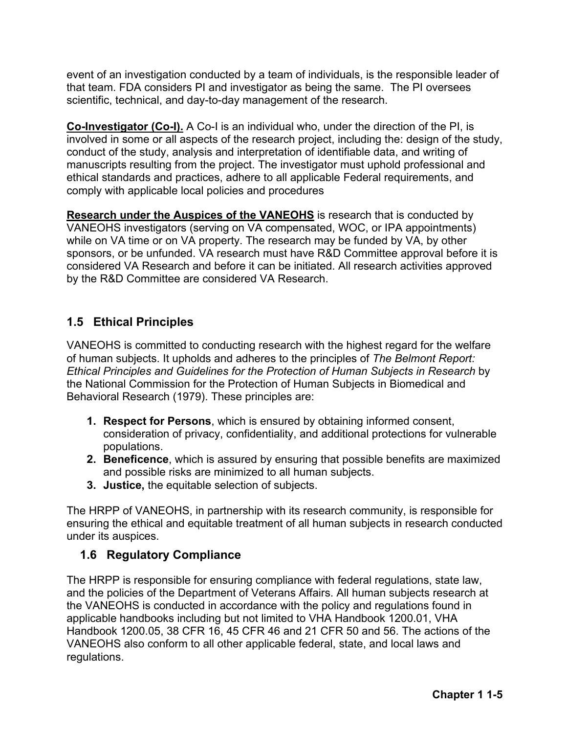event of an investigation conducted by a team of individuals, is the responsible leader of that team. FDA considers PI and investigator as being the same. The PI oversees scientific, technical, and day-to-day management of the research.

**Co-Investigator (Co-I).** A Co-I is an individual who, under the direction of the PI, is involved in some or all aspects of the research project, including the: design of the study, conduct of the study, analysis and interpretation of identifiable data, and writing of manuscripts resulting from the project. The investigator must uphold professional and ethical standards and practices, adhere to all applicable Federal requirements, and comply with applicable local policies and procedures

**Research under the Auspices of the VANEOHS** is research that is conducted by VANEOHS investigators (serving on VA compensated, WOC, or IPA appointments) while on VA time or on VA property. The research may be funded by VA, by other sponsors, or be unfunded. VA research must have R&D Committee approval before it is considered VA Research and before it can be initiated. All research activities approved by the R&D Committee are considered VA Research.

## 1.5 Ethical Principles

VANEOHS is committed to conducting research with the highest regard for the welfare of human subjects. It upholds and adheres to the principles of *The Belmont Report: Ethical Principles and Guidelines for the Protection of Human Subjects in Research* by the National Commission for the Protection of Human Subjects in Biomedical and Behavioral Research (1979). These principles are:

1. **Respect for Persons**, which is ensured by obtaining informed consent, consideration of privacy, confidentiality, and additional protections for vulnerable populations.
2. **Beneficence**, which is assured by ensuring that possible benefits are maximized and possible risks are minimized to all human subjects.
3. **Justice,** the equitable selection of subjects.

The HRPP of VANEOHS, in partnership with its research community, is responsible for ensuring the ethical and equitable treatment of all human subjects in research conducted under its auspices.

## 1.6 Regulatory Compliance

The HRPP is responsible for ensuring compliance with federal regulations, state law, and the policies of the Department of Veterans Affairs. All human subjects research at the VANEOHS is conducted in accordance with the policy and regulations found in applicable handbooks including but not limited to VHA Handbook 1200.01, VHA Handbook 1200.05, 38 CFR 16, 45 CFR 46 and 21 CFR 50 and 56. The actions of the VANEOHS also conform to all other applicable federal, state, and local laws and regulations.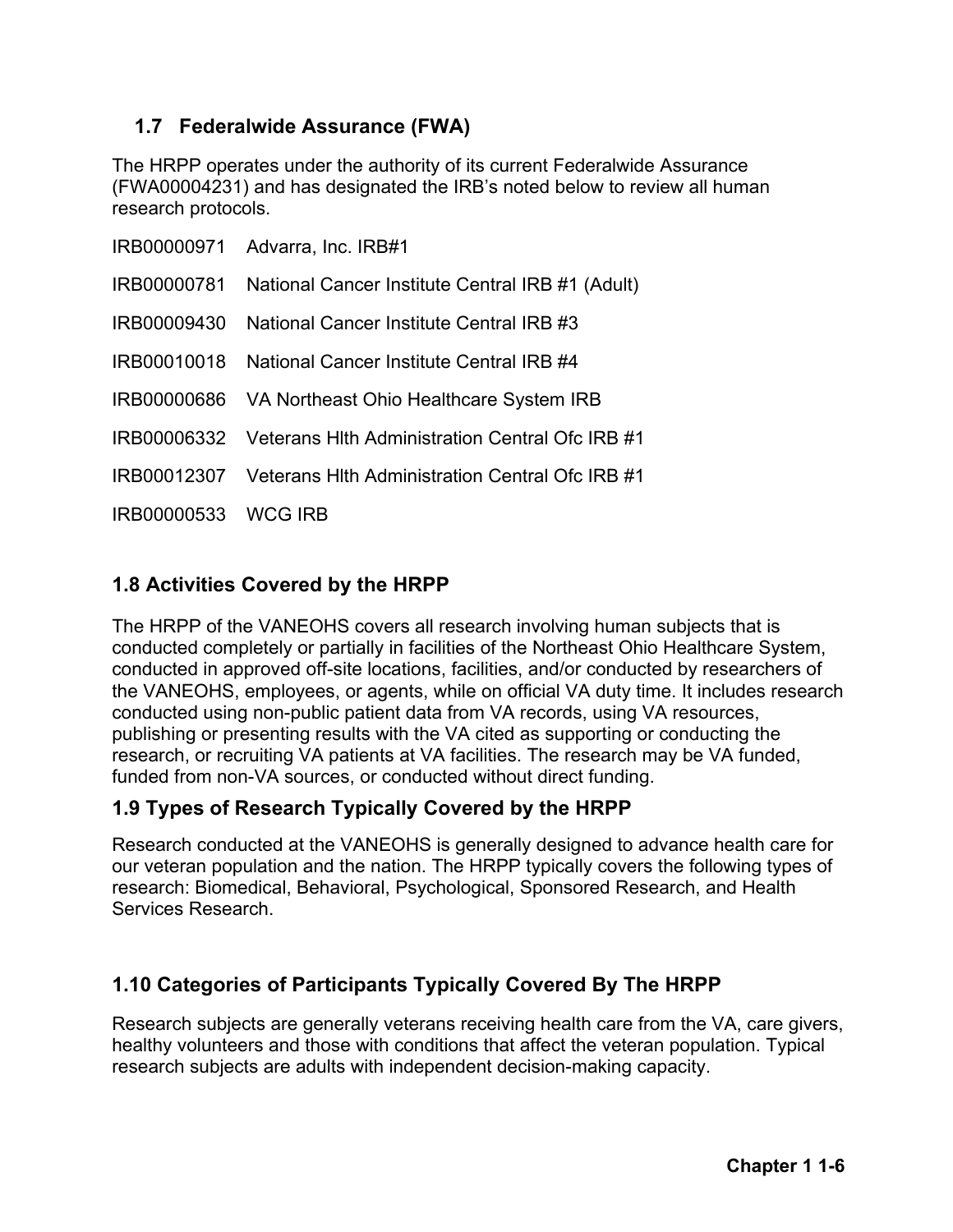## 1.7 Federalwide Assurance (FWA)

The HRPP operates under the authority of its current Federalwide Assurance (FWA00004231) and has designated the IRB's noted below to review all human research protocols.

IRB00000971 Advarra, Inc. IRB#1

IRB00000781 National Cancer Institute Central IRB #1 (Adult)

IRB00009430 National Cancer Institute Central IRB #3

IRB00010018 National Cancer Institute Central IRB #4

IRB00000686 VA Northeast Ohio Healthcare System IRB

IRB00006332 Veterans Hlth Administration Central Ofc IRB #1

IRB00012307 Veterans Hlth Administration Central Ofc IRB #1

IRB00000533 WCG IRB

## 1.8 Activities Covered by the HRPP

The HRPP of the VANEOHS covers all research involving human subjects that is conducted completely or partially in facilities of the Northeast Ohio Healthcare System, conducted in approved off-site locations, facilities, and/or conducted by researchers of the VANEOHS, employees, or agents, while on official VA duty time. It includes research conducted using non-public patient data from VA records, using VA resources, publishing or presenting results with the VA cited as supporting or conducting the research, or recruiting VA patients at VA facilities. The research may be VA funded, funded from non-VA sources, or conducted without direct funding.

## 1.9 Types of Research Typically Covered by the HRPP

Research conducted at the VANEOHS is generally designed to advance health care for our veteran population and the nation. The HRPP typically covers the following types of research: Biomedical, Behavioral, Psychological, Sponsored Research, and Health Services Research.

## 1.10 Categories of Participants Typically Covered By The HRPP

Research subjects are generally veterans receiving health care from the VA, care givers, healthy volunteers and those with conditions that affect the veteran population. Typical research subjects are adults with independent decision-making capacity.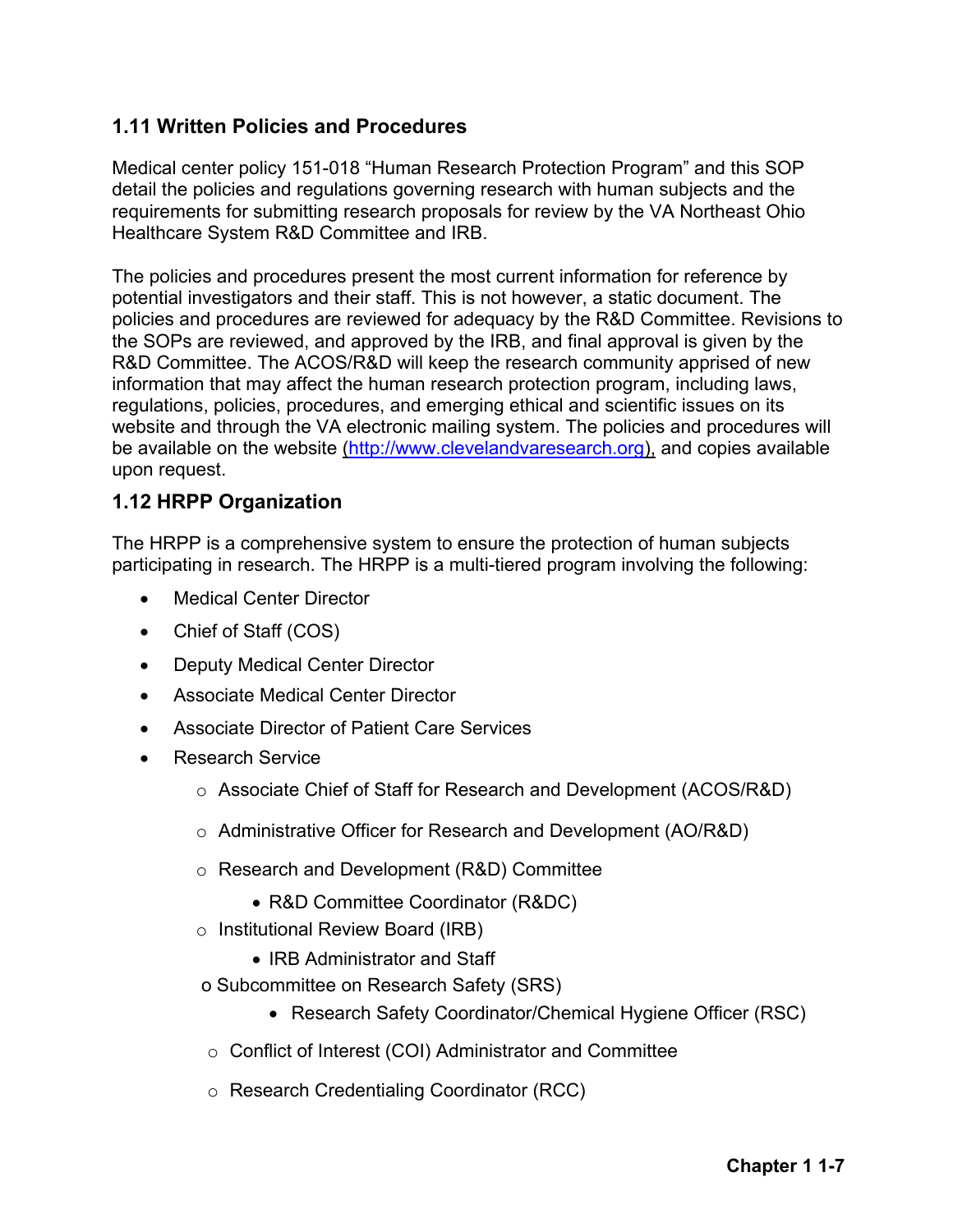## 1.11 Written Policies and Procedures

Medical center policy 151-018 “Human Research Protection Program” and this SOP detail the policies and regulations governing research with human subjects and the requirements for submitting research proposals for review by the VA Northeast Ohio Healthcare System R&D Committee and IRB.

The policies and procedures present the most current information for reference by potential investigators and their staff. This is not however, a static document. The policies and procedures are reviewed for adequacy by the R&D Committee. Revisions to the SOPs are reviewed, and approved by the IRB, and final approval is given by the R&D Committee. The ACOS/R&D will keep the research community apprised of new information that may affect the human research protection program, including laws, regulations, policies, procedures, and emerging ethical and scientific issues on its website and through the VA electronic mailing system. The policies and procedures will be available on the website (http://www.clevelandvaresearch.org), and copies available upon request.

## 1.12 HRPP Organization

The HRPP is a comprehensive system to ensure the protection of human subjects participating in research. The HRPP is a multi-tiered program involving the following:

- Medical Center Director
- Chief of Staff (COS)
- Deputy Medical Center Director
- Associate Medical Center Director
- Associate Director of Patient Care Services
- Research Service
    - Associate Chief of Staff for Research and Development (ACOS/R&D)
    - Administrative Officer for Research and Development (AO/R&D)
    - Research and Development (R&D) Committee
        - R&D Committee Coordinator (R&DC)
    - Institutional Review Board (IRB)
        - IRB Administrator and Staff
    - Subcommittee on Research Safety (SRS)
        - Research Safety Coordinator/Chemical Hygiene Officer (RSC)
    - Conflict of Interest (COI) Administrator and Committee
    - Research Credentialing Coordinator (RCC)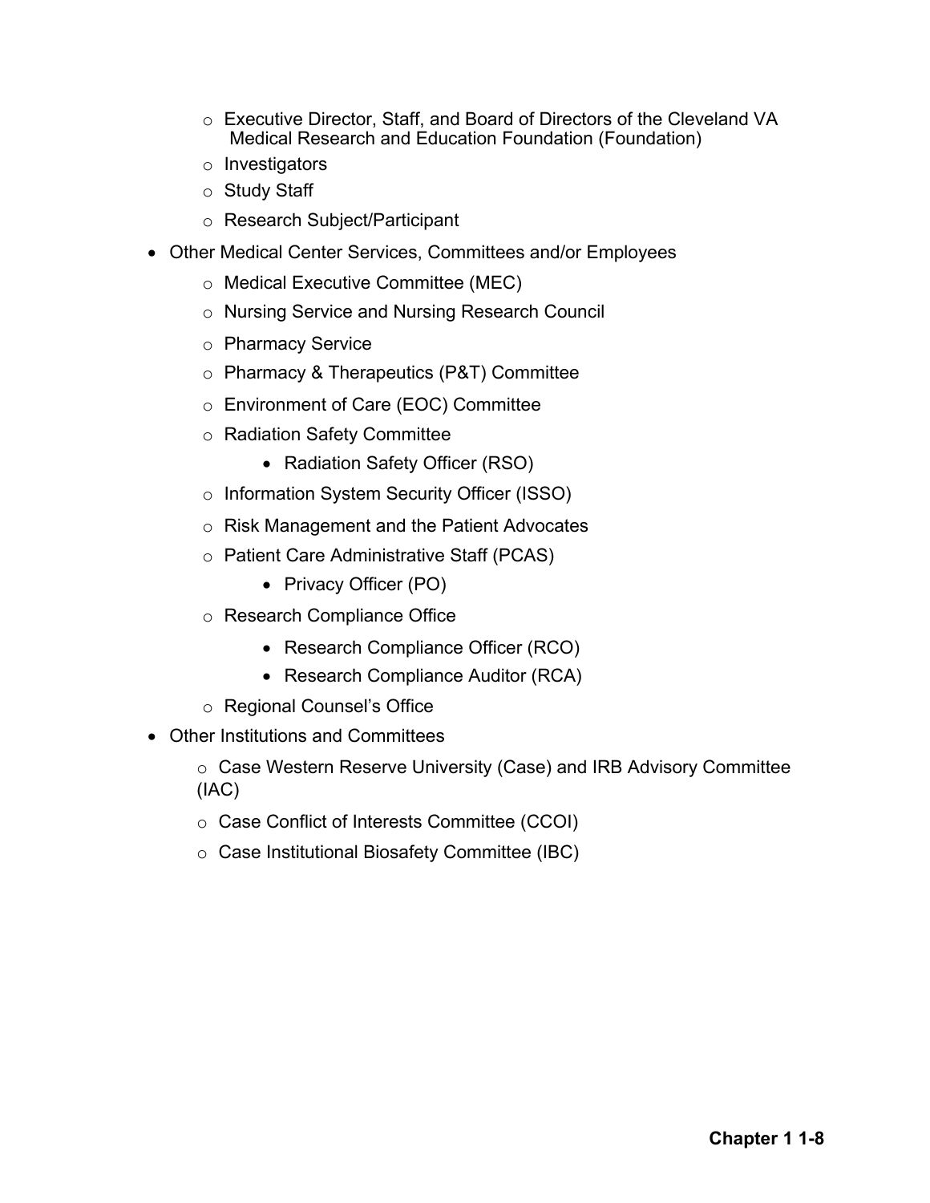- Executive Director, Staff, and Board of Directors of the Cleveland VA Medical Research and Education Foundation (Foundation)
    - Investigators
    - Study Staff
    - Research Subject/Participant
- Other Medical Center Services, Committees and/or Employees
    - Medical Executive Committee (MEC)
    - Nursing Service and Nursing Research Council
    - Pharmacy Service
    - Pharmacy & Therapeutics (P&T) Committee
    - Environment of Care (EOC) Committee
    - Radiation Safety Committee
        - Radiation Safety Officer (RSO)
    - Information System Security Officer (ISSO)
    - Risk Management and the Patient Advocates
    - Patient Care Administrative Staff (PCAS)
        - Privacy Officer (PO)
    - Research Compliance Office
        - Research Compliance Officer (RCO)
        - Research Compliance Auditor (RCA)
    - Regional Counsel's Office
- Other Institutions and Committees
    - Case Western Reserve University (Case) and IRB Advisory Committee (IAC)
    - Case Conflict of Interests Committee (CCOI)
    - Case Institutional Biosafety Committee (IBC)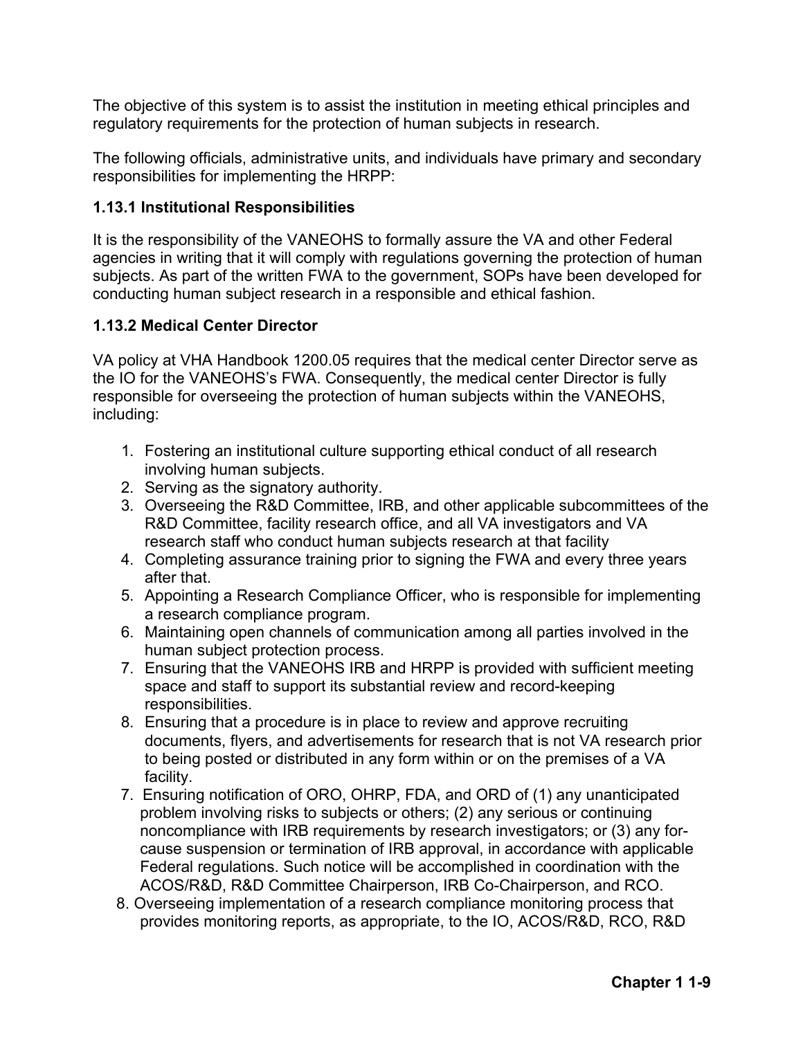The objective of this system is to assist the institution in meeting ethical principles and regulatory requirements for the protection of human subjects in research.

The following officials, administrative units, and individuals have primary and secondary responsibilities for implementing the HRPP:

### 1.13.1 Institutional Responsibilities

It is the responsibility of the VANEOHS to formally assure the VA and other Federal agencies in writing that it will comply with regulations governing the protection of human subjects. As part of the written FWA to the government, SOPs have been developed for conducting human subject research in a responsible and ethical fashion.

### 1.13.2 Medical Center Director

VA policy at VHA Handbook 1200.05 requires that the medical center Director serve as the IO for the VANEOHS's FWA. Consequently, the medical center Director is fully responsible for overseeing the protection of human subjects within the VANEOHS, including:

1. Fostering an institutional culture supporting ethical conduct of all research involving human subjects.
2. Serving as the signatory authority.
3. Overseeing the R&D Committee, IRB, and other applicable subcommittees of the R&D Committee, facility research office, and all VA investigators and VA research staff who conduct human subjects research at that facility
4. Completing assurance training prior to signing the FWA and every three years after that.
5. Appointing a Research Compliance Officer, who is responsible for implementing a research compliance program.
6. Maintaining open channels of communication among all parties involved in the human subject protection process.
7. Ensuring that the VANEOHS IRB and HRPP is provided with sufficient meeting space and staff to support its substantial review and record-keeping responsibilities.
8. Ensuring that a procedure is in place to review and approve recruiting documents, flyers, and advertisements for research that is not VA research prior to being posted or distributed in any form within or on the premises of a VA facility.
7. Ensuring notification of ORO, OHRP, FDA, and ORD of (1) any unanticipated problem involving risks to subjects or others; (2) any serious or continuing noncompliance with IRB requirements by research investigators; or (3) any for-cause suspension or termination of IRB approval, in accordance with applicable Federal regulations. Such notice will be accomplished in coordination with the ACOS/R&D, R&D Committee Chairperson, IRB Co-Chairperson, and RCO.
8. Overseeing implementation of a research compliance monitoring process that provides monitoring reports, as appropriate, to the IO, ACOS/R&D, RCO, R&D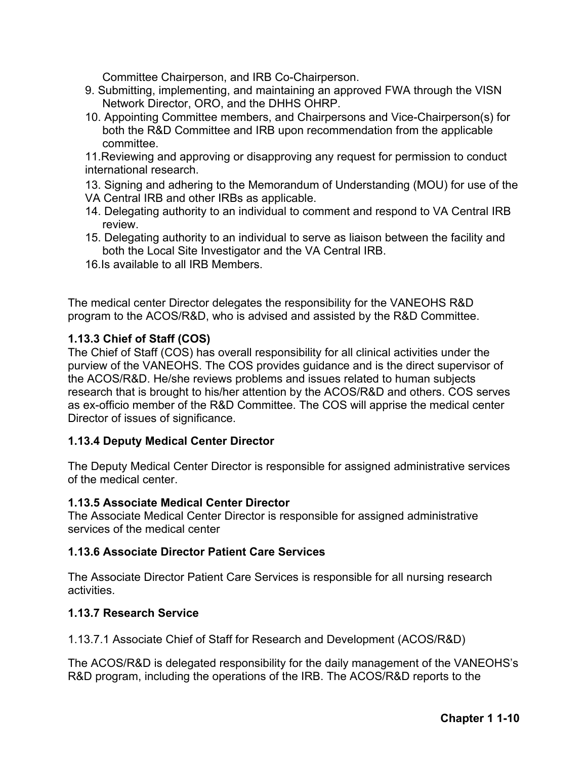Committee Chairperson, and IRB Co-Chairperson.

9. Submitting, implementing, and maintaining an approved FWA through the VISN Network Director, ORO, and the DHHS OHRP.
10. Appointing Committee members, and Chairpersons and Vice-Chairperson(s) for both the R&D Committee and IRB upon recommendation from the applicable committee.
11. Reviewing and approving or disapproving any request for permission to conduct international research.
13. Signing and adhering to the Memorandum of Understanding (MOU) for use of the VA Central IRB and other IRBs as applicable.
14. Delegating authority to an individual to comment and respond to VA Central IRB review.
15. Delegating authority to an individual to serve as liaison between the facility and both the Local Site Investigator and the VA Central IRB.
16. Is available to all IRB Members.

The medical center Director delegates the responsibility for the VANEOHS R&D program to the ACOS/R&D, who is advised and assisted by the R&D Committee.

**1.13.3 Chief of Staff (COS)**

The Chief of Staff (COS) has overall responsibility for all clinical activities under the purview of the VANEOHS. The COS provides guidance and is the direct supervisor of the ACOS/R&D. He/she reviews problems and issues related to human subjects research that is brought to his/her attention by the ACOS/R&D and others. COS serves as ex-officio member of the R&D Committee. The COS will apprise the medical center Director of issues of significance.

**1.13.4 Deputy Medical Center Director**

The Deputy Medical Center Director is responsible for assigned administrative services of the medical center.

**1.13.5 Associate Medical Center Director**

The Associate Medical Center Director is responsible for assigned administrative services of the medical center

**1.13.6 Associate Director Patient Care Services**

The Associate Director Patient Care Services is responsible for all nursing research activities.

**1.13.7 Research Service**

1.13.7.1 Associate Chief of Staff for Research and Development (ACOS/R&D)

The ACOS/R&D is delegated responsibility for the daily management of the VANEOHS's R&D program, including the operations of the IRB. The ACOS/R&D reports to the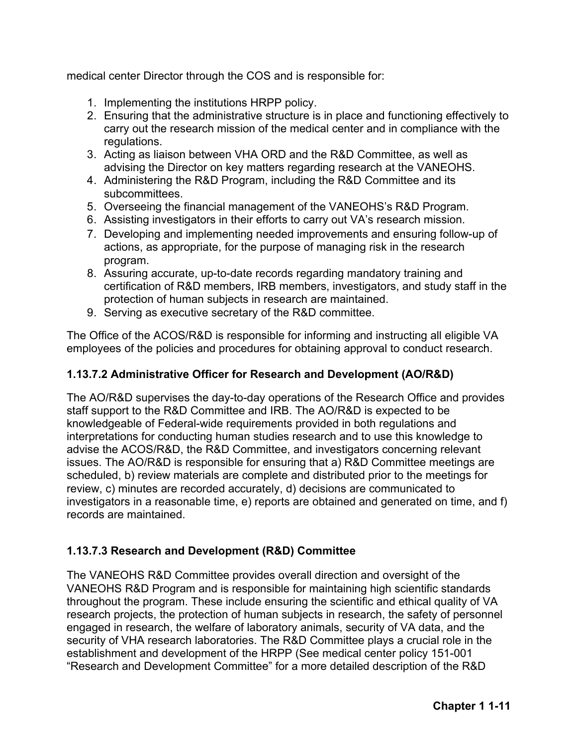medical center Director through the COS and is responsible for:

1. Implementing the institutions HRPP policy.
2. Ensuring that the administrative structure is in place and functioning effectively to carry out the research mission of the medical center and in compliance with the regulations.
3. Acting as liaison between VHA ORD and the R&D Committee, as well as advising the Director on key matters regarding research at the VANEOHS.
4. Administering the R&D Program, including the R&D Committee and its subcommittees.
5. Overseeing the financial management of the VANEOHS's R&D Program.
6. Assisting investigators in their efforts to carry out VA's research mission.
7. Developing and implementing needed improvements and ensuring follow-up of actions, as appropriate, for the purpose of managing risk in the research program.
8. Assuring accurate, up-to-date records regarding mandatory training and certification of R&D members, IRB members, investigators, and study staff in the protection of human subjects in research are maintained.
9. Serving as executive secretary of the R&D committee.

The Office of the ACOS/R&D is responsible for informing and instructing all eligible VA employees of the policies and procedures for obtaining approval to conduct research.

### 1.13.7.2 Administrative Officer for Research and Development (AO/R&D)

The AO/R&D supervises the day-to-day operations of the Research Office and provides staff support to the R&D Committee and IRB. The AO/R&D is expected to be knowledgeable of Federal-wide requirements provided in both regulations and interpretations for conducting human studies research and to use this knowledge to advise the ACOS/R&D, the R&D Committee, and investigators concerning relevant issues. The AO/R&D is responsible for ensuring that a) R&D Committee meetings are scheduled, b) review materials are complete and distributed prior to the meetings for review, c) minutes are recorded accurately, d) decisions are communicated to investigators in a reasonable time, e) reports are obtained and generated on time, and f) records are maintained.

### 1.13.7.3 Research and Development (R&D) Committee

The VANEOHS R&D Committee provides overall direction and oversight of the VANEOHS R&D Program and is responsible for maintaining high scientific standards throughout the program. These include ensuring the scientific and ethical quality of VA research projects, the protection of human subjects in research, the safety of personnel engaged in research, the welfare of laboratory animals, security of VA data, and the security of VHA research laboratories. The R&D Committee plays a crucial role in the establishment and development of the HRPP (See medical center policy 151-001 "Research and Development Committee" for a more detailed description of the R&D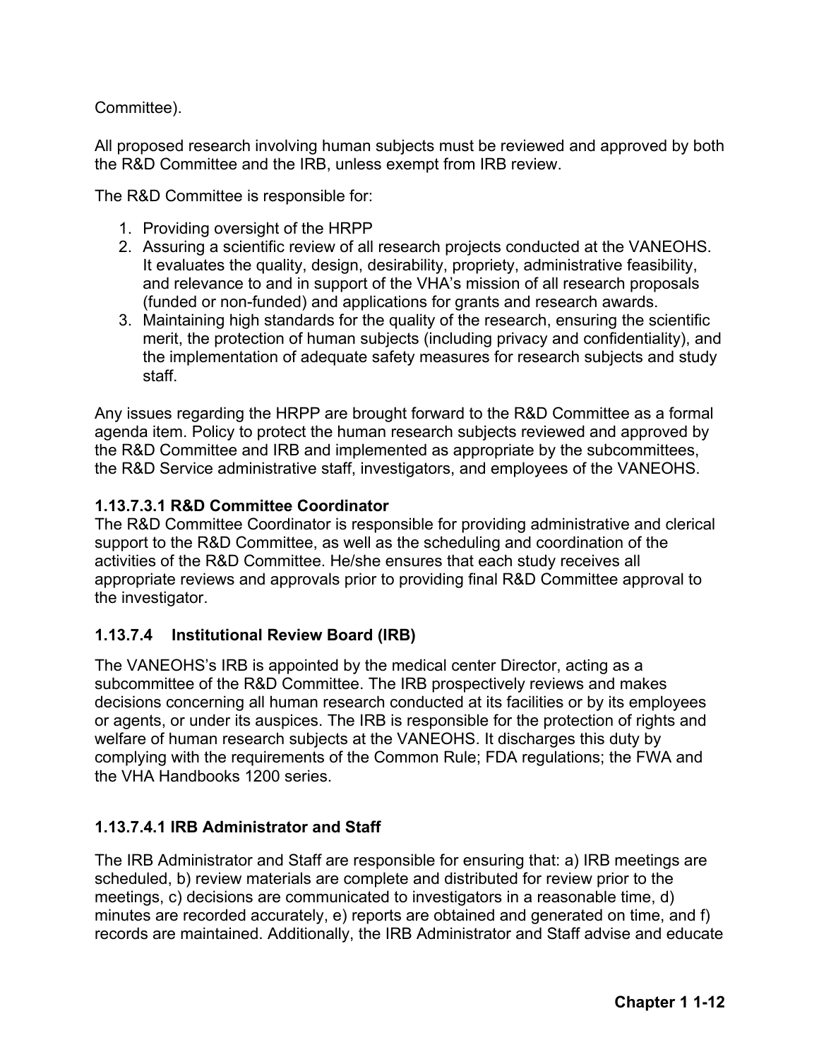Committee).

All proposed research involving human subjects must be reviewed and approved by both the R&D Committee and the IRB, unless exempt from IRB review.

The R&D Committee is responsible for:

1. Providing oversight of the HRPP
2. Assuring a scientific review of all research projects conducted at the VANEOHS. It evaluates the quality, design, desirability, propriety, administrative feasibility, and relevance to and in support of the VHA's mission of all research proposals (funded or non-funded) and applications for grants and research awards.
3. Maintaining high standards for the quality of the research, ensuring the scientific merit, the protection of human subjects (including privacy and confidentiality), and the implementation of adequate safety measures for research subjects and study staff.

Any issues regarding the HRPP are brought forward to the R&D Committee as a formal agenda item. Policy to protect the human research subjects reviewed and approved by the R&D Committee and IRB and implemented as appropriate by the subcommittees, the R&D Service administrative staff, investigators, and employees of the VANEOHS.

#### 1.13.7.3.1 R&D Committee Coordinator

The R&D Committee Coordinator is responsible for providing administrative and clerical support to the R&D Committee, as well as the scheduling and coordination of the activities of the R&D Committee. He/she ensures that each study receives all appropriate reviews and approvals prior to providing final R&D Committee approval to the investigator.

### 1.13.7.4 Institutional Review Board (IRB)

The VANEOHS's IRB is appointed by the medical center Director, acting as a subcommittee of the R&D Committee. The IRB prospectively reviews and makes decisions concerning all human research conducted at its facilities or by its employees or agents, or under its auspices. The IRB is responsible for the protection of rights and welfare of human research subjects at the VANEOHS. It discharges this duty by complying with the requirements of the Common Rule; FDA regulations; the FWA and the VHA Handbooks 1200 series.

#### 1.13.7.4.1 IRB Administrator and Staff

The IRB Administrator and Staff are responsible for ensuring that: a) IRB meetings are scheduled, b) review materials are complete and distributed for review prior to the meetings, c) decisions are communicated to investigators in a reasonable time, d) minutes are recorded accurately, e) reports are obtained and generated on time, and f) records are maintained. Additionally, the IRB Administrator and Staff advise and educate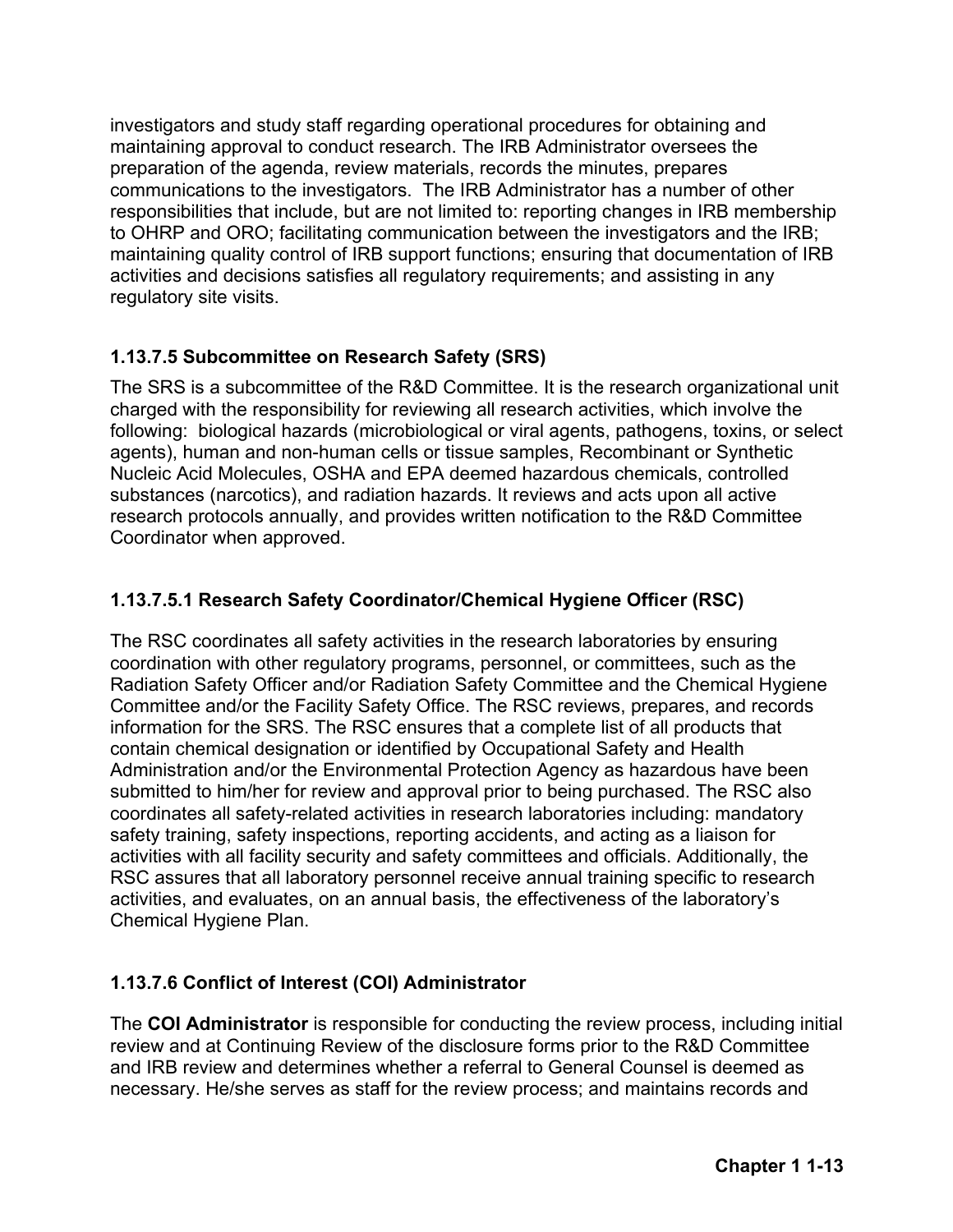investigators and study staff regarding operational procedures for obtaining and maintaining approval to conduct research. The IRB Administrator oversees the preparation of the agenda, review materials, records the minutes, prepares communications to the investigators. The IRB Administrator has a number of other responsibilities that include, but are not limited to: reporting changes in IRB membership to OHRP and ORO; facilitating communication between the investigators and the IRB; maintaining quality control of IRB support functions; ensuring that documentation of IRB activities and decisions satisfies all regulatory requirements; and assisting in any regulatory site visits.

### 1.13.7.5 Subcommittee on Research Safety (SRS)

The SRS is a subcommittee of the R&D Committee. It is the research organizational unit charged with the responsibility for reviewing all research activities, which involve the following: biological hazards (microbiological or viral agents, pathogens, toxins, or select agents), human and non-human cells or tissue samples, Recombinant or Synthetic Nucleic Acid Molecules, OSHA and EPA deemed hazardous chemicals, controlled substances (narcotics), and radiation hazards. It reviews and acts upon all active research protocols annually, and provides written notification to the R&D Committee Coordinator when approved.

### 1.13.7.5.1 Research Safety Coordinator/Chemical Hygiene Officer (RSC)

The RSC coordinates all safety activities in the research laboratories by ensuring coordination with other regulatory programs, personnel, or committees, such as the Radiation Safety Officer and/or Radiation Safety Committee and the Chemical Hygiene Committee and/or the Facility Safety Office. The RSC reviews, prepares, and records information for the SRS. The RSC ensures that a complete list of all products that contain chemical designation or identified by Occupational Safety and Health Administration and/or the Environmental Protection Agency as hazardous have been submitted to him/her for review and approval prior to being purchased. The RSC also coordinates all safety-related activities in research laboratories including: mandatory safety training, safety inspections, reporting accidents, and acting as a liaison for activities with all facility security and safety committees and officials. Additionally, the RSC assures that all laboratory personnel receive annual training specific to research activities, and evaluates, on an annual basis, the effectiveness of the laboratory's Chemical Hygiene Plan.

### 1.13.7.6 Conflict of Interest (COI) Administrator

The **COI Administrator** is responsible for conducting the review process, including initial review and at Continuing Review of the disclosure forms prior to the R&D Committee and IRB review and determines whether a referral to General Counsel is deemed as necessary. He/she serves as staff for the review process; and maintains records and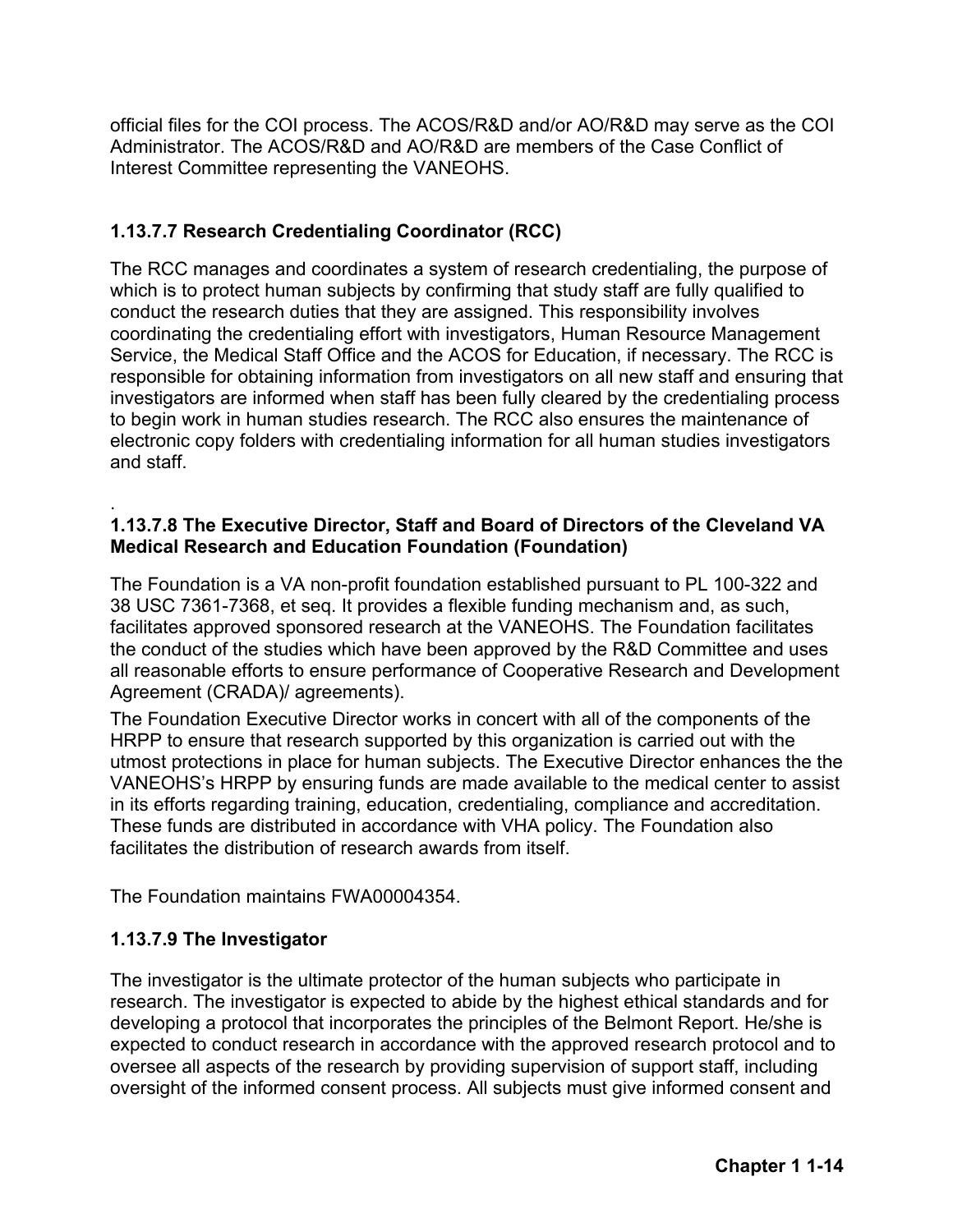official files for the COI process. The ACOS/R&D and/or AO/R&D may serve as the COI Administrator. The ACOS/R&D and AO/R&D are members of the Case Conflict of Interest Committee representing the VANEOHS.

### 1.13.7.7 Research Credentialing Coordinator (RCC)

The RCC manages and coordinates a system of research credentialing, the purpose of which is to protect human subjects by confirming that study staff are fully qualified to conduct the research duties that they are assigned. This responsibility involves coordinating the credentialing effort with investigators, Human Resource Management Service, the Medical Staff Office and the ACOS for Education, if necessary. The RCC is responsible for obtaining information from investigators on all new staff and ensuring that investigators are informed when staff has been fully cleared by the credentialing process to begin work in human studies research. The RCC also ensures the maintenance of electronic copy folders with credentialing information for all human studies investigators and staff.

.

### 1.13.7.8 The Executive Director, Staff and Board of Directors of the Cleveland VA Medical Research and Education Foundation (Foundation)

The Foundation is a VA non-profit foundation established pursuant to PL 100-322 and 38 USC 7361-7368, et seq. It provides a flexible funding mechanism and, as such, facilitates approved sponsored research at the VANEOHS. The Foundation facilitates the conduct of the studies which have been approved by the R&D Committee and uses all reasonable efforts to ensure performance of Cooperative Research and Development Agreement (CRADA)/ agreements).

The Foundation Executive Director works in concert with all of the components of the HRPP to ensure that research supported by this organization is carried out with the utmost protections in place for human subjects. The Executive Director enhances the the VANEOHS's HRPP by ensuring funds are made available to the medical center to assist in its efforts regarding training, education, credentialing, compliance and accreditation. These funds are distributed in accordance with VHA policy. The Foundation also facilitates the distribution of research awards from itself.

The Foundation maintains FWA00004354.

### 1.13.7.9 The Investigator

The investigator is the ultimate protector of the human subjects who participate in research. The investigator is expected to abide by the highest ethical standards and for developing a protocol that incorporates the principles of the Belmont Report. He/she is expected to conduct research in accordance with the approved research protocol and to oversee all aspects of the research by providing supervision of support staff, including oversight of the informed consent process. All subjects must give informed consent and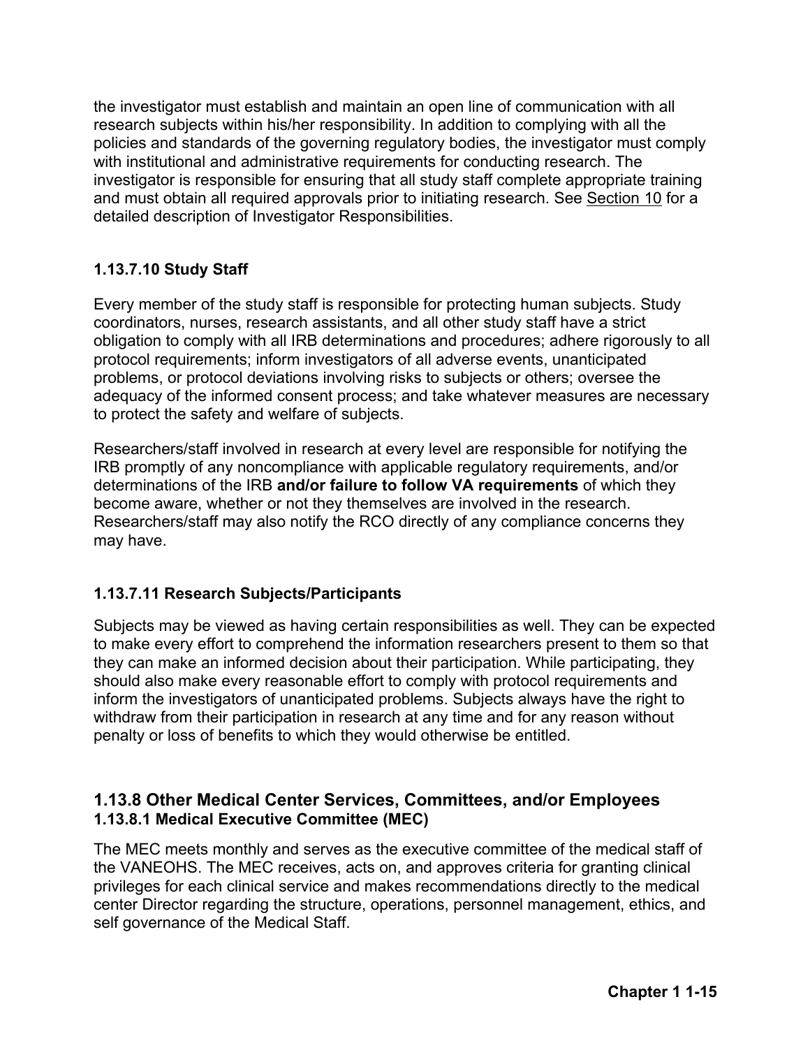the investigator must establish and maintain an open line of communication with all research subjects within his/her responsibility. In addition to complying with all the policies and standards of the governing regulatory bodies, the investigator must comply with institutional and administrative requirements for conducting research. The investigator is responsible for ensuring that all study staff complete appropriate training and must obtain all required approvals prior to initiating research. See Section 10 for a detailed description of Investigator Responsibilities.

#### 1.13.7.10 Study Staff

Every member of the study staff is responsible for protecting human subjects. Study coordinators, nurses, research assistants, and all other study staff have a strict obligation to comply with all IRB determinations and procedures; adhere rigorously to all protocol requirements; inform investigators of all adverse events, unanticipated problems, or protocol deviations involving risks to subjects or others; oversee the adequacy of the informed consent process; and take whatever measures are necessary to protect the safety and welfare of subjects.

Researchers/staff involved in research at every level are responsible for notifying the IRB promptly of any noncompliance with applicable regulatory requirements, and/or determinations of the IRB **and/or failure to follow VA requirements** of which they become aware, whether or not they themselves are involved in the research. Researchers/staff may also notify the RCO directly of any compliance concerns they may have.

#### 1.13.7.11 Research Subjects/Participants

Subjects may be viewed as having certain responsibilities as well. They can be expected to make every effort to comprehend the information researchers present to them so that they can make an informed decision about their participation. While participating, they should also make every reasonable effort to comply with protocol requirements and inform the investigators of unanticipated problems. Subjects always have the right to withdraw from their participation in research at any time and for any reason without penalty or loss of benefits to which they would otherwise be entitled.

### 1.13.8 Other Medical Center Services, Committees, and/or Employees

#### 1.13.8.1 Medical Executive Committee (MEC)

The MEC meets monthly and serves as the executive committee of the medical staff of the VANEOHS. The MEC receives, acts on, and approves criteria for granting clinical privileges for each clinical service and makes recommendations directly to the medical center Director regarding the structure, operations, personnel management, ethics, and self governance of the Medical Staff.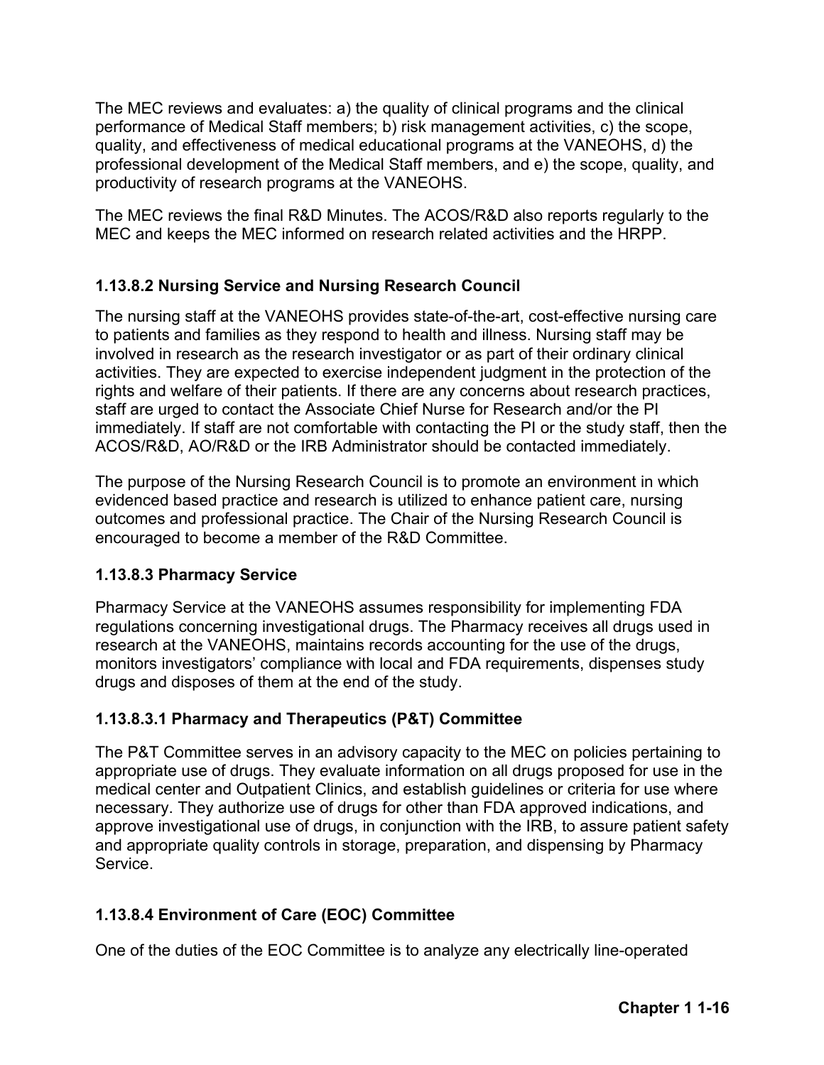The MEC reviews and evaluates: a) the quality of clinical programs and the clinical performance of Medical Staff members; b) risk management activities, c) the scope, quality, and effectiveness of medical educational programs at the VANEOHS, d) the professional development of the Medical Staff members, and e) the scope, quality, and productivity of research programs at the VANEOHS.

The MEC reviews the final R&D Minutes. The ACOS/R&D also reports regularly to the MEC and keeps the MEC informed on research related activities and the HRPP.

#### 1.13.8.2 Nursing Service and Nursing Research Council

The nursing staff at the VANEOHS provides state-of-the-art, cost-effective nursing care to patients and families as they respond to health and illness. Nursing staff may be involved in research as the research investigator or as part of their ordinary clinical activities. They are expected to exercise independent judgment in the protection of the rights and welfare of their patients. If there are any concerns about research practices, staff are urged to contact the Associate Chief Nurse for Research and/or the PI immediately. If staff are not comfortable with contacting the PI or the study staff, then the ACOS/R&D, AO/R&D or the IRB Administrator should be contacted immediately.

The purpose of the Nursing Research Council is to promote an environment in which evidenced based practice and research is utilized to enhance patient care, nursing outcomes and professional practice. The Chair of the Nursing Research Council is encouraged to become a member of the R&D Committee.

#### 1.13.8.3 Pharmacy Service

Pharmacy Service at the VANEOHS assumes responsibility for implementing FDA regulations concerning investigational drugs. The Pharmacy receives all drugs used in research at the VANEOHS, maintains records accounting for the use of the drugs, monitors investigators' compliance with local and FDA requirements, dispenses study drugs and disposes of them at the end of the study.

#### 1.13.8.3.1 Pharmacy and Therapeutics (P&T) Committee

The P&T Committee serves in an advisory capacity to the MEC on policies pertaining to appropriate use of drugs. They evaluate information on all drugs proposed for use in the medical center and Outpatient Clinics, and establish guidelines or criteria for use where necessary. They authorize use of drugs for other than FDA approved indications, and approve investigational use of drugs, in conjunction with the IRB, to assure patient safety and appropriate quality controls in storage, preparation, and dispensing by Pharmacy Service.

#### 1.13.8.4 Environment of Care (EOC) Committee

One of the duties of the EOC Committee is to analyze any electrically line-operated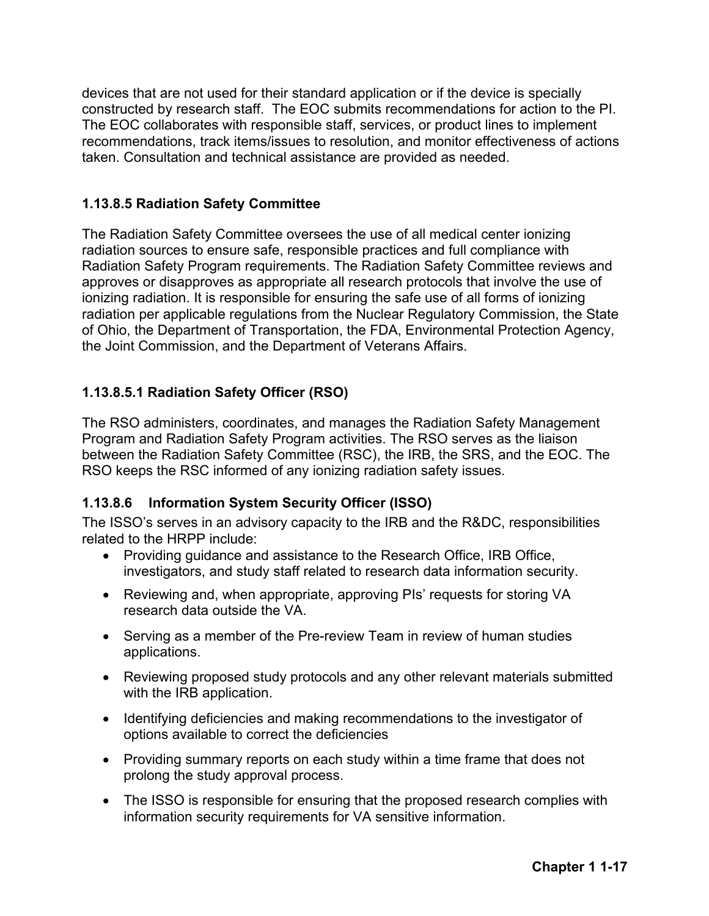devices that are not used for their standard application or if the device is specially constructed by research staff. The EOC submits recommendations for action to the PI. The EOC collaborates with responsible staff, services, or product lines to implement recommendations, track items/issues to resolution, and monitor effectiveness of actions taken. Consultation and technical assistance are provided as needed.

#### 1.13.8.5 Radiation Safety Committee

The Radiation Safety Committee oversees the use of all medical center ionizing radiation sources to ensure safe, responsible practices and full compliance with Radiation Safety Program requirements. The Radiation Safety Committee reviews and approves or disapproves as appropriate all research protocols that involve the use of ionizing radiation. It is responsible for ensuring the safe use of all forms of ionizing radiation per applicable regulations from the Nuclear Regulatory Commission, the State of Ohio, the Department of Transportation, the FDA, Environmental Protection Agency, the Joint Commission, and the Department of Veterans Affairs.

##### 1.13.8.5.1 Radiation Safety Officer (RSO)

The RSO administers, coordinates, and manages the Radiation Safety Management Program and Radiation Safety Program activities. The RSO serves as the liaison between the Radiation Safety Committee (RSC), the IRB, the SRS, and the EOC. The RSO keeps the RSC informed of any ionizing radiation safety issues.

#### 1.13.8.6 Information System Security Officer (ISSO)

The ISSO's serves in an advisory capacity to the IRB and the R&DC, responsibilities related to the HRPP include:

- Providing guidance and assistance to the Research Office, IRB Office, investigators, and study staff related to research data information security.
- Reviewing and, when appropriate, approving PIs' requests for storing VA research data outside the VA.
- Serving as a member of the Pre-review Team in review of human studies applications.
- Reviewing proposed study protocols and any other relevant materials submitted with the IRB application.
- Identifying deficiencies and making recommendations to the investigator of options available to correct the deficiencies
- Providing summary reports on each study within a time frame that does not prolong the study approval process.
- The ISSO is responsible for ensuring that the proposed research complies with information security requirements for VA sensitive information.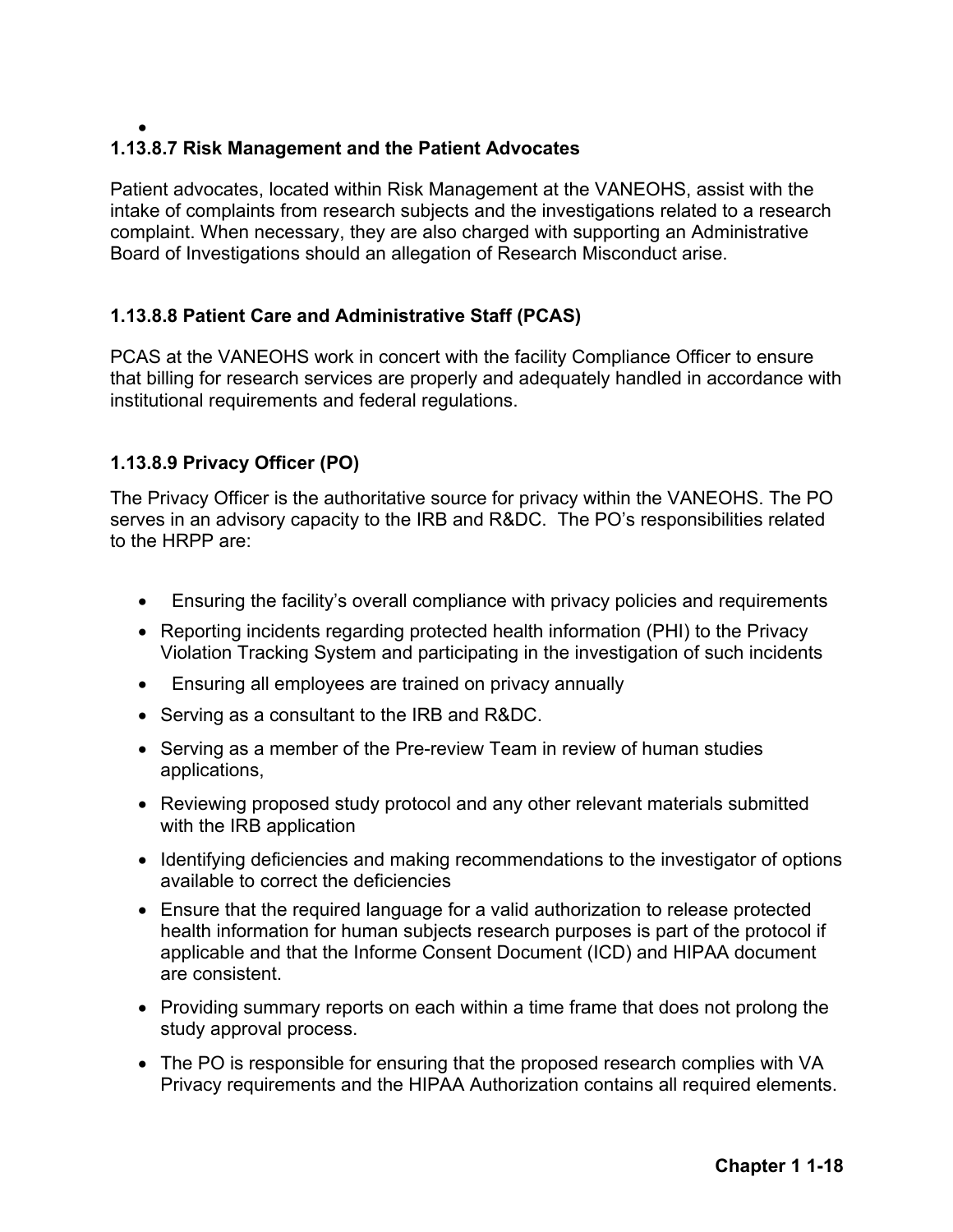### 1.13.8.7 Risk Management and the Patient Advocates

Patient advocates, located within Risk Management at the VANEOHS, assist with the intake of complaints from research subjects and the investigations related to a research complaint. When necessary, they are also charged with supporting an Administrative Board of Investigations should an allegation of Research Misconduct arise.

### 1.13.8.8 Patient Care and Administrative Staff (PCAS)

PCAS at the VANEOHS work in concert with the facility Compliance Officer to ensure that billing for research services are properly and adequately handled in accordance with institutional requirements and federal regulations.

### 1.13.8.9 Privacy Officer (PO)

The Privacy Officer is the authoritative source for privacy within the VANEOHS. The PO serves in an advisory capacity to the IRB and R&DC. The PO's responsibilities related to the HRPP are:

- Ensuring the facility's overall compliance with privacy policies and requirements
- Reporting incidents regarding protected health information (PHI) to the Privacy Violation Tracking System and participating in the investigation of such incidents
- Ensuring all employees are trained on privacy annually
- Serving as a consultant to the IRB and R&DC.
- Serving as a member of the Pre-review Team in review of human studies applications,
- Reviewing proposed study protocol and any other relevant materials submitted with the IRB application
- Identifying deficiencies and making recommendations to the investigator of options available to correct the deficiencies
- Ensure that the required language for a valid authorization to release protected health information for human subjects research purposes is part of the protocol if applicable and that the Informe Consent Document (ICD) and HIPAA document are consistent.
- Providing summary reports on each within a time frame that does not prolong the study approval process.
- The PO is responsible for ensuring that the proposed research complies with VA Privacy requirements and the HIPAA Authorization contains all required elements.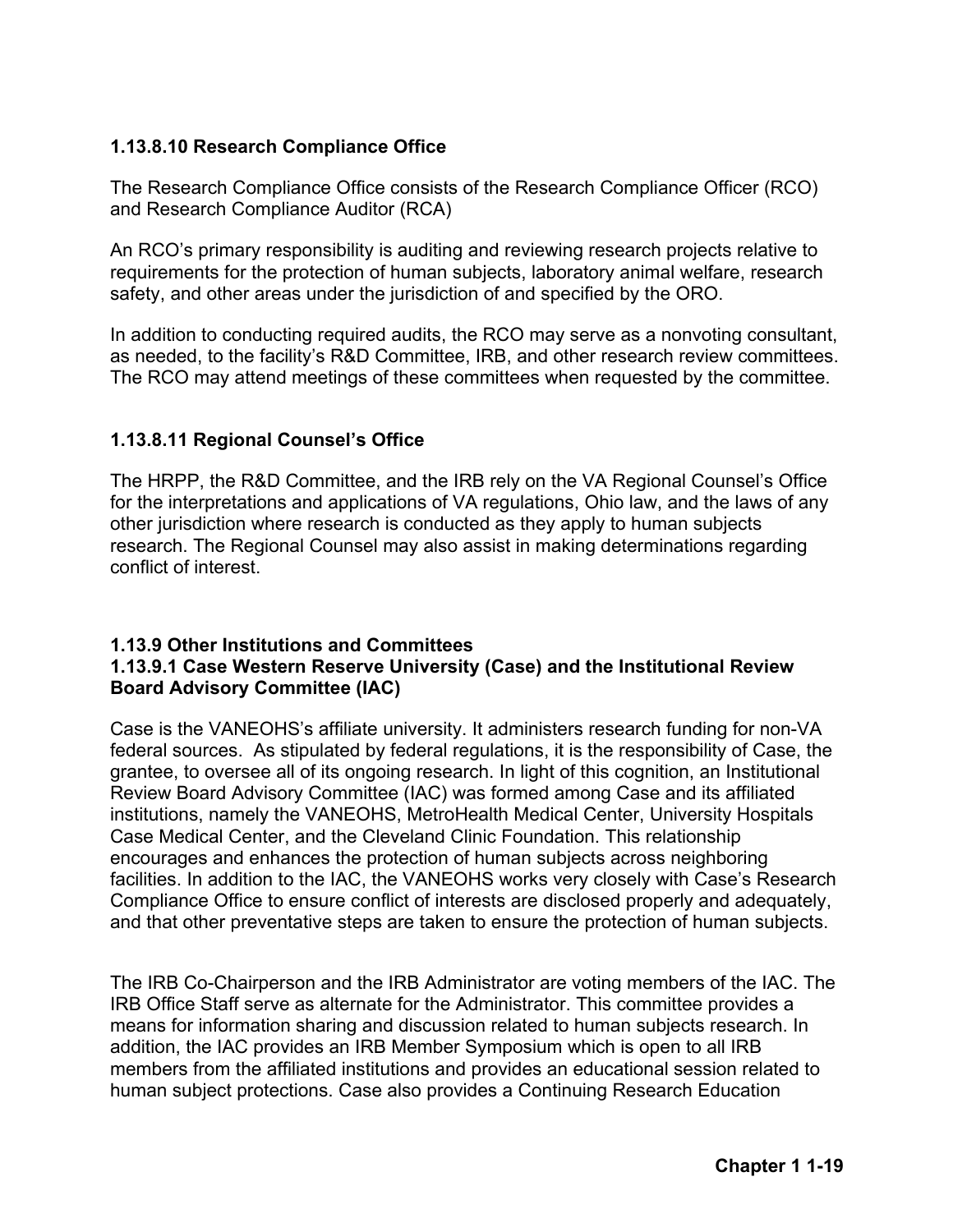### 1.13.8.10 Research Compliance Office

The Research Compliance Office consists of the Research Compliance Officer (RCO) and Research Compliance Auditor (RCA)

An RCO's primary responsibility is auditing and reviewing research projects relative to requirements for the protection of human subjects, laboratory animal welfare, research safety, and other areas under the jurisdiction of and specified by the ORO.

In addition to conducting required audits, the RCO may serve as a nonvoting consultant, as needed, to the facility's R&D Committee, IRB, and other research review committees. The RCO may attend meetings of these committees when requested by the committee.

### 1.13.8.11 Regional Counsel's Office

The HRPP, the R&D Committee, and the IRB rely on the VA Regional Counsel's Office for the interpretations and applications of VA regulations, Ohio law, and the laws of any other jurisdiction where research is conducted as they apply to human subjects research. The Regional Counsel may also assist in making determinations regarding conflict of interest.

## 1.13.9 Other Institutions and Committees

### 1.13.9.1 Case Western Reserve University (Case) and the Institutional Review Board Advisory Committee (IAC)

Case is the VANEOHS's affiliate university. It administers research funding for non-VA federal sources. As stipulated by federal regulations, it is the responsibility of Case, the grantee, to oversee all of its ongoing research. In light of this cognition, an Institutional Review Board Advisory Committee (IAC) was formed among Case and its affiliated institutions, namely the VANEOHS, MetroHealth Medical Center, University Hospitals Case Medical Center, and the Cleveland Clinic Foundation. This relationship encourages and enhances the protection of human subjects across neighboring facilities. In addition to the IAC, the VANEOHS works very closely with Case's Research Compliance Office to ensure conflict of interests are disclosed properly and adequately, and that other preventative steps are taken to ensure the protection of human subjects.

The IRB Co-Chairperson and the IRB Administrator are voting members of the IAC. The IRB Office Staff serve as alternate for the Administrator. This committee provides a means for information sharing and discussion related to human subjects research. In addition, the IAC provides an IRB Member Symposium which is open to all IRB members from the affiliated institutions and provides an educational session related to human subject protections. Case also provides a Continuing Research Education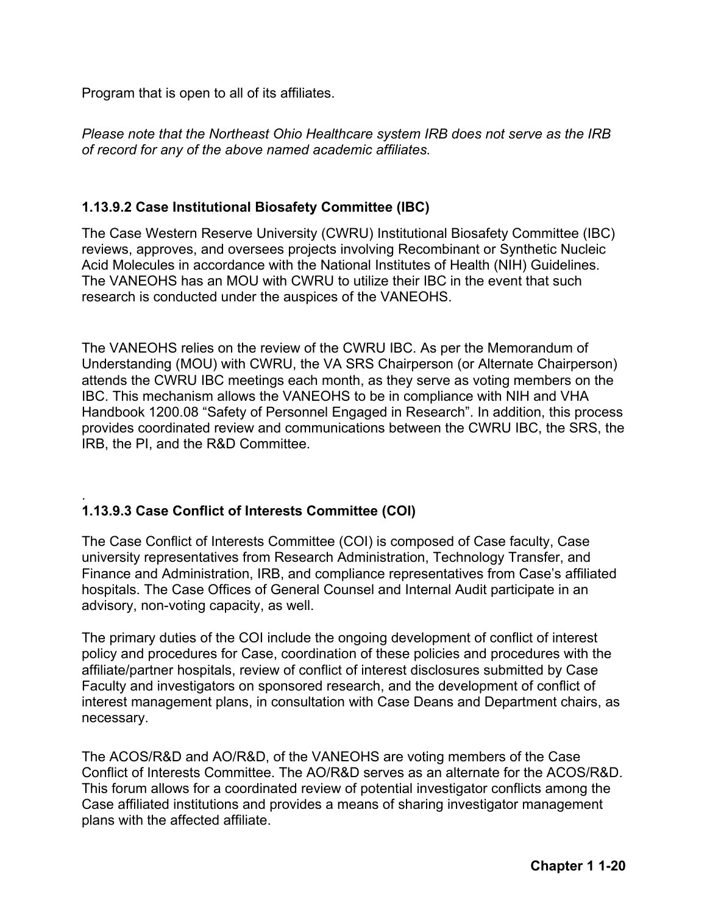Program that is open to all of its affiliates.

*Please note that the Northeast Ohio Healthcare system IRB does not serve as the IRB of record for any of the above named academic affiliates.*

### 1.13.9.2 Case Institutional Biosafety Committee (IBC)

The Case Western Reserve University (CWRU) Institutional Biosafety Committee (IBC) reviews, approves, and oversees projects involving Recombinant or Synthetic Nucleic Acid Molecules in accordance with the National Institutes of Health (NIH) Guidelines. The VANEOHS has an MOU with CWRU to utilize their IBC in the event that such research is conducted under the auspices of the VANEOHS.

The VANEOHS relies on the review of the CWRU IBC. As per the Memorandum of Understanding (MOU) with CWRU, the VA SRS Chairperson (or Alternate Chairperson) attends the CWRU IBC meetings each month, as they serve as voting members on the IBC. This mechanism allows the VANEOHS to be in compliance with NIH and VHA Handbook 1200.08 "Safety of Personnel Engaged in Research". In addition, this process provides coordinated review and communications between the CWRU IBC, the SRS, the IRB, the PI, and the R&D Committee.

.

### 1.13.9.3 Case Conflict of Interests Committee (COI)

The Case Conflict of Interests Committee (COI) is composed of Case faculty, Case university representatives from Research Administration, Technology Transfer, and Finance and Administration, IRB, and compliance representatives from Case's affiliated hospitals. The Case Offices of General Counsel and Internal Audit participate in an advisory, non-voting capacity, as well.

The primary duties of the COI include the ongoing development of conflict of interest policy and procedures for Case, coordination of these policies and procedures with the affiliate/partner hospitals, review of conflict of interest disclosures submitted by Case Faculty and investigators on sponsored research, and the development of conflict of interest management plans, in consultation with Case Deans and Department chairs, as necessary.

The ACOS/R&D and AO/R&D, of the VANEOHS are voting members of the Case Conflict of Interests Committee. The AO/R&D serves as an alternate for the ACOS/R&D. This forum allows for a coordinated review of potential investigator conflicts among the Case affiliated institutions and provides a means of sharing investigator management plans with the affected affiliate.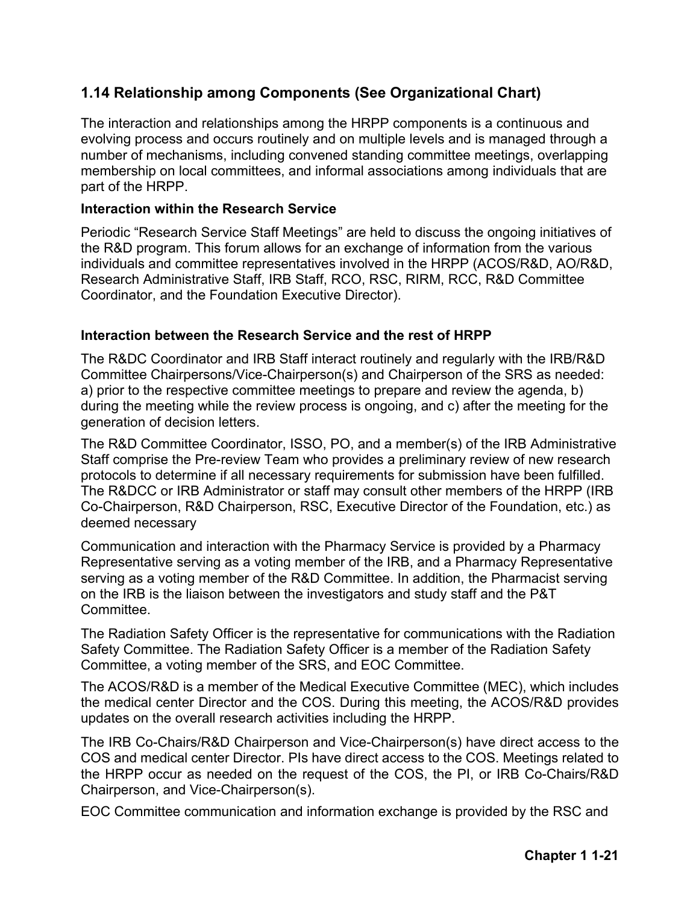## 1.14 Relationship among Components (See Organizational Chart)

The interaction and relationships among the HRPP components is a continuous and evolving process and occurs routinely and on multiple levels and is managed through a number of mechanisms, including convened standing committee meetings, overlapping membership on local committees, and informal associations among individuals that are part of the HRPP.

**Interaction within the Research Service**

Periodic "Research Service Staff Meetings" are held to discuss the ongoing initiatives of the R&D program. This forum allows for an exchange of information from the various individuals and committee representatives involved in the HRPP (ACOS/R&D, AO/R&D, Research Administrative Staff, IRB Staff, RCO, RSC, RIRM, RCC, R&D Committee Coordinator, and the Foundation Executive Director).

**Interaction between the Research Service and the rest of HRPP**

The R&DC Coordinator and IRB Staff interact routinely and regularly with the IRB/R&D Committee Chairpersons/Vice-Chairperson(s) and Chairperson of the SRS as needed: a) prior to the respective committee meetings to prepare and review the agenda, b) during the meeting while the review process is ongoing, and c) after the meeting for the generation of decision letters.

The R&D Committee Coordinator, ISSO, PO, and a member(s) of the IRB Administrative Staff comprise the Pre-review Team who provides a preliminary review of new research protocols to determine if all necessary requirements for submission have been fulfilled. The R&DCC or IRB Administrator or staff may consult other members of the HRPP (IRB Co-Chairperson, R&D Chairperson, RSC, Executive Director of the Foundation, etc.) as deemed necessary

Communication and interaction with the Pharmacy Service is provided by a Pharmacy Representative serving as a voting member of the IRB, and a Pharmacy Representative serving as a voting member of the R&D Committee. In addition, the Pharmacist serving on the IRB is the liaison between the investigators and study staff and the P&T Committee.

The Radiation Safety Officer is the representative for communications with the Radiation Safety Committee. The Radiation Safety Officer is a member of the Radiation Safety Committee, a voting member of the SRS, and EOC Committee.

The ACOS/R&D is a member of the Medical Executive Committee (MEC), which includes the medical center Director and the COS. During this meeting, the ACOS/R&D provides updates on the overall research activities including the HRPP.

The IRB Co-Chairs/R&D Chairperson and Vice-Chairperson(s) have direct access to the COS and medical center Director. PIs have direct access to the COS. Meetings related to the HRPP occur as needed on the request of the COS, the PI, or IRB Co-Chairs/R&D Chairperson, and Vice-Chairperson(s).

EOC Committee communication and information exchange is provided by the RSC and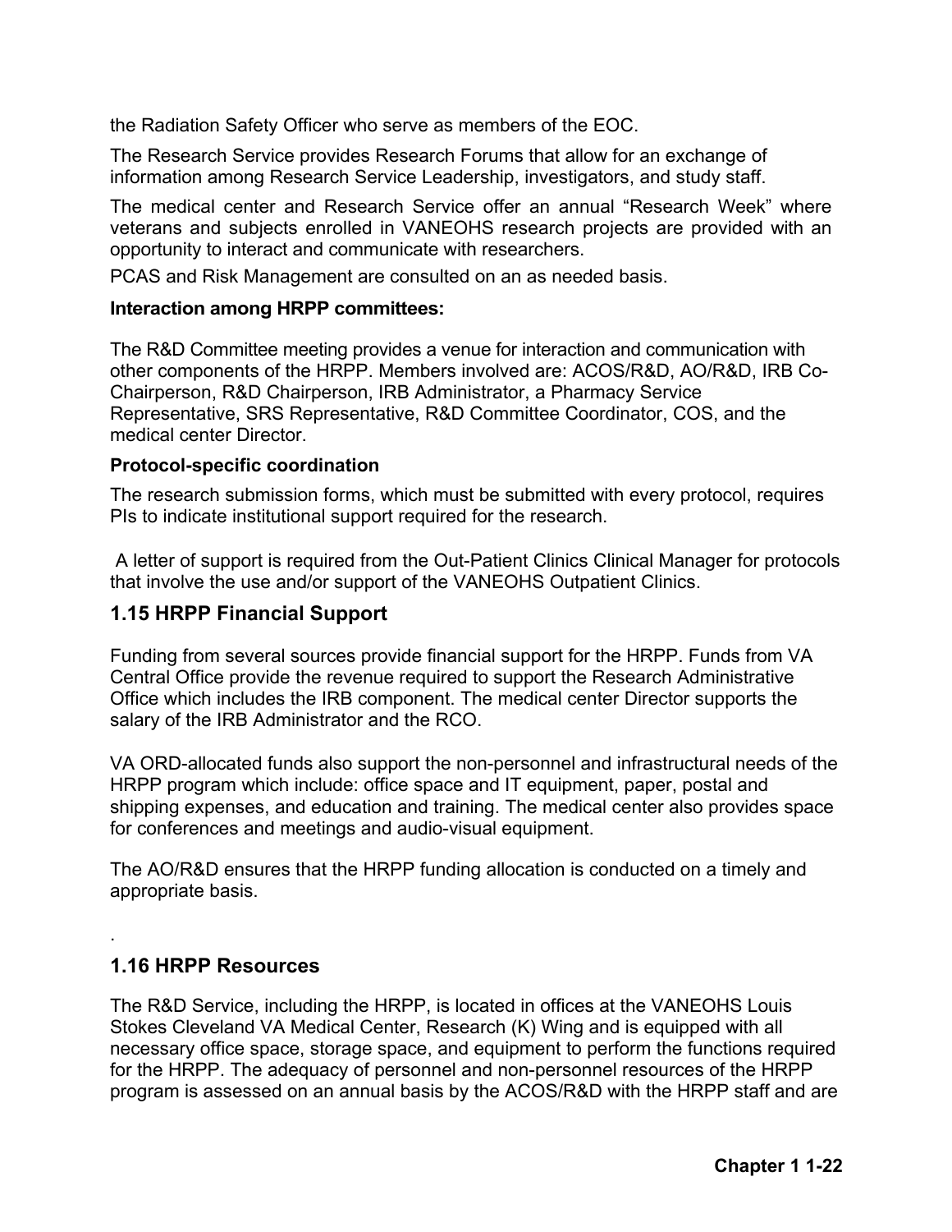the Radiation Safety Officer who serve as members of the EOC.

The Research Service provides Research Forums that allow for an exchange of information among Research Service Leadership, investigators, and study staff.

The medical center and Research Service offer an annual "Research Week" where veterans and subjects enrolled in VANEOHS research projects are provided with an opportunity to interact and communicate with researchers.

PCAS and Risk Management are consulted on an as needed basis.

**Interaction among HRPP committees:**

The R&D Committee meeting provides a venue for interaction and communication with other components of the HRPP. Members involved are: ACOS/R&D, AO/R&D, IRB Co-Chairperson, R&D Chairperson, IRB Administrator, a Pharmacy Service Representative, SRS Representative, R&D Committee Coordinator, COS, and the medical center Director.

**Protocol-specific coordination**

The research submission forms, which must be submitted with every protocol, requires PIs to indicate institutional support required for the research.

A letter of support is required from the Out-Patient Clinics Clinical Manager for protocols that involve the use and/or support of the VANEOHS Outpatient Clinics.

## 1.15 HRPP Financial Support

Funding from several sources provide financial support for the HRPP. Funds from VA Central Office provide the revenue required to support the Research Administrative Office which includes the IRB component. The medical center Director supports the salary of the IRB Administrator and the RCO.

VA ORD-allocated funds also support the non-personnel and infrastructural needs of the HRPP program which include: office space and IT equipment, paper, postal and shipping expenses, and education and training. The medical center also provides space for conferences and meetings and audio-visual equipment.

The AO/R&D ensures that the HRPP funding allocation is conducted on a timely and appropriate basis.

.

## 1.16 HRPP Resources

The R&D Service, including the HRPP, is located in offices at the VANEOHS Louis Stokes Cleveland VA Medical Center, Research (K) Wing and is equipped with all necessary office space, storage space, and equipment to perform the functions required for the HRPP. The adequacy of personnel and non-personnel resources of the HRPP program is assessed on an annual basis by the ACOS/R&D with the HRPP staff and are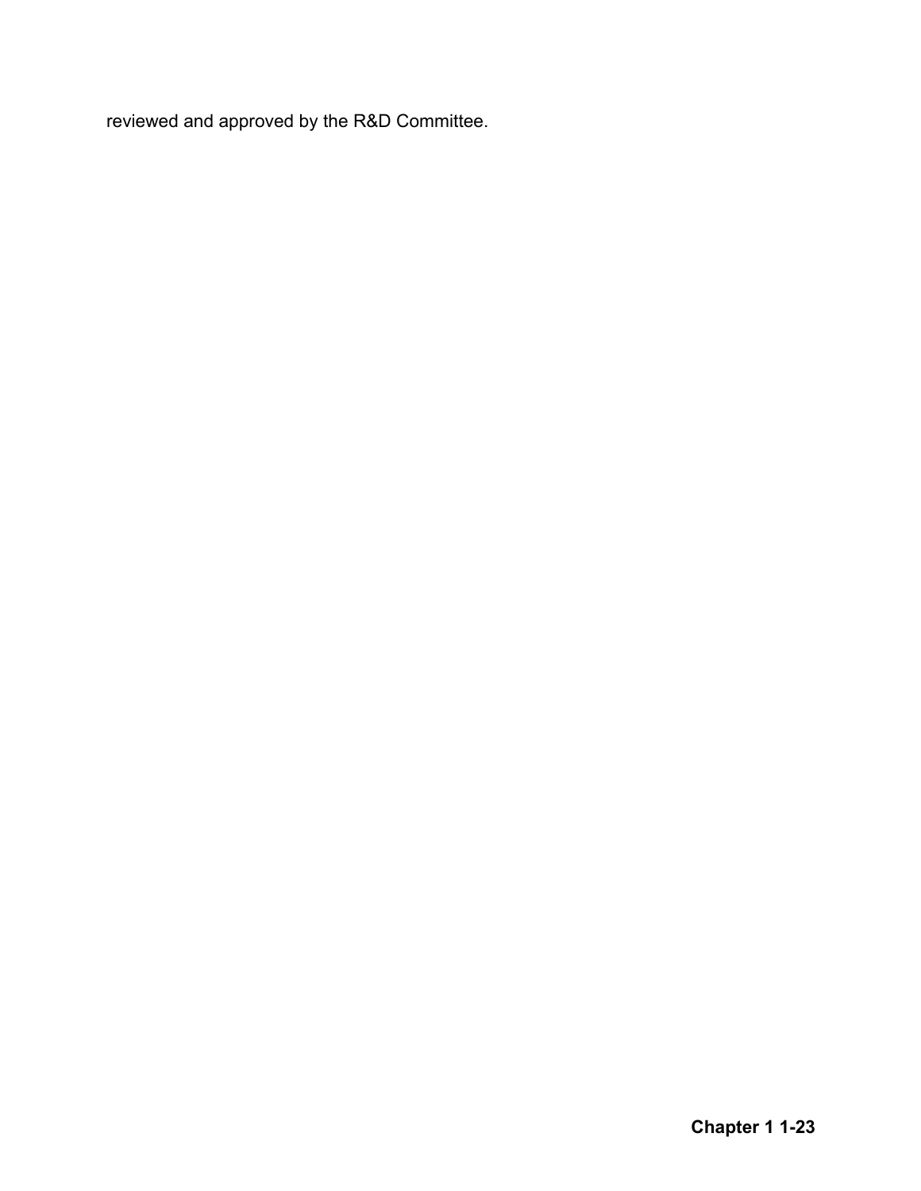reviewed and approved by the R&D Committee.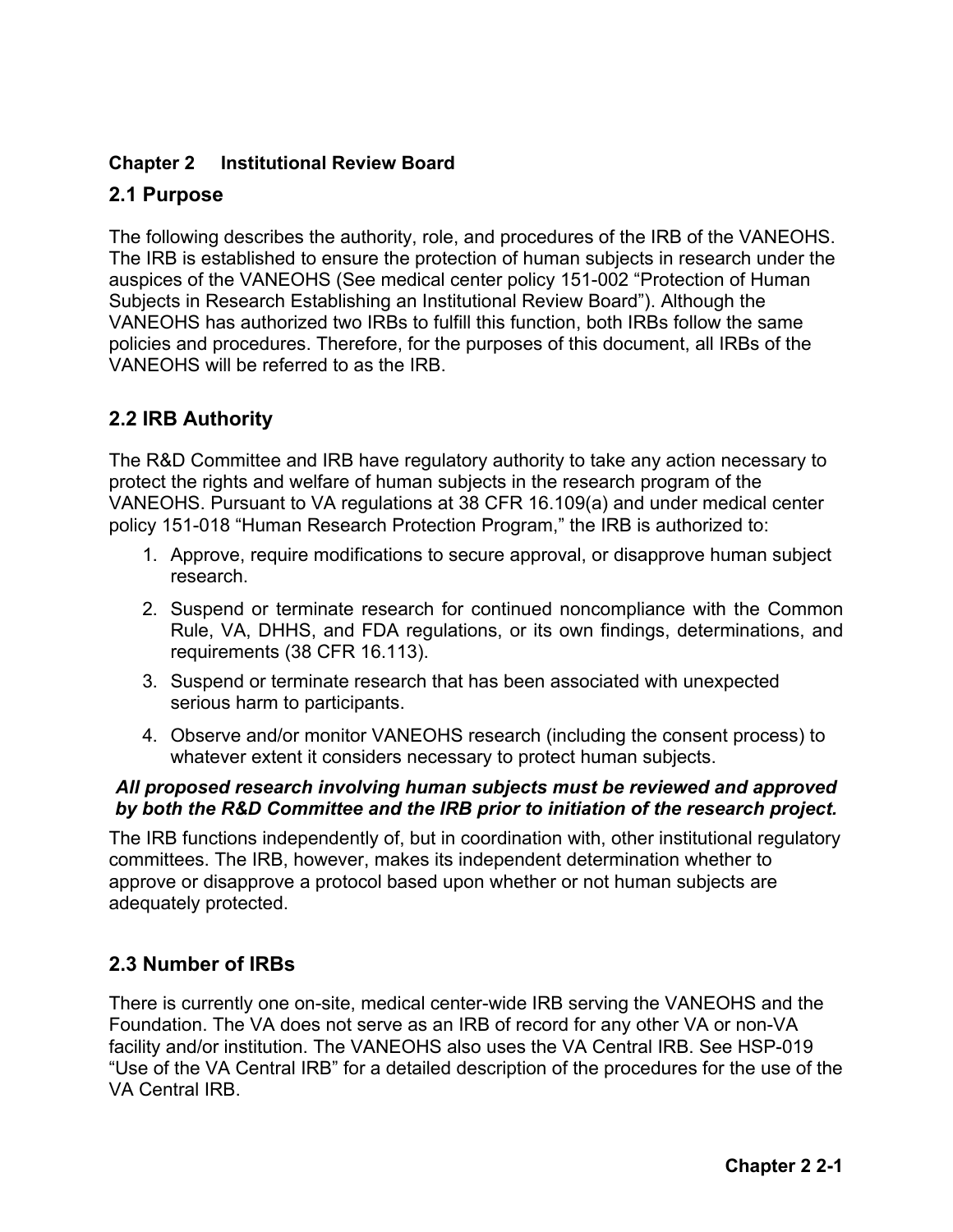# Chapter 2 Institutional Review Board

## 2.1 Purpose

The following describes the authority, role, and procedures of the IRB of the VANEOHS. The IRB is established to ensure the protection of human subjects in research under the auspices of the VANEOHS (See medical center policy 151-002 "Protection of Human Subjects in Research Establishing an Institutional Review Board"). Although the VANEOHS has authorized two IRBs to fulfill this function, both IRBs follow the same policies and procedures. Therefore, for the purposes of this document, all IRBs of the VANEOHS will be referred to as the IRB.

## 2.2 IRB Authority

The R&D Committee and IRB have regulatory authority to take any action necessary to protect the rights and welfare of human subjects in the research program of the VANEOHS. Pursuant to VA regulations at 38 CFR 16.109(a) and under medical center policy 151-018 "Human Research Protection Program," the IRB is authorized to:

1. Approve, require modifications to secure approval, or disapprove human subject research.
2. Suspend or terminate research for continued noncompliance with the Common Rule, VA, DHHS, and FDA regulations, or its own findings, determinations, and requirements (38 CFR 16.113).
3. Suspend or terminate research that has been associated with unexpected serious harm to participants.
4. Observe and/or monitor VANEOHS research (including the consent process) to whatever extent it considers necessary to protect human subjects.

***All proposed research involving human subjects must be reviewed and approved by both the R&D Committee and the IRB prior to initiation of the research project.***

The IRB functions independently of, but in coordination with, other institutional regulatory committees. The IRB, however, makes its independent determination whether to approve or disapprove a protocol based upon whether or not human subjects are adequately protected.

## 2.3 Number of IRBs

There is currently one on-site, medical center-wide IRB serving the VANEOHS and the Foundation. The VA does not serve as an IRB of record for any other VA or non-VA facility and/or institution. The VANEOHS also uses the VA Central IRB. See HSP-019 "Use of the VA Central IRB" for a detailed description of the procedures for the use of the VA Central IRB.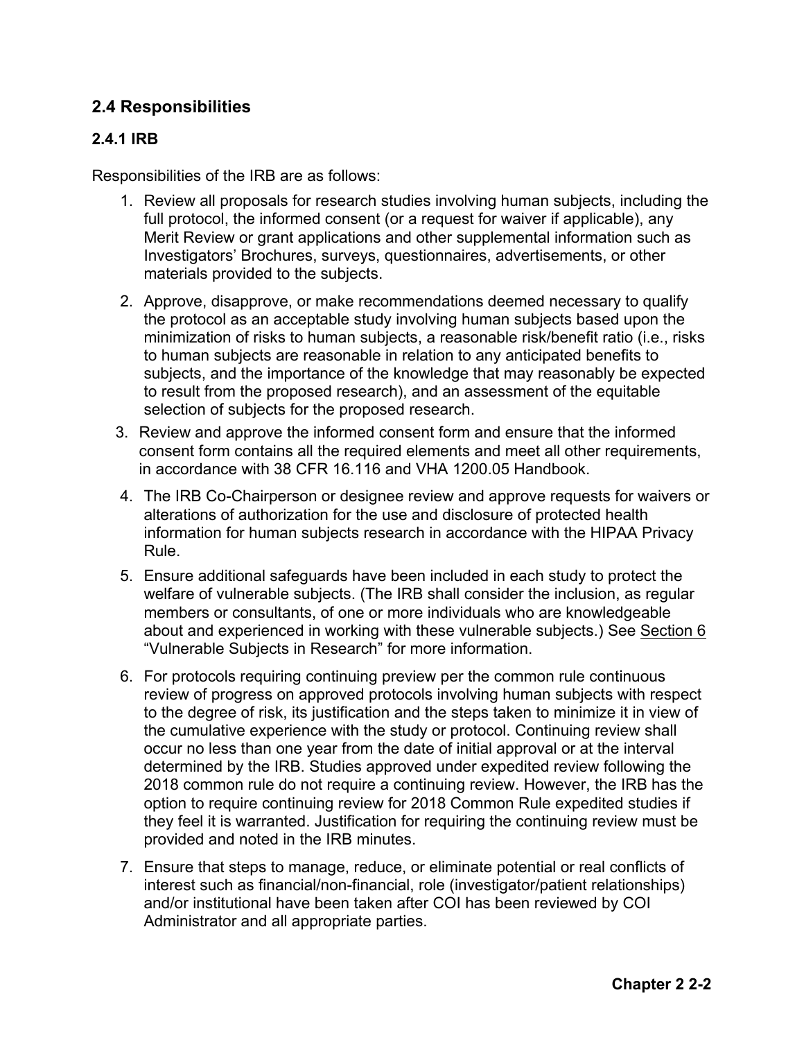## 2.4 Responsibilities

### 2.4.1 IRB

Responsibilities of the IRB are as follows:

1. Review all proposals for research studies involving human subjects, including the full protocol, the informed consent (or a request for waiver if applicable), any Merit Review or grant applications and other supplemental information such as Investigators' Brochures, surveys, questionnaires, advertisements, or other materials provided to the subjects.
2. Approve, disapprove, or make recommendations deemed necessary to qualify the protocol as an acceptable study involving human subjects based upon the minimization of risks to human subjects, a reasonable risk/benefit ratio (i.e., risks to human subjects are reasonable in relation to any anticipated benefits to subjects, and the importance of the knowledge that may reasonably be expected to result from the proposed research), and an assessment of the equitable selection of subjects for the proposed research.
3. Review and approve the informed consent form and ensure that the informed consent form contains all the required elements and meet all other requirements, in accordance with 38 CFR 16.116 and VHA 1200.05 Handbook.
4. The IRB Co-Chairperson or designee review and approve requests for waivers or alterations of authorization for the use and disclosure of protected health information for human subjects research in accordance with the HIPAA Privacy Rule.
5. Ensure additional safeguards have been included in each study to protect the welfare of vulnerable subjects. (The IRB shall consider the inclusion, as regular members or consultants, of one or more individuals who are knowledgeable about and experienced in working with these vulnerable subjects.) See Section 6 "Vulnerable Subjects in Research" for more information.
6. For protocols requiring continuing preview per the common rule continuous review of progress on approved protocols involving human subjects with respect to the degree of risk, its justification and the steps taken to minimize it in view of the cumulative experience with the study or protocol. Continuing review shall occur no less than one year from the date of initial approval or at the interval determined by the IRB. Studies approved under expedited review following the 2018 common rule do not require a continuing review. However, the IRB has the option to require continuing review for 2018 Common Rule expedited studies if they feel it is warranted. Justification for requiring the continuing review must be provided and noted in the IRB minutes.
7. Ensure that steps to manage, reduce, or eliminate potential or real conflicts of interest such as financial/non-financial, role (investigator/patient relationships) and/or institutional have been taken after COI has been reviewed by COI Administrator and all appropriate parties.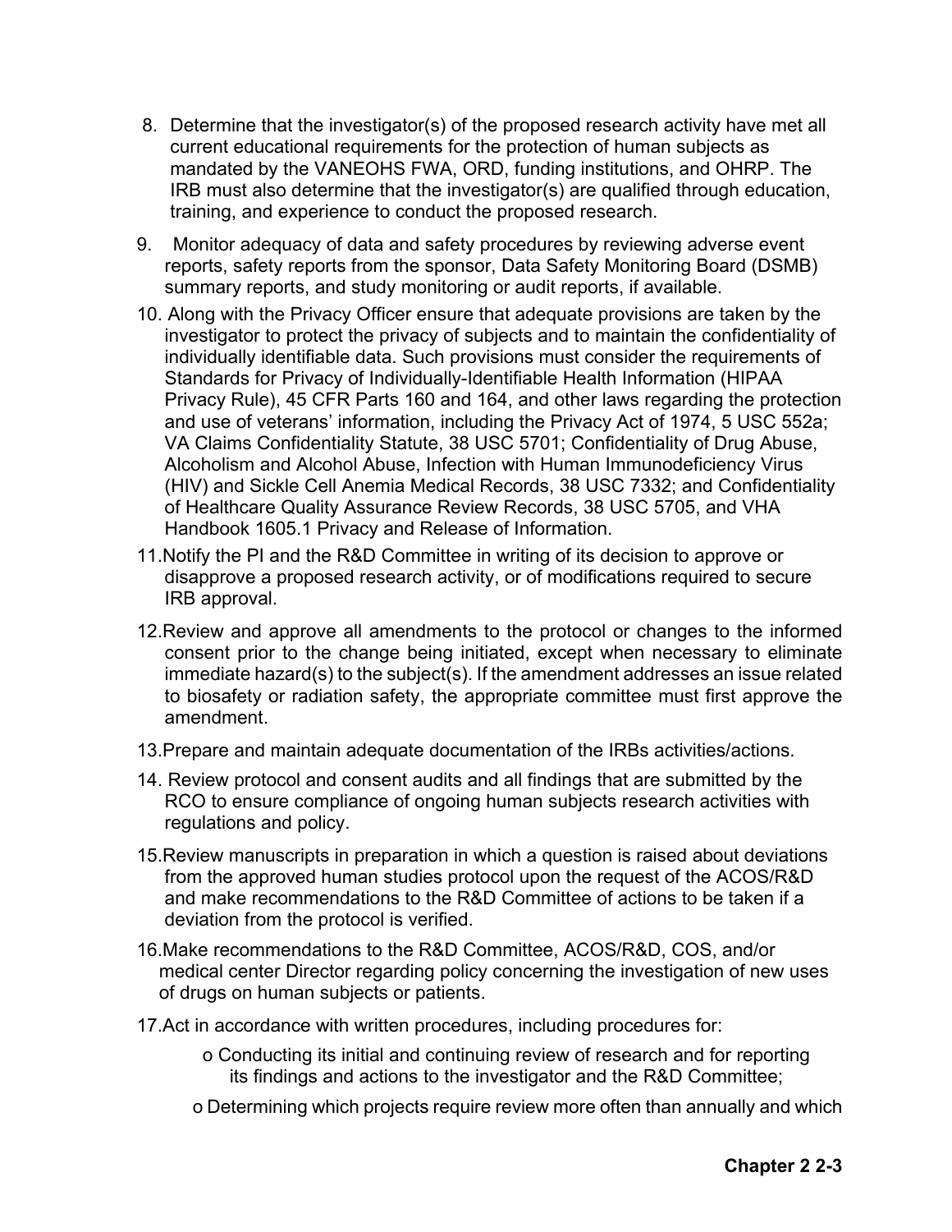8. Determine that the investigator(s) of the proposed research activity have met all current educational requirements for the protection of human subjects as mandated by the VANEOHS FWA, ORD, funding institutions, and OHRP. The IRB must also determine that the investigator(s) are qualified through education, training, and experience to conduct the proposed research.

9. Monitor adequacy of data and safety procedures by reviewing adverse event reports, safety reports from the sponsor, Data Safety Monitoring Board (DSMB) summary reports, and study monitoring or audit reports, if available.

10. Along with the Privacy Officer ensure that adequate provisions are taken by the investigator to protect the privacy of subjects and to maintain the confidentiality of individually identifiable data. Such provisions must consider the requirements of Standards for Privacy of Individually-Identifiable Health Information (HIPAA Privacy Rule), 45 CFR Parts 160 and 164, and other laws regarding the protection and use of veterans' information, including the Privacy Act of 1974, 5 USC 552a; VA Claims Confidentiality Statute, 38 USC 5701; Confidentiality of Drug Abuse, Alcoholism and Alcohol Abuse, Infection with Human Immunodeficiency Virus (HIV) and Sickle Cell Anemia Medical Records, 38 USC 7332; and Confidentiality of Healthcare Quality Assurance Review Records, 38 USC 5705, and VHA Handbook 1605.1 Privacy and Release of Information.

11. Notify the PI and the R&D Committee in writing of its decision to approve or disapprove a proposed research activity, or of modifications required to secure IRB approval.

12. Review and approve all amendments to the protocol or changes to the informed consent prior to the change being initiated, except when necessary to eliminate immediate hazard(s) to the subject(s). If the amendment addresses an issue related to biosafety or radiation safety, the appropriate committee must first approve the amendment.

13. Prepare and maintain adequate documentation of the IRBs activities/actions.

14. Review protocol and consent audits and all findings that are submitted by the RCO to ensure compliance of ongoing human subjects research activities with regulations and policy.

15. Review manuscripts in preparation in which a question is raised about deviations from the approved human studies protocol upon the request of the ACOS/R&D and make recommendations to the R&D Committee of actions to be taken if a deviation from the protocol is verified.

16. Make recommendations to the R&D Committee, ACOS/R&D, COS, and/or medical center Director regarding policy concerning the investigation of new uses of drugs on human subjects or patients.

17. Act in accordance with written procedures, including procedures for:

    - Conducting its initial and continuing review of research and for reporting its findings and actions to the investigator and the R&D Committee;
    - Determining which projects require review more often than annually and which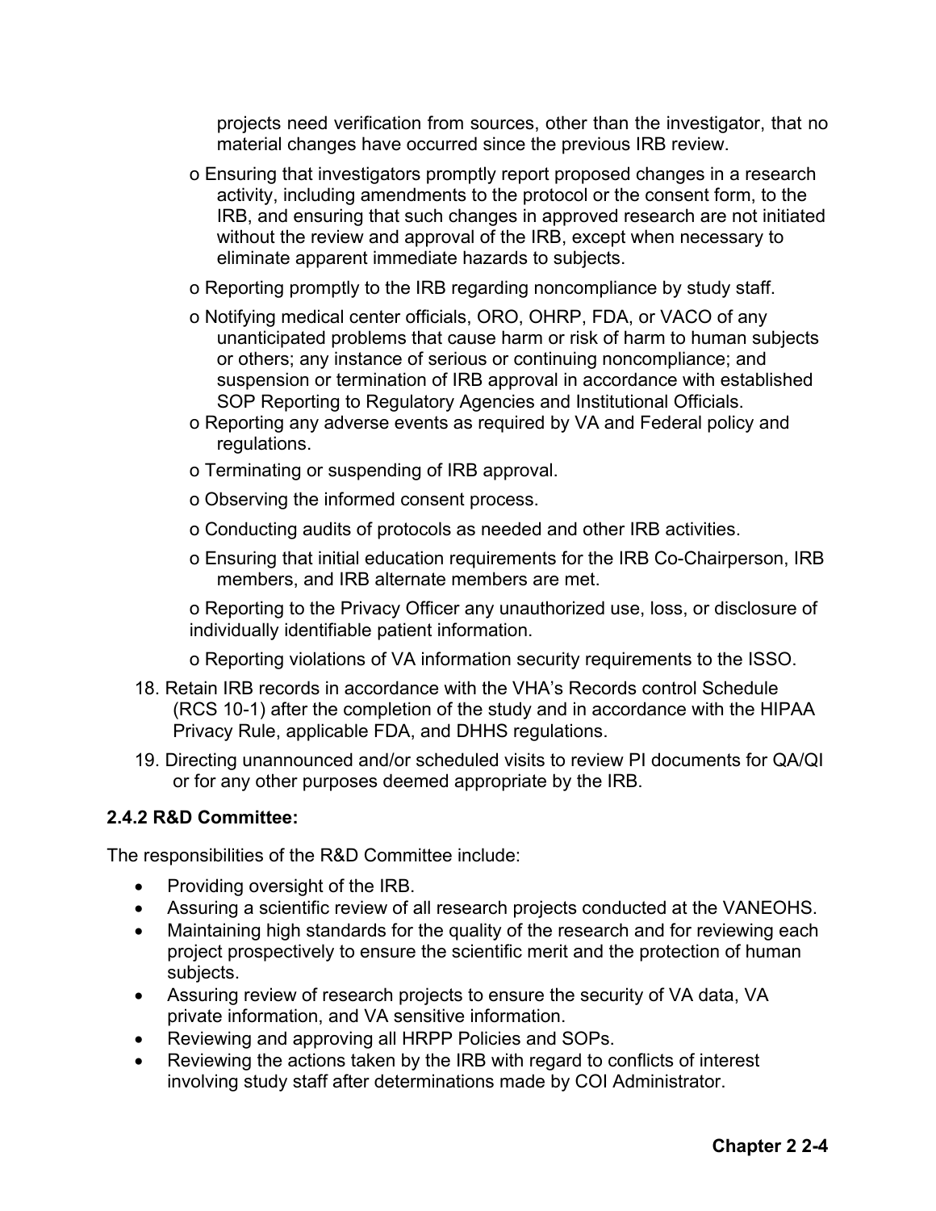projects need verification from sources, other than the investigator, that no material changes have occurred since the previous IRB review.

- o Ensuring that investigators promptly report proposed changes in a research activity, including amendments to the protocol or the consent form, to the IRB, and ensuring that such changes in approved research are not initiated without the review and approval of the IRB, except when necessary to eliminate apparent immediate hazards to subjects.
- o Reporting promptly to the IRB regarding noncompliance by study staff.
- o Notifying medical center officials, ORO, OHRP, FDA, or VACO of any unanticipated problems that cause harm or risk of harm to human subjects or others; any instance of serious or continuing noncompliance; and suspension or termination of IRB approval in accordance with established SOP Reporting to Regulatory Agencies and Institutional Officials.
- o Reporting any adverse events as required by VA and Federal policy and regulations.
- o Terminating or suspending of IRB approval.
- o Observing the informed consent process.
- o Conducting audits of protocols as needed and other IRB activities.
- o Ensuring that initial education requirements for the IRB Co-Chairperson, IRB members, and IRB alternate members are met.
- o Reporting to the Privacy Officer any unauthorized use, loss, or disclosure of individually identifiable patient information.
- o Reporting violations of VA information security requirements to the ISSO.

18. Retain IRB records in accordance with the VHA's Records control Schedule (RCS 10-1) after the completion of the study and in accordance with the HIPAA Privacy Rule, applicable FDA, and DHHS regulations.
19. Directing unannounced and/or scheduled visits to review PI documents for QA/QI or for any other purposes deemed appropriate by the IRB.

### 2.4.2 R&D Committee:

The responsibilities of the R&D Committee include:

- Providing oversight of the IRB.
- Assuring a scientific review of all research projects conducted at the VANEOHS.
- Maintaining high standards for the quality of the research and for reviewing each project prospectively to ensure the scientific merit and the protection of human subjects.
- Assuring review of research projects to ensure the security of VA data, VA private information, and VA sensitive information.
- Reviewing and approving all HRPP Policies and SOPs.
- Reviewing the actions taken by the IRB with regard to conflicts of interest involving study staff after determinations made by COI Administrator.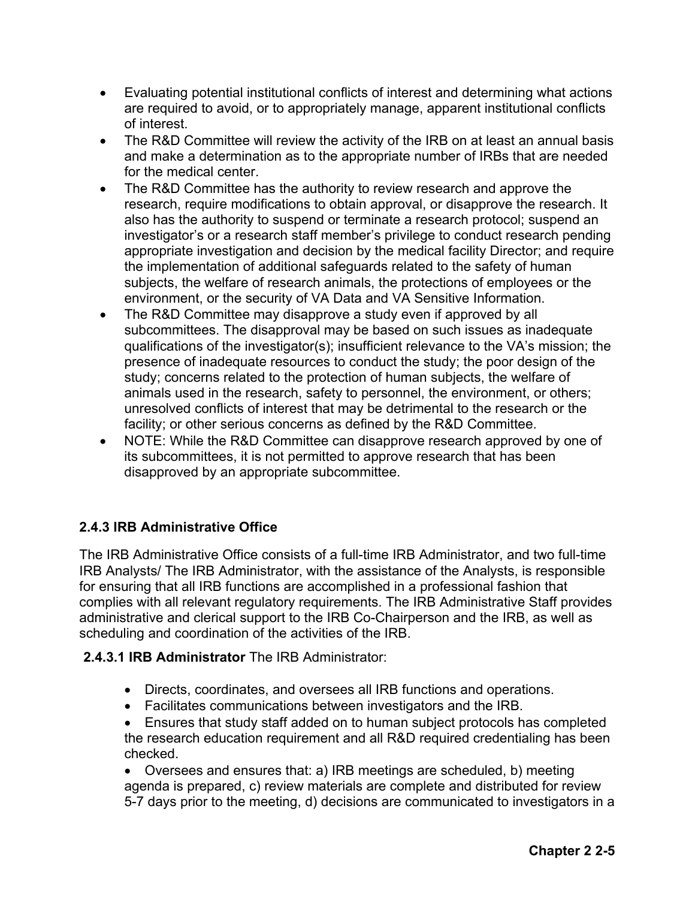- Evaluating potential institutional conflicts of interest and determining what actions are required to avoid, or to appropriately manage, apparent institutional conflicts of interest.
- The R&D Committee will review the activity of the IRB on at least an annual basis and make a determination as to the appropriate number of IRBs that are needed for the medical center.
- The R&D Committee has the authority to review research and approve the research, require modifications to obtain approval, or disapprove the research. It also has the authority to suspend or terminate a research protocol; suspend an investigator's or a research staff member's privilege to conduct research pending appropriate investigation and decision by the medical facility Director; and require the implementation of additional safeguards related to the safety of human subjects, the welfare of research animals, the protections of employees or the environment, or the security of VA Data and VA Sensitive Information.
- The R&D Committee may disapprove a study even if approved by all subcommittees. The disapproval may be based on such issues as inadequate qualifications of the investigator(s); insufficient relevance to the VA's mission; the presence of inadequate resources to conduct the study; the poor design of the study; concerns related to the protection of human subjects, the welfare of animals used in the research, safety to personnel, the environment, or others; unresolved conflicts of interest that may be detrimental to the research or the facility; or other serious concerns as defined by the R&D Committee.
- NOTE: While the R&D Committee can disapprove research approved by one of its subcommittees, it is not permitted to approve research that has been disapproved by an appropriate subcommittee.

### 2.4.3 IRB Administrative Office

The IRB Administrative Office consists of a full-time IRB Administrator, and two full-time IRB Analysts/ The IRB Administrator, with the assistance of the Analysts, is responsible for ensuring that all IRB functions are accomplished in a professional fashion that complies with all relevant regulatory requirements. The IRB Administrative Staff provides administrative and clerical support to the IRB Co-Chairperson and the IRB, as well as scheduling and coordination of the activities of the IRB.

**2.4.3.1 IRB Administrator** The IRB Administrator:

- Directs, coordinates, and oversees all IRB functions and operations.
- Facilitates communications between investigators and the IRB.
- Ensures that study staff added on to human subject protocols has completed the research education requirement and all R&D required credentialing has been checked.
- Oversees and ensures that: a) IRB meetings are scheduled, b) meeting agenda is prepared, c) review materials are complete and distributed for review 5-7 days prior to the meeting, d) decisions are communicated to investigators in a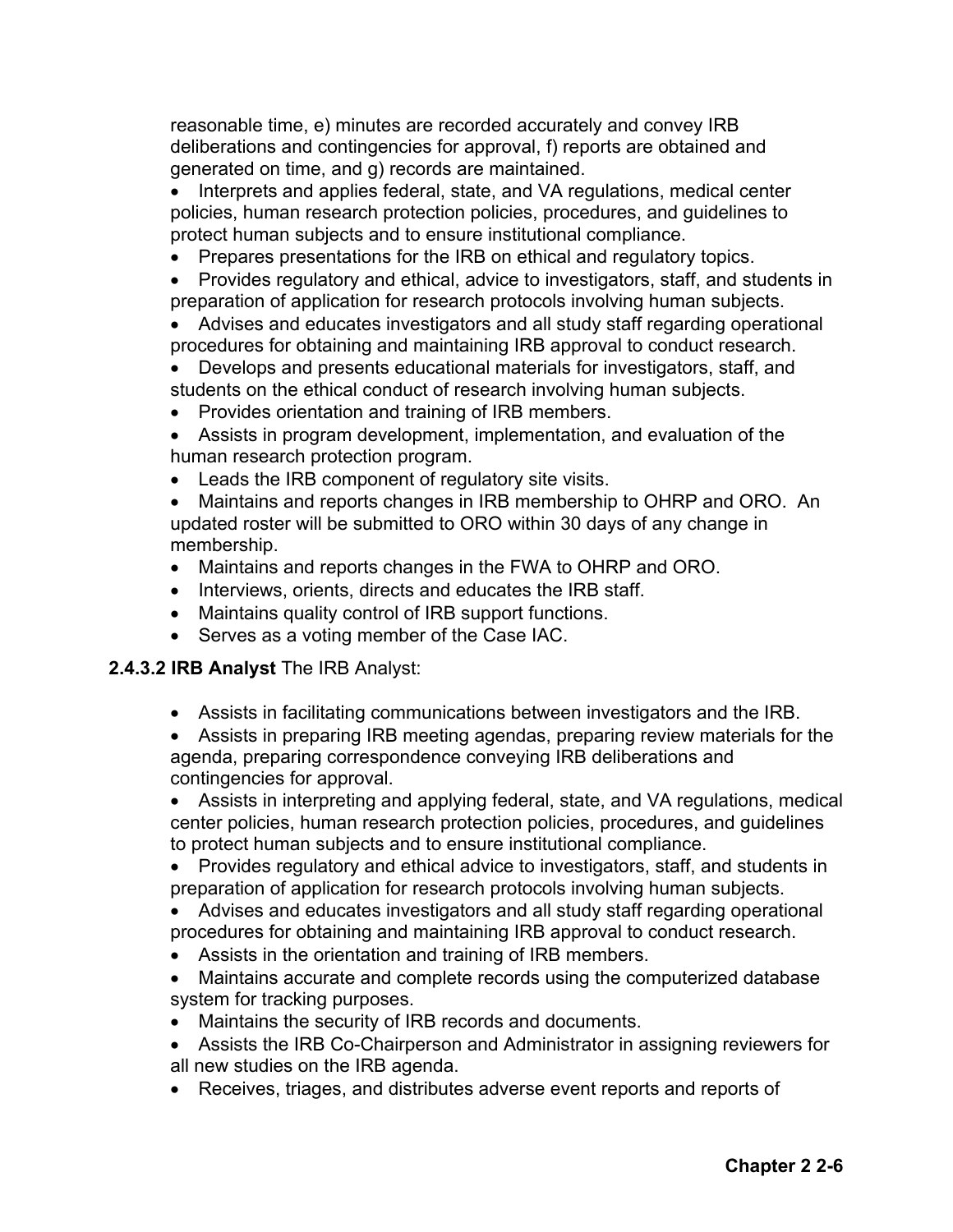reasonable time, e) minutes are recorded accurately and convey IRB deliberations and contingencies for approval, f) reports are obtained and generated on time, and g) records are maintained.

- Interprets and applies federal, state, and VA regulations, medical center policies, human research protection policies, procedures, and guidelines to protect human subjects and to ensure institutional compliance.
- Prepares presentations for the IRB on ethical and regulatory topics.
- Provides regulatory and ethical, advice to investigators, staff, and students in preparation of application for research protocols involving human subjects.
- Advises and educates investigators and all study staff regarding operational procedures for obtaining and maintaining IRB approval to conduct research.
- Develops and presents educational materials for investigators, staff, and students on the ethical conduct of research involving human subjects.
- Provides orientation and training of IRB members.
- Assists in program development, implementation, and evaluation of the human research protection program.
- Leads the IRB component of regulatory site visits.
- Maintains and reports changes in IRB membership to OHRP and ORO. An updated roster will be submitted to ORO within 30 days of any change in membership.
- Maintains and reports changes in the FWA to OHRP and ORO.
- Interviews, orients, directs and educates the IRB staff.
- Maintains quality control of IRB support functions.
- Serves as a voting member of the Case IAC.

**2.4.3.2 IRB Analyst** The IRB Analyst:

- Assists in facilitating communications between investigators and the IRB.
- Assists in preparing IRB meeting agendas, preparing review materials for the agenda, preparing correspondence conveying IRB deliberations and contingencies for approval.
- Assists in interpreting and applying federal, state, and VA regulations, medical center policies, human research protection policies, procedures, and guidelines to protect human subjects and to ensure institutional compliance.
- Provides regulatory and ethical advice to investigators, staff, and students in preparation of application for research protocols involving human subjects.
- Advises and educates investigators and all study staff regarding operational procedures for obtaining and maintaining IRB approval to conduct research.
- Assists in the orientation and training of IRB members.
- Maintains accurate and complete records using the computerized database system for tracking purposes.
- Maintains the security of IRB records and documents.
- Assists the IRB Co-Chairperson and Administrator in assigning reviewers for all new studies on the IRB agenda.
- Receives, triages, and distributes adverse event reports and reports of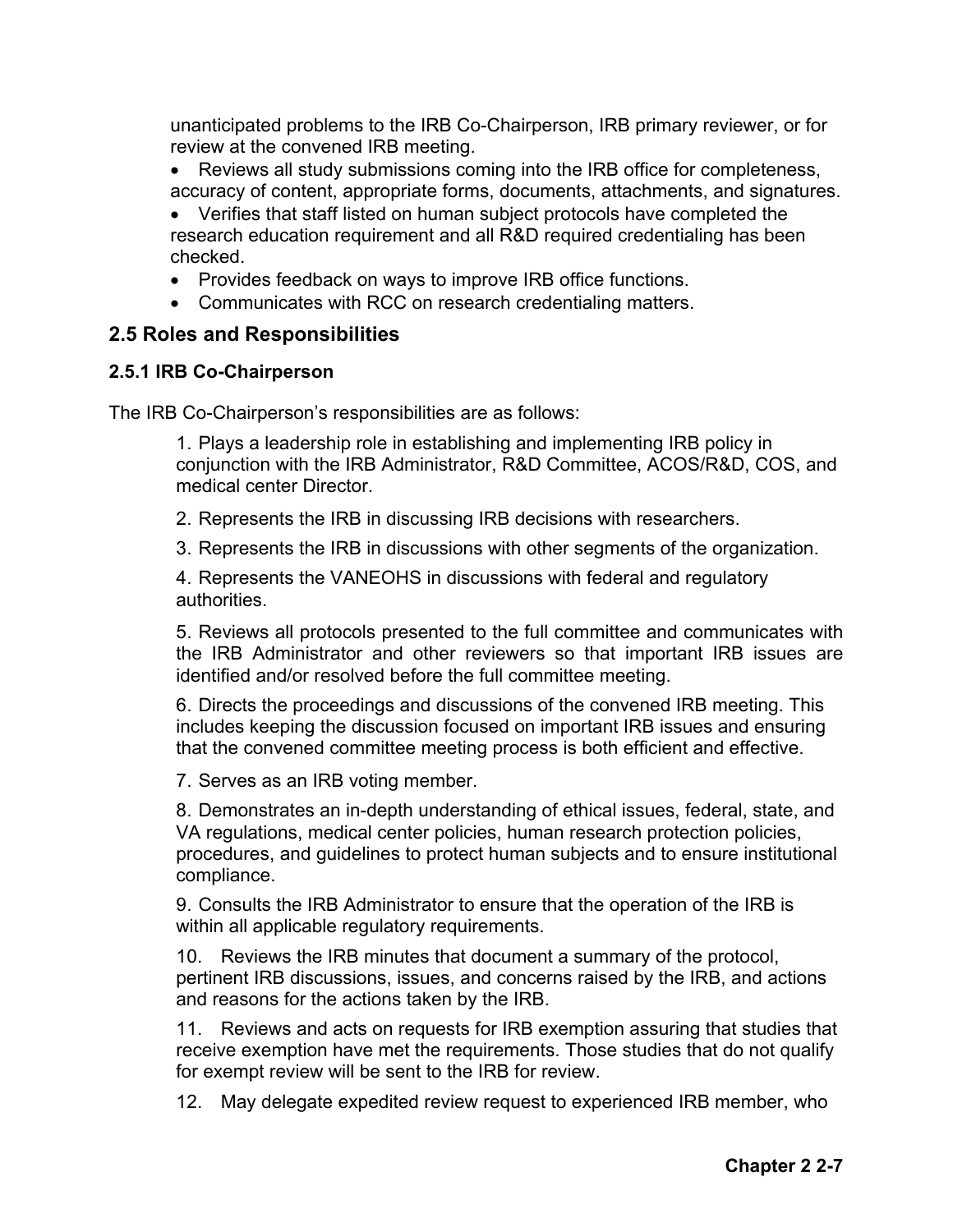unanticipated problems to the IRB Co-Chairperson, IRB primary reviewer, or for review at the convened IRB meeting.

- Reviews all study submissions coming into the IRB office for completeness, accuracy of content, appropriate forms, documents, attachments, and signatures.
- Verifies that staff listed on human subject protocols have completed the research education requirement and all R&D required credentialing has been checked.
- Provides feedback on ways to improve IRB office functions.
- Communicates with RCC on research credentialing matters.

## 2.5 Roles and Responsibilities

### 2.5.1 IRB Co-Chairperson

The IRB Co-Chairperson's responsibilities are as follows:

1. Plays a leadership role in establishing and implementing IRB policy in conjunction with the IRB Administrator, R&D Committee, ACOS/R&D, COS, and medical center Director.
2. Represents the IRB in discussing IRB decisions with researchers.
3. Represents the IRB in discussions with other segments of the organization.
4. Represents the VANEOHS in discussions with federal and regulatory authorities.
5. Reviews all protocols presented to the full committee and communicates with the IRB Administrator and other reviewers so that important IRB issues are identified and/or resolved before the full committee meeting.
6. Directs the proceedings and discussions of the convened IRB meeting. This includes keeping the discussion focused on important IRB issues and ensuring that the convened committee meeting process is both efficient and effective.
7. Serves as an IRB voting member.
8. Demonstrates an in-depth understanding of ethical issues, federal, state, and VA regulations, medical center policies, human research protection policies, procedures, and guidelines to protect human subjects and to ensure institutional compliance.
9. Consults the IRB Administrator to ensure that the operation of the IRB is within all applicable regulatory requirements.
10. Reviews the IRB minutes that document a summary of the protocol, pertinent IRB discussions, issues, and concerns raised by the IRB, and actions and reasons for the actions taken by the IRB.
11. Reviews and acts on requests for IRB exemption assuring that studies that receive exemption have met the requirements. Those studies that do not qualify for exempt review will be sent to the IRB for review.
12. May delegate expedited review request to experienced IRB member, who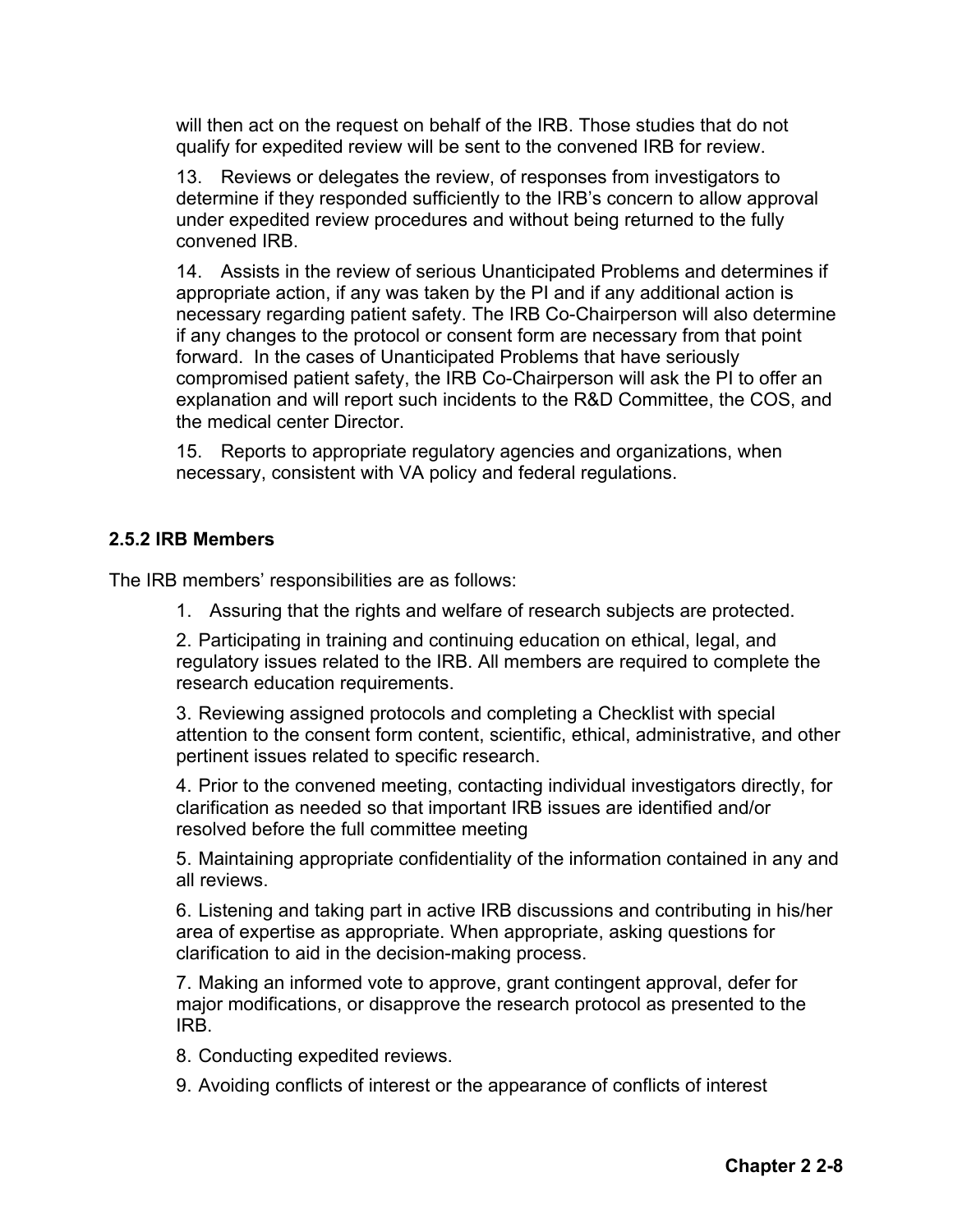will then act on the request on behalf of the IRB. Those studies that do not qualify for expedited review will be sent to the convened IRB for review.

13. Reviews or delegates the review, of responses from investigators to determine if they responded sufficiently to the IRB's concern to allow approval under expedited review procedures and without being returned to the fully convened IRB.

14. Assists in the review of serious Unanticipated Problems and determines if appropriate action, if any was taken by the PI and if any additional action is necessary regarding patient safety. The IRB Co-Chairperson will also determine if any changes to the protocol or consent form are necessary from that point forward. In the cases of Unanticipated Problems that have seriously compromised patient safety, the IRB Co-Chairperson will ask the PI to offer an explanation and will report such incidents to the R&D Committee, the COS, and the medical center Director.

15. Reports to appropriate regulatory agencies and organizations, when necessary, consistent with VA policy and federal regulations.

### 2.5.2 IRB Members

The IRB members' responsibilities are as follows:

1. Assuring that the rights and welfare of research subjects are protected.

2. Participating in training and continuing education on ethical, legal, and regulatory issues related to the IRB. All members are required to complete the research education requirements.

3. Reviewing assigned protocols and completing a Checklist with special attention to the consent form content, scientific, ethical, administrative, and other pertinent issues related to specific research.

4. Prior to the convened meeting, contacting individual investigators directly, for clarification as needed so that important IRB issues are identified and/or resolved before the full committee meeting

5. Maintaining appropriate confidentiality of the information contained in any and all reviews.

6. Listening and taking part in active IRB discussions and contributing in his/her area of expertise as appropriate. When appropriate, asking questions for clarification to aid in the decision-making process.

7. Making an informed vote to approve, grant contingent approval, defer for major modifications, or disapprove the research protocol as presented to the IRB.

8. Conducting expedited reviews.

9. Avoiding conflicts of interest or the appearance of conflicts of interest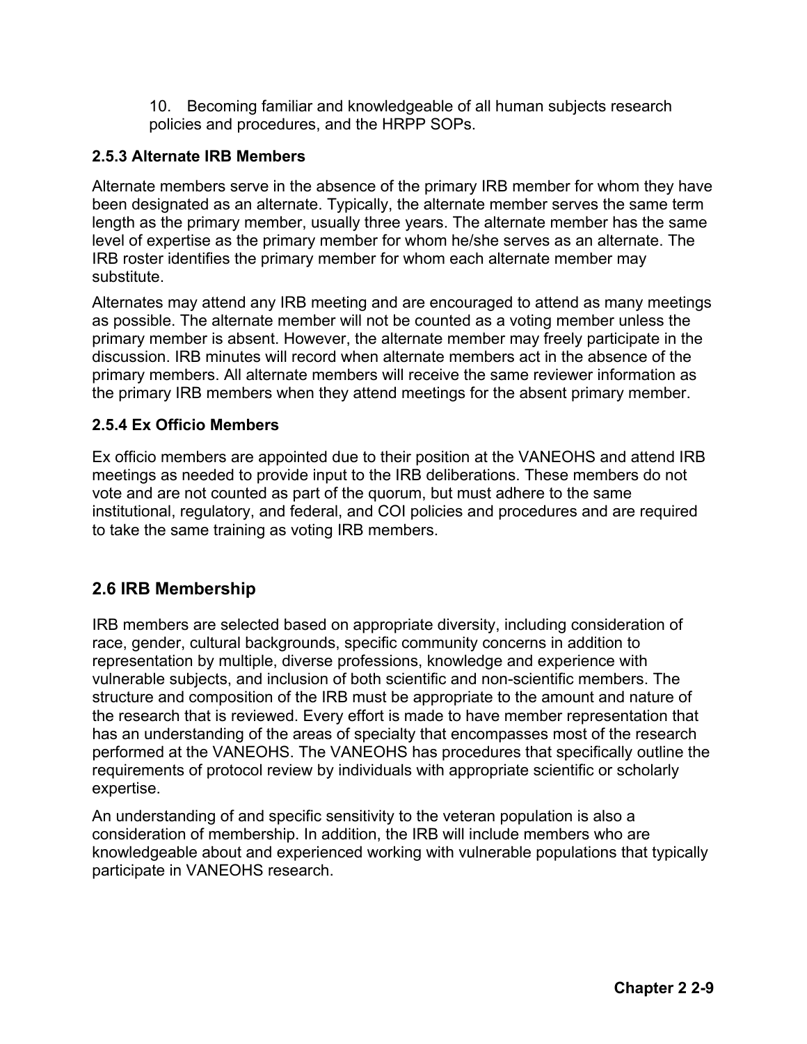10. Becoming familiar and knowledgeable of all human subjects research policies and procedures, and the HRPP SOPs.

### 2.5.3 Alternate IRB Members

Alternate members serve in the absence of the primary IRB member for whom they have been designated as an alternate. Typically, the alternate member serves the same term length as the primary member, usually three years. The alternate member has the same level of expertise as the primary member for whom he/she serves as an alternate. The IRB roster identifies the primary member for whom each alternate member may substitute.

Alternates may attend any IRB meeting and are encouraged to attend as many meetings as possible. The alternate member will not be counted as a voting member unless the primary member is absent. However, the alternate member may freely participate in the discussion. IRB minutes will record when alternate members act in the absence of the primary members. All alternate members will receive the same reviewer information as the primary IRB members when they attend meetings for the absent primary member.

### 2.5.4 Ex Officio Members

Ex officio members are appointed due to their position at the VANEOHS and attend IRB meetings as needed to provide input to the IRB deliberations. These members do not vote and are not counted as part of the quorum, but must adhere to the same institutional, regulatory, and federal, and COI policies and procedures and are required to take the same training as voting IRB members.

## 2.6 IRB Membership

IRB members are selected based on appropriate diversity, including consideration of race, gender, cultural backgrounds, specific community concerns in addition to representation by multiple, diverse professions, knowledge and experience with vulnerable subjects, and inclusion of both scientific and non-scientific members. The structure and composition of the IRB must be appropriate to the amount and nature of the research that is reviewed. Every effort is made to have member representation that has an understanding of the areas of specialty that encompasses most of the research performed at the VANEOHS. The VANEOHS has procedures that specifically outline the requirements of protocol review by individuals with appropriate scientific or scholarly expertise.

An understanding of and specific sensitivity to the veteran population is also a consideration of membership. In addition, the IRB will include members who are knowledgeable about and experienced working with vulnerable populations that typically participate in VANEOHS research.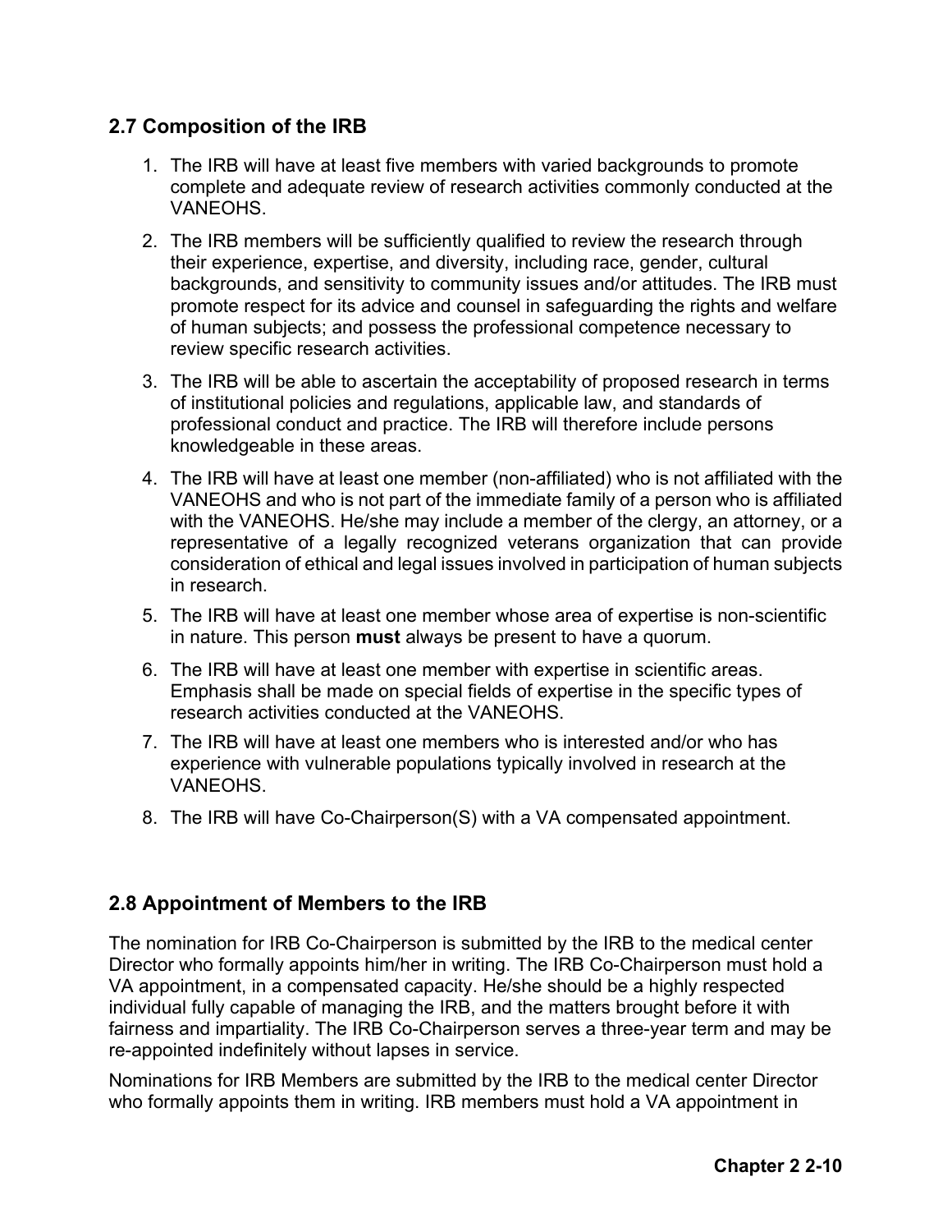## 2.7 Composition of the IRB

1. The IRB will have at least five members with varied backgrounds to promote complete and adequate review of research activities commonly conducted at the VANEOHS.
2. The IRB members will be sufficiently qualified to review the research through their experience, expertise, and diversity, including race, gender, cultural backgrounds, and sensitivity to community issues and/or attitudes. The IRB must promote respect for its advice and counsel in safeguarding the rights and welfare of human subjects; and possess the professional competence necessary to review specific research activities.
3. The IRB will be able to ascertain the acceptability of proposed research in terms of institutional policies and regulations, applicable law, and standards of professional conduct and practice. The IRB will therefore include persons knowledgeable in these areas.
4. The IRB will have at least one member (non-affiliated) who is not affiliated with the VANEOHS and who is not part of the immediate family of a person who is affiliated with the VANEOHS. He/she may include a member of the clergy, an attorney, or a representative of a legally recognized veterans organization that can provide consideration of ethical and legal issues involved in participation of human subjects in research.
5. The IRB will have at least one member whose area of expertise is non-scientific in nature. This person **must** always be present to have a quorum.
6. The IRB will have at least one member with expertise in scientific areas. Emphasis shall be made on special fields of expertise in the specific types of research activities conducted at the VANEOHS.
7. The IRB will have at least one members who is interested and/or who has experience with vulnerable populations typically involved in research at the VANEOHS.
8. The IRB will have Co-Chairperson(S) with a VA compensated appointment.

## 2.8 Appointment of Members to the IRB

The nomination for IRB Co-Chairperson is submitted by the IRB to the medical center Director who formally appoints him/her in writing. The IRB Co-Chairperson must hold a VA appointment, in a compensated capacity. He/she should be a highly respected individual fully capable of managing the IRB, and the matters brought before it with fairness and impartiality. The IRB Co-Chairperson serves a three-year term and may be re-appointed indefinitely without lapses in service.

Nominations for IRB Members are submitted by the IRB to the medical center Director who formally appoints them in writing. IRB members must hold a VA appointment in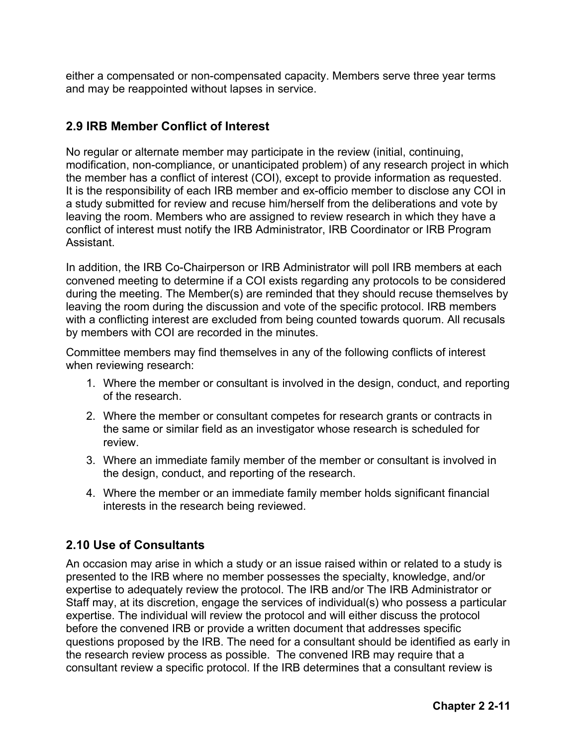either a compensated or non-compensated capacity. Members serve three year terms and may be reappointed without lapses in service.

## 2.9 IRB Member Conflict of Interest

No regular or alternate member may participate in the review (initial, continuing, modification, non-compliance, or unanticipated problem) of any research project in which the member has a conflict of interest (COI), except to provide information as requested. It is the responsibility of each IRB member and ex-officio member to disclose any COI in a study submitted for review and recuse him/herself from the deliberations and vote by leaving the room. Members who are assigned to review research in which they have a conflict of interest must notify the IRB Administrator, IRB Coordinator or IRB Program Assistant.

In addition, the IRB Co-Chairperson or IRB Administrator will poll IRB members at each convened meeting to determine if a COI exists regarding any protocols to be considered during the meeting. The Member(s) are reminded that they should recuse themselves by leaving the room during the discussion and vote of the specific protocol. IRB members with a conflicting interest are excluded from being counted towards quorum. All recusals by members with COI are recorded in the minutes.

Committee members may find themselves in any of the following conflicts of interest when reviewing research:

1. Where the member or consultant is involved in the design, conduct, and reporting of the research.
2. Where the member or consultant competes for research grants or contracts in the same or similar field as an investigator whose research is scheduled for review.
3. Where an immediate family member of the member or consultant is involved in the design, conduct, and reporting of the research.
4. Where the member or an immediate family member holds significant financial interests in the research being reviewed.

## 2.10 Use of Consultants

An occasion may arise in which a study or an issue raised within or related to a study is presented to the IRB where no member possesses the specialty, knowledge, and/or expertise to adequately review the protocol. The IRB and/or The IRB Administrator or Staff may, at its discretion, engage the services of individual(s) who possess a particular expertise. The individual will review the protocol and will either discuss the protocol before the convened IRB or provide a written document that addresses specific questions proposed by the IRB. The need for a consultant should be identified as early in the research review process as possible. The convened IRB may require that a consultant review a specific protocol. If the IRB determines that a consultant review is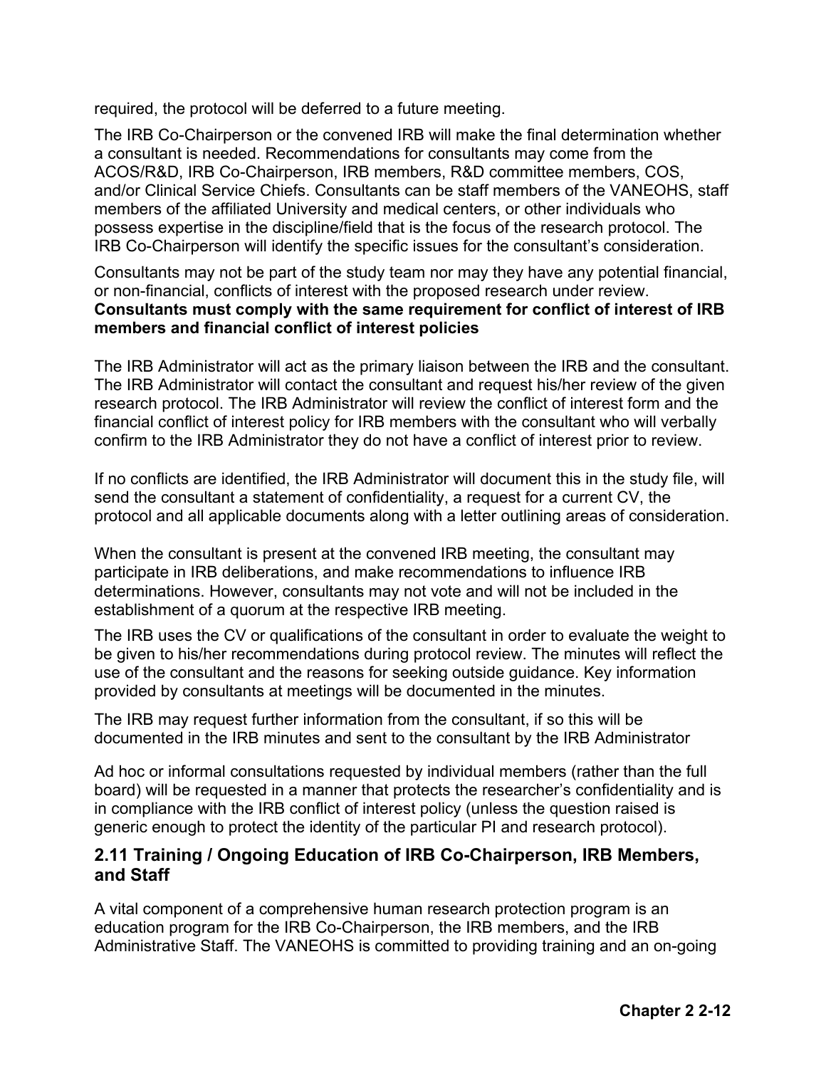required, the protocol will be deferred to a future meeting.

The IRB Co-Chairperson or the convened IRB will make the final determination whether a consultant is needed. Recommendations for consultants may come from the ACOS/R&D, IRB Co-Chairperson, IRB members, R&D committee members, COS, and/or Clinical Service Chiefs. Consultants can be staff members of the VANEOHS, staff members of the affiliated University and medical centers, or other individuals who possess expertise in the discipline/field that is the focus of the research protocol. The IRB Co-Chairperson will identify the specific issues for the consultant's consideration.

Consultants may not be part of the study team nor may they have any potential financial, or non-financial, conflicts of interest with the proposed research under review. **Consultants must comply with the same requirement for conflict of interest of IRB members and financial conflict of interest policies**

The IRB Administrator will act as the primary liaison between the IRB and the consultant. The IRB Administrator will contact the consultant and request his/her review of the given research protocol. The IRB Administrator will review the conflict of interest form and the financial conflict of interest policy for IRB members with the consultant who will verbally confirm to the IRB Administrator they do not have a conflict of interest prior to review.

If no conflicts are identified, the IRB Administrator will document this in the study file, will send the consultant a statement of confidentiality, a request for a current CV, the protocol and all applicable documents along with a letter outlining areas of consideration.

When the consultant is present at the convened IRB meeting, the consultant may participate in IRB deliberations, and make recommendations to influence IRB determinations. However, consultants may not vote and will not be included in the establishment of a quorum at the respective IRB meeting.

The IRB uses the CV or qualifications of the consultant in order to evaluate the weight to be given to his/her recommendations during protocol review. The minutes will reflect the use of the consultant and the reasons for seeking outside guidance. Key information provided by consultants at meetings will be documented in the minutes.

The IRB may request further information from the consultant, if so this will be documented in the IRB minutes and sent to the consultant by the IRB Administrator

Ad hoc or informal consultations requested by individual members (rather than the full board) will be requested in a manner that protects the researcher's confidentiality and is in compliance with the IRB conflict of interest policy (unless the question raised is generic enough to protect the identity of the particular PI and research protocol).

### 2.11 Training / Ongoing Education of IRB Co-Chairperson, IRB Members, and Staff

A vital component of a comprehensive human research protection program is an education program for the IRB Co-Chairperson, the IRB members, and the IRB Administrative Staff. The VANEOHS is committed to providing training and an on-going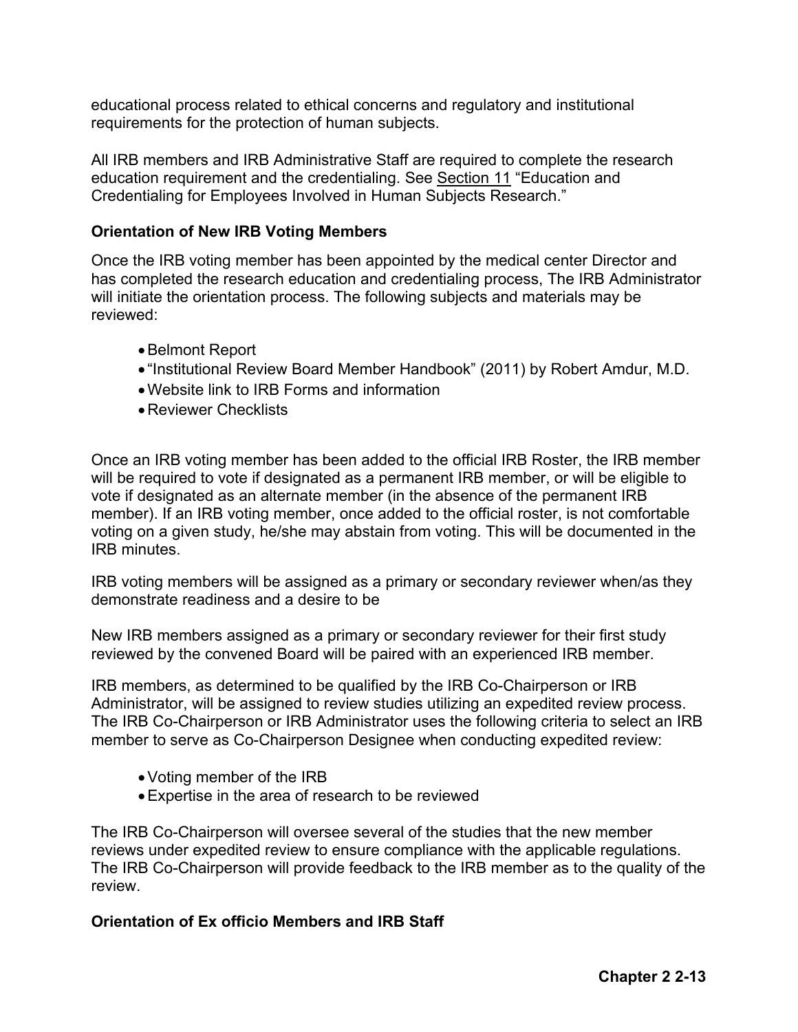educational process related to ethical concerns and regulatory and institutional requirements for the protection of human subjects.

All IRB members and IRB Administrative Staff are required to complete the research education requirement and the credentialing. See Section 11 "Education and Credentialing for Employees Involved in Human Subjects Research."

**Orientation of New IRB Voting Members**

Once the IRB voting member has been appointed by the medical center Director and has completed the research education and credentialing process, The IRB Administrator will initiate the orientation process. The following subjects and materials may be reviewed:

- Belmont Report
- "Institutional Review Board Member Handbook" (2011) by Robert Amdur, M.D.
- Website link to IRB Forms and information
- Reviewer Checklists

Once an IRB voting member has been added to the official IRB Roster, the IRB member will be required to vote if designated as a permanent IRB member, or will be eligible to vote if designated as an alternate member (in the absence of the permanent IRB member). If an IRB voting member, once added to the official roster, is not comfortable voting on a given study, he/she may abstain from voting. This will be documented in the IRB minutes.

IRB voting members will be assigned as a primary or secondary reviewer when/as they demonstrate readiness and a desire to be

New IRB members assigned as a primary or secondary reviewer for their first study reviewed by the convened Board will be paired with an experienced IRB member.

IRB members, as determined to be qualified by the IRB Co-Chairperson or IRB Administrator, will be assigned to review studies utilizing an expedited review process. The IRB Co-Chairperson or IRB Administrator uses the following criteria to select an IRB member to serve as Co-Chairperson Designee when conducting expedited review:

- Voting member of the IRB
- Expertise in the area of research to be reviewed

The IRB Co-Chairperson will oversee several of the studies that the new member reviews under expedited review to ensure compliance with the applicable regulations. The IRB Co-Chairperson will provide feedback to the IRB member as to the quality of the review.

**Orientation of Ex officio Members and IRB Staff**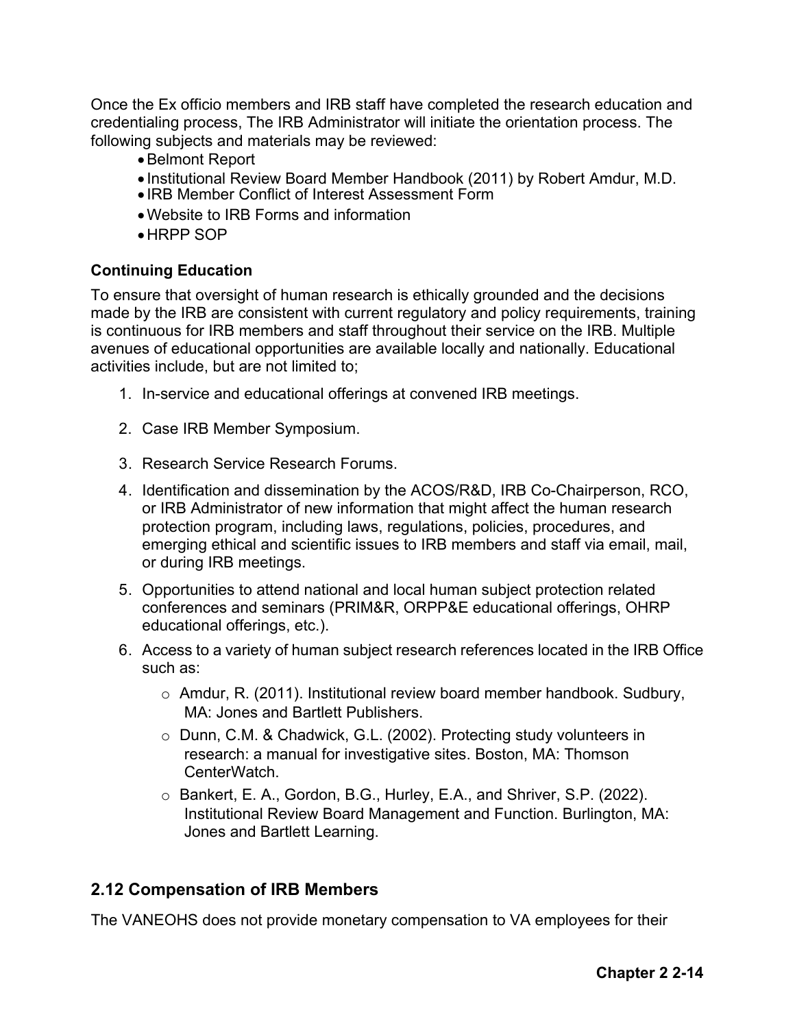Once the Ex officio members and IRB staff have completed the research education and credentialing process, The IRB Administrator will initiate the orientation process. The following subjects and materials may be reviewed:

- Belmont Report
- Institutional Review Board Member Handbook (2011) by Robert Amdur, M.D.
- IRB Member Conflict of Interest Assessment Form
- Website to IRB Forms and information
- HRPP SOP

**Continuing Education**

To ensure that oversight of human research is ethically grounded and the decisions made by the IRB are consistent with current regulatory and policy requirements, training is continuous for IRB members and staff throughout their service on the IRB. Multiple avenues of educational opportunities are available locally and nationally. Educational activities include, but are not limited to;

1. In-service and educational offerings at convened IRB meetings.
2. Case IRB Member Symposium.
3. Research Service Research Forums.
4. Identification and dissemination by the ACOS/R&D, IRB Co-Chairperson, RCO, or IRB Administrator of new information that might affect the human research protection program, including laws, regulations, policies, procedures, and emerging ethical and scientific issues to IRB members and staff via email, mail, or during IRB meetings.
5. Opportunities to attend national and local human subject protection related conferences and seminars (PRIM&R, ORPP&E educational offerings, OHRP educational offerings, etc.).
6. Access to a variety of human subject research references located in the IRB Office such as:
   - Amdur, R. (2011). Institutional review board member handbook. Sudbury, MA: Jones and Bartlett Publishers.
   - Dunn, C.M. & Chadwick, G.L. (2002). Protecting study volunteers in research: a manual for investigative sites. Boston, MA: Thomson CenterWatch.
   - Bankert, E. A., Gordon, B.G., Hurley, E.A., and Shriver, S.P. (2022). Institutional Review Board Management and Function. Burlington, MA: Jones and Bartlett Learning.

## 2.12 Compensation of IRB Members

The VANEOHS does not provide monetary compensation to VA employees for their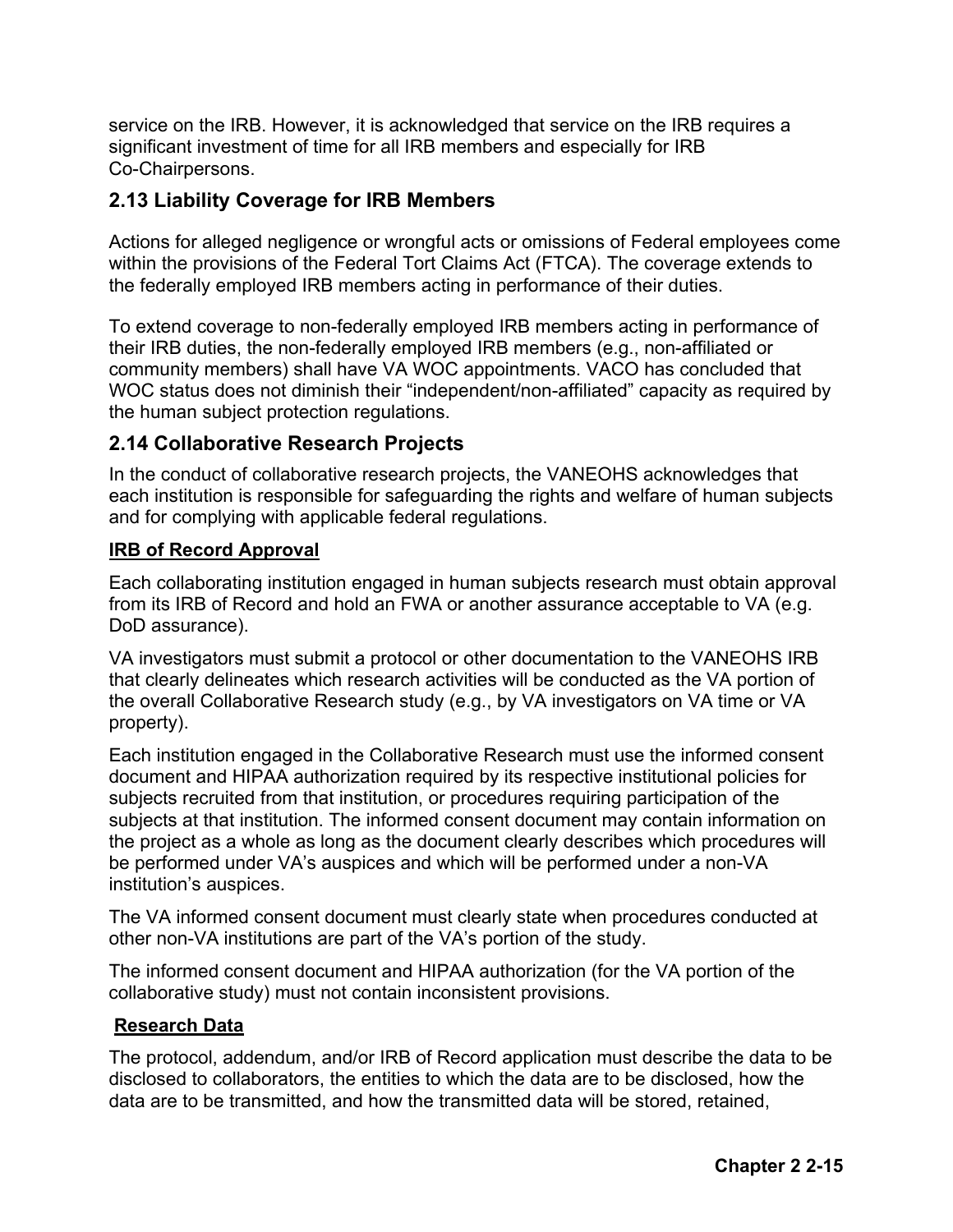service on the IRB. However, it is acknowledged that service on the IRB requires a significant investment of time for all IRB members and especially for IRB Co-Chairpersons.

## 2.13 Liability Coverage for IRB Members

Actions for alleged negligence or wrongful acts or omissions of Federal employees come within the provisions of the Federal Tort Claims Act (FTCA). The coverage extends to the federally employed IRB members acting in performance of their duties.

To extend coverage to non-federally employed IRB members acting in performance of their IRB duties, the non-federally employed IRB members (e.g., non-affiliated or community members) shall have VA WOC appointments. VACO has concluded that WOC status does not diminish their "independent/non-affiliated" capacity as required by the human subject protection regulations.

## 2.14 Collaborative Research Projects

In the conduct of collaborative research projects, the VANEOHS acknowledges that each institution is responsible for safeguarding the rights and welfare of human subjects and for complying with applicable federal regulations.

**IRB of Record Approval**

Each collaborating institution engaged in human subjects research must obtain approval from its IRB of Record and hold an FWA or another assurance acceptable to VA (e.g. DoD assurance).

VA investigators must submit a protocol or other documentation to the VANEOHS IRB that clearly delineates which research activities will be conducted as the VA portion of the overall Collaborative Research study (e.g., by VA investigators on VA time or VA property).

Each institution engaged in the Collaborative Research must use the informed consent document and HIPAA authorization required by its respective institutional policies for subjects recruited from that institution, or procedures requiring participation of the subjects at that institution. The informed consent document may contain information on the project as a whole as long as the document clearly describes which procedures will be performed under VA's auspices and which will be performed under a non-VA institution's auspices.

The VA informed consent document must clearly state when procedures conducted at other non-VA institutions are part of the VA's portion of the study.

The informed consent document and HIPAA authorization (for the VA portion of the collaborative study) must not contain inconsistent provisions.

**Research Data**

The protocol, addendum, and/or IRB of Record application must describe the data to be disclosed to collaborators, the entities to which the data are to be disclosed, how the data are to be transmitted, and how the transmitted data will be stored, retained,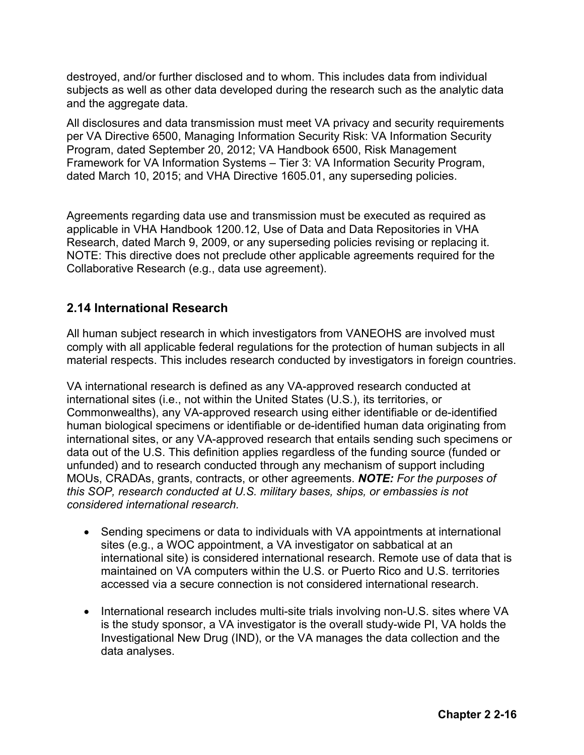destroyed, and/or further disclosed and to whom. This includes data from individual subjects as well as other data developed during the research such as the analytic data and the aggregate data.

All disclosures and data transmission must meet VA privacy and security requirements per VA Directive 6500, Managing Information Security Risk: VA Information Security Program, dated September 20, 2012; VA Handbook 6500, Risk Management Framework for VA Information Systems – Tier 3: VA Information Security Program, dated March 10, 2015; and VHA Directive 1605.01, any superseding policies.

Agreements regarding data use and transmission must be executed as required as applicable in VHA Handbook 1200.12, Use of Data and Data Repositories in VHA Research, dated March 9, 2009, or any superseding policies revising or replacing it. NOTE: This directive does not preclude other applicable agreements required for the Collaborative Research (e.g., data use agreement).

## 2.14 International Research

All human subject research in which investigators from VANEOHS are involved must comply with all applicable federal regulations for the protection of human subjects in all material respects. This includes research conducted by investigators in foreign countries.

VA international research is defined as any VA-approved research conducted at international sites (i.e., not within the United States (U.S.), its territories, or Commonwealths), any VA-approved research using either identifiable or de-identified human biological specimens or identifiable or de-identified human data originating from international sites, or any VA-approved research that entails sending such specimens or data out of the U.S. This definition applies regardless of the funding source (funded or unfunded) and to research conducted through any mechanism of support including MOUs, CRADAs, grants, contracts, or other agreements. ***NOTE:*** *For the purposes of this SOP, research conducted at U.S. military bases, ships, or embassies is not considered international research.*

- Sending specimens or data to individuals with VA appointments at international sites (e.g., a WOC appointment, a VA investigator on sabbatical at an international site) is considered international research. Remote use of data that is maintained on VA computers within the U.S. or Puerto Rico and U.S. territories accessed via a secure connection is not considered international research.

- International research includes multi-site trials involving non-U.S. sites where VA is the study sponsor, a VA investigator is the overall study-wide PI, VA holds the Investigational New Drug (IND), or the VA manages the data collection and the data analyses.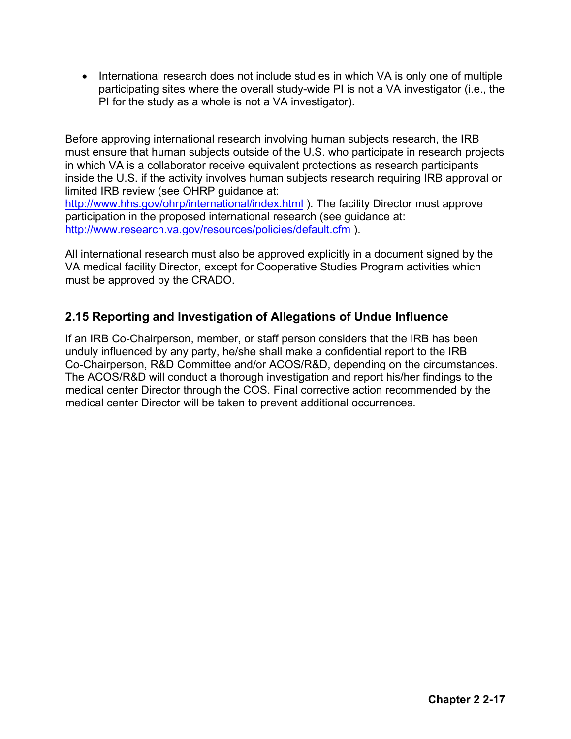- International research does not include studies in which VA is only one of multiple participating sites where the overall study-wide PI is not a VA investigator (i.e., the PI for the study as a whole is not a VA investigator).

Before approving international research involving human subjects research, the IRB must ensure that human subjects outside of the U.S. who participate in research projects in which VA is a collaborator receive equivalent protections as research participants inside the U.S. if the activity involves human subjects research requiring IRB approval or limited IRB review (see OHRP guidance at: http://www.hhs.gov/ohrp/international/index.html ). The facility Director must approve participation in the proposed international research (see guidance at: http://www.research.va.gov/resources/policies/default.cfm ).

All international research must also be approved explicitly in a document signed by the VA medical facility Director, except for Cooperative Studies Program activities which must be approved by the CRADO.

## 2.15 Reporting and Investigation of Allegations of Undue Influence

If an IRB Co-Chairperson, member, or staff person considers that the IRB has been unduly influenced by any party, he/she shall make a confidential report to the IRB Co-Chairperson, R&D Committee and/or ACOS/R&D, depending on the circumstances. The ACOS/R&D will conduct a thorough investigation and report his/her findings to the medical center Director through the COS. Final corrective action recommended by the medical center Director will be taken to prevent additional occurrences.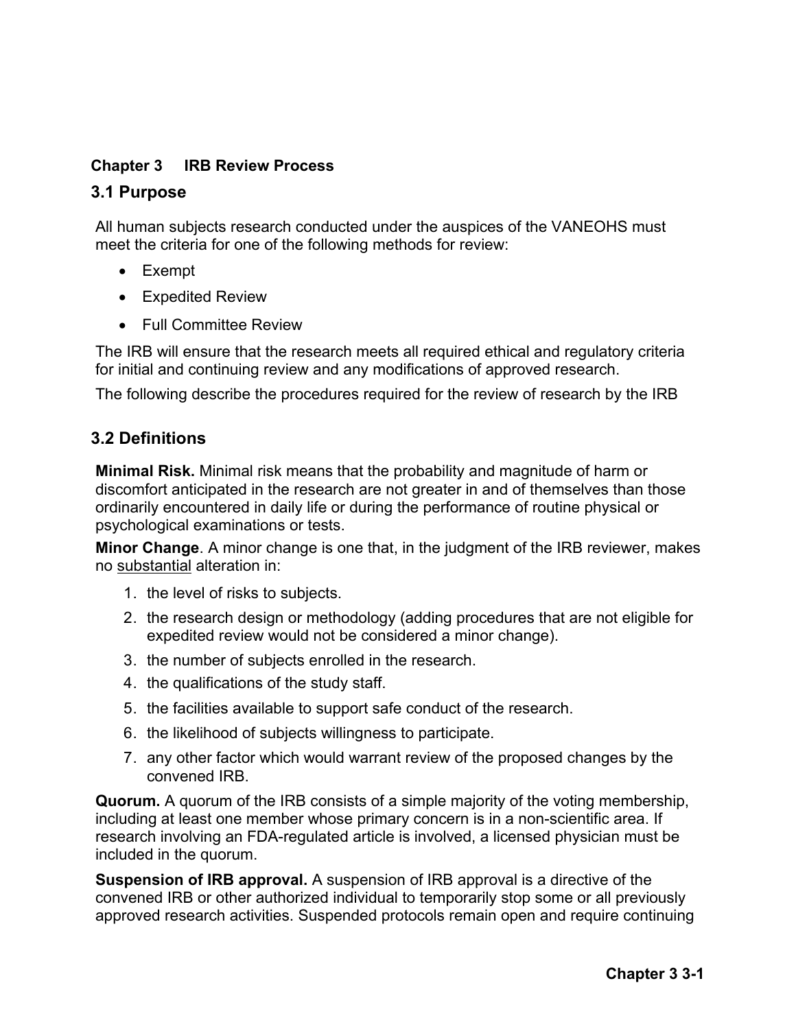**Chapter 3 IRB Review Process**

## 3.1 Purpose

All human subjects research conducted under the auspices of the VANEOHS must meet the criteria for one of the following methods for review:

- Exempt
- Expedited Review
- Full Committee Review

The IRB will ensure that the research meets all required ethical and regulatory criteria for initial and continuing review and any modifications of approved research.

The following describe the procedures required for the review of research by the IRB

## 3.2 Definitions

**Minimal Risk.** Minimal risk means that the probability and magnitude of harm or discomfort anticipated in the research are not greater in and of themselves than those ordinarily encountered in daily life or during the performance of routine physical or psychological examinations or tests.

**Minor Change**. A minor change is one that, in the judgment of the IRB reviewer, makes no <u>substantial</u> alteration in:

1. the level of risks to subjects.
2. the research design or methodology (adding procedures that are not eligible for expedited review would not be considered a minor change).
3. the number of subjects enrolled in the research.
4. the qualifications of the study staff.
5. the facilities available to support safe conduct of the research.
6. the likelihood of subjects willingness to participate.
7. any other factor which would warrant review of the proposed changes by the convened IRB.

**Quorum.** A quorum of the IRB consists of a simple majority of the voting membership, including at least one member whose primary concern is in a non-scientific area. If research involving an FDA-regulated article is involved, a licensed physician must be included in the quorum.

**Suspension of IRB approval.** A suspension of IRB approval is a directive of the convened IRB or other authorized individual to temporarily stop some or all previously approved research activities. Suspended protocols remain open and require continuing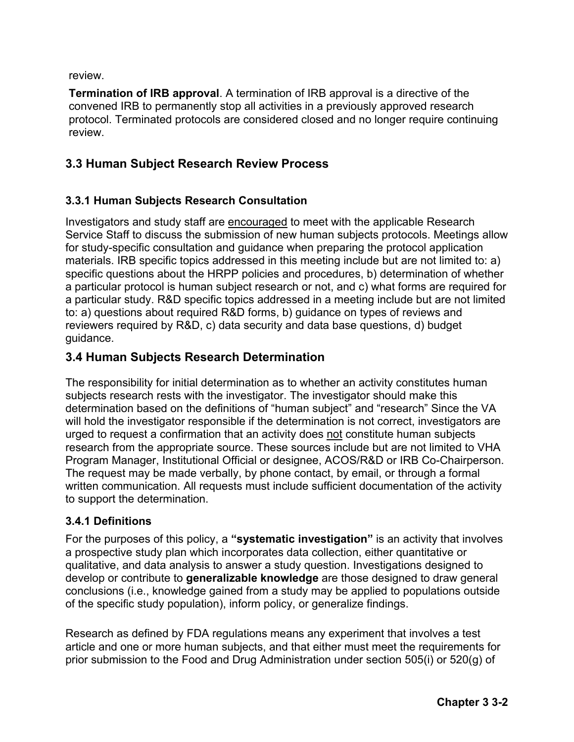review.

**Termination of IRB approval**. A termination of IRB approval is a directive of the convened IRB to permanently stop all activities in a previously approved research protocol. Terminated protocols are considered closed and no longer require continuing review.

## 3.3 Human Subject Research Review Process

### 3.3.1 Human Subjects Research Consultation

Investigators and study staff are <u>encouraged</u> to meet with the applicable Research Service Staff to discuss the submission of new human subjects protocols. Meetings allow for study-specific consultation and guidance when preparing the protocol application materials. IRB specific topics addressed in this meeting include but are not limited to: a) specific questions about the HRPP policies and procedures, b) determination of whether a particular protocol is human subject research or not, and c) what forms are required for a particular study. R&D specific topics addressed in a meeting include but are not limited to: a) questions about required R&D forms, b) guidance on types of reviews and reviewers required by R&D, c) data security and data base questions, d) budget guidance.

## 3.4 Human Subjects Research Determination

The responsibility for initial determination as to whether an activity constitutes human subjects research rests with the investigator. The investigator should make this determination based on the definitions of "human subject" and "research" Since the VA will hold the investigator responsible if the determination is not correct, investigators are urged to request a confirmation that an activity does <u>not</u> constitute human subjects research from the appropriate source. These sources include but are not limited to VHA Program Manager, Institutional Official or designee, ACOS/R&D or IRB Co-Chairperson. The request may be made verbally, by phone contact, by email, or through a formal written communication. All requests must include sufficient documentation of the activity to support the determination.

### 3.4.1 Definitions

For the purposes of this policy, a **"systematic investigation"** is an activity that involves a prospective study plan which incorporates data collection, either quantitative or qualitative, and data analysis to answer a study question. Investigations designed to develop or contribute to **generalizable knowledge** are those designed to draw general conclusions (i.e., knowledge gained from a study may be applied to populations outside of the specific study population), inform policy, or generalize findings.

Research as defined by FDA regulations means any experiment that involves a test article and one or more human subjects, and that either must meet the requirements for prior submission to the Food and Drug Administration under section 505(i) or 520(g) of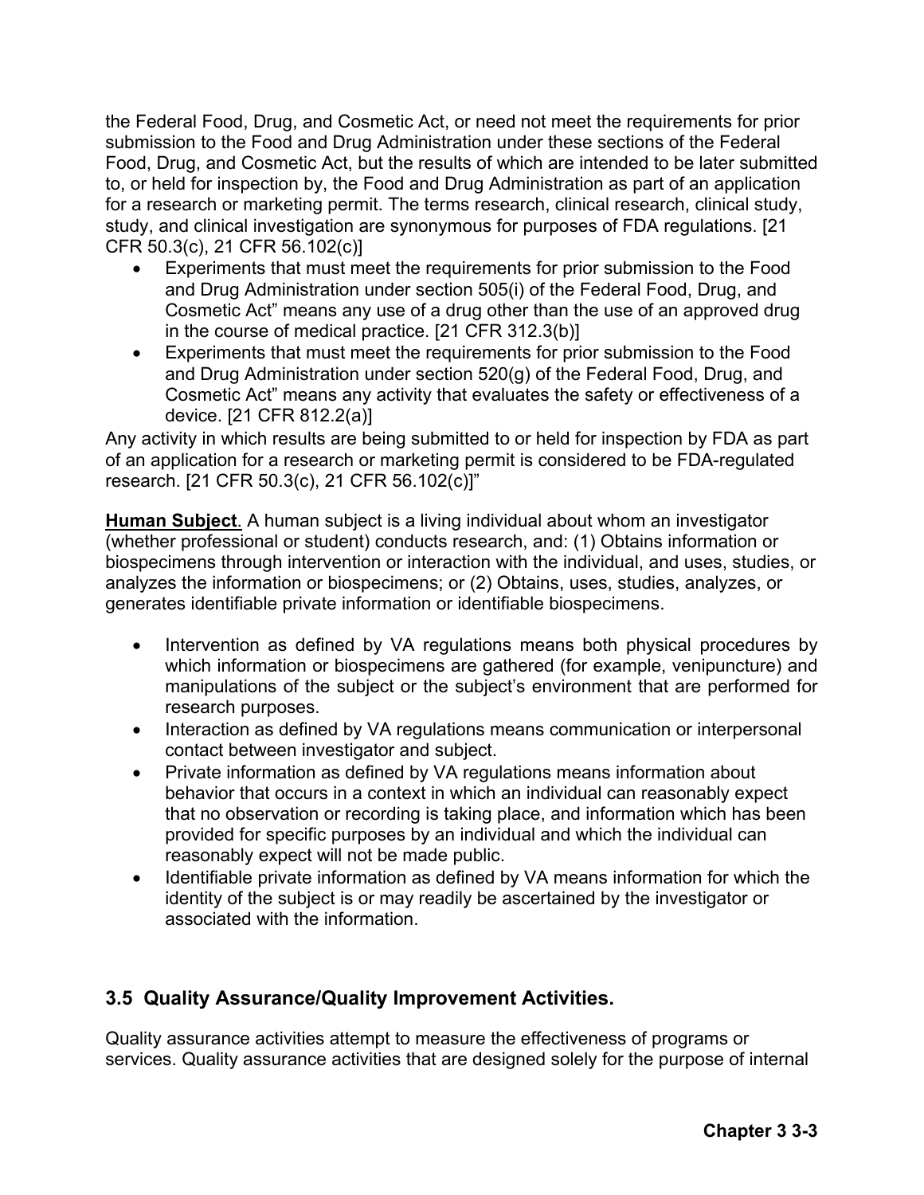the Federal Food, Drug, and Cosmetic Act, or need not meet the requirements for prior submission to the Food and Drug Administration under these sections of the Federal Food, Drug, and Cosmetic Act, but the results of which are intended to be later submitted to, or held for inspection by, the Food and Drug Administration as part of an application for a research or marketing permit. The terms research, clinical research, clinical study, study, and clinical investigation are synonymous for purposes of FDA regulations. [21 CFR 50.3(c), 21 CFR 56.102(c)]

- Experiments that must meet the requirements for prior submission to the Food and Drug Administration under section 505(i) of the Federal Food, Drug, and Cosmetic Act" means any use of a drug other than the use of an approved drug in the course of medical practice. [21 CFR 312.3(b)]
- Experiments that must meet the requirements for prior submission to the Food and Drug Administration under section 520(g) of the Federal Food, Drug, and Cosmetic Act" means any activity that evaluates the safety or effectiveness of a device. [21 CFR 812.2(a)]

Any activity in which results are being submitted to or held for inspection by FDA as part of an application for a research or marketing permit is considered to be FDA-regulated research. [21 CFR 50.3(c), 21 CFR 56.102(c)]"

**Human Subject**. A human subject is a living individual about whom an investigator (whether professional or student) conducts research, and: (1) Obtains information or biospecimens through intervention or interaction with the individual, and uses, studies, or analyzes the information or biospecimens; or (2) Obtains, uses, studies, analyzes, or generates identifiable private information or identifiable biospecimens.

- Intervention as defined by VA regulations means both physical procedures by which information or biospecimens are gathered (for example, venipuncture) and manipulations of the subject or the subject's environment that are performed for research purposes.
- Interaction as defined by VA regulations means communication or interpersonal contact between investigator and subject.
- Private information as defined by VA regulations means information about behavior that occurs in a context in which an individual can reasonably expect that no observation or recording is taking place, and information which has been provided for specific purposes by an individual and which the individual can reasonably expect will not be made public.
- Identifiable private information as defined by VA means information for which the identity of the subject is or may readily be ascertained by the investigator or associated with the information.

### 3.5 Quality Assurance/Quality Improvement Activities.

Quality assurance activities attempt to measure the effectiveness of programs or services. Quality assurance activities that are designed solely for the purpose of internal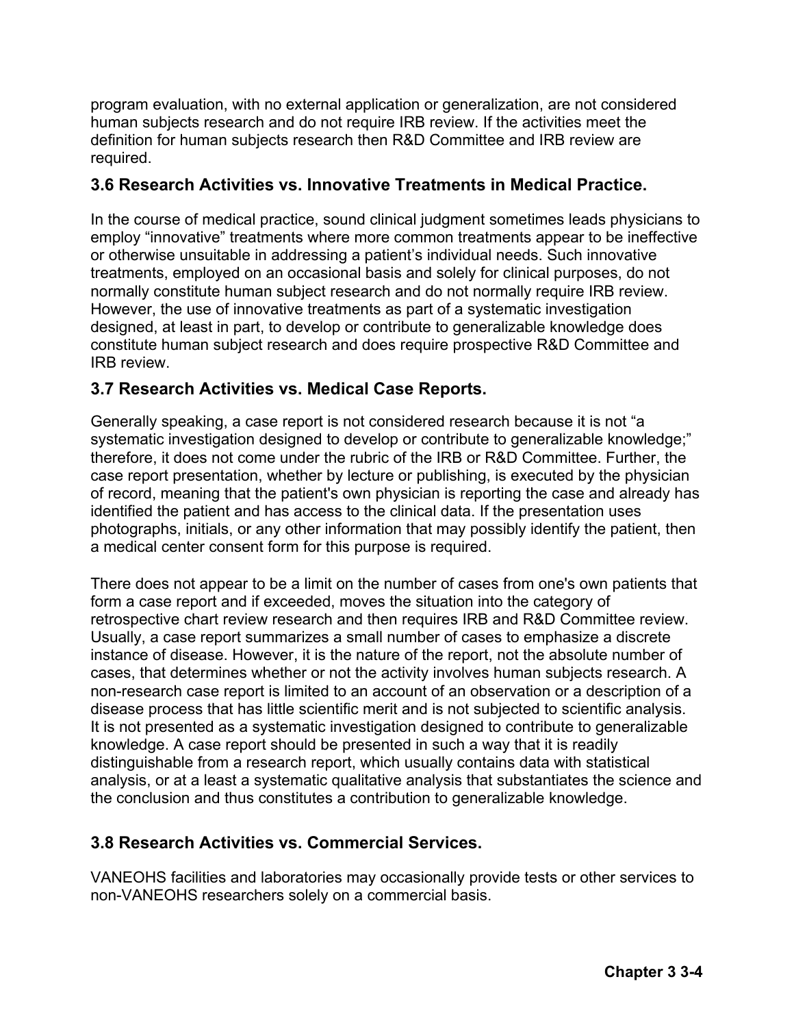program evaluation, with no external application or generalization, are not considered human subjects research and do not require IRB review. If the activities meet the definition for human subjects research then R&D Committee and IRB review are required.

### 3.6 Research Activities vs. Innovative Treatments in Medical Practice.

In the course of medical practice, sound clinical judgment sometimes leads physicians to employ "innovative" treatments where more common treatments appear to be ineffective or otherwise unsuitable in addressing a patient's individual needs. Such innovative treatments, employed on an occasional basis and solely for clinical purposes, do not normally constitute human subject research and do not normally require IRB review. However, the use of innovative treatments as part of a systematic investigation designed, at least in part, to develop or contribute to generalizable knowledge does constitute human subject research and does require prospective R&D Committee and IRB review.

### 3.7 Research Activities vs. Medical Case Reports.

Generally speaking, a case report is not considered research because it is not "a systematic investigation designed to develop or contribute to generalizable knowledge;" therefore, it does not come under the rubric of the IRB or R&D Committee. Further, the case report presentation, whether by lecture or publishing, is executed by the physician of record, meaning that the patient's own physician is reporting the case and already has identified the patient and has access to the clinical data. If the presentation uses photographs, initials, or any other information that may possibly identify the patient, then a medical center consent form for this purpose is required.

There does not appear to be a limit on the number of cases from one's own patients that form a case report and if exceeded, moves the situation into the category of retrospective chart review research and then requires IRB and R&D Committee review. Usually, a case report summarizes a small number of cases to emphasize a discrete instance of disease. However, it is the nature of the report, not the absolute number of cases, that determines whether or not the activity involves human subjects research. A non-research case report is limited to an account of an observation or a description of a disease process that has little scientific merit and is not subjected to scientific analysis. It is not presented as a systematic investigation designed to contribute to generalizable knowledge. A case report should be presented in such a way that it is readily distinguishable from a research report, which usually contains data with statistical analysis, or at a least a systematic qualitative analysis that substantiates the science and the conclusion and thus constitutes a contribution to generalizable knowledge.

### 3.8 Research Activities vs. Commercial Services.

VANEOHS facilities and laboratories may occasionally provide tests or other services to non-VANEOHS researchers solely on a commercial basis.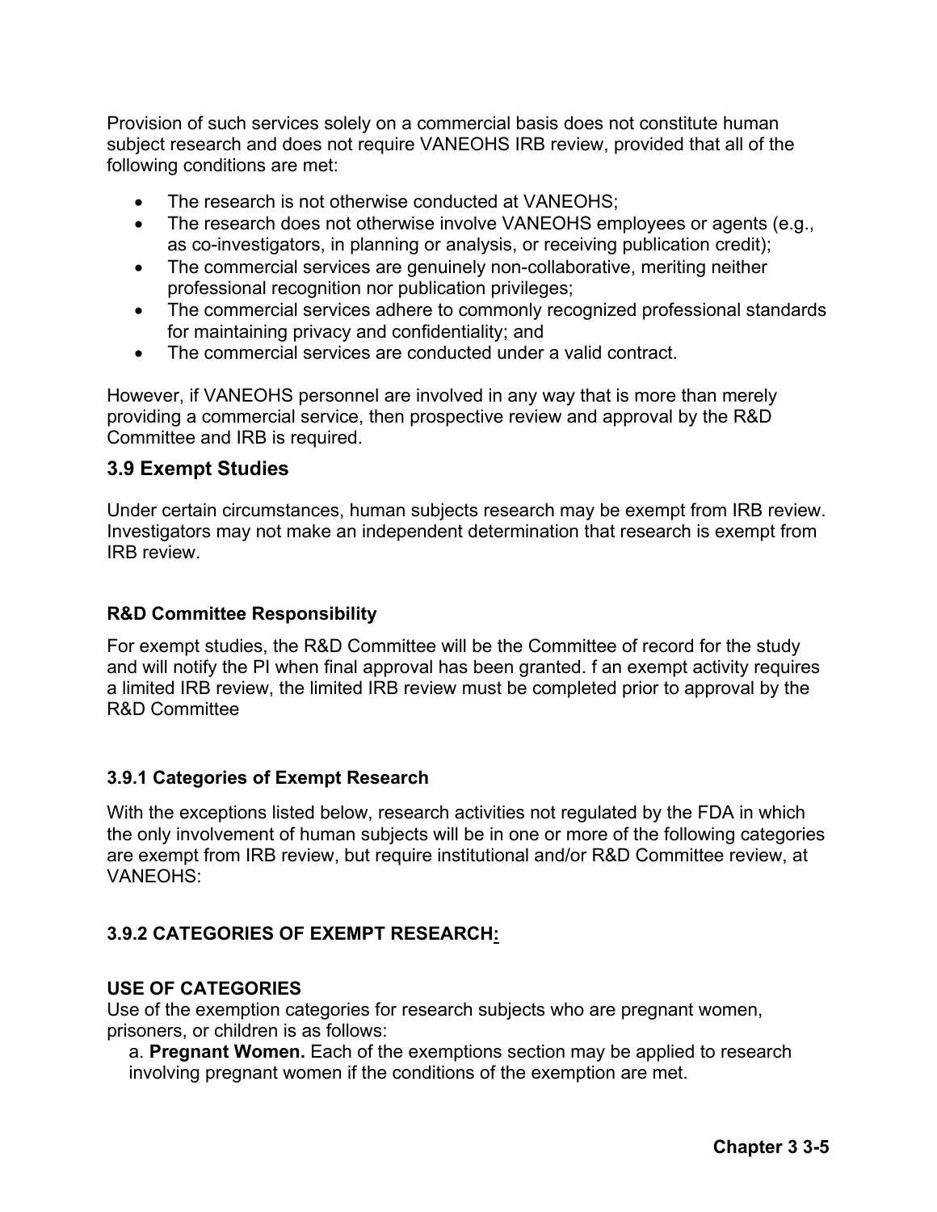Provision of such services solely on a commercial basis does not constitute human subject research and does not require VANEOHS IRB review, provided that all of the following conditions are met:

- The research is not otherwise conducted at VANEOHS;
- The research does not otherwise involve VANEOHS employees or agents (e.g., as co-investigators, in planning or analysis, or receiving publication credit);
- The commercial services are genuinely non-collaborative, meriting neither professional recognition nor publication privileges;
- The commercial services adhere to commonly recognized professional standards for maintaining privacy and confidentiality; and
- The commercial services are conducted under a valid contract.

However, if VANEOHS personnel are involved in any way that is more than merely providing a commercial service, then prospective review and approval by the R&D Committee and IRB is required.

## 3.9 Exempt Studies

Under certain circumstances, human subjects research may be exempt from IRB review. Investigators may not make an independent determination that research is exempt from IRB review.

#### R&D Committee Responsibility

For exempt studies, the R&D Committee will be the Committee of record for the study and will notify the PI when final approval has been granted. f an exempt activity requires a limited IRB review, the limited IRB review must be completed prior to approval by the R&D Committee

### 3.9.1 Categories of Exempt Research

With the exceptions listed below, research activities not regulated by the FDA in which the only involvement of human subjects will be in one or more of the following categories are exempt from IRB review, but require institutional and/or R&D Committee review, at VANEOHS:

### 3.9.2 CATEGORIES OF EXEMPT RESEARCH:

#### USE OF CATEGORIES

Use of the exemption categories for research subjects who are pregnant women, prisoners, or children is as follows:

a. **Pregnant Women.** Each of the exemptions section may be applied to research involving pregnant women if the conditions of the exemption are met.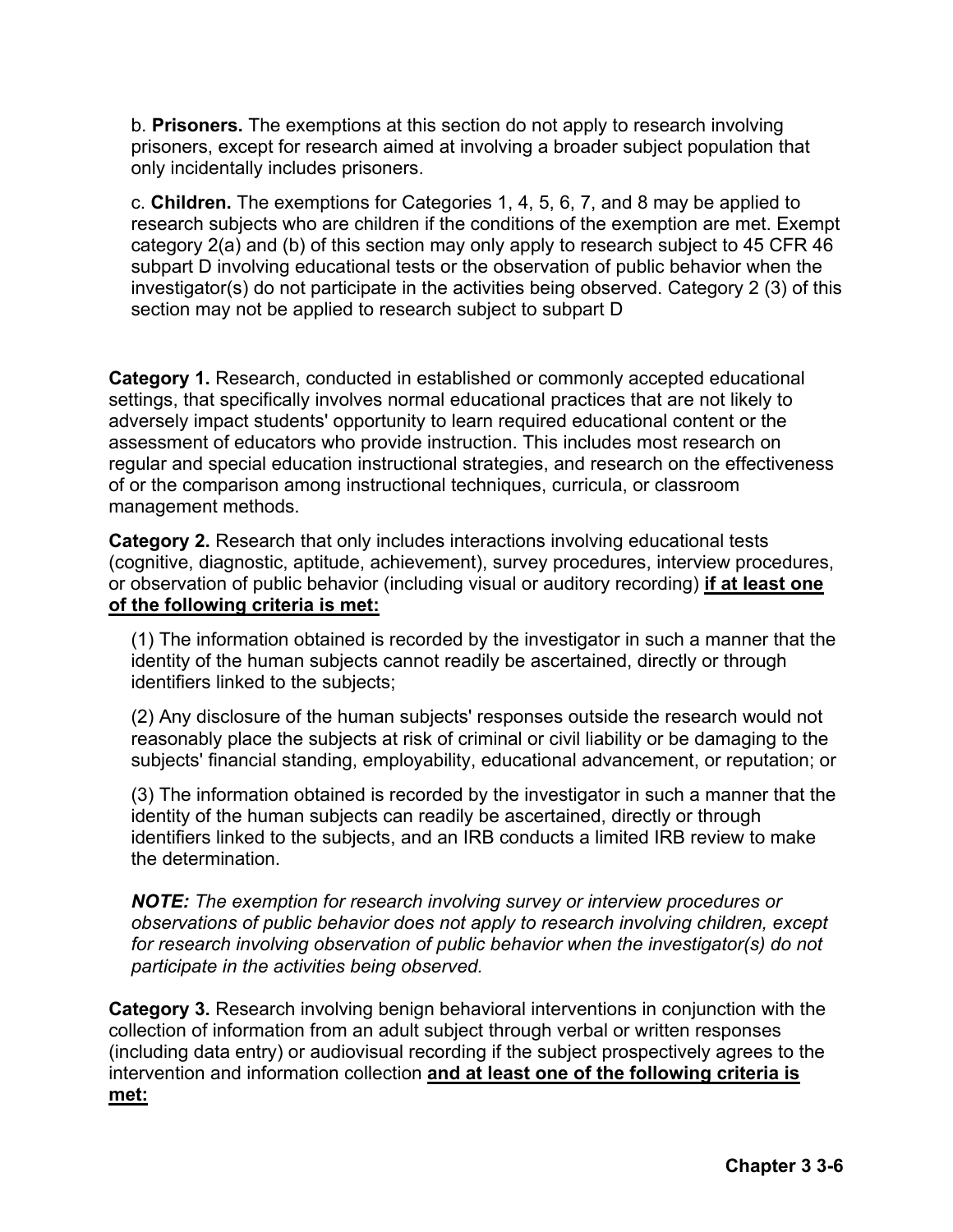b. **Prisoners.** The exemptions at this section do not apply to research involving prisoners, except for research aimed at involving a broader subject population that only incidentally includes prisoners.

c. **Children.** The exemptions for Categories 1, 4, 5, 6, 7, and 8 may be applied to research subjects who are children if the conditions of the exemption are met. Exempt category 2(a) and (b) of this section may only apply to research subject to 45 CFR 46 subpart D involving educational tests or the observation of public behavior when the investigator(s) do not participate in the activities being observed. Category 2 (3) of this section may not be applied to research subject to subpart D

**Category 1.** Research, conducted in established or commonly accepted educational settings, that specifically involves normal educational practices that are not likely to adversely impact students' opportunity to learn required educational content or the assessment of educators who provide instruction. This includes most research on regular and special education instructional strategies, and research on the effectiveness of or the comparison among instructional techniques, curricula, or classroom management methods.

**Category 2.** Research that only includes interactions involving educational tests (cognitive, diagnostic, aptitude, achievement), survey procedures, interview procedures, or observation of public behavior (including visual or auditory recording) **<u>if at least one of the following criteria is met:</u>**

(1) The information obtained is recorded by the investigator in such a manner that the identity of the human subjects cannot readily be ascertained, directly or through identifiers linked to the subjects;

(2) Any disclosure of the human subjects' responses outside the research would not reasonably place the subjects at risk of criminal or civil liability or be damaging to the subjects' financial standing, employability, educational advancement, or reputation; or

(3) The information obtained is recorded by the investigator in such a manner that the identity of the human subjects can readily be ascertained, directly or through identifiers linked to the subjects, and an IRB conducts a limited IRB review to make the determination.

***NOTE:*** *The exemption for research involving survey or interview procedures or observations of public behavior does not apply to research involving children, except for research involving observation of public behavior when the investigator(s) do not participate in the activities being observed.*

**Category 3.** Research involving benign behavioral interventions in conjunction with the collection of information from an adult subject through verbal or written responses (including data entry) or audiovisual recording if the subject prospectively agrees to the intervention and information collection **<u>and at least one of the following criteria is met:</u>**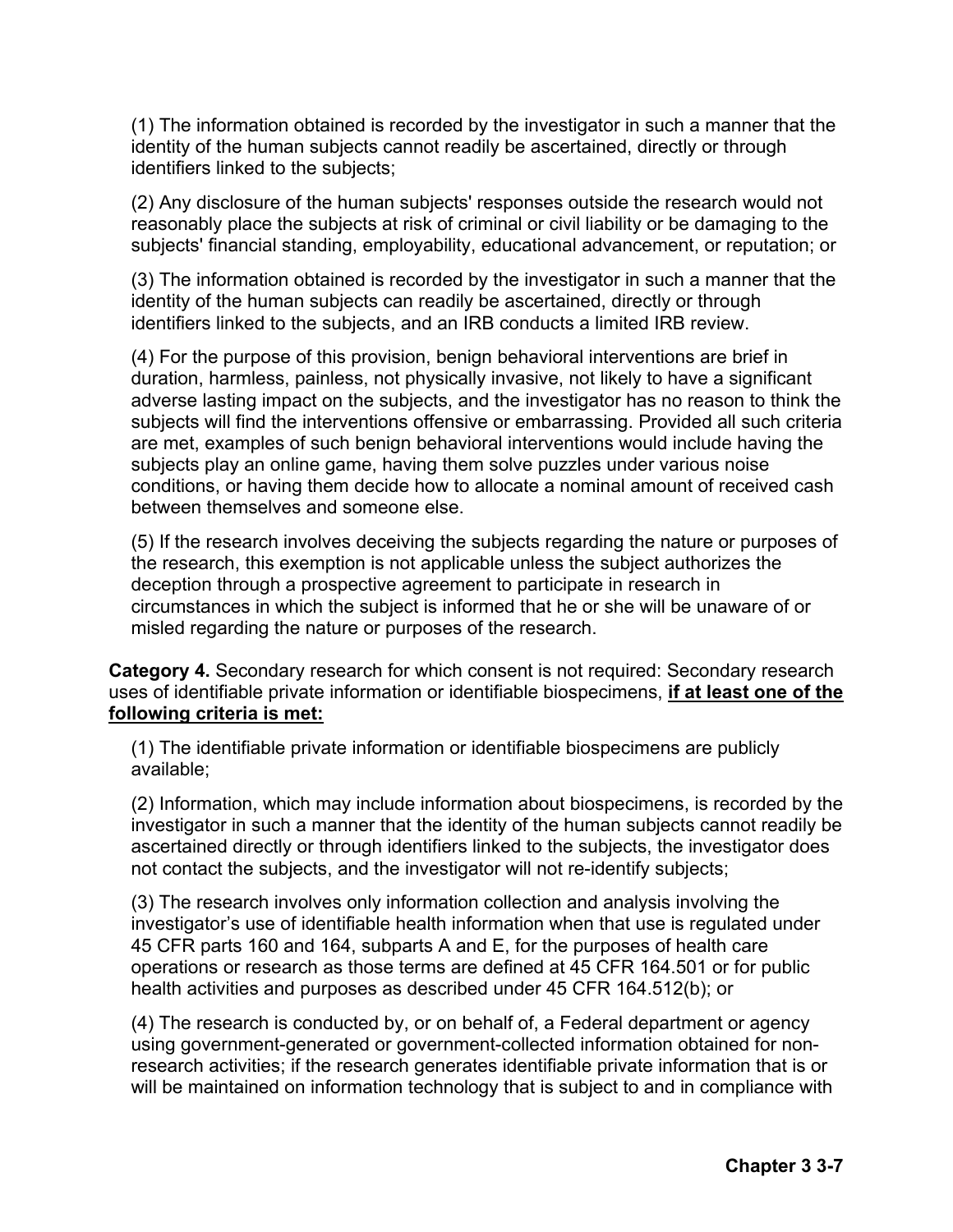(1) The information obtained is recorded by the investigator in such a manner that the identity of the human subjects cannot readily be ascertained, directly or through identifiers linked to the subjects;

(2) Any disclosure of the human subjects' responses outside the research would not reasonably place the subjects at risk of criminal or civil liability or be damaging to the subjects' financial standing, employability, educational advancement, or reputation; or

(3) The information obtained is recorded by the investigator in such a manner that the identity of the human subjects can readily be ascertained, directly or through identifiers linked to the subjects, and an IRB conducts a limited IRB review.

(4) For the purpose of this provision, benign behavioral interventions are brief in duration, harmless, painless, not physically invasive, not likely to have a significant adverse lasting impact on the subjects, and the investigator has no reason to think the subjects will find the interventions offensive or embarrassing. Provided all such criteria are met, examples of such benign behavioral interventions would include having the subjects play an online game, having them solve puzzles under various noise conditions, or having them decide how to allocate a nominal amount of received cash between themselves and someone else.

(5) If the research involves deceiving the subjects regarding the nature or purposes of the research, this exemption is not applicable unless the subject authorizes the deception through a prospective agreement to participate in research in circumstances in which the subject is informed that he or she will be unaware of or misled regarding the nature or purposes of the research.

**Category 4.** Secondary research for which consent is not required: Secondary research uses of identifiable private information or identifiable biospecimens, **<u>if at least one of the following criteria is met:</u>**

(1) The identifiable private information or identifiable biospecimens are publicly available;

(2) Information, which may include information about biospecimens, is recorded by the investigator in such a manner that the identity of the human subjects cannot readily be ascertained directly or through identifiers linked to the subjects, the investigator does not contact the subjects, and the investigator will not re-identify subjects;

(3) The research involves only information collection and analysis involving the investigator's use of identifiable health information when that use is regulated under 45 CFR parts 160 and 164, subparts A and E, for the purposes of health care operations or research as those terms are defined at 45 CFR 164.501 or for public health activities and purposes as described under 45 CFR 164.512(b); or

(4) The research is conducted by, or on behalf of, a Federal department or agency using government-generated or government-collected information obtained for non-research activities; if the research generates identifiable private information that is or will be maintained on information technology that is subject to and in compliance with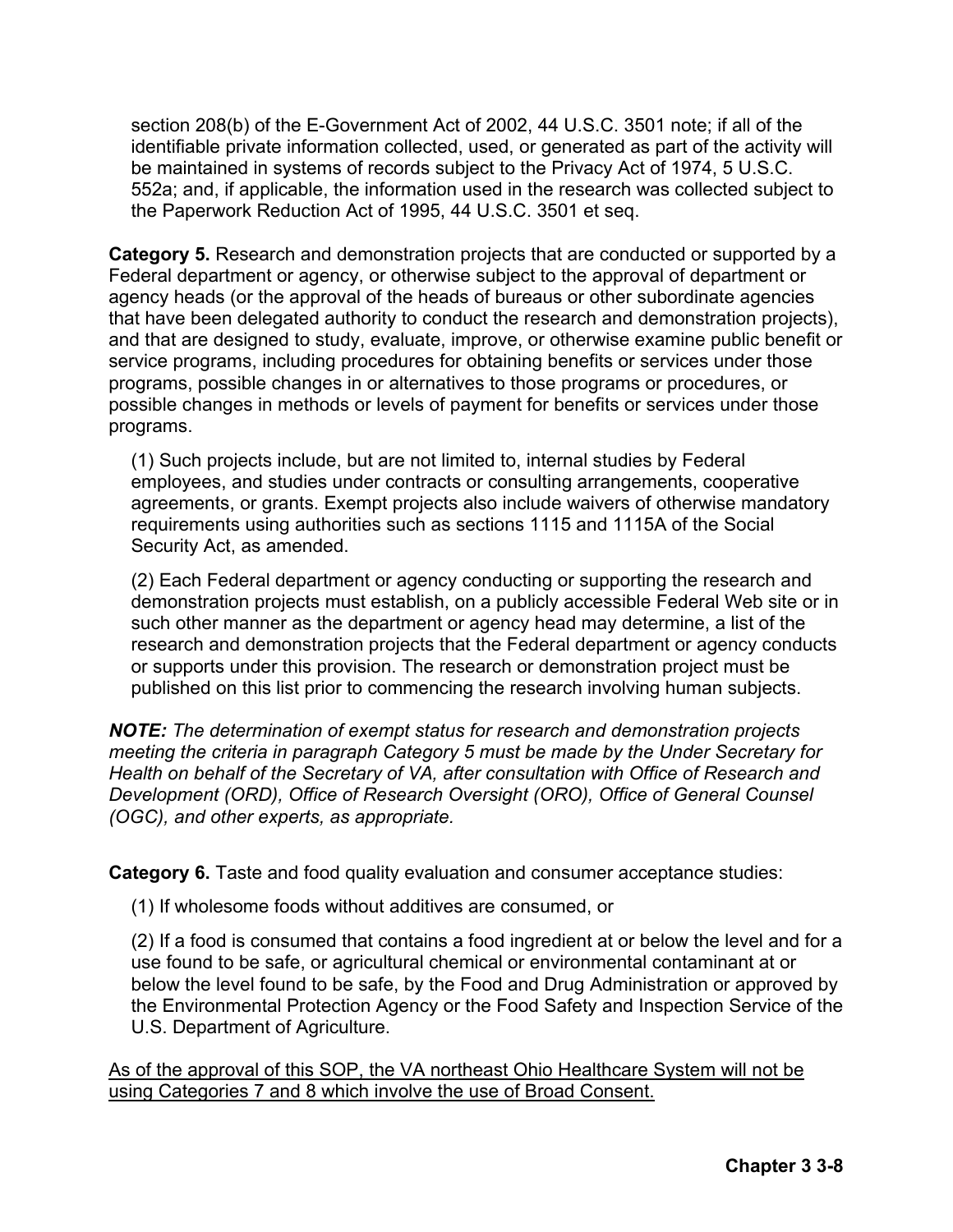section 208(b) of the E-Government Act of 2002, 44 U.S.C. 3501 note; if all of the identifiable private information collected, used, or generated as part of the activity will be maintained in systems of records subject to the Privacy Act of 1974, 5 U.S.C. 552a; and, if applicable, the information used in the research was collected subject to the Paperwork Reduction Act of 1995, 44 U.S.C. 3501 et seq.

**Category 5.** Research and demonstration projects that are conducted or supported by a Federal department or agency, or otherwise subject to the approval of department or agency heads (or the approval of the heads of bureaus or other subordinate agencies that have been delegated authority to conduct the research and demonstration projects), and that are designed to study, evaluate, improve, or otherwise examine public benefit or service programs, including procedures for obtaining benefits or services under those programs, possible changes in or alternatives to those programs or procedures, or possible changes in methods or levels of payment for benefits or services under those programs.

(1) Such projects include, but are not limited to, internal studies by Federal employees, and studies under contracts or consulting arrangements, cooperative agreements, or grants. Exempt projects also include waivers of otherwise mandatory requirements using authorities such as sections 1115 and 1115A of the Social Security Act, as amended.

(2) Each Federal department or agency conducting or supporting the research and demonstration projects must establish, on a publicly accessible Federal Web site or in such other manner as the department or agency head may determine, a list of the research and demonstration projects that the Federal department or agency conducts or supports under this provision. The research or demonstration project must be published on this list prior to commencing the research involving human subjects.

***NOTE:*** *The determination of exempt status for research and demonstration projects meeting the criteria in paragraph Category 5 must be made by the Under Secretary for Health on behalf of the Secretary of VA, after consultation with Office of Research and Development (ORD), Office of Research Oversight (ORO), Office of General Counsel (OGC), and other experts, as appropriate.*

**Category 6.** Taste and food quality evaluation and consumer acceptance studies:

(1) If wholesome foods without additives are consumed, or

(2) If a food is consumed that contains a food ingredient at or below the level and for a use found to be safe, or agricultural chemical or environmental contaminant at or below the level found to be safe, by the Food and Drug Administration or approved by the Environmental Protection Agency or the Food Safety and Inspection Service of the U.S. Department of Agriculture.

<u>As of the approval of this SOP, the VA northeast Ohio Healthcare System will not be using Categories 7 and 8 which involve the use of Broad Consent.</u>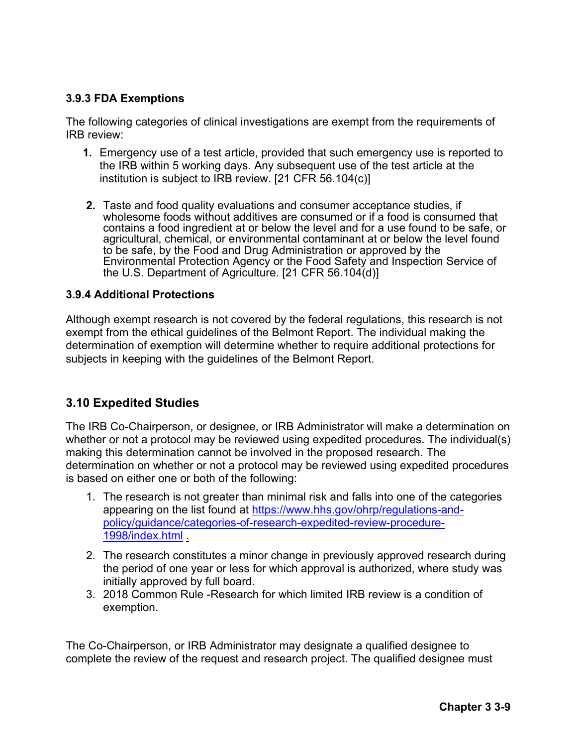### 3.9.3 FDA Exemptions

The following categories of clinical investigations are exempt from the requirements of IRB review:

1. Emergency use of a test article, provided that such emergency use is reported to the IRB within 5 working days. Any subsequent use of the test article at the institution is subject to IRB review. [21 CFR 56.104(c)]

2. Taste and food quality evaluations and consumer acceptance studies, if wholesome foods without additives are consumed or if a food is consumed that contains a food ingredient at or below the level and for a use found to be safe, or agricultural, chemical, or environmental contaminant at or below the level found to be safe, by the Food and Drug Administration or approved by the Environmental Protection Agency or the Food Safety and Inspection Service of the U.S. Department of Agriculture. [21 CFR 56.104(d)]

### 3.9.4 Additional Protections

Although exempt research is not covered by the federal regulations, this research is not exempt from the ethical guidelines of the Belmont Report. The individual making the determination of exemption will determine whether to require additional protections for subjects in keeping with the guidelines of the Belmont Report.

## 3.10 Expedited Studies

The IRB Co-Chairperson, or designee, or IRB Administrator will make a determination on whether or not a protocol may be reviewed using expedited procedures. The individual(s) making this determination cannot be involved in the proposed research. The determination on whether or not a protocol may be reviewed using expedited procedures is based on either one or both of the following:

1. The research is not greater than minimal risk and falls into one of the categories appearing on the list found at [https://www.hhs.gov/ohrp/regulations-and-policy/guidance/categories-of-research-expedited-review-procedure-1998/index.html](https://www.hhs.gov/ohrp/regulations-and-policy/guidance/categories-of-research-expedited-review-procedure-1998/index.html) .
2. The research constitutes a minor change in previously approved research during the period of one year or less for which approval is authorized, where study was initially approved by full board.
3. 2018 Common Rule -Research for which limited IRB review is a condition of exemption.

The Co-Chairperson, or IRB Administrator may designate a qualified designee to complete the review of the request and research project. The qualified designee must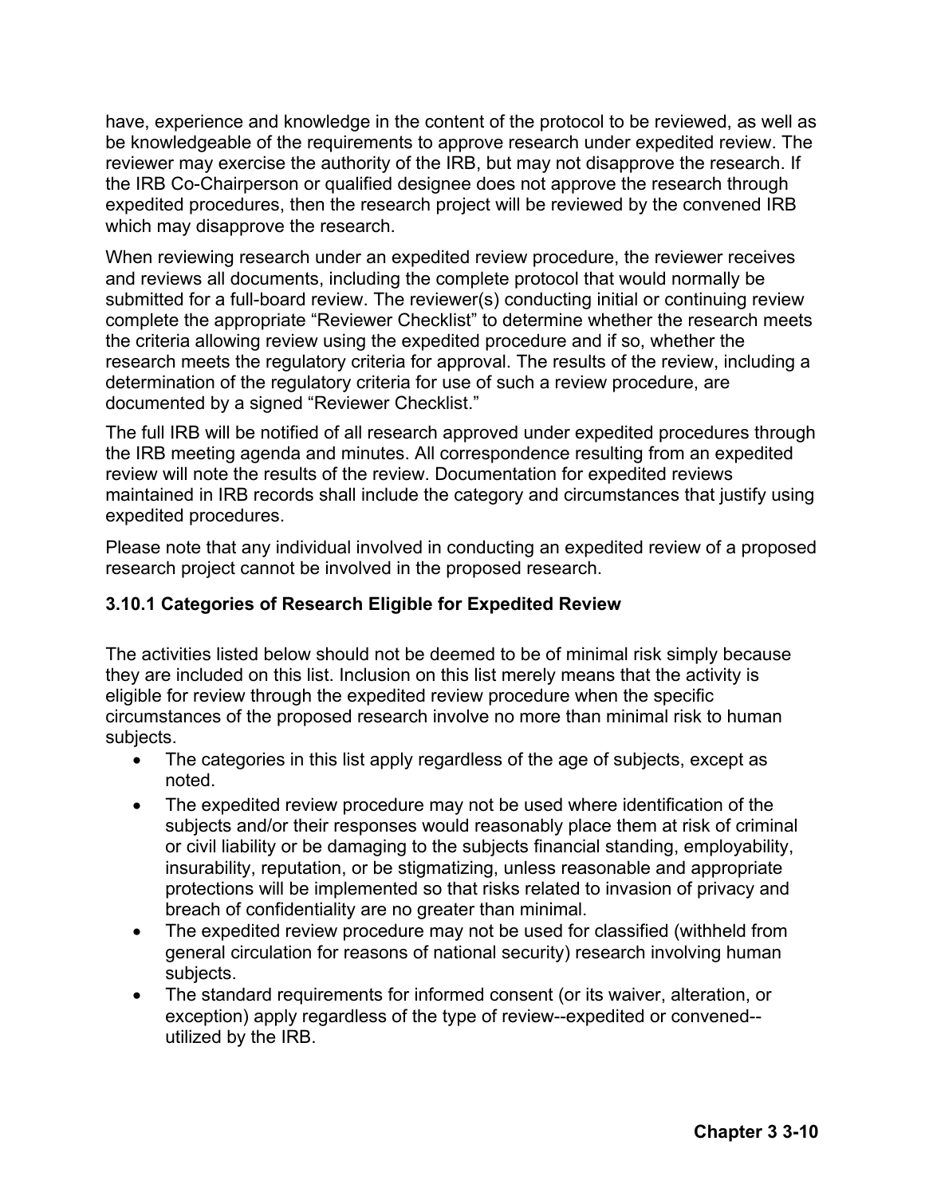have, experience and knowledge in the content of the protocol to be reviewed, as well as be knowledgeable of the requirements to approve research under expedited review. The reviewer may exercise the authority of the IRB, but may not disapprove the research. If the IRB Co-Chairperson or qualified designee does not approve the research through expedited procedures, then the research project will be reviewed by the convened IRB which may disapprove the research.

When reviewing research under an expedited review procedure, the reviewer receives and reviews all documents, including the complete protocol that would normally be submitted for a full-board review. The reviewer(s) conducting initial or continuing review complete the appropriate "Reviewer Checklist" to determine whether the research meets the criteria allowing review using the expedited procedure and if so, whether the research meets the regulatory criteria for approval. The results of the review, including a determination of the regulatory criteria for use of such a review procedure, are documented by a signed "Reviewer Checklist."

The full IRB will be notified of all research approved under expedited procedures through the IRB meeting agenda and minutes. All correspondence resulting from an expedited review will note the results of the review. Documentation for expedited reviews maintained in IRB records shall include the category and circumstances that justify using expedited procedures.

Please note that any individual involved in conducting an expedited review of a proposed research project cannot be involved in the proposed research.

### 3.10.1 Categories of Research Eligible for Expedited Review

The activities listed below should not be deemed to be of minimal risk simply because they are included on this list. Inclusion on this list merely means that the activity is eligible for review through the expedited review procedure when the specific circumstances of the proposed research involve no more than minimal risk to human subjects.

- The categories in this list apply regardless of the age of subjects, except as noted.
- The expedited review procedure may not be used where identification of the subjects and/or their responses would reasonably place them at risk of criminal or civil liability or be damaging to the subjects financial standing, employability, insurability, reputation, or be stigmatizing, unless reasonable and appropriate protections will be implemented so that risks related to invasion of privacy and breach of confidentiality are no greater than minimal.
- The expedited review procedure may not be used for classified (withheld from general circulation for reasons of national security) research involving human subjects.
- The standard requirements for informed consent (or its waiver, alteration, or exception) apply regardless of the type of review--expedited or convened--utilized by the IRB.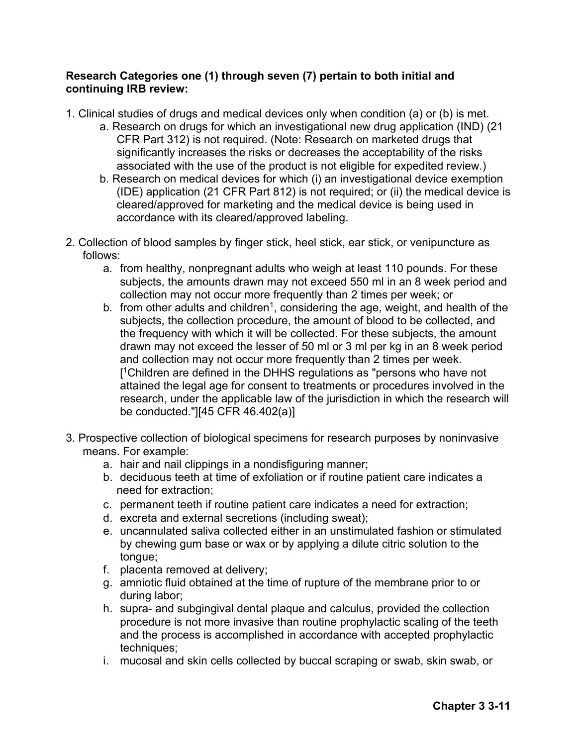**Research Categories one (1) through seven (7) pertain to both initial and continuing IRB review:**

1. Clinical studies of drugs and medical devices only when condition (a) or (b) is met.
    a. Research on drugs for which an investigational new drug application (IND) (21 CFR Part 312) is not required. (Note: Research on marketed drugs that significantly increases the risks or decreases the acceptability of the risks associated with the use of the product is not eligible for expedited review.)
    b. Research on medical devices for which (i) an investigational device exemption (IDE) application (21 CFR Part 812) is not required; or (ii) the medical device is cleared/approved for marketing and the medical device is being used in accordance with its cleared/approved labeling.

2. Collection of blood samples by finger stick, heel stick, ear stick, or venipuncture as follows:
    a. from healthy, nonpregnant adults who weigh at least 110 pounds. For these subjects, the amounts drawn may not exceed 550 ml in an 8 week period and collection may not occur more frequently than 2 times per week; or
    b. from other adults and children[1], considering the age, weight, and health of the subjects, the collection procedure, the amount of blood to be collected, and the frequency with which it will be collected. For these subjects, the amount drawn may not exceed the lesser of 50 ml or 3 ml per kg in an 8 week period and collection may not occur more frequently than 2 times per week. [[1]Children are defined in the DHHS regulations as "persons who have not attained the legal age for consent to treatments or procedures involved in the research, under the applicable law of the jurisdiction in which the research will be conducted."][45 CFR 46.402(a)]

3. Prospective collection of biological specimens for research purposes by noninvasive means. For example:
    a. hair and nail clippings in a nondisfiguring manner;
    b. deciduous teeth at time of exfoliation or if routine patient care indicates a need for extraction;
    c. permanent teeth if routine patient care indicates a need for extraction;
    d. excreta and external secretions (including sweat);
    e. uncannulated saliva collected either in an unstimulated fashion or stimulated by chewing gum base or wax or by applying a dilute citric solution to the tongue;
    f. placenta removed at delivery;
    g. amniotic fluid obtained at the time of rupture of the membrane prior to or during labor;
    h. supra- and subgingival dental plaque and calculus, provided the collection procedure is not more invasive than routine prophylactic scaling of the teeth and the process is accomplished in accordance with accepted prophylactic techniques;
    i. mucosal and skin cells collected by buccal scraping or swab, skin swab, or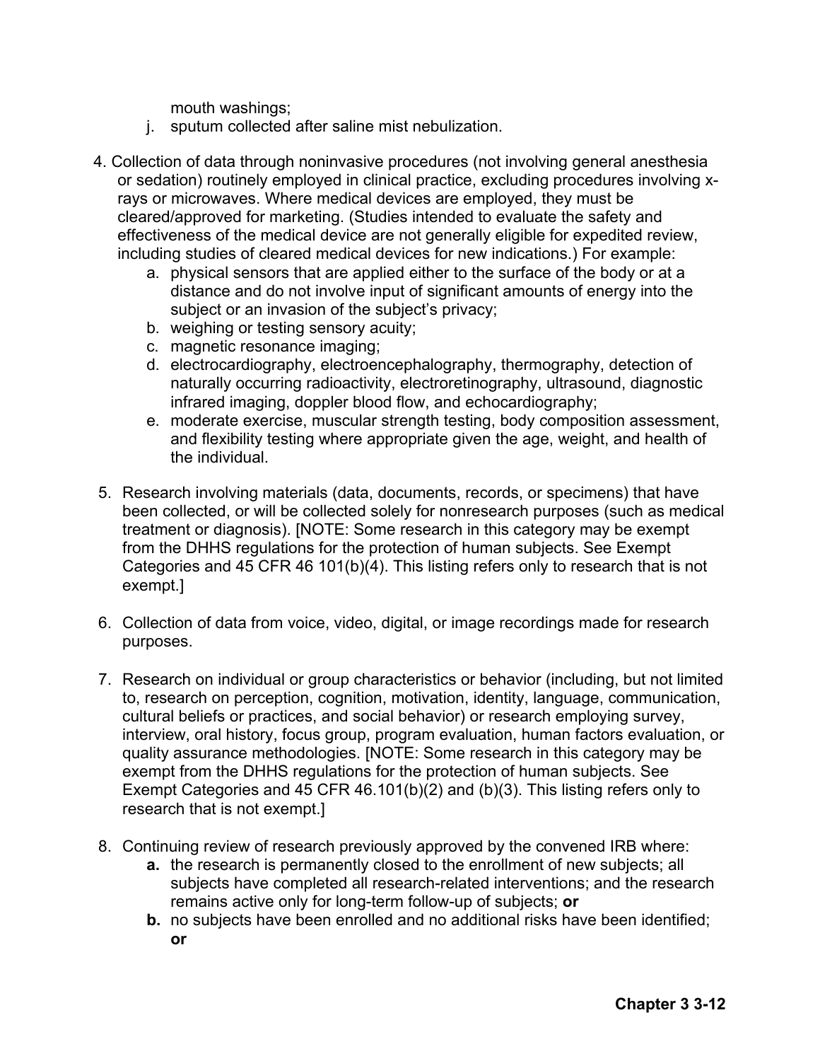mouth washings;

   j. sputum collected after saline mist nebulization.

4. Collection of data through noninvasive procedures (not involving general anesthesia or sedation) routinely employed in clinical practice, excluding procedures involving x-rays or microwaves. Where medical devices are employed, they must be cleared/approved for marketing. (Studies intended to evaluate the safety and effectiveness of the medical device are not generally eligible for expedited review, including studies of cleared medical devices for new indications.) For example:
   a. physical sensors that are applied either to the surface of the body or at a distance and do not involve input of significant amounts of energy into the subject or an invasion of the subject's privacy;
   b. weighing or testing sensory acuity;
   c. magnetic resonance imaging;
   d. electrocardiography, electroencephalography, thermography, detection of naturally occurring radioactivity, electroretinography, ultrasound, diagnostic infrared imaging, doppler blood flow, and echocardiography;
   e. moderate exercise, muscular strength testing, body composition assessment, and flexibility testing where appropriate given the age, weight, and health of the individual.

5. Research involving materials (data, documents, records, or specimens) that have been collected, or will be collected solely for nonresearch purposes (such as medical treatment or diagnosis). [NOTE: Some research in this category may be exempt from the DHHS regulations for the protection of human subjects. See Exempt Categories and 45 CFR 46 101(b)(4). This listing refers only to research that is not exempt.]

6. Collection of data from voice, video, digital, or image recordings made for research purposes.

7. Research on individual or group characteristics or behavior (including, but not limited to, research on perception, cognition, motivation, identity, language, communication, cultural beliefs or practices, and social behavior) or research employing survey, interview, oral history, focus group, program evaluation, human factors evaluation, or quality assurance methodologies. [NOTE: Some research in this category may be exempt from the DHHS regulations for the protection of human subjects. See Exempt Categories and 45 CFR 46.101(b)(2) and (b)(3). This listing refers only to research that is not exempt.]

8. Continuing review of research previously approved by the convened IRB where:
   **a.** the research is permanently closed to the enrollment of new subjects; all subjects have completed all research-related interventions; and the research remains active only for long-term follow-up of subjects; **or**
   **b.** no subjects have been enrolled and no additional risks have been identified; **or**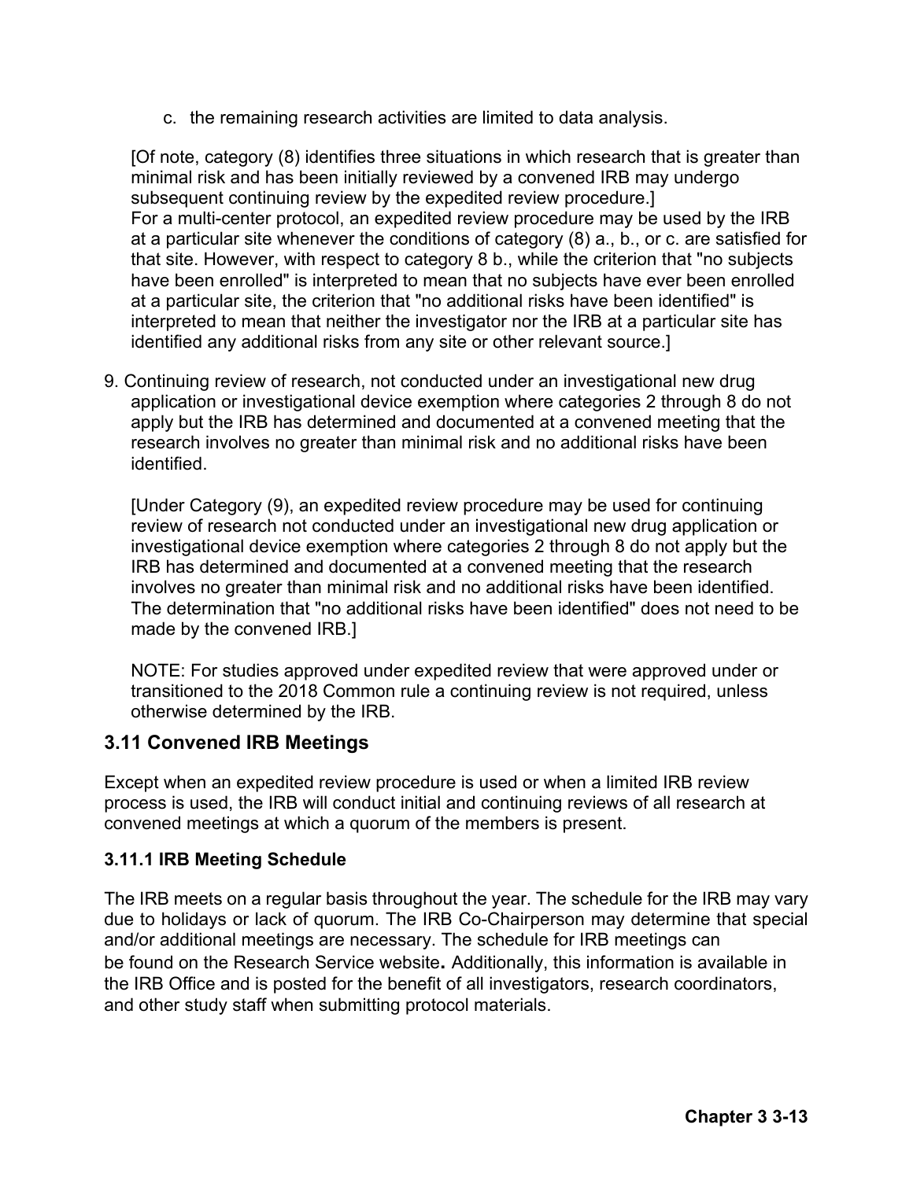c. the remaining research activities are limited to data analysis.

[Of note, category (8) identifies three situations in which research that is greater than minimal risk and has been initially reviewed by a convened IRB may undergo subsequent continuing review by the expedited review procedure.]
For a multi-center protocol, an expedited review procedure may be used by the IRB at a particular site whenever the conditions of category (8) a., b., or c. are satisfied for that site. However, with respect to category 8 b., while the criterion that "no subjects have been enrolled" is interpreted to mean that no subjects have ever been enrolled at a particular site, the criterion that "no additional risks have been identified" is interpreted to mean that neither the investigator nor the IRB at a particular site has identified any additional risks from any site or other relevant source.]

9. Continuing review of research, not conducted under an investigational new drug application or investigational device exemption where categories 2 through 8 do not apply but the IRB has determined and documented at a convened meeting that the research involves no greater than minimal risk and no additional risks have been identified.

   [Under Category (9), an expedited review procedure may be used for continuing review of research not conducted under an investigational new drug application or investigational device exemption where categories 2 through 8 do not apply but the IRB has determined and documented at a convened meeting that the research involves no greater than minimal risk and no additional risks have been identified. The determination that "no additional risks have been identified" does not need to be made by the convened IRB.]

   NOTE: For studies approved under expedited review that were approved under or transitioned to the 2018 Common rule a continuing review is not required, unless otherwise determined by the IRB.

## 3.11 Convened IRB Meetings

Except when an expedited review procedure is used or when a limited IRB review process is used, the IRB will conduct initial and continuing reviews of all research at convened meetings at which a quorum of the members is present.

### 3.11.1 IRB Meeting Schedule

The IRB meets on a regular basis throughout the year. The schedule for the IRB may vary due to holidays or lack of quorum. The IRB Co-Chairperson may determine that special and/or additional meetings are necessary. The schedule for IRB meetings can be found on the Research Service website**.** Additionally, this information is available in the IRB Office and is posted for the benefit of all investigators, research coordinators, and other study staff when submitting protocol materials.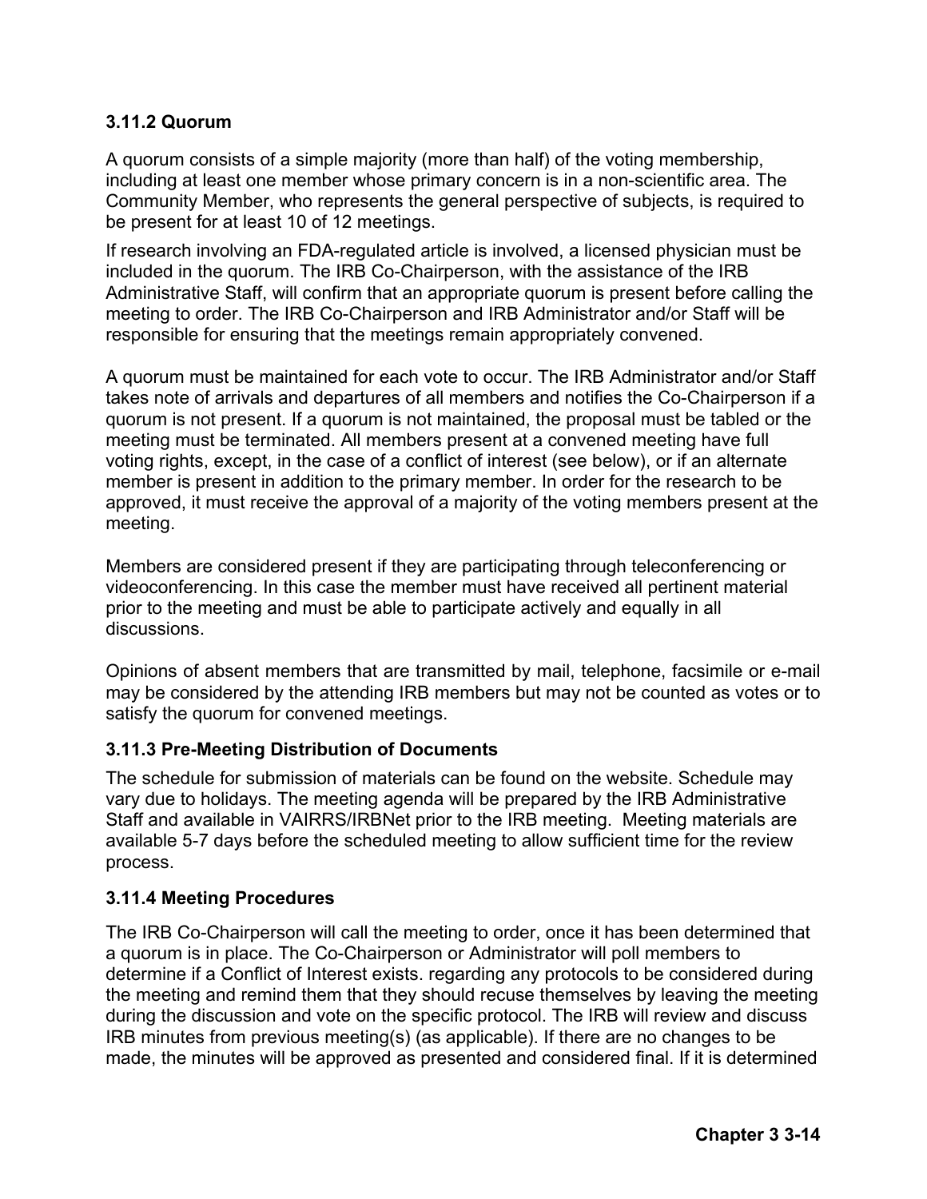### 3.11.2 Quorum

A quorum consists of a simple majority (more than half) of the voting membership, including at least one member whose primary concern is in a non-scientific area. The Community Member, who represents the general perspective of subjects, is required to be present for at least 10 of 12 meetings.

If research involving an FDA-regulated article is involved, a licensed physician must be included in the quorum. The IRB Co-Chairperson, with the assistance of the IRB Administrative Staff, will confirm that an appropriate quorum is present before calling the meeting to order. The IRB Co-Chairperson and IRB Administrator and/or Staff will be responsible for ensuring that the meetings remain appropriately convened.

A quorum must be maintained for each vote to occur. The IRB Administrator and/or Staff takes note of arrivals and departures of all members and notifies the Co-Chairperson if a quorum is not present. If a quorum is not maintained, the proposal must be tabled or the meeting must be terminated. All members present at a convened meeting have full voting rights, except, in the case of a conflict of interest (see below), or if an alternate member is present in addition to the primary member. In order for the research to be approved, it must receive the approval of a majority of the voting members present at the meeting.

Members are considered present if they are participating through teleconferencing or videoconferencing. In this case the member must have received all pertinent material prior to the meeting and must be able to participate actively and equally in all discussions.

Opinions of absent members that are transmitted by mail, telephone, facsimile or e-mail may be considered by the attending IRB members but may not be counted as votes or to satisfy the quorum for convened meetings.

### 3.11.3 Pre-Meeting Distribution of Documents

The schedule for submission of materials can be found on the website. Schedule may vary due to holidays. The meeting agenda will be prepared by the IRB Administrative Staff and available in VAIRRS/IRBNet prior to the IRB meeting. Meeting materials are available 5-7 days before the scheduled meeting to allow sufficient time for the review process.

### 3.11.4 Meeting Procedures

The IRB Co-Chairperson will call the meeting to order, once it has been determined that a quorum is in place. The Co-Chairperson or Administrator will poll members to determine if a Conflict of Interest exists. regarding any protocols to be considered during the meeting and remind them that they should recuse themselves by leaving the meeting during the discussion and vote on the specific protocol. The IRB will review and discuss IRB minutes from previous meeting(s) (as applicable). If there are no changes to be made, the minutes will be approved as presented and considered final. If it is determined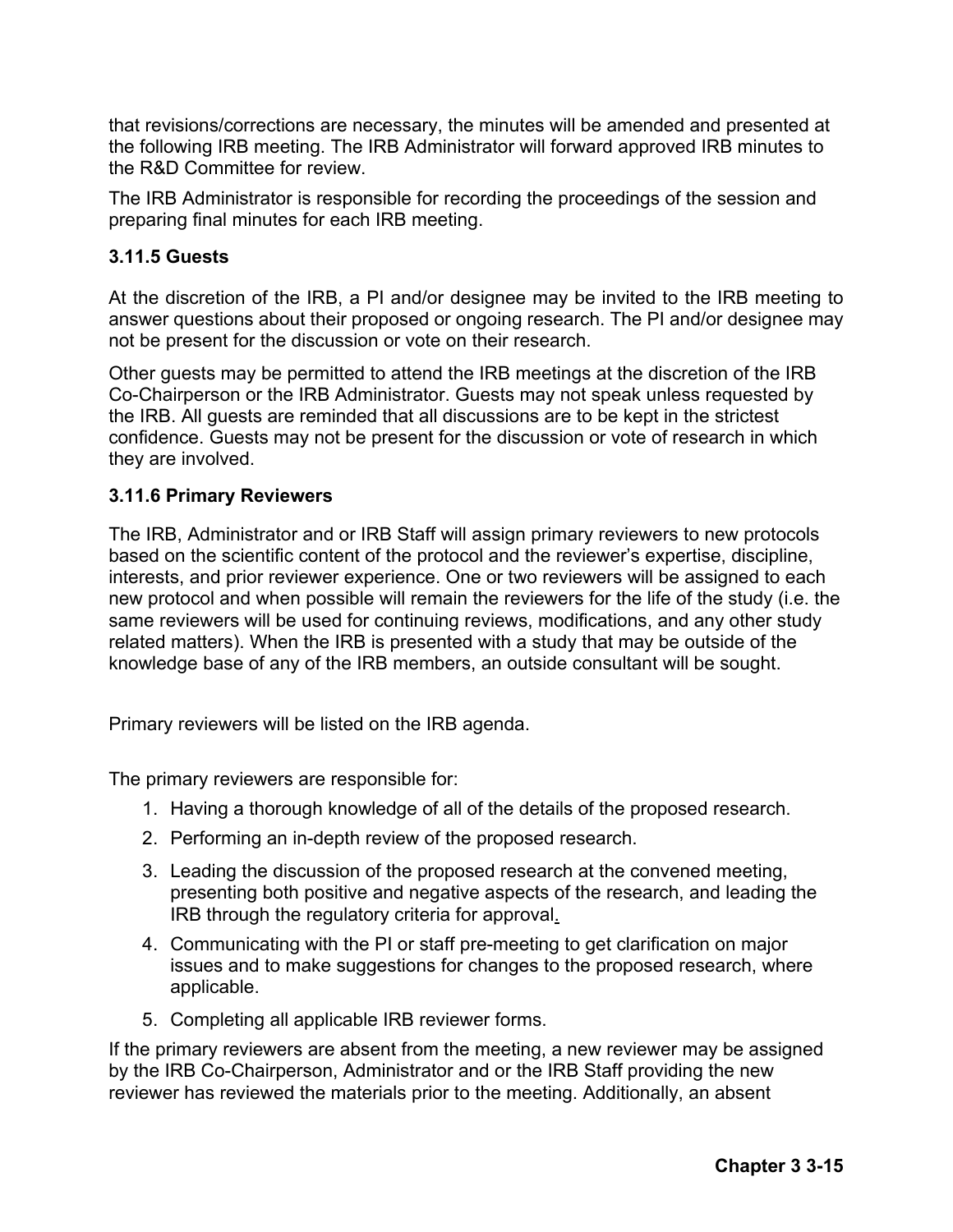that revisions/corrections are necessary, the minutes will be amended and presented at the following IRB meeting. The IRB Administrator will forward approved IRB minutes to the R&D Committee for review.

The IRB Administrator is responsible for recording the proceedings of the session and preparing final minutes for each IRB meeting.

### 3.11.5 Guests

At the discretion of the IRB, a PI and/or designee may be invited to the IRB meeting to answer questions about their proposed or ongoing research. The PI and/or designee may not be present for the discussion or vote on their research.

Other guests may be permitted to attend the IRB meetings at the discretion of the IRB Co-Chairperson or the IRB Administrator. Guests may not speak unless requested by the IRB. All guests are reminded that all discussions are to be kept in the strictest confidence. Guests may not be present for the discussion or vote of research in which they are involved.

### 3.11.6 Primary Reviewers

The IRB, Administrator and or IRB Staff will assign primary reviewers to new protocols based on the scientific content of the protocol and the reviewer's expertise, discipline, interests, and prior reviewer experience. One or two reviewers will be assigned to each new protocol and when possible will remain the reviewers for the life of the study (i.e. the same reviewers will be used for continuing reviews, modifications, and any other study related matters). When the IRB is presented with a study that may be outside of the knowledge base of any of the IRB members, an outside consultant will be sought.

Primary reviewers will be listed on the IRB agenda.

The primary reviewers are responsible for:

1. Having a thorough knowledge of all of the details of the proposed research.
2. Performing an in-depth review of the proposed research.
3. Leading the discussion of the proposed research at the convened meeting, presenting both positive and negative aspects of the research, and leading the IRB through the regulatory criteria for approval.
4. Communicating with the PI or staff pre-meeting to get clarification on major issues and to make suggestions for changes to the proposed research, where applicable.
5. Completing all applicable IRB reviewer forms.

If the primary reviewers are absent from the meeting, a new reviewer may be assigned by the IRB Co-Chairperson, Administrator and or the IRB Staff providing the new reviewer has reviewed the materials prior to the meeting. Additionally, an absent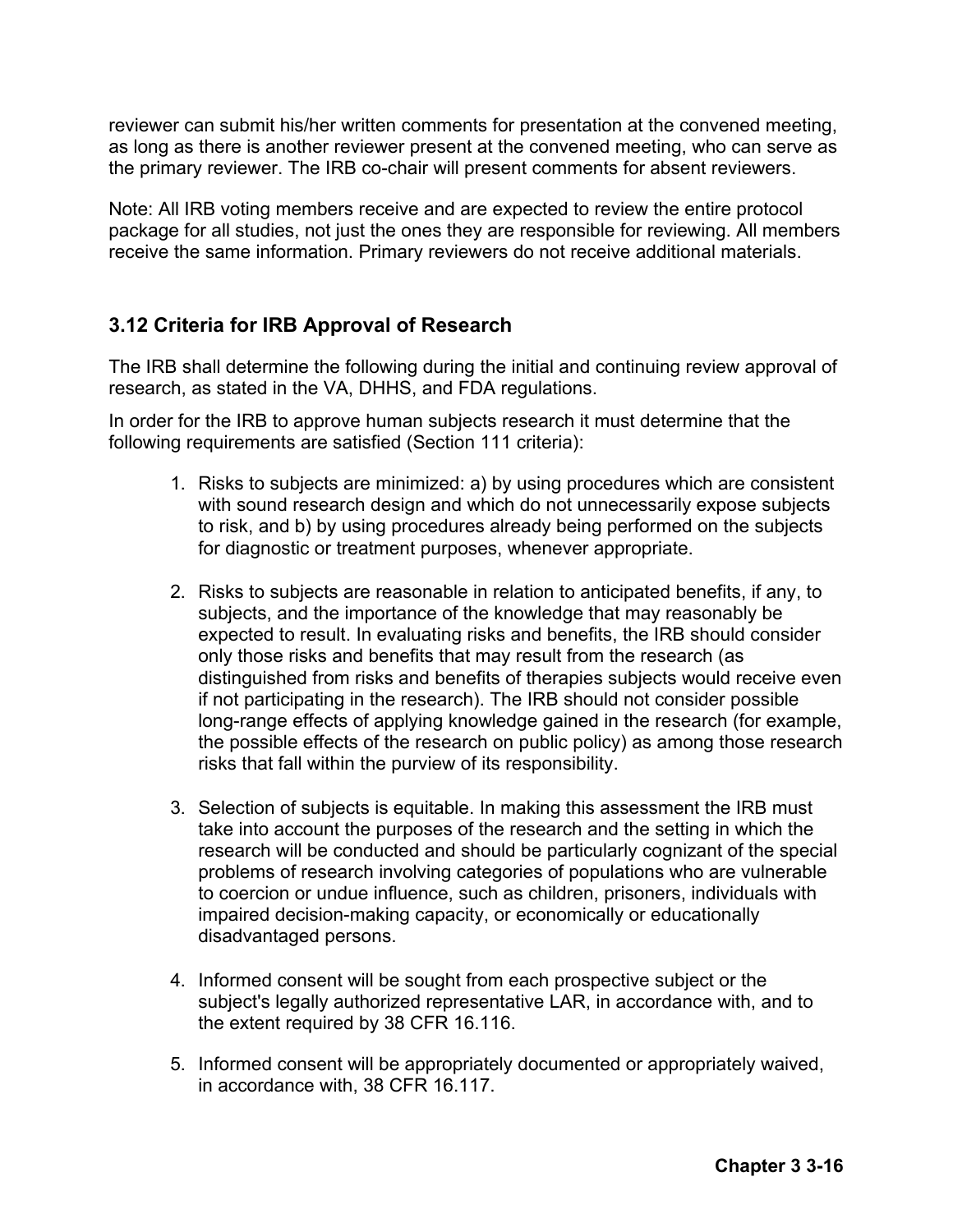reviewer can submit his/her written comments for presentation at the convened meeting, as long as there is another reviewer present at the convened meeting, who can serve as the primary reviewer. The IRB co-chair will present comments for absent reviewers.

Note: All IRB voting members receive and are expected to review the entire protocol package for all studies, not just the ones they are responsible for reviewing. All members receive the same information. Primary reviewers do not receive additional materials.

### 3.12 Criteria for IRB Approval of Research

The IRB shall determine the following during the initial and continuing review approval of research, as stated in the VA, DHHS, and FDA regulations.

In order for the IRB to approve human subjects research it must determine that the following requirements are satisfied (Section 111 criteria):

1. Risks to subjects are minimized: a) by using procedures which are consistent with sound research design and which do not unnecessarily expose subjects to risk, and b) by using procedures already being performed on the subjects for diagnostic or treatment purposes, whenever appropriate.

2. Risks to subjects are reasonable in relation to anticipated benefits, if any, to subjects, and the importance of the knowledge that may reasonably be expected to result. In evaluating risks and benefits, the IRB should consider only those risks and benefits that may result from the research (as distinguished from risks and benefits of therapies subjects would receive even if not participating in the research). The IRB should not consider possible long-range effects of applying knowledge gained in the research (for example, the possible effects of the research on public policy) as among those research risks that fall within the purview of its responsibility.

3. Selection of subjects is equitable. In making this assessment the IRB must take into account the purposes of the research and the setting in which the research will be conducted and should be particularly cognizant of the special problems of research involving categories of populations who are vulnerable to coercion or undue influence, such as children, prisoners, individuals with impaired decision-making capacity, or economically or educationally disadvantaged persons.

4. Informed consent will be sought from each prospective subject or the subject's legally authorized representative LAR, in accordance with, and to the extent required by 38 CFR 16.116.

5. Informed consent will be appropriately documented or appropriately waived, in accordance with, 38 CFR 16.117.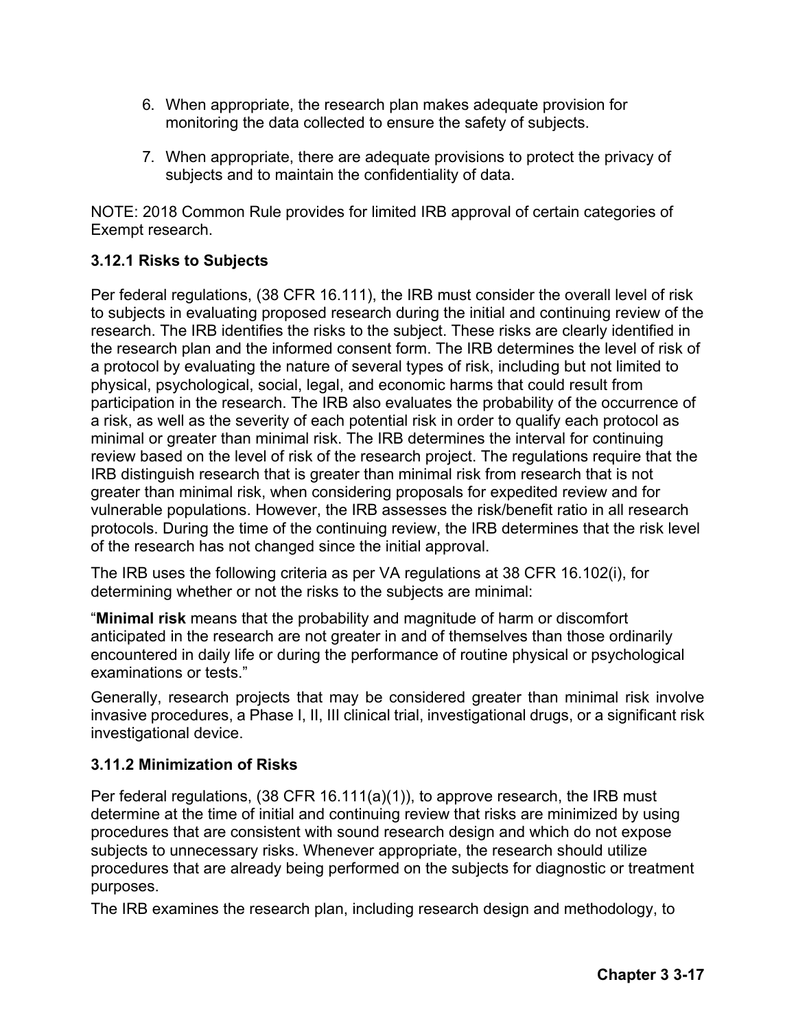6. When appropriate, the research plan makes adequate provision for monitoring the data collected to ensure the safety of subjects.

7. When appropriate, there are adequate provisions to protect the privacy of subjects and to maintain the confidentiality of data.

NOTE: 2018 Common Rule provides for limited IRB approval of certain categories of Exempt research.

### 3.12.1 Risks to Subjects

Per federal regulations, (38 CFR 16.111), the IRB must consider the overall level of risk to subjects in evaluating proposed research during the initial and continuing review of the research. The IRB identifies the risks to the subject. These risks are clearly identified in the research plan and the informed consent form. The IRB determines the level of risk of a protocol by evaluating the nature of several types of risk, including but not limited to physical, psychological, social, legal, and economic harms that could result from participation in the research. The IRB also evaluates the probability of the occurrence of a risk, as well as the severity of each potential risk in order to qualify each protocol as minimal or greater than minimal risk. The IRB determines the interval for continuing review based on the level of risk of the research project. The regulations require that the IRB distinguish research that is greater than minimal risk from research that is not greater than minimal risk, when considering proposals for expedited review and for vulnerable populations. However, the IRB assesses the risk/benefit ratio in all research protocols. During the time of the continuing review, the IRB determines that the risk level of the research has not changed since the initial approval.

The IRB uses the following criteria as per VA regulations at 38 CFR 16.102(i), for determining whether or not the risks to the subjects are minimal:

"**Minimal risk** means that the probability and magnitude of harm or discomfort anticipated in the research are not greater in and of themselves than those ordinarily encountered in daily life or during the performance of routine physical or psychological examinations or tests."

Generally, research projects that may be considered greater than minimal risk involve invasive procedures, a Phase I, II, III clinical trial, investigational drugs, or a significant risk investigational device.

### 3.11.2 Minimization of Risks

Per federal regulations, (38 CFR 16.111(a)(1)), to approve research, the IRB must determine at the time of initial and continuing review that risks are minimized by using procedures that are consistent with sound research design and which do not expose subjects to unnecessary risks. Whenever appropriate, the research should utilize procedures that are already being performed on the subjects for diagnostic or treatment purposes.

The IRB examines the research plan, including research design and methodology, to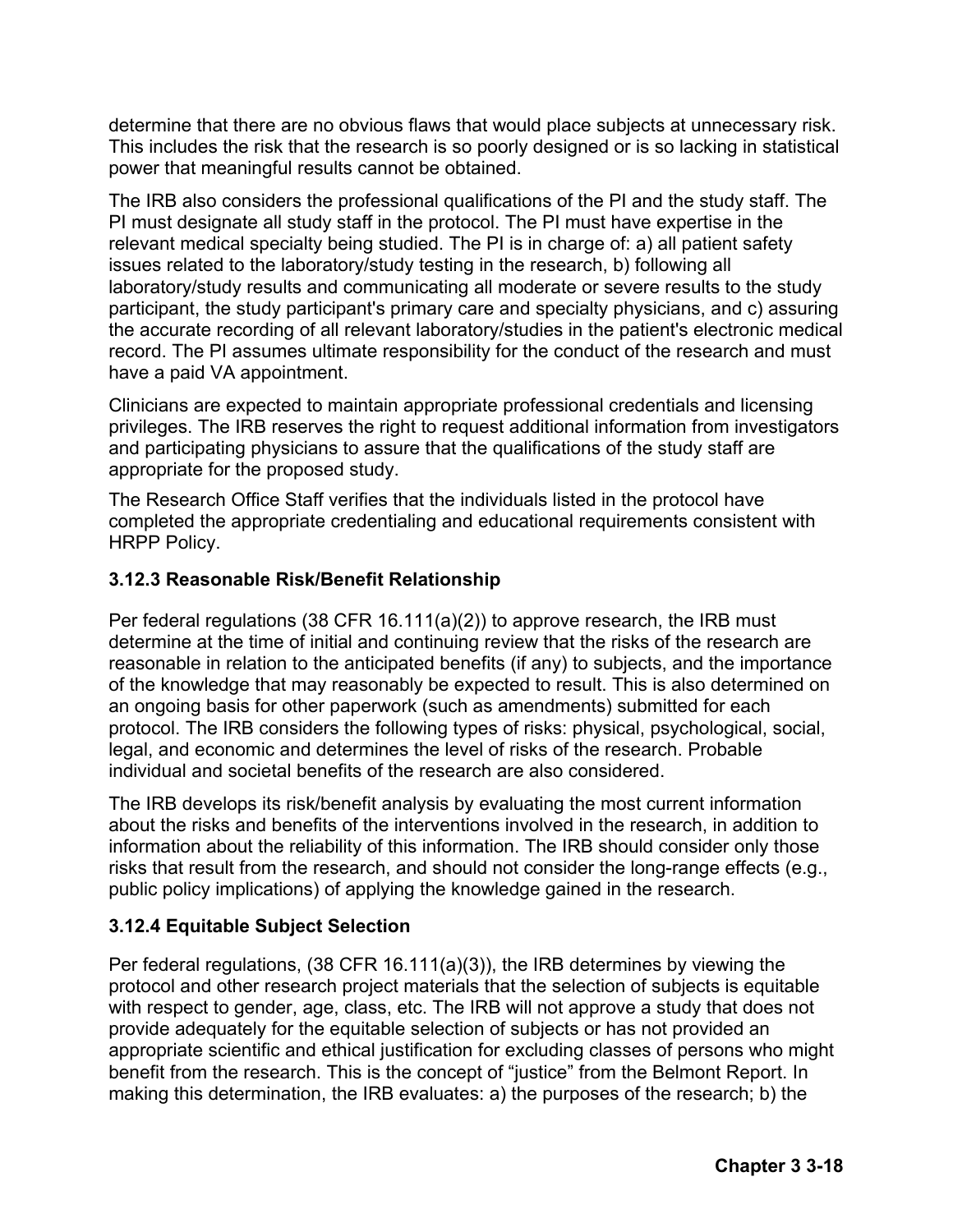determine that there are no obvious flaws that would place subjects at unnecessary risk. This includes the risk that the research is so poorly designed or is so lacking in statistical power that meaningful results cannot be obtained.

The IRB also considers the professional qualifications of the PI and the study staff. The PI must designate all study staff in the protocol. The PI must have expertise in the relevant medical specialty being studied. The PI is in charge of: a) all patient safety issues related to the laboratory/study testing in the research, b) following all laboratory/study results and communicating all moderate or severe results to the study participant, the study participant's primary care and specialty physicians, and c) assuring the accurate recording of all relevant laboratory/studies in the patient's electronic medical record. The PI assumes ultimate responsibility for the conduct of the research and must have a paid VA appointment.

Clinicians are expected to maintain appropriate professional credentials and licensing privileges. The IRB reserves the right to request additional information from investigators and participating physicians to assure that the qualifications of the study staff are appropriate for the proposed study.

The Research Office Staff verifies that the individuals listed in the protocol have completed the appropriate credentialing and educational requirements consistent with HRPP Policy.

### 3.12.3 Reasonable Risk/Benefit Relationship

Per federal regulations (38 CFR 16.111(a)(2)) to approve research, the IRB must determine at the time of initial and continuing review that the risks of the research are reasonable in relation to the anticipated benefits (if any) to subjects, and the importance of the knowledge that may reasonably be expected to result. This is also determined on an ongoing basis for other paperwork (such as amendments) submitted for each protocol. The IRB considers the following types of risks: physical, psychological, social, legal, and economic and determines the level of risks of the research. Probable individual and societal benefits of the research are also considered.

The IRB develops its risk/benefit analysis by evaluating the most current information about the risks and benefits of the interventions involved in the research, in addition to information about the reliability of this information. The IRB should consider only those risks that result from the research, and should not consider the long-range effects (e.g., public policy implications) of applying the knowledge gained in the research.

### 3.12.4 Equitable Subject Selection

Per federal regulations, (38 CFR 16.111(a)(3)), the IRB determines by viewing the protocol and other research project materials that the selection of subjects is equitable with respect to gender, age, class, etc. The IRB will not approve a study that does not provide adequately for the equitable selection of subjects or has not provided an appropriate scientific and ethical justification for excluding classes of persons who might benefit from the research. This is the concept of “justice” from the Belmont Report. In making this determination, the IRB evaluates: a) the purposes of the research; b) the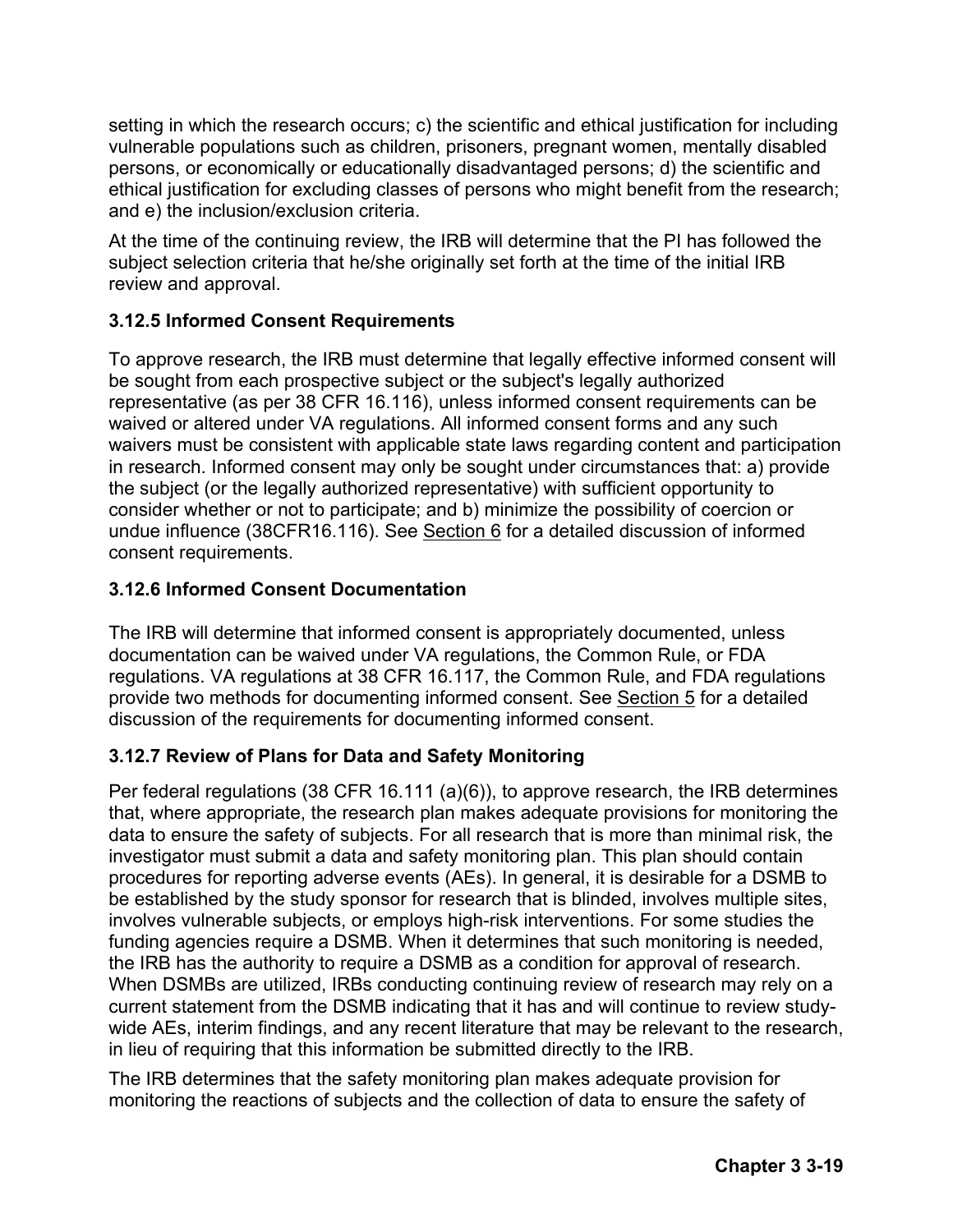setting in which the research occurs; c) the scientific and ethical justification for including vulnerable populations such as children, prisoners, pregnant women, mentally disabled persons, or economically or educationally disadvantaged persons; d) the scientific and ethical justification for excluding classes of persons who might benefit from the research; and e) the inclusion/exclusion criteria.

At the time of the continuing review, the IRB will determine that the PI has followed the subject selection criteria that he/she originally set forth at the time of the initial IRB review and approval.

### 3.12.5 Informed Consent Requirements

To approve research, the IRB must determine that legally effective informed consent will be sought from each prospective subject or the subject's legally authorized representative (as per 38 CFR 16.116), unless informed consent requirements can be waived or altered under VA regulations. All informed consent forms and any such waivers must be consistent with applicable state laws regarding content and participation in research. Informed consent may only be sought under circumstances that: a) provide the subject (or the legally authorized representative) with sufficient opportunity to consider whether or not to participate; and b) minimize the possibility of coercion or undue influence (38CFR16.116). See Section 6 for a detailed discussion of informed consent requirements.

### 3.12.6 Informed Consent Documentation

The IRB will determine that informed consent is appropriately documented, unless documentation can be waived under VA regulations, the Common Rule, or FDA regulations. VA regulations at 38 CFR 16.117, the Common Rule, and FDA regulations provide two methods for documenting informed consent. See Section 5 for a detailed discussion of the requirements for documenting informed consent.

### 3.12.7 Review of Plans for Data and Safety Monitoring

Per federal regulations (38 CFR 16.111 (a)(6)), to approve research, the IRB determines that, where appropriate, the research plan makes adequate provisions for monitoring the data to ensure the safety of subjects. For all research that is more than minimal risk, the investigator must submit a data and safety monitoring plan. This plan should contain procedures for reporting adverse events (AEs). In general, it is desirable for a DSMB to be established by the study sponsor for research that is blinded, involves multiple sites, involves vulnerable subjects, or employs high-risk interventions. For some studies the funding agencies require a DSMB. When it determines that such monitoring is needed, the IRB has the authority to require a DSMB as a condition for approval of research. When DSMBs are utilized, IRBs conducting continuing review of research may rely on a current statement from the DSMB indicating that it has and will continue to review study-wide AEs, interim findings, and any recent literature that may be relevant to the research, in lieu of requiring that this information be submitted directly to the IRB.

The IRB determines that the safety monitoring plan makes adequate provision for monitoring the reactions of subjects and the collection of data to ensure the safety of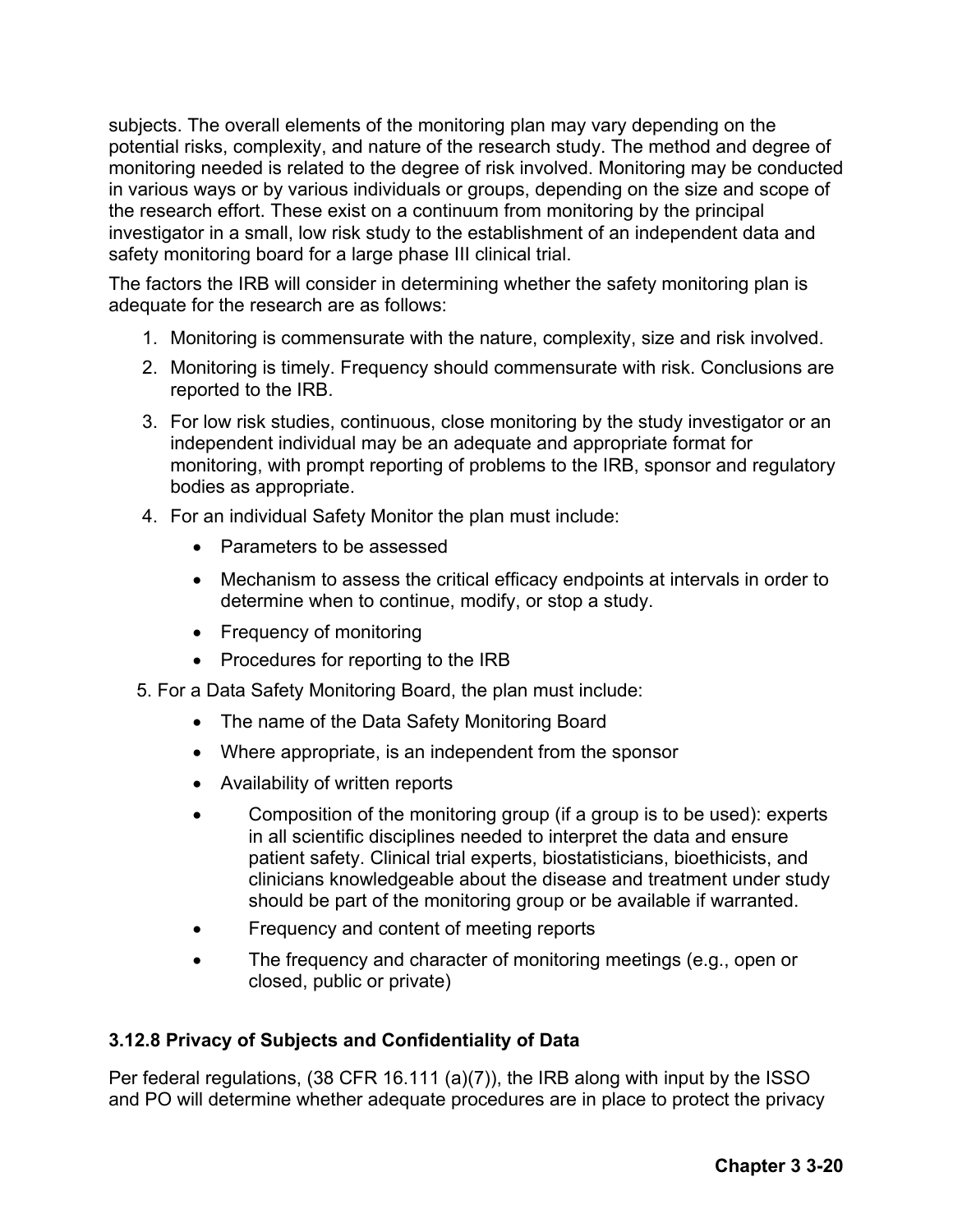subjects. The overall elements of the monitoring plan may vary depending on the potential risks, complexity, and nature of the research study. The method and degree of monitoring needed is related to the degree of risk involved. Monitoring may be conducted in various ways or by various individuals or groups, depending on the size and scope of the research effort. These exist on a continuum from monitoring by the principal investigator in a small, low risk study to the establishment of an independent data and safety monitoring board for a large phase III clinical trial.

The factors the IRB will consider in determining whether the safety monitoring plan is adequate for the research are as follows:

1. Monitoring is commensurate with the nature, complexity, size and risk involved.
2. Monitoring is timely. Frequency should commensurate with risk. Conclusions are reported to the IRB.
3. For low risk studies, continuous, close monitoring by the study investigator or an independent individual may be an adequate and appropriate format for monitoring, with prompt reporting of problems to the IRB, sponsor and regulatory bodies as appropriate.
4. For an individual Safety Monitor the plan must include:
    - Parameters to be assessed
    - Mechanism to assess the critical efficacy endpoints at intervals in order to determine when to continue, modify, or stop a study.
    - Frequency of monitoring
    - Procedures for reporting to the IRB
5. For a Data Safety Monitoring Board, the plan must include:
    - The name of the Data Safety Monitoring Board
    - Where appropriate, is an independent from the sponsor
    - Availability of written reports
    - Composition of the monitoring group (if a group is to be used): experts in all scientific disciplines needed to interpret the data and ensure patient safety. Clinical trial experts, biostatisticians, bioethicists, and clinicians knowledgeable about the disease and treatment under study should be part of the monitoring group or be available if warranted.
    - Frequency and content of meeting reports
    - The frequency and character of monitoring meetings (e.g., open or closed, public or private)

### 3.12.8 Privacy of Subjects and Confidentiality of Data

Per federal regulations, (38 CFR 16.111 (a)(7)), the IRB along with input by the ISSO and PO will determine whether adequate procedures are in place to protect the privacy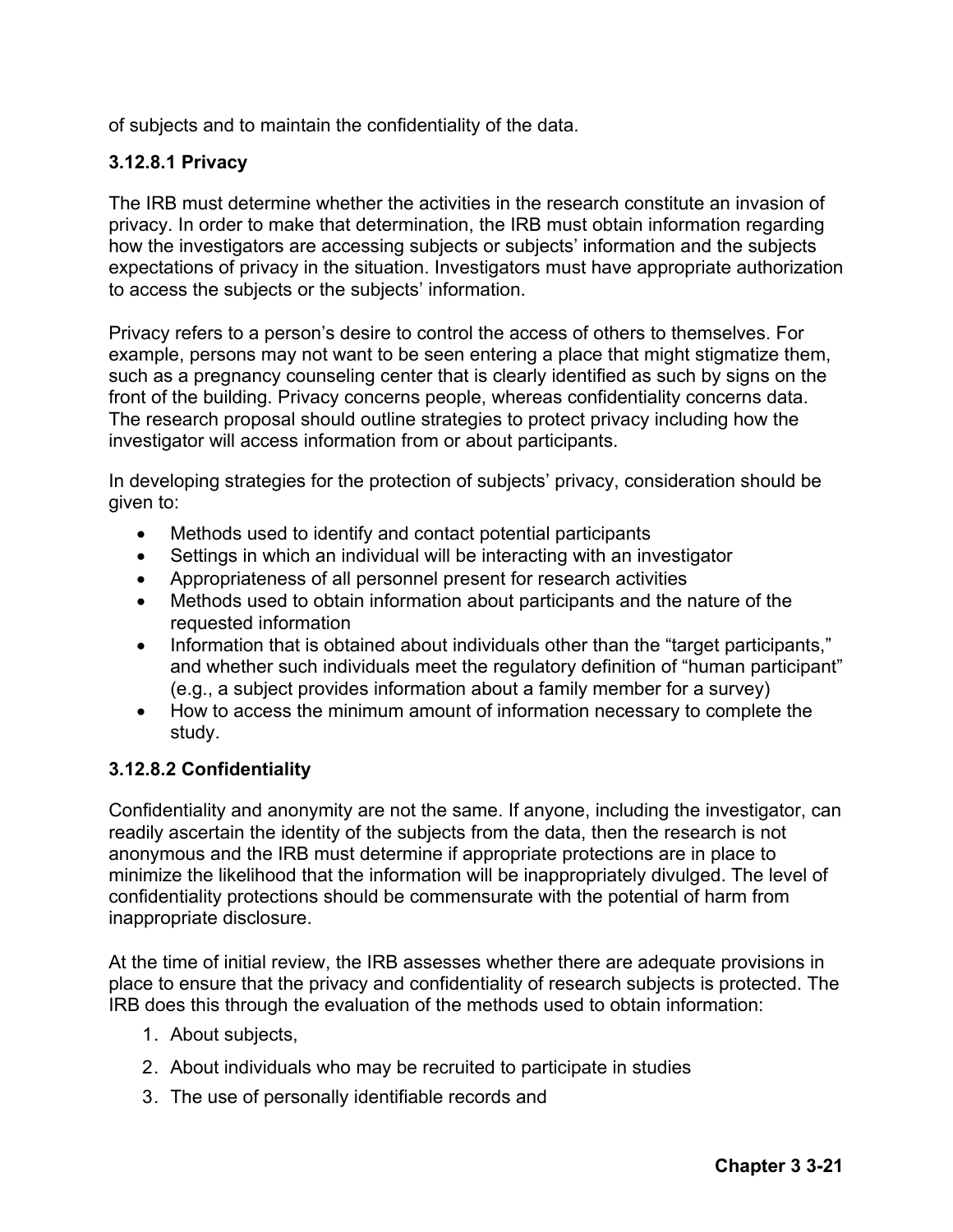of subjects and to maintain the confidentiality of the data.

### 3.12.8.1 Privacy

The IRB must determine whether the activities in the research constitute an invasion of privacy. In order to make that determination, the IRB must obtain information regarding how the investigators are accessing subjects or subjects' information and the subjects expectations of privacy in the situation. Investigators must have appropriate authorization to access the subjects or the subjects' information.

Privacy refers to a person's desire to control the access of others to themselves. For example, persons may not want to be seen entering a place that might stigmatize them, such as a pregnancy counseling center that is clearly identified as such by signs on the front of the building. Privacy concerns people, whereas confidentiality concerns data. The research proposal should outline strategies to protect privacy including how the investigator will access information from or about participants.

In developing strategies for the protection of subjects' privacy, consideration should be given to:

- Methods used to identify and contact potential participants
- Settings in which an individual will be interacting with an investigator
- Appropriateness of all personnel present for research activities
- Methods used to obtain information about participants and the nature of the requested information
- Information that is obtained about individuals other than the "target participants," and whether such individuals meet the regulatory definition of "human participant" (e.g., a subject provides information about a family member for a survey)
- How to access the minimum amount of information necessary to complete the study.

### 3.12.8.2 Confidentiality

Confidentiality and anonymity are not the same. If anyone, including the investigator, can readily ascertain the identity of the subjects from the data, then the research is not anonymous and the IRB must determine if appropriate protections are in place to minimize the likelihood that the information will be inappropriately divulged. The level of confidentiality protections should be commensurate with the potential of harm from inappropriate disclosure.

At the time of initial review, the IRB assesses whether there are adequate provisions in place to ensure that the privacy and confidentiality of research subjects is protected. The IRB does this through the evaluation of the methods used to obtain information:

1. About subjects,
2. About individuals who may be recruited to participate in studies
3. The use of personally identifiable records and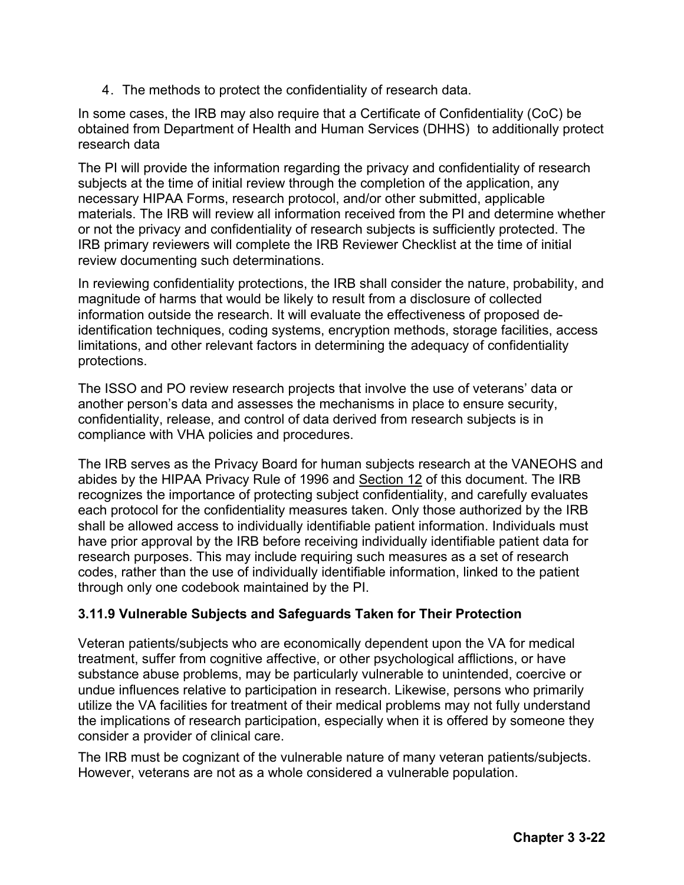4. The methods to protect the confidentiality of research data.

In some cases, the IRB may also require that a Certificate of Confidentiality (CoC) be obtained from Department of Health and Human Services (DHHS) to additionally protect research data

The PI will provide the information regarding the privacy and confidentiality of research subjects at the time of initial review through the completion of the application, any necessary HIPAA Forms, research protocol, and/or other submitted, applicable materials. The IRB will review all information received from the PI and determine whether or not the privacy and confidentiality of research subjects is sufficiently protected. The IRB primary reviewers will complete the IRB Reviewer Checklist at the time of initial review documenting such determinations.

In reviewing confidentiality protections, the IRB shall consider the nature, probability, and magnitude of harms that would be likely to result from a disclosure of collected information outside the research. It will evaluate the effectiveness of proposed de-identification techniques, coding systems, encryption methods, storage facilities, access limitations, and other relevant factors in determining the adequacy of confidentiality protections.

The ISSO and PO review research projects that involve the use of veterans' data or another person's data and assesses the mechanisms in place to ensure security, confidentiality, release, and control of data derived from research subjects is in compliance with VHA policies and procedures.

The IRB serves as the Privacy Board for human subjects research at the VANEOHS and abides by the HIPAA Privacy Rule of 1996 and Section 12 of this document. The IRB recognizes the importance of protecting subject confidentiality, and carefully evaluates each protocol for the confidentiality measures taken. Only those authorized by the IRB shall be allowed access to individually identifiable patient information. Individuals must have prior approval by the IRB before receiving individually identifiable patient data for research purposes. This may include requiring such measures as a set of research codes, rather than the use of individually identifiable information, linked to the patient through only one codebook maintained by the PI.

### 3.11.9 Vulnerable Subjects and Safeguards Taken for Their Protection

Veteran patients/subjects who are economically dependent upon the VA for medical treatment, suffer from cognitive affective, or other psychological afflictions, or have substance abuse problems, may be particularly vulnerable to unintended, coercive or undue influences relative to participation in research. Likewise, persons who primarily utilize the VA facilities for treatment of their medical problems may not fully understand the implications of research participation, especially when it is offered by someone they consider a provider of clinical care.

The IRB must be cognizant of the vulnerable nature of many veteran patients/subjects. However, veterans are not as a whole considered a vulnerable population.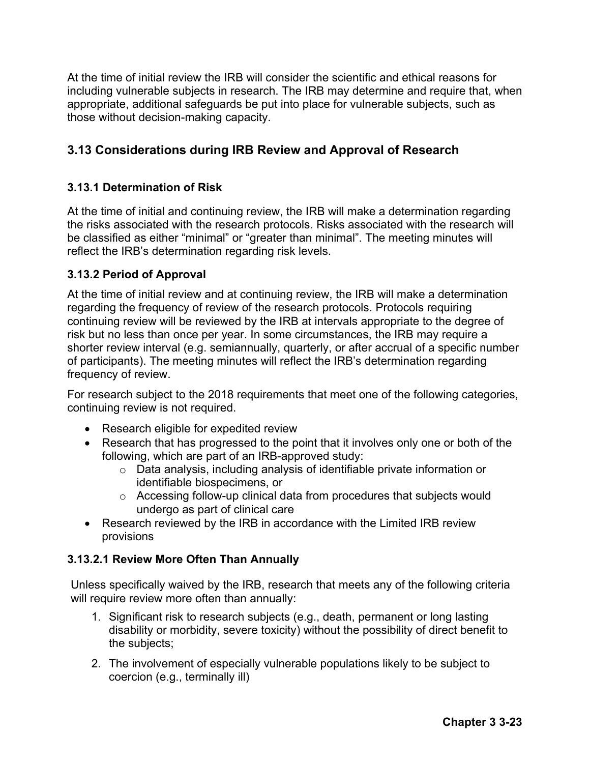At the time of initial review the IRB will consider the scientific and ethical reasons for including vulnerable subjects in research. The IRB may determine and require that, when appropriate, additional safeguards be put into place for vulnerable subjects, such as those without decision-making capacity.

## 3.13 Considerations during IRB Review and Approval of Research

### 3.13.1 Determination of Risk

At the time of initial and continuing review, the IRB will make a determination regarding the risks associated with the research protocols. Risks associated with the research will be classified as either "minimal" or "greater than minimal". The meeting minutes will reflect the IRB's determination regarding risk levels.

### 3.13.2 Period of Approval

At the time of initial review and at continuing review, the IRB will make a determination regarding the frequency of review of the research protocols. Protocols requiring continuing review will be reviewed by the IRB at intervals appropriate to the degree of risk but no less than once per year. In some circumstances, the IRB may require a shorter review interval (e.g. semiannually, quarterly, or after accrual of a specific number of participants). The meeting minutes will reflect the IRB's determination regarding frequency of review.

For research subject to the 2018 requirements that meet one of the following categories, continuing review is not required.

- Research eligible for expedited review
- Research that has progressed to the point that it involves only one or both of the following, which are part of an IRB-approved study:
  - Data analysis, including analysis of identifiable private information or identifiable biospecimens, or
  - Accessing follow-up clinical data from procedures that subjects would undergo as part of clinical care
- Research reviewed by the IRB in accordance with the Limited IRB review provisions

#### 3.13.2.1 Review More Often Than Annually

Unless specifically waived by the IRB, research that meets any of the following criteria will require review more often than annually:

1. Significant risk to research subjects (e.g., death, permanent or long lasting disability or morbidity, severe toxicity) without the possibility of direct benefit to the subjects;
2. The involvement of especially vulnerable populations likely to be subject to coercion (e.g., terminally ill)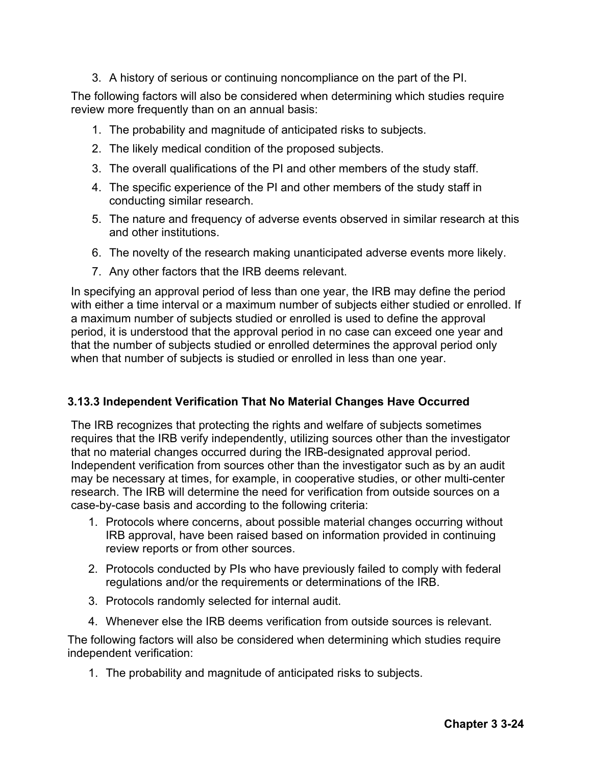3. A history of serious or continuing noncompliance on the part of the PI.

The following factors will also be considered when determining which studies require review more frequently than on an annual basis:

1. The probability and magnitude of anticipated risks to subjects.
2. The likely medical condition of the proposed subjects.
3. The overall qualifications of the PI and other members of the study staff.
4. The specific experience of the PI and other members of the study staff in conducting similar research.
5. The nature and frequency of adverse events observed in similar research at this and other institutions.
6. The novelty of the research making unanticipated adverse events more likely.
7. Any other factors that the IRB deems relevant.

In specifying an approval period of less than one year, the IRB may define the period with either a time interval or a maximum number of subjects either studied or enrolled. If a maximum number of subjects studied or enrolled is used to define the approval period, it is understood that the approval period in no case can exceed one year and that the number of subjects studied or enrolled determines the approval period only when that number of subjects is studied or enrolled in less than one year.

### 3.13.3 Independent Verification That No Material Changes Have Occurred

The IRB recognizes that protecting the rights and welfare of subjects sometimes requires that the IRB verify independently, utilizing sources other than the investigator that no material changes occurred during the IRB-designated approval period. Independent verification from sources other than the investigator such as by an audit may be necessary at times, for example, in cooperative studies, or other multi-center research. The IRB will determine the need for verification from outside sources on a case-by-case basis and according to the following criteria:

1. Protocols where concerns, about possible material changes occurring without IRB approval, have been raised based on information provided in continuing review reports or from other sources.
2. Protocols conducted by PIs who have previously failed to comply with federal regulations and/or the requirements or determinations of the IRB.
3. Protocols randomly selected for internal audit.
4. Whenever else the IRB deems verification from outside sources is relevant.

The following factors will also be considered when determining which studies require independent verification:

1. The probability and magnitude of anticipated risks to subjects.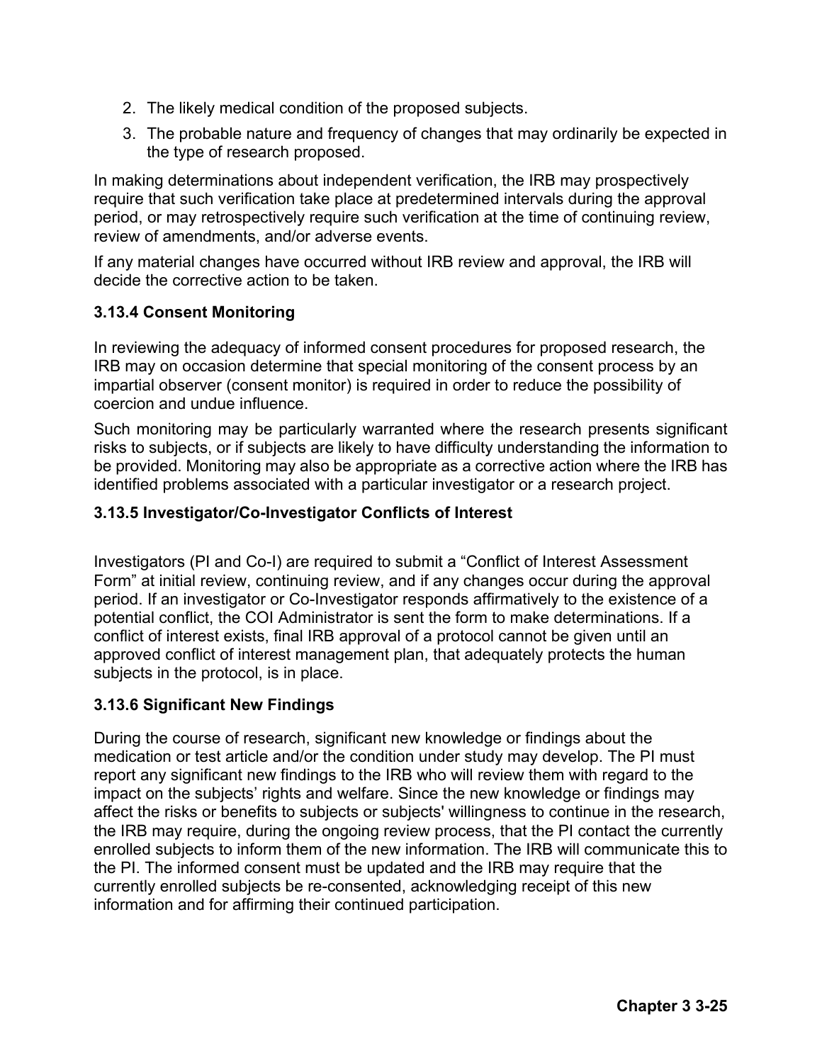2. The likely medical condition of the proposed subjects.
3. The probable nature and frequency of changes that may ordinarily be expected in the type of research proposed.

In making determinations about independent verification, the IRB may prospectively require that such verification take place at predetermined intervals during the approval period, or may retrospectively require such verification at the time of continuing review, review of amendments, and/or adverse events.

If any material changes have occurred without IRB review and approval, the IRB will decide the corrective action to be taken.

### 3.13.4 Consent Monitoring

In reviewing the adequacy of informed consent procedures for proposed research, the IRB may on occasion determine that special monitoring of the consent process by an impartial observer (consent monitor) is required in order to reduce the possibility of coercion and undue influence.

Such monitoring may be particularly warranted where the research presents significant risks to subjects, or if subjects are likely to have difficulty understanding the information to be provided. Monitoring may also be appropriate as a corrective action where the IRB has identified problems associated with a particular investigator or a research project.

### 3.13.5 Investigator/Co-Investigator Conflicts of Interest

Investigators (PI and Co-I) are required to submit a "Conflict of Interest Assessment Form" at initial review, continuing review, and if any changes occur during the approval period. If an investigator or Co-Investigator responds affirmatively to the existence of a potential conflict, the COI Administrator is sent the form to make determinations. If a conflict of interest exists, final IRB approval of a protocol cannot be given until an approved conflict of interest management plan, that adequately protects the human subjects in the protocol, is in place.

### 3.13.6 Significant New Findings

During the course of research, significant new knowledge or findings about the medication or test article and/or the condition under study may develop. The PI must report any significant new findings to the IRB who will review them with regard to the impact on the subjects' rights and welfare. Since the new knowledge or findings may affect the risks or benefits to subjects or subjects' willingness to continue in the research, the IRB may require, during the ongoing review process, that the PI contact the currently enrolled subjects to inform them of the new information. The IRB will communicate this to the PI. The informed consent must be updated and the IRB may require that the currently enrolled subjects be re-consented, acknowledging receipt of this new information and for affirming their continued participation.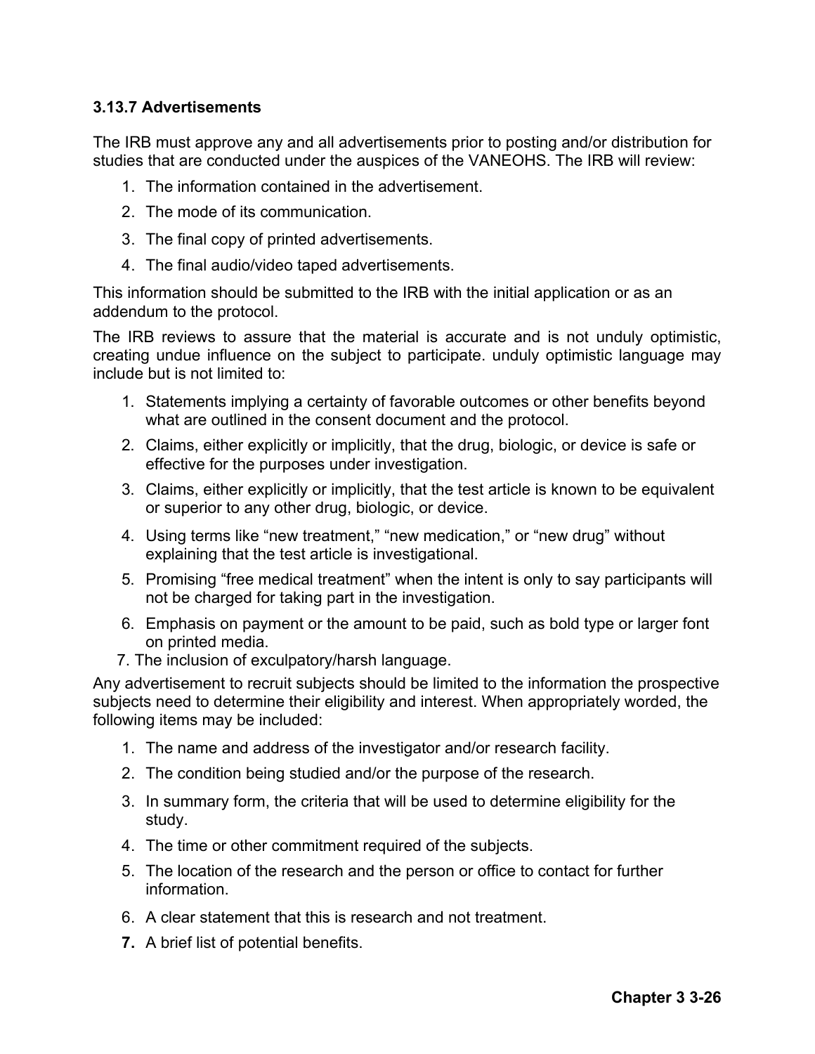### 3.13.7 Advertisements

The IRB must approve any and all advertisements prior to posting and/or distribution for studies that are conducted under the auspices of the VANEOHS. The IRB will review:

1. The information contained in the advertisement.
2. The mode of its communication.
3. The final copy of printed advertisements.
4. The final audio/video taped advertisements.

This information should be submitted to the IRB with the initial application or as an addendum to the protocol.

The IRB reviews to assure that the material is accurate and is not unduly optimistic, creating undue influence on the subject to participate. unduly optimistic language may include but is not limited to:

1. Statements implying a certainty of favorable outcomes or other benefits beyond what are outlined in the consent document and the protocol.
2. Claims, either explicitly or implicitly, that the drug, biologic, or device is safe or effective for the purposes under investigation.
3. Claims, either explicitly or implicitly, that the test article is known to be equivalent or superior to any other drug, biologic, or device.
4. Using terms like "new treatment," "new medication," or "new drug" without explaining that the test article is investigational.
5. Promising "free medical treatment" when the intent is only to say participants will not be charged for taking part in the investigation.
6. Emphasis on payment or the amount to be paid, such as bold type or larger font on printed media.
7. The inclusion of exculpatory/harsh language.

Any advertisement to recruit subjects should be limited to the information the prospective subjects need to determine their eligibility and interest. When appropriately worded, the following items may be included:

1. The name and address of the investigator and/or research facility.
2. The condition being studied and/or the purpose of the research.
3. In summary form, the criteria that will be used to determine eligibility for the study.
4. The time or other commitment required of the subjects.
5. The location of the research and the person or office to contact for further information.
6. A clear statement that this is research and not treatment.
7. A brief list of potential benefits.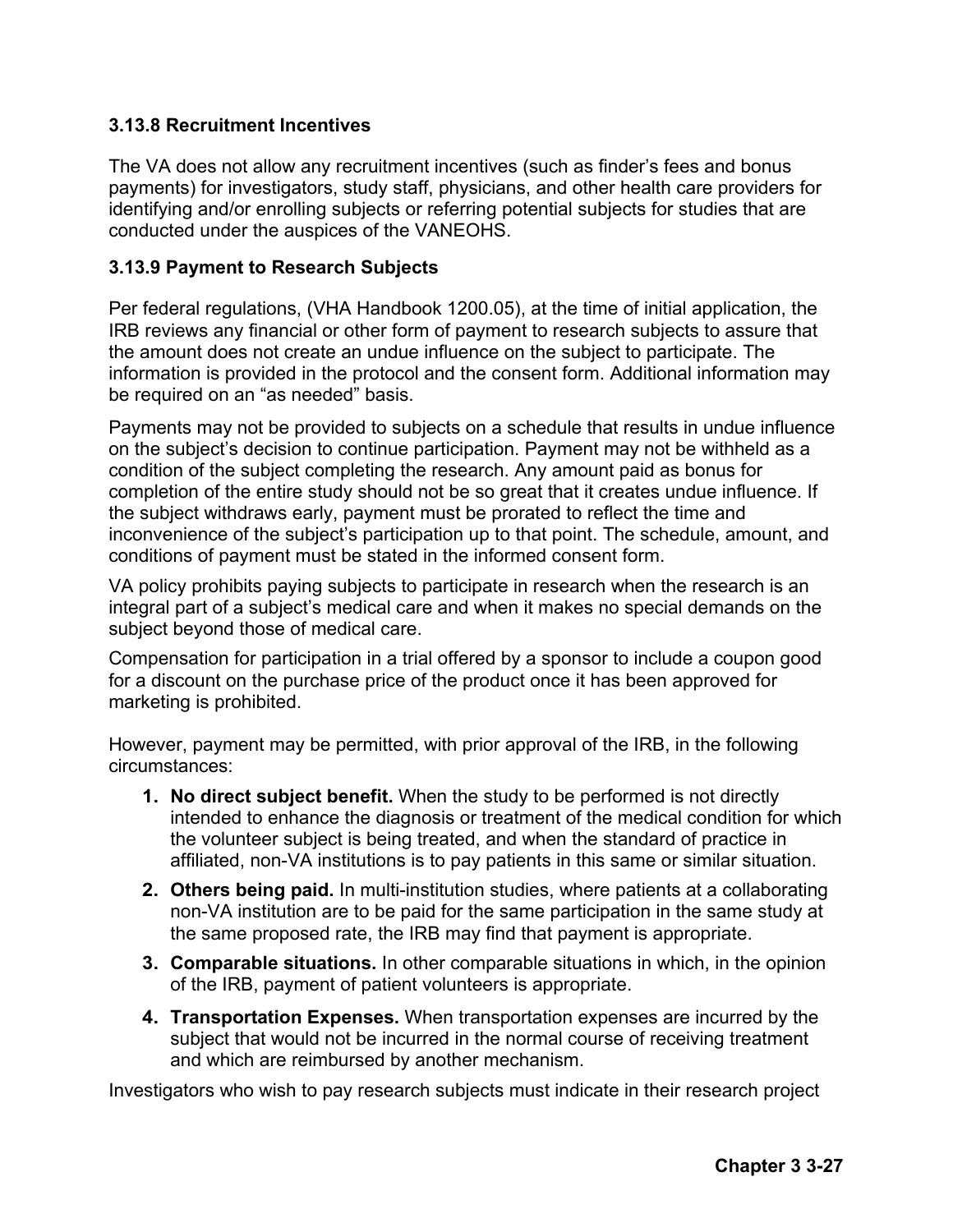### 3.13.8 Recruitment Incentives

The VA does not allow any recruitment incentives (such as finder's fees and bonus payments) for investigators, study staff, physicians, and other health care providers for identifying and/or enrolling subjects or referring potential subjects for studies that are conducted under the auspices of the VANEOHS.

### 3.13.9 Payment to Research Subjects

Per federal regulations, (VHA Handbook 1200.05), at the time of initial application, the IRB reviews any financial or other form of payment to research subjects to assure that the amount does not create an undue influence on the subject to participate. The information is provided in the protocol and the consent form. Additional information may be required on an "as needed" basis.

Payments may not be provided to subjects on a schedule that results in undue influence on the subject's decision to continue participation. Payment may not be withheld as a condition of the subject completing the research. Any amount paid as bonus for completion of the entire study should not be so great that it creates undue influence. If the subject withdraws early, payment must be prorated to reflect the time and inconvenience of the subject's participation up to that point. The schedule, amount, and conditions of payment must be stated in the informed consent form.

VA policy prohibits paying subjects to participate in research when the research is an integral part of a subject's medical care and when it makes no special demands on the subject beyond those of medical care.

Compensation for participation in a trial offered by a sponsor to include a coupon good for a discount on the purchase price of the product once it has been approved for marketing is prohibited.

However, payment may be permitted, with prior approval of the IRB, in the following circumstances:

1. **No direct subject benefit.** When the study to be performed is not directly intended to enhance the diagnosis or treatment of the medical condition for which the volunteer subject is being treated, and when the standard of practice in affiliated, non-VA institutions is to pay patients in this same or similar situation.
2. **Others being paid.** In multi-institution studies, where patients at a collaborating non-VA institution are to be paid for the same participation in the same study at the same proposed rate, the IRB may find that payment is appropriate.
3. **Comparable situations.** In other comparable situations in which, in the opinion of the IRB, payment of patient volunteers is appropriate.
4. **Transportation Expenses.** When transportation expenses are incurred by the subject that would not be incurred in the normal course of receiving treatment and which are reimbursed by another mechanism.

Investigators who wish to pay research subjects must indicate in their research project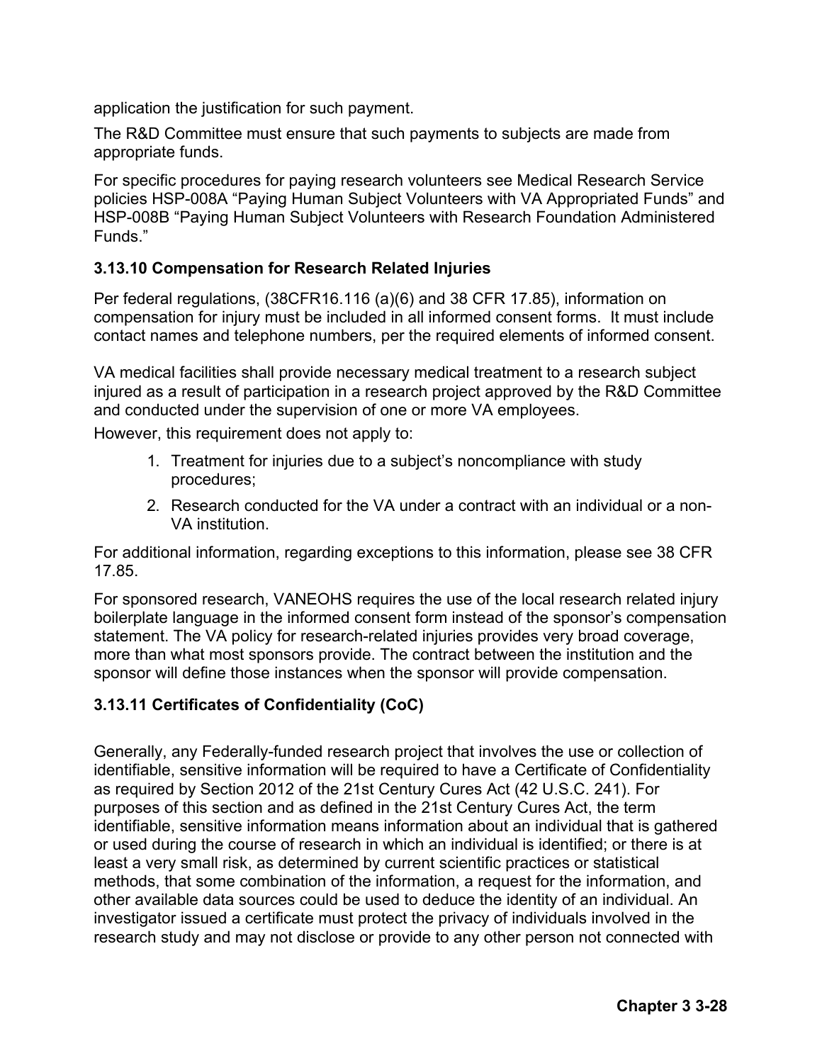application the justification for such payment.

The R&D Committee must ensure that such payments to subjects are made from appropriate funds.

For specific procedures for paying research volunteers see Medical Research Service policies HSP-008A "Paying Human Subject Volunteers with VA Appropriated Funds" and HSP-008B "Paying Human Subject Volunteers with Research Foundation Administered Funds."

### 3.13.10 Compensation for Research Related Injuries

Per federal regulations, (38CFR16.116 (a)(6) and 38 CFR 17.85), information on compensation for injury must be included in all informed consent forms. It must include contact names and telephone numbers, per the required elements of informed consent.

VA medical facilities shall provide necessary medical treatment to a research subject injured as a result of participation in a research project approved by the R&D Committee and conducted under the supervision of one or more VA employees.

However, this requirement does not apply to:

1. Treatment for injuries due to a subject's noncompliance with study procedures;
2. Research conducted for the VA under a contract with an individual or a non-VA institution.

For additional information, regarding exceptions to this information, please see 38 CFR 17.85.

For sponsored research, VANEOHS requires the use of the local research related injury boilerplate language in the informed consent form instead of the sponsor's compensation statement. The VA policy for research-related injuries provides very broad coverage, more than what most sponsors provide. The contract between the institution and the sponsor will define those instances when the sponsor will provide compensation.

### 3.13.11 Certificates of Confidentiality (CoC)

Generally, any Federally-funded research project that involves the use or collection of identifiable, sensitive information will be required to have a Certificate of Confidentiality as required by Section 2012 of the 21st Century Cures Act (42 U.S.C. 241). For purposes of this section and as defined in the 21st Century Cures Act, the term identifiable, sensitive information means information about an individual that is gathered or used during the course of research in which an individual is identified; or there is at least a very small risk, as determined by current scientific practices or statistical methods, that some combination of the information, a request for the information, and other available data sources could be used to deduce the identity of an individual. An investigator issued a certificate must protect the privacy of individuals involved in the research study and may not disclose or provide to any other person not connected with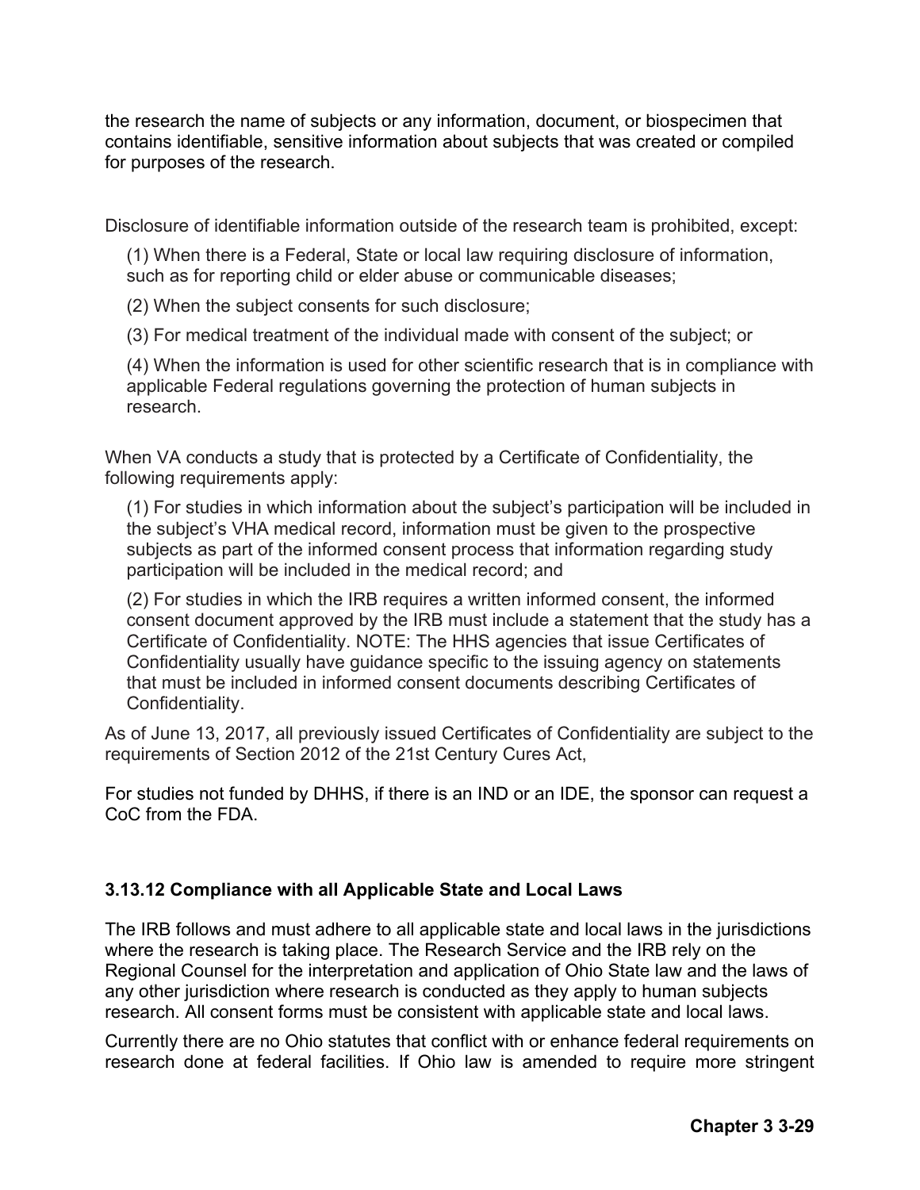the research the name of subjects or any information, document, or biospecimen that contains identifiable, sensitive information about subjects that was created or compiled for purposes of the research.

Disclosure of identifiable information outside of the research team is prohibited, except:

(1) When there is a Federal, State or local law requiring disclosure of information, such as for reporting child or elder abuse or communicable diseases;

(2) When the subject consents for such disclosure;

(3) For medical treatment of the individual made with consent of the subject; or

(4) When the information is used for other scientific research that is in compliance with applicable Federal regulations governing the protection of human subjects in research.

When VA conducts a study that is protected by a Certificate of Confidentiality, the following requirements apply:

(1) For studies in which information about the subject's participation will be included in the subject's VHA medical record, information must be given to the prospective subjects as part of the informed consent process that information regarding study participation will be included in the medical record; and

(2) For studies in which the IRB requires a written informed consent, the informed consent document approved by the IRB must include a statement that the study has a Certificate of Confidentiality. NOTE: The HHS agencies that issue Certificates of Confidentiality usually have guidance specific to the issuing agency on statements that must be included in informed consent documents describing Certificates of Confidentiality.

As of June 13, 2017, all previously issued Certificates of Confidentiality are subject to the requirements of Section 2012 of the 21st Century Cures Act,

For studies not funded by DHHS, if there is an IND or an IDE, the sponsor can request a CoC from the FDA.

### 3.13.12 Compliance with all Applicable State and Local Laws

The IRB follows and must adhere to all applicable state and local laws in the jurisdictions where the research is taking place. The Research Service and the IRB rely on the Regional Counsel for the interpretation and application of Ohio State law and the laws of any other jurisdiction where research is conducted as they apply to human subjects research. All consent forms must be consistent with applicable state and local laws.

Currently there are no Ohio statutes that conflict with or enhance federal requirements on research done at federal facilities. If Ohio law is amended to require more stringent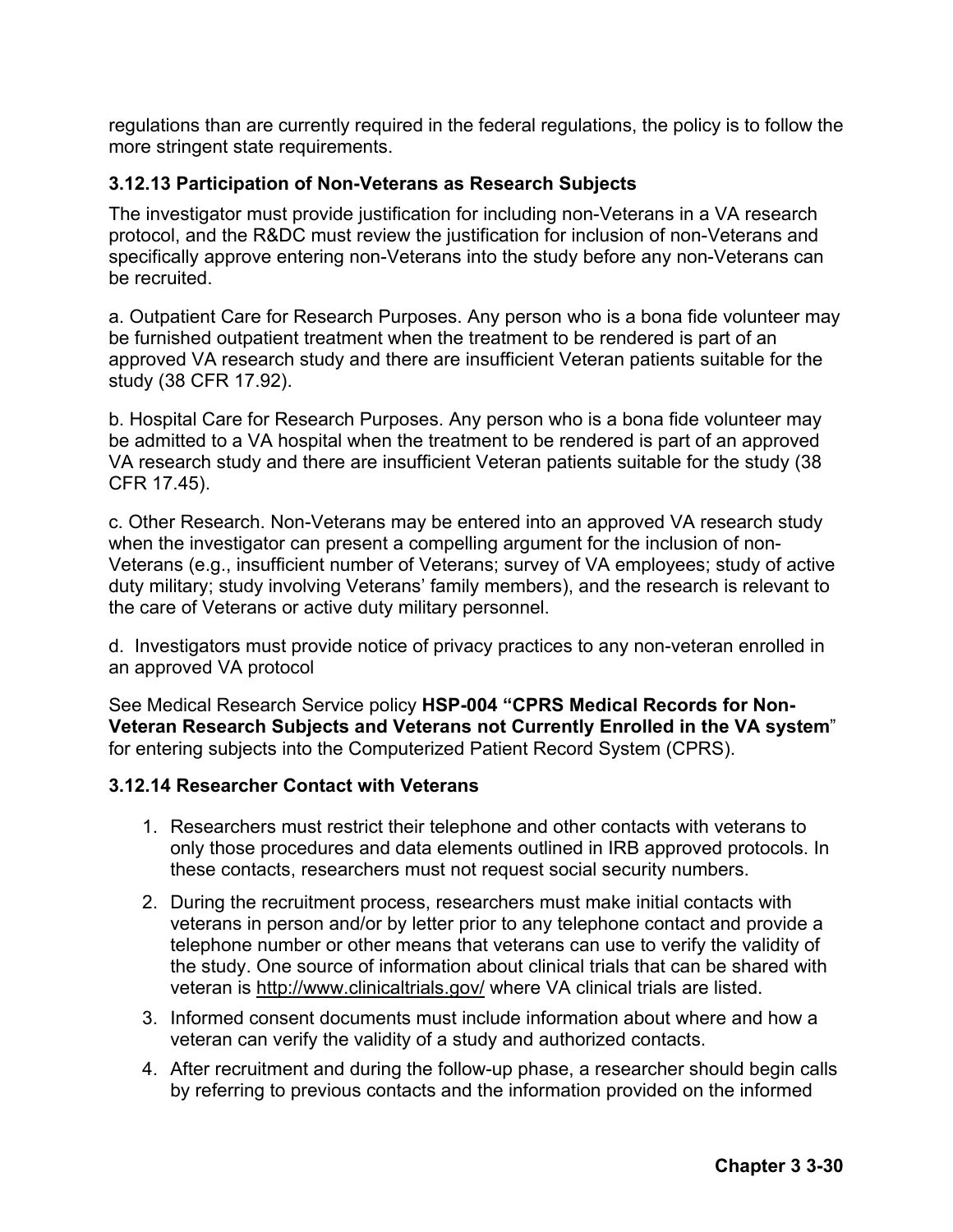regulations than are currently required in the federal regulations, the policy is to follow the more stringent state requirements.

### 3.12.13 Participation of Non-Veterans as Research Subjects

The investigator must provide justification for including non-Veterans in a VA research protocol, and the R&DC must review the justification for inclusion of non-Veterans and specifically approve entering non-Veterans into the study before any non-Veterans can be recruited.

a. Outpatient Care for Research Purposes. Any person who is a bona fide volunteer may be furnished outpatient treatment when the treatment to be rendered is part of an approved VA research study and there are insufficient Veteran patients suitable for the study (38 CFR 17.92).

b. Hospital Care for Research Purposes. Any person who is a bona fide volunteer may be admitted to a VA hospital when the treatment to be rendered is part of an approved VA research study and there are insufficient Veteran patients suitable for the study (38 CFR 17.45).

c. Other Research. Non-Veterans may be entered into an approved VA research study when the investigator can present a compelling argument for the inclusion of non-Veterans (e.g., insufficient number of Veterans; survey of VA employees; study of active duty military; study involving Veterans' family members), and the research is relevant to the care of Veterans or active duty military personnel.

d. Investigators must provide notice of privacy practices to any non-veteran enrolled in an approved VA protocol

See Medical Research Service policy **HSP-004 "CPRS Medical Records for Non-Veteran Research Subjects and Veterans not Currently Enrolled in the VA system"** for entering subjects into the Computerized Patient Record System (CPRS).

### 3.12.14 Researcher Contact with Veterans

1. Researchers must restrict their telephone and other contacts with veterans to only those procedures and data elements outlined in IRB approved protocols. In these contacts, researchers must not request social security numbers.
2. During the recruitment process, researchers must make initial contacts with veterans in person and/or by letter prior to any telephone contact and provide a telephone number or other means that veterans can use to verify the validity of the study. One source of information about clinical trials that can be shared with veteran is http://www.clinicaltrials.gov/ where VA clinical trials are listed.
3. Informed consent documents must include information about where and how a veteran can verify the validity of a study and authorized contacts.
4. After recruitment and during the follow-up phase, a researcher should begin calls by referring to previous contacts and the information provided on the informed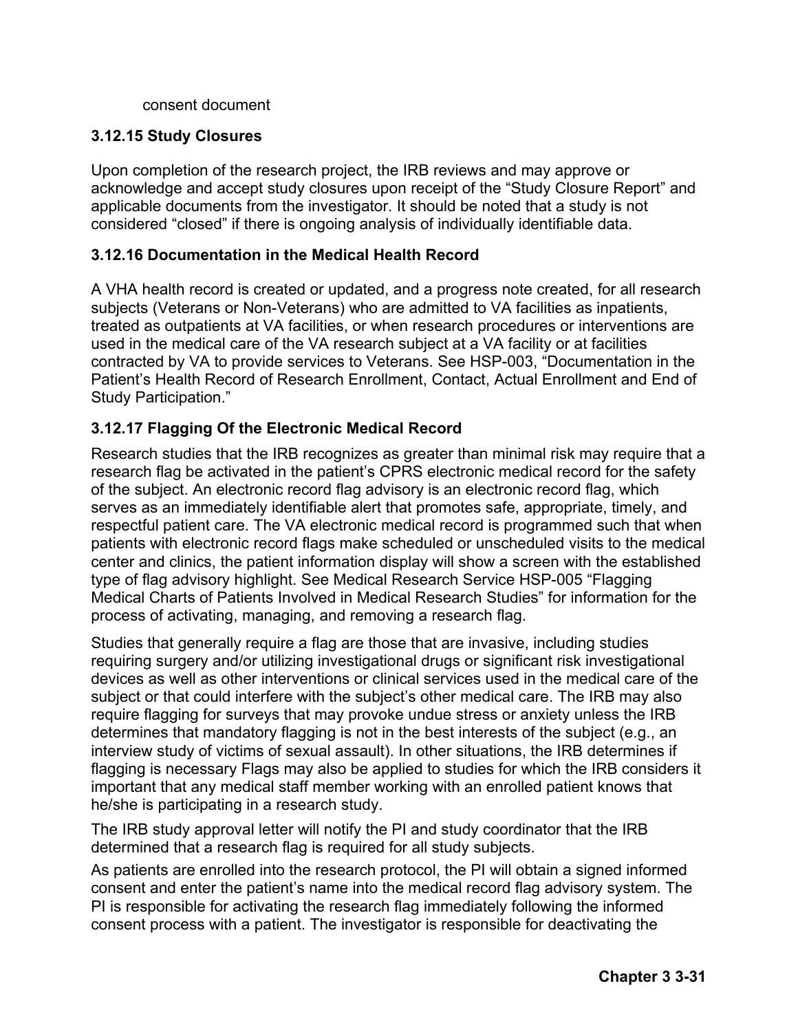consent document

### 3.12.15 Study Closures

Upon completion of the research project, the IRB reviews and may approve or acknowledge and accept study closures upon receipt of the "Study Closure Report" and applicable documents from the investigator. It should be noted that a study is not considered "closed" if there is ongoing analysis of individually identifiable data.

### 3.12.16 Documentation in the Medical Health Record

A VHA health record is created or updated, and a progress note created, for all research subjects (Veterans or Non-Veterans) who are admitted to VA facilities as inpatients, treated as outpatients at VA facilities, or when research procedures or interventions are used in the medical care of the VA research subject at a VA facility or at facilities contracted by VA to provide services to Veterans. See HSP-003, "Documentation in the Patient's Health Record of Research Enrollment, Contact, Actual Enrollment and End of Study Participation."

### 3.12.17 Flagging Of the Electronic Medical Record

Research studies that the IRB recognizes as greater than minimal risk may require that a research flag be activated in the patient's CPRS electronic medical record for the safety of the subject. An electronic record flag advisory is an electronic record flag, which serves as an immediately identifiable alert that promotes safe, appropriate, timely, and respectful patient care. The VA electronic medical record is programmed such that when patients with electronic record flags make scheduled or unscheduled visits to the medical center and clinics, the patient information display will show a screen with the established type of flag advisory highlight. See Medical Research Service HSP-005 "Flagging Medical Charts of Patients Involved in Medical Research Studies" for information for the process of activating, managing, and removing a research flag.

Studies that generally require a flag are those that are invasive, including studies requiring surgery and/or utilizing investigational drugs or significant risk investigational devices as well as other interventions or clinical services used in the medical care of the subject or that could interfere with the subject's other medical care. The IRB may also require flagging for surveys that may provoke undue stress or anxiety unless the IRB determines that mandatory flagging is not in the best interests of the subject (e.g., an interview study of victims of sexual assault). In other situations, the IRB determines if flagging is necessary Flags may also be applied to studies for which the IRB considers it important that any medical staff member working with an enrolled patient knows that he/she is participating in a research study.

The IRB study approval letter will notify the PI and study coordinator that the IRB determined that a research flag is required for all study subjects.

As patients are enrolled into the research protocol, the PI will obtain a signed informed consent and enter the patient's name into the medical record flag advisory system. The PI is responsible for activating the research flag immediately following the informed consent process with a patient. The investigator is responsible for deactivating the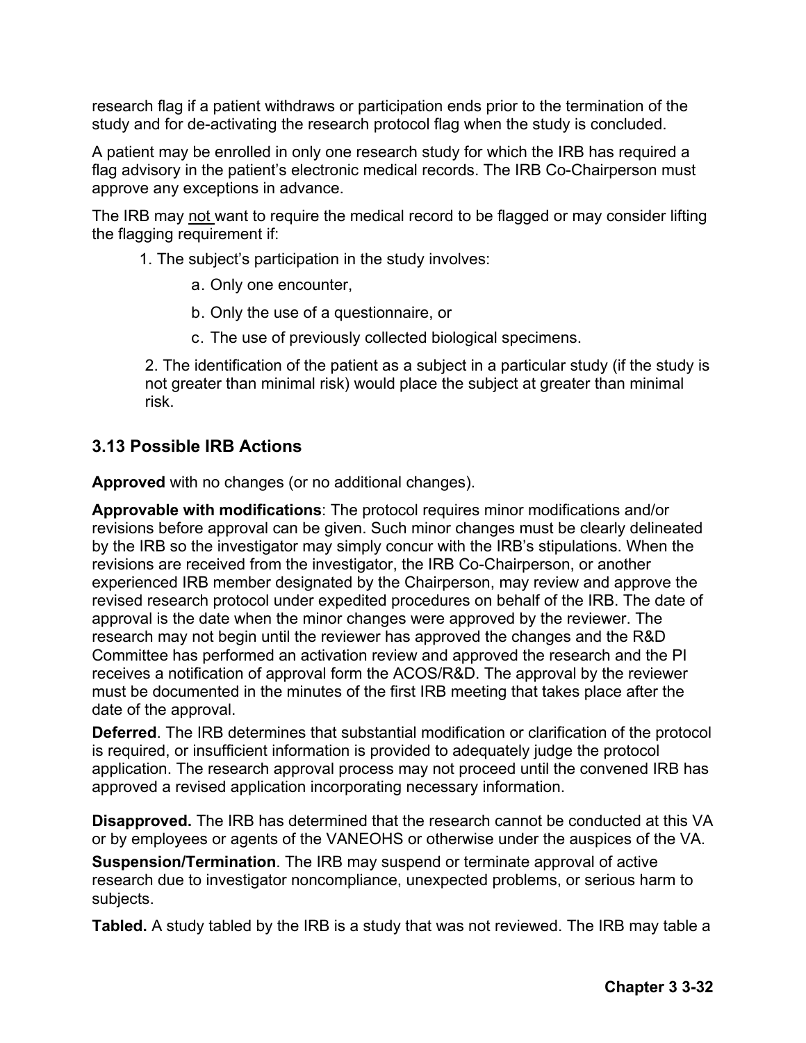research flag if a patient withdraws or participation ends prior to the termination of the study and for de-activating the research protocol flag when the study is concluded.

A patient may be enrolled in only one research study for which the IRB has required a flag advisory in the patient's electronic medical records. The IRB Co-Chairperson must approve any exceptions in advance.

The IRB may <u>not</u> want to require the medical record to be flagged or may consider lifting the flagging requirement if:

1. The subject's participation in the study involves:
    a. Only one encounter,
    b. Only the use of a questionnaire, or
    c. The use of previously collected biological specimens.
2. The identification of the patient as a subject in a particular study (if the study is not greater than minimal risk) would place the subject at greater than minimal risk.

### 3.13 Possible IRB Actions

**Approved** with no changes (or no additional changes).

**Approvable with modifications**: The protocol requires minor modifications and/or revisions before approval can be given. Such minor changes must be clearly delineated by the IRB so the investigator may simply concur with the IRB's stipulations. When the revisions are received from the investigator, the IRB Co-Chairperson, or another experienced IRB member designated by the Chairperson, may review and approve the revised research protocol under expedited procedures on behalf of the IRB. The date of approval is the date when the minor changes were approved by the reviewer. The research may not begin until the reviewer has approved the changes and the R&D Committee has performed an activation review and approved the research and the PI receives a notification of approval form the ACOS/R&D. The approval by the reviewer must be documented in the minutes of the first IRB meeting that takes place after the date of the approval.

**Deferred**. The IRB determines that substantial modification or clarification of the protocol is required, or insufficient information is provided to adequately judge the protocol application. The research approval process may not proceed until the convened IRB has approved a revised application incorporating necessary information.

**Disapproved.** The IRB has determined that the research cannot be conducted at this VA or by employees or agents of the VANEOHS or otherwise under the auspices of the VA.

**Suspension/Termination**. The IRB may suspend or terminate approval of active research due to investigator noncompliance, unexpected problems, or serious harm to subjects.

**Tabled.** A study tabled by the IRB is a study that was not reviewed. The IRB may table a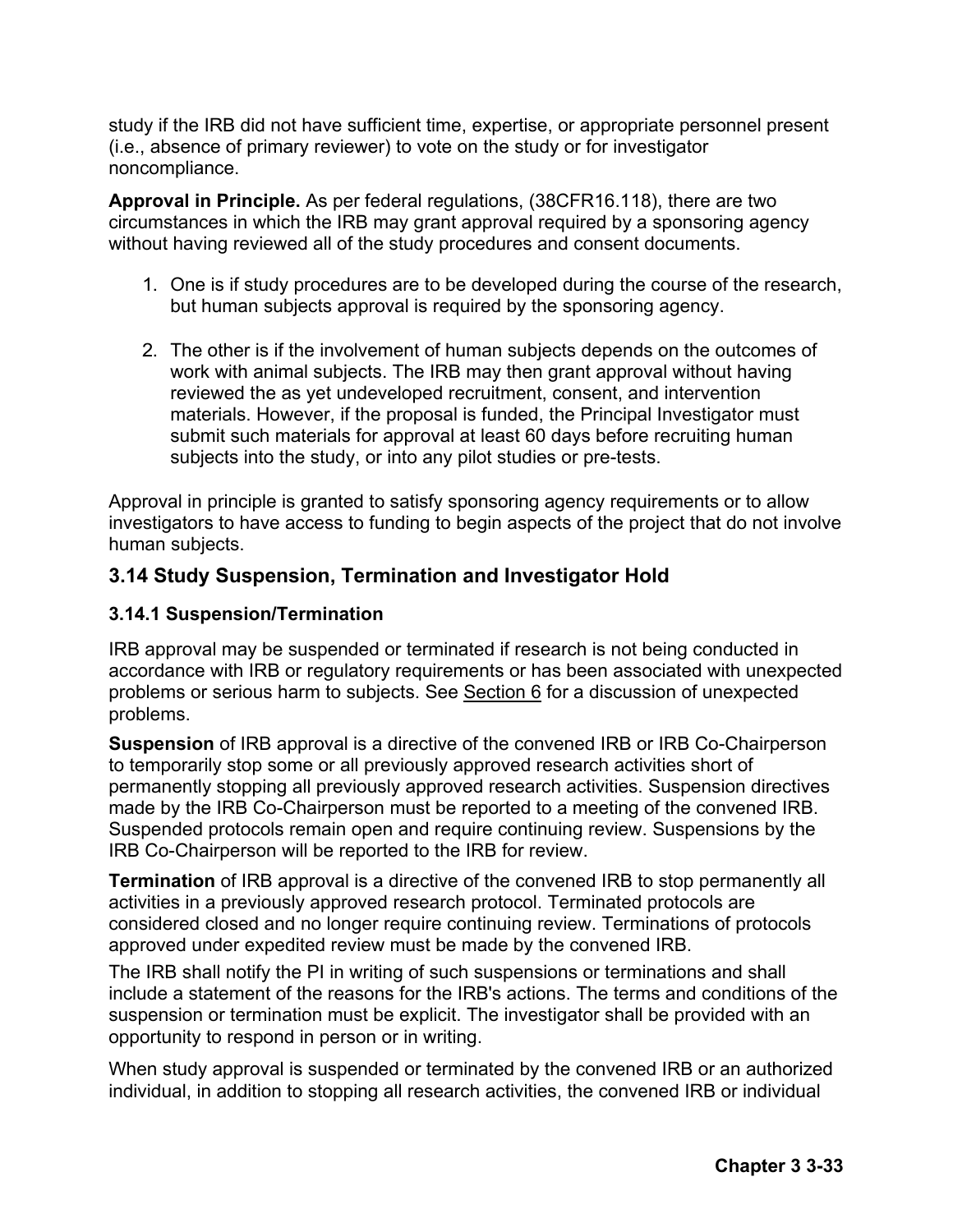study if the IRB did not have sufficient time, expertise, or appropriate personnel present (i.e., absence of primary reviewer) to vote on the study or for investigator noncompliance.

**Approval in Principle.** As per federal regulations, (38CFR16.118), there are two circumstances in which the IRB may grant approval required by a sponsoring agency without having reviewed all of the study procedures and consent documents.

1. One is if study procedures are to be developed during the course of the research, but human subjects approval is required by the sponsoring agency.

2. The other is if the involvement of human subjects depends on the outcomes of work with animal subjects. The IRB may then grant approval without having reviewed the as yet undeveloped recruitment, consent, and intervention materials. However, if the proposal is funded, the Principal Investigator must submit such materials for approval at least 60 days before recruiting human subjects into the study, or into any pilot studies or pre-tests.

Approval in principle is granted to satisfy sponsoring agency requirements or to allow investigators to have access to funding to begin aspects of the project that do not involve human subjects.

## 3.14 Study Suspension, Termination and Investigator Hold

### 3.14.1 Suspension/Termination

IRB approval may be suspended or terminated if research is not being conducted in accordance with IRB or regulatory requirements or has been associated with unexpected problems or serious harm to subjects. See Section 6 for a discussion of unexpected problems.

**Suspension** of IRB approval is a directive of the convened IRB or IRB Co-Chairperson to temporarily stop some or all previously approved research activities short of permanently stopping all previously approved research activities. Suspension directives made by the IRB Co-Chairperson must be reported to a meeting of the convened IRB. Suspended protocols remain open and require continuing review. Suspensions by the IRB Co-Chairperson will be reported to the IRB for review.

**Termination** of IRB approval is a directive of the convened IRB to stop permanently all activities in a previously approved research protocol. Terminated protocols are considered closed and no longer require continuing review. Terminations of protocols approved under expedited review must be made by the convened IRB.

The IRB shall notify the PI in writing of such suspensions or terminations and shall include a statement of the reasons for the IRB's actions. The terms and conditions of the suspension or termination must be explicit. The investigator shall be provided with an opportunity to respond in person or in writing.

When study approval is suspended or terminated by the convened IRB or an authorized individual, in addition to stopping all research activities, the convened IRB or individual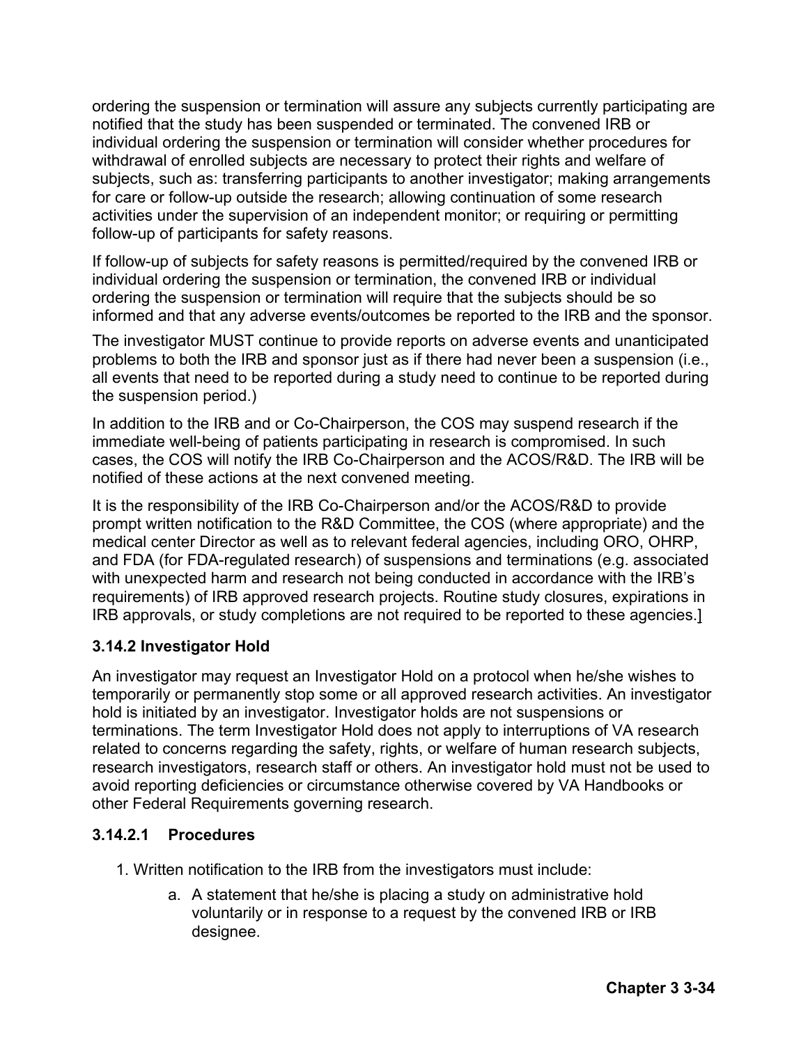ordering the suspension or termination will assure any subjects currently participating are notified that the study has been suspended or terminated. The convened IRB or individual ordering the suspension or termination will consider whether procedures for withdrawal of enrolled subjects are necessary to protect their rights and welfare of subjects, such as: transferring participants to another investigator; making arrangements for care or follow-up outside the research; allowing continuation of some research activities under the supervision of an independent monitor; or requiring or permitting follow-up of participants for safety reasons.

If follow-up of subjects for safety reasons is permitted/required by the convened IRB or individual ordering the suspension or termination, the convened IRB or individual ordering the suspension or termination will require that the subjects should be so informed and that any adverse events/outcomes be reported to the IRB and the sponsor.

The investigator MUST continue to provide reports on adverse events and unanticipated problems to both the IRB and sponsor just as if there had never been a suspension (i.e., all events that need to be reported during a study need to continue to be reported during the suspension period.)

In addition to the IRB and or Co-Chairperson, the COS may suspend research if the immediate well-being of patients participating in research is compromised. In such cases, the COS will notify the IRB Co-Chairperson and the ACOS/R&D. The IRB will be notified of these actions at the next convened meeting.

It is the responsibility of the IRB Co-Chairperson and/or the ACOS/R&D to provide prompt written notification to the R&D Committee, the COS (where appropriate) and the medical center Director as well as to relevant federal agencies, including ORO, OHRP, and FDA (for FDA-regulated research) of suspensions and terminations (e.g. associated with unexpected harm and research not being conducted in accordance with the IRB's requirements) of IRB approved research projects. Routine study closures, expirations in IRB approvals, or study completions are not required to be reported to these agencies.]

### 3.14.2 Investigator Hold

An investigator may request an Investigator Hold on a protocol when he/she wishes to temporarily or permanently stop some or all approved research activities. An investigator hold is initiated by an investigator. Investigator holds are not suspensions or terminations. The term Investigator Hold does not apply to interruptions of VA research related to concerns regarding the safety, rights, or welfare of human research subjects, research investigators, research staff or others. An investigator hold must not be used to avoid reporting deficiencies or circumstance otherwise covered by VA Handbooks or other Federal Requirements governing research.

#### 3.14.2.1 Procedures

1. Written notification to the IRB from the investigators must include:
   a. A statement that he/she is placing a study on administrative hold voluntarily or in response to a request by the convened IRB or IRB designee.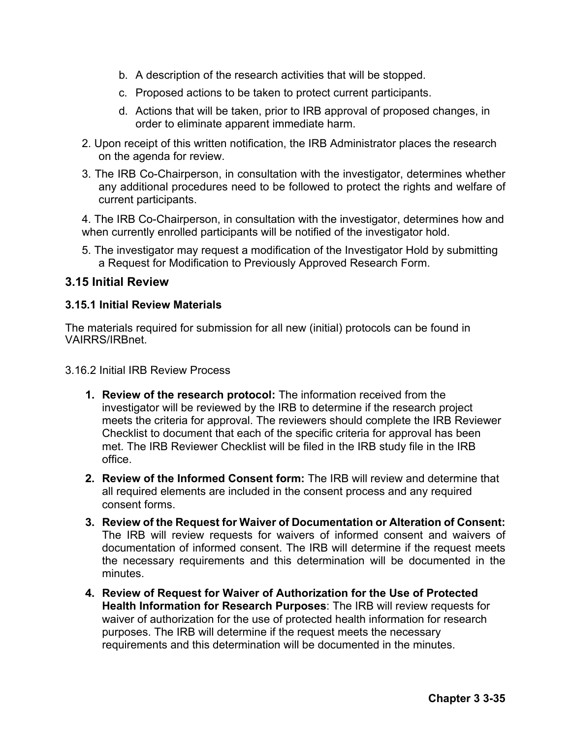b. A description of the research activities that will be stopped.

c. Proposed actions to be taken to protect current participants.

d. Actions that will be taken, prior to IRB approval of proposed changes, in order to eliminate apparent immediate harm.

2. Upon receipt of this written notification, the IRB Administrator places the research on the agenda for review.

3. The IRB Co-Chairperson, in consultation with the investigator, determines whether any additional procedures need to be followed to protect the rights and welfare of current participants.

4. The IRB Co-Chairperson, in consultation with the investigator, determines how and when currently enrolled participants will be notified of the investigator hold.

5. The investigator may request a modification of the Investigator Hold by submitting a Request for Modification to Previously Approved Research Form.

## 3.15 Initial Review

### 3.15.1 Initial Review Materials

The materials required for submission for all new (initial) protocols can be found in VAIRRS/IRBnet.

3.16.2 Initial IRB Review Process

1. **Review of the research protocol:** The information received from the investigator will be reviewed by the IRB to determine if the research project meets the criteria for approval. The reviewers should complete the IRB Reviewer Checklist to document that each of the specific criteria for approval has been met. The IRB Reviewer Checklist will be filed in the IRB study file in the IRB office.
2. **Review of the Informed Consent form:** The IRB will review and determine that all required elements are included in the consent process and any required consent forms.
3. **Review of the Request for Waiver of Documentation or Alteration of Consent:** The IRB will review requests for waivers of informed consent and waivers of documentation of informed consent. The IRB will determine if the request meets the necessary requirements and this determination will be documented in the minutes.
4. **Review of Request for Waiver of Authorization for the Use of Protected Health Information for Research Purposes**: The IRB will review requests for waiver of authorization for the use of protected health information for research purposes. The IRB will determine if the request meets the necessary requirements and this determination will be documented in the minutes.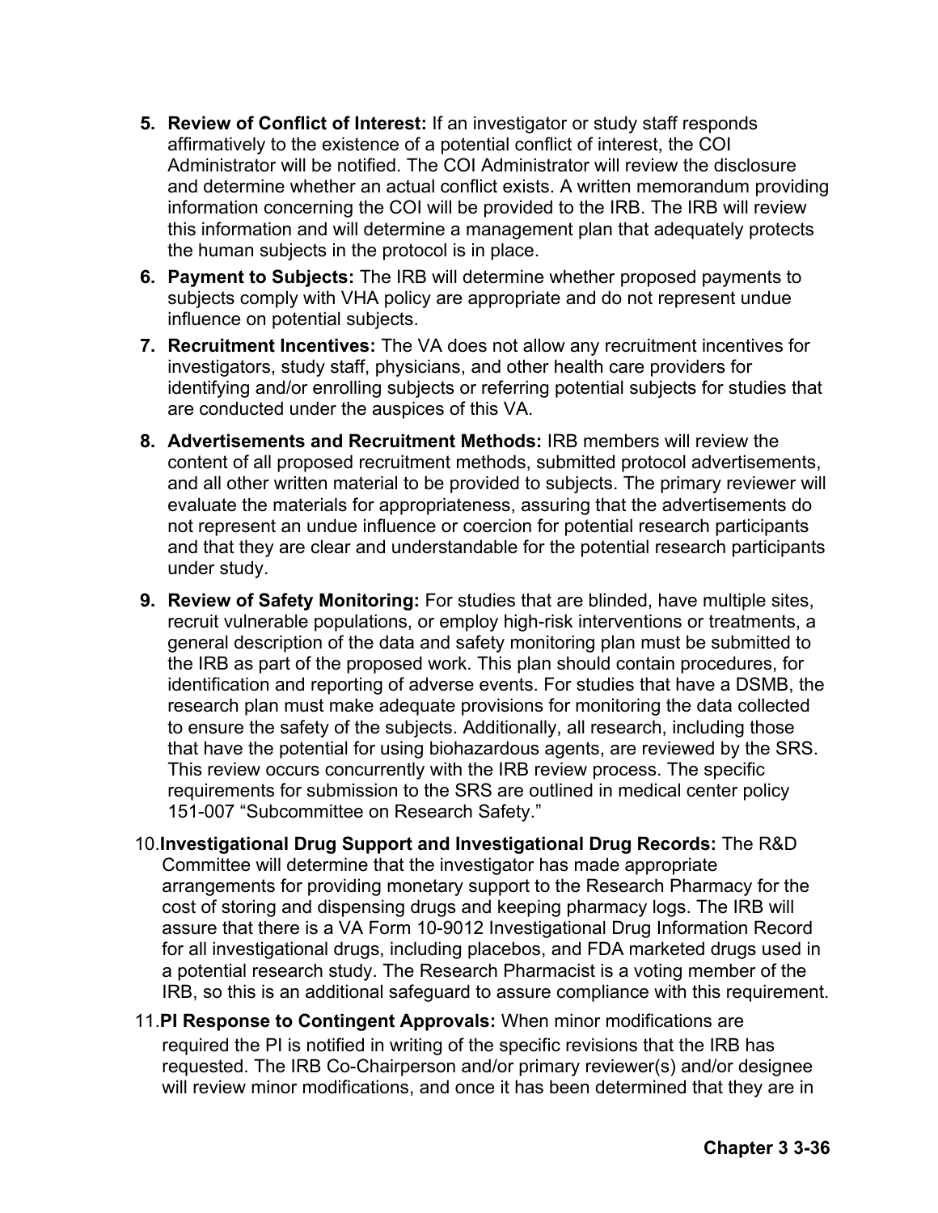5. **Review of Conflict of Interest:** If an investigator or study staff responds affirmatively to the existence of a potential conflict of interest, the COI Administrator will be notified. The COI Administrator will review the disclosure and determine whether an actual conflict exists. A written memorandum providing information concerning the COI will be provided to the IRB. The IRB will review this information and will determine a management plan that adequately protects the human subjects in the protocol is in place.
6. **Payment to Subjects:** The IRB will determine whether proposed payments to subjects comply with VHA policy are appropriate and do not represent undue influence on potential subjects.
7. **Recruitment Incentives:** The VA does not allow any recruitment incentives for investigators, study staff, physicians, and other health care providers for identifying and/or enrolling subjects or referring potential subjects for studies that are conducted under the auspices of this VA.
8. **Advertisements and Recruitment Methods:** IRB members will review the content of all proposed recruitment methods, submitted protocol advertisements, and all other written material to be provided to subjects. The primary reviewer will evaluate the materials for appropriateness, assuring that the advertisements do not represent an undue influence or coercion for potential research participants and that they are clear and understandable for the potential research participants under study.
9. **Review of Safety Monitoring:** For studies that are blinded, have multiple sites, recruit vulnerable populations, or employ high-risk interventions or treatments, a general description of the data and safety monitoring plan must be submitted to the IRB as part of the proposed work. This plan should contain procedures, for identification and reporting of adverse events. For studies that have a DSMB, the research plan must make adequate provisions for monitoring the data collected to ensure the safety of the subjects. Additionally, all research, including those that have the potential for using biohazardous agents, are reviewed by the SRS. This review occurs concurrently with the IRB review process. The specific requirements for submission to the SRS are outlined in medical center policy 151-007 "Subcommittee on Research Safety."
10. **Investigational Drug Support and Investigational Drug Records:** The R&D Committee will determine that the investigator has made appropriate arrangements for providing monetary support to the Research Pharmacy for the cost of storing and dispensing drugs and keeping pharmacy logs. The IRB will assure that there is a VA Form 10-9012 Investigational Drug Information Record for all investigational drugs, including placebos, and FDA marketed drugs used in a potential research study. The Research Pharmacist is a voting member of the IRB, so this is an additional safeguard to assure compliance with this requirement.
11. **PI Response to Contingent Approvals:** When minor modifications are required the PI is notified in writing of the specific revisions that the IRB has requested. The IRB Co-Chairperson and/or primary reviewer(s) and/or designee will review minor modifications, and once it has been determined that they are in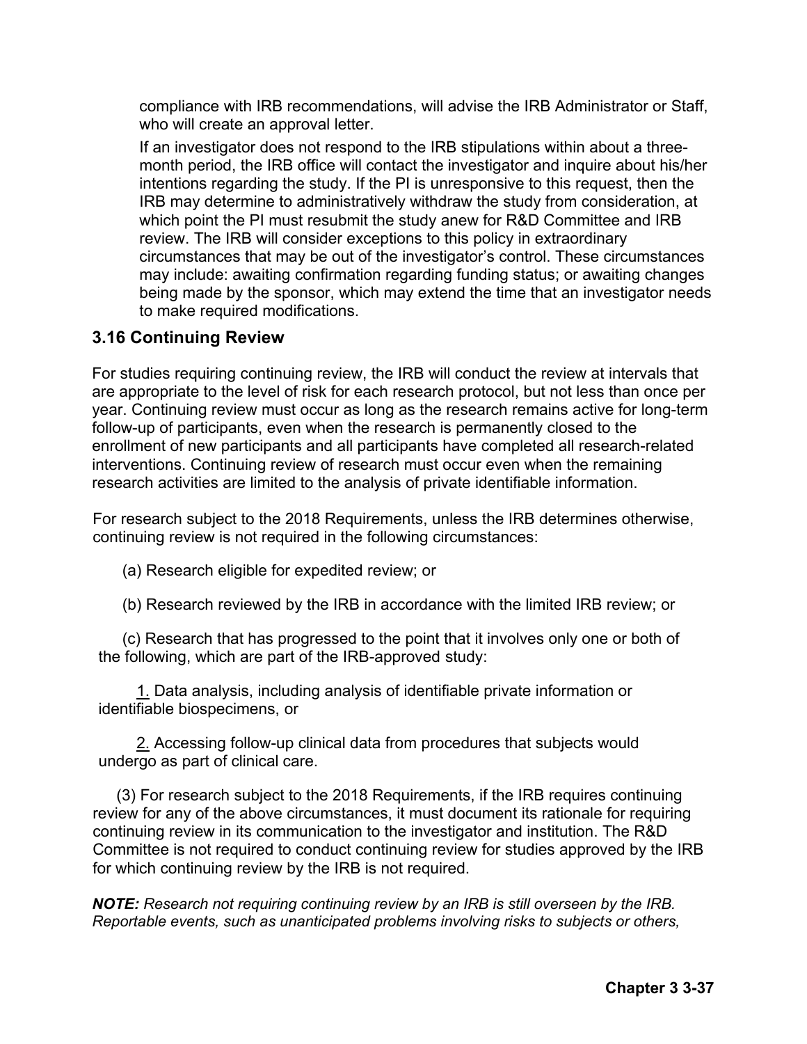compliance with IRB recommendations, will advise the IRB Administrator or Staff, who will create an approval letter.

If an investigator does not respond to the IRB stipulations within about a three-month period, the IRB office will contact the investigator and inquire about his/her intentions regarding the study. If the PI is unresponsive to this request, then the IRB may determine to administratively withdraw the study from consideration, at which point the PI must resubmit the study anew for R&D Committee and IRB review. The IRB will consider exceptions to this policy in extraordinary circumstances that may be out of the investigator's control. These circumstances may include: awaiting confirmation regarding funding status; or awaiting changes being made by the sponsor, which may extend the time that an investigator needs to make required modifications.

### 3.16 Continuing Review

For studies requiring continuing review, the IRB will conduct the review at intervals that are appropriate to the level of risk for each research protocol, but not less than once per year. Continuing review must occur as long as the research remains active for long-term follow-up of participants, even when the research is permanently closed to the enrollment of new participants and all participants have completed all research-related interventions. Continuing review of research must occur even when the remaining research activities are limited to the analysis of private identifiable information.

For research subject to the 2018 Requirements, unless the IRB determines otherwise, continuing review is not required in the following circumstances:

(a) Research eligible for expedited review; or

(b) Research reviewed by the IRB in accordance with the limited IRB review; or

(c) Research that has progressed to the point that it involves only one or both of the following, which are part of the IRB-approved study:

1. Data analysis, including analysis of identifiable private information or identifiable biospecimens, or

2. Accessing follow-up clinical data from procedures that subjects would undergo as part of clinical care.

(3) For research subject to the 2018 Requirements, if the IRB requires continuing review for any of the above circumstances, it must document its rationale for requiring continuing review in its communication to the investigator and institution. The R&D Committee is not required to conduct continuing review for studies approved by the IRB for which continuing review by the IRB is not required.

***NOTE:*** *Research not requiring continuing review by an IRB is still overseen by the IRB. Reportable events, such as unanticipated problems involving risks to subjects or others,*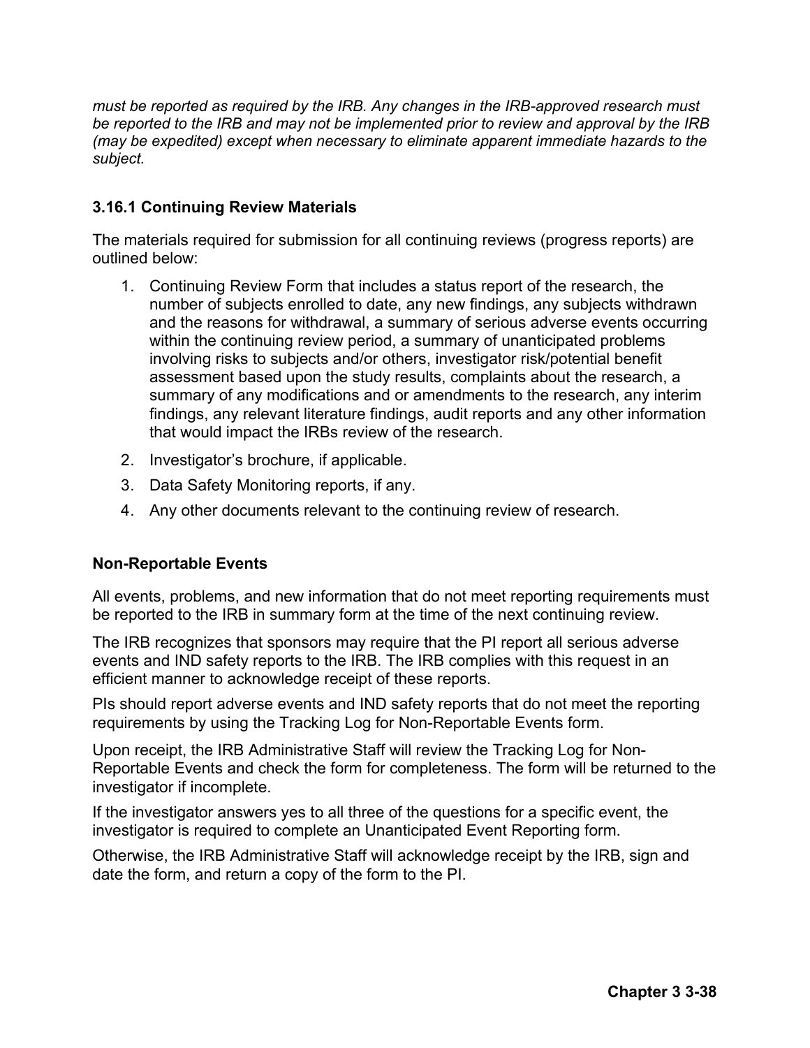*must be reported as required by the IRB. Any changes in the IRB-approved research must be reported to the IRB and may not be implemented prior to review and approval by the IRB (may be expedited) except when necessary to eliminate apparent immediate hazards to the subject.*

### 3.16.1 Continuing Review Materials

The materials required for submission for all continuing reviews (progress reports) are outlined below:

1. Continuing Review Form that includes a status report of the research, the number of subjects enrolled to date, any new findings, any subjects withdrawn and the reasons for withdrawal, a summary of serious adverse events occurring within the continuing review period, a summary of unanticipated problems involving risks to subjects and/or others, investigator risk/potential benefit assessment based upon the study results, complaints about the research, a summary of any modifications and or amendments to the research, any interim findings, any relevant literature findings, audit reports and any other information that would impact the IRBs review of the research.
2. Investigator's brochure, if applicable.
3. Data Safety Monitoring reports, if any.
4. Any other documents relevant to the continuing review of research.

**Non-Reportable Events**

All events, problems, and new information that do not meet reporting requirements must be reported to the IRB in summary form at the time of the next continuing review.

The IRB recognizes that sponsors may require that the PI report all serious adverse events and IND safety reports to the IRB. The IRB complies with this request in an efficient manner to acknowledge receipt of these reports.

PIs should report adverse events and IND safety reports that do not meet the reporting requirements by using the Tracking Log for Non-Reportable Events form.

Upon receipt, the IRB Administrative Staff will review the Tracking Log for Non-Reportable Events and check the form for completeness. The form will be returned to the investigator if incomplete.

If the investigator answers yes to all three of the questions for a specific event, the investigator is required to complete an Unanticipated Event Reporting form.

Otherwise, the IRB Administrative Staff will acknowledge receipt by the IRB, sign and date the form, and return a copy of the form to the PI.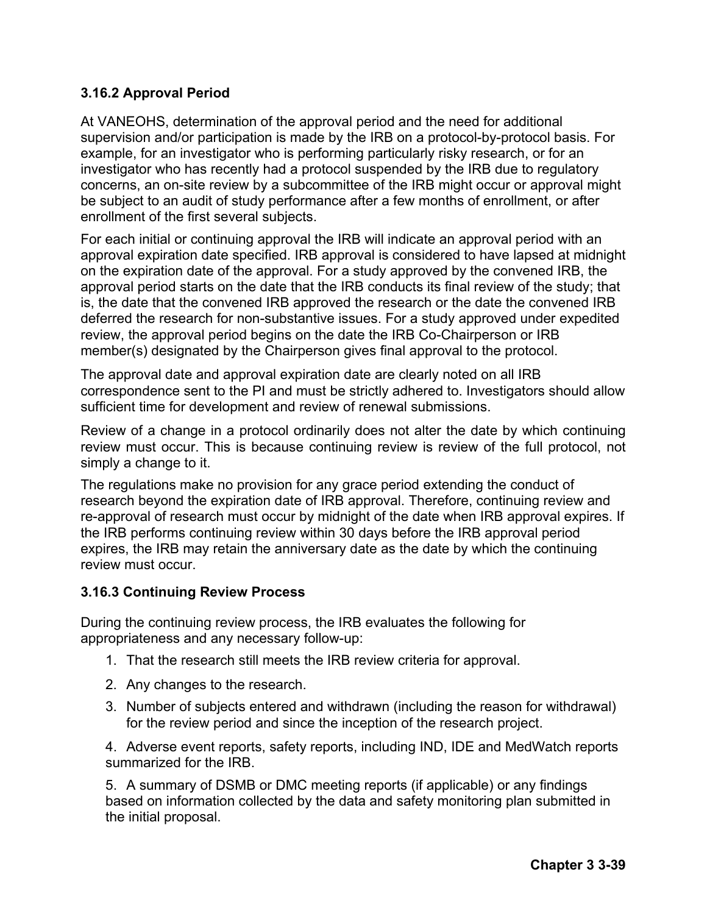### 3.16.2 Approval Period

At VANEOHS, determination of the approval period and the need for additional supervision and/or participation is made by the IRB on a protocol-by-protocol basis. For example, for an investigator who is performing particularly risky research, or for an investigator who has recently had a protocol suspended by the IRB due to regulatory concerns, an on-site review by a subcommittee of the IRB might occur or approval might be subject to an audit of study performance after a few months of enrollment, or after enrollment of the first several subjects.

For each initial or continuing approval the IRB will indicate an approval period with an approval expiration date specified. IRB approval is considered to have lapsed at midnight on the expiration date of the approval. For a study approved by the convened IRB, the approval period starts on the date that the IRB conducts its final review of the study; that is, the date that the convened IRB approved the research or the date the convened IRB deferred the research for non-substantive issues. For a study approved under expedited review, the approval period begins on the date the IRB Co-Chairperson or IRB member(s) designated by the Chairperson gives final approval to the protocol.

The approval date and approval expiration date are clearly noted on all IRB correspondence sent to the PI and must be strictly adhered to. Investigators should allow sufficient time for development and review of renewal submissions.

Review of a change in a protocol ordinarily does not alter the date by which continuing review must occur. This is because continuing review is review of the full protocol, not simply a change to it.

The regulations make no provision for any grace period extending the conduct of research beyond the expiration date of IRB approval. Therefore, continuing review and re-approval of research must occur by midnight of the date when IRB approval expires. If the IRB performs continuing review within 30 days before the IRB approval period expires, the IRB may retain the anniversary date as the date by which the continuing review must occur.

### 3.16.3 Continuing Review Process

During the continuing review process, the IRB evaluates the following for appropriateness and any necessary follow-up:

1. That the research still meets the IRB review criteria for approval.
2. Any changes to the research.
3. Number of subjects entered and withdrawn (including the reason for withdrawal) for the review period and since the inception of the research project.
4. Adverse event reports, safety reports, including IND, IDE and MedWatch reports summarized for the IRB.
5. A summary of DSMB or DMC meeting reports (if applicable) or any findings based on information collected by the data and safety monitoring plan submitted in the initial proposal.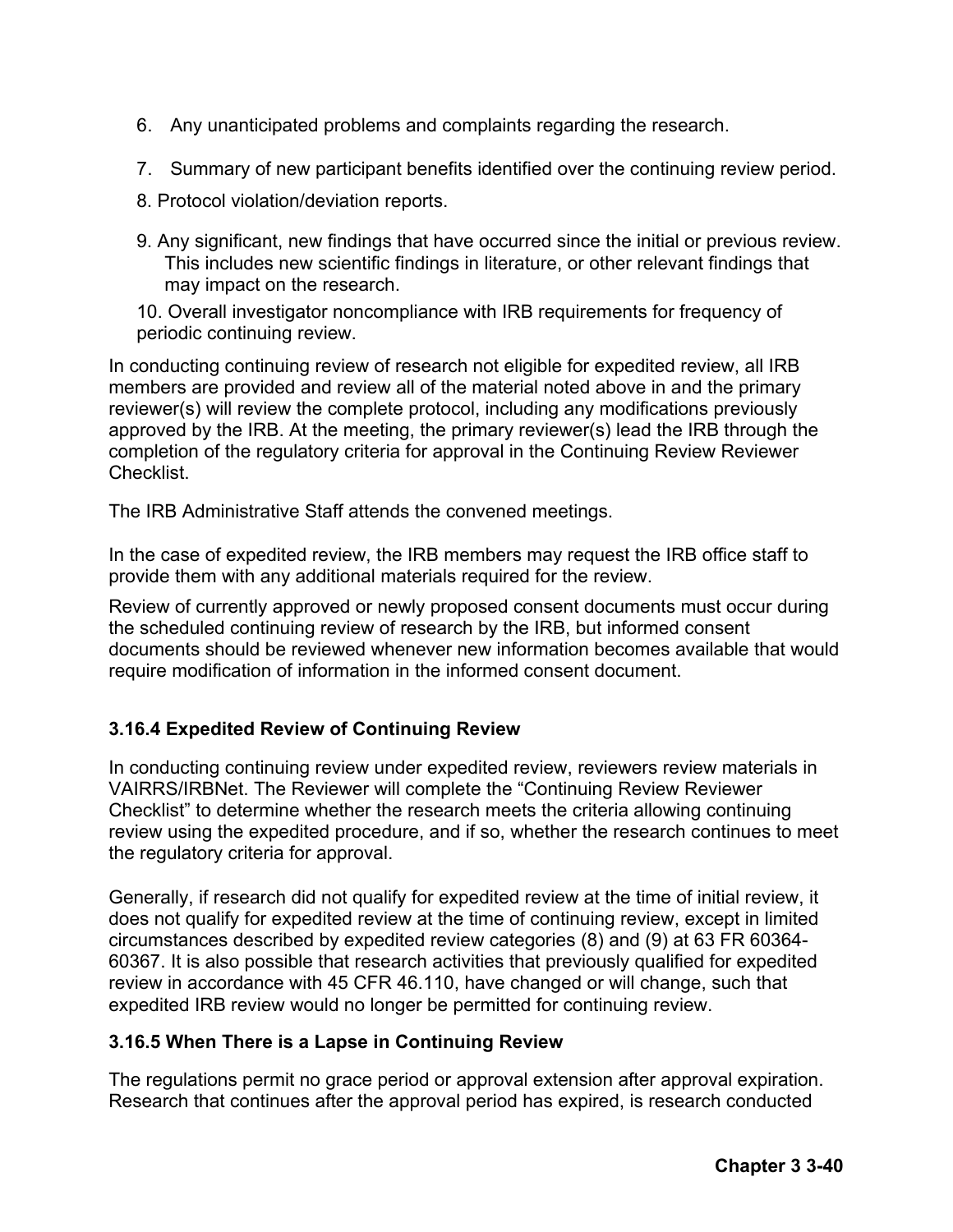6. Any unanticipated problems and complaints regarding the research.
7. Summary of new participant benefits identified over the continuing review period.
8. Protocol violation/deviation reports.
9. Any significant, new findings that have occurred since the initial or previous review. This includes new scientific findings in literature, or other relevant findings that may impact on the research.
10. Overall investigator noncompliance with IRB requirements for frequency of periodic continuing review.

In conducting continuing review of research not eligible for expedited review, all IRB members are provided and review all of the material noted above in and the primary reviewer(s) will review the complete protocol, including any modifications previously approved by the IRB. At the meeting, the primary reviewer(s) lead the IRB through the completion of the regulatory criteria for approval in the Continuing Review Reviewer Checklist.

The IRB Administrative Staff attends the convened meetings.

In the case of expedited review, the IRB members may request the IRB office staff to provide them with any additional materials required for the review.

Review of currently approved or newly proposed consent documents must occur during the scheduled continuing review of research by the IRB, but informed consent documents should be reviewed whenever new information becomes available that would require modification of information in the informed consent document.

### 3.16.4 Expedited Review of Continuing Review

In conducting continuing review under expedited review, reviewers review materials in VAIRRS/IRBNet. The Reviewer will complete the "Continuing Review Reviewer Checklist" to determine whether the research meets the criteria allowing continuing review using the expedited procedure, and if so, whether the research continues to meet the regulatory criteria for approval.

Generally, if research did not qualify for expedited review at the time of initial review, it does not qualify for expedited review at the time of continuing review, except in limited circumstances described by expedited review categories (8) and (9) at 63 FR 60364-60367. It is also possible that research activities that previously qualified for expedited review in accordance with 45 CFR 46.110, have changed or will change, such that expedited IRB review would no longer be permitted for continuing review.

### 3.16.5 When There is a Lapse in Continuing Review

The regulations permit no grace period or approval extension after approval expiration. Research that continues after the approval period has expired, is research conducted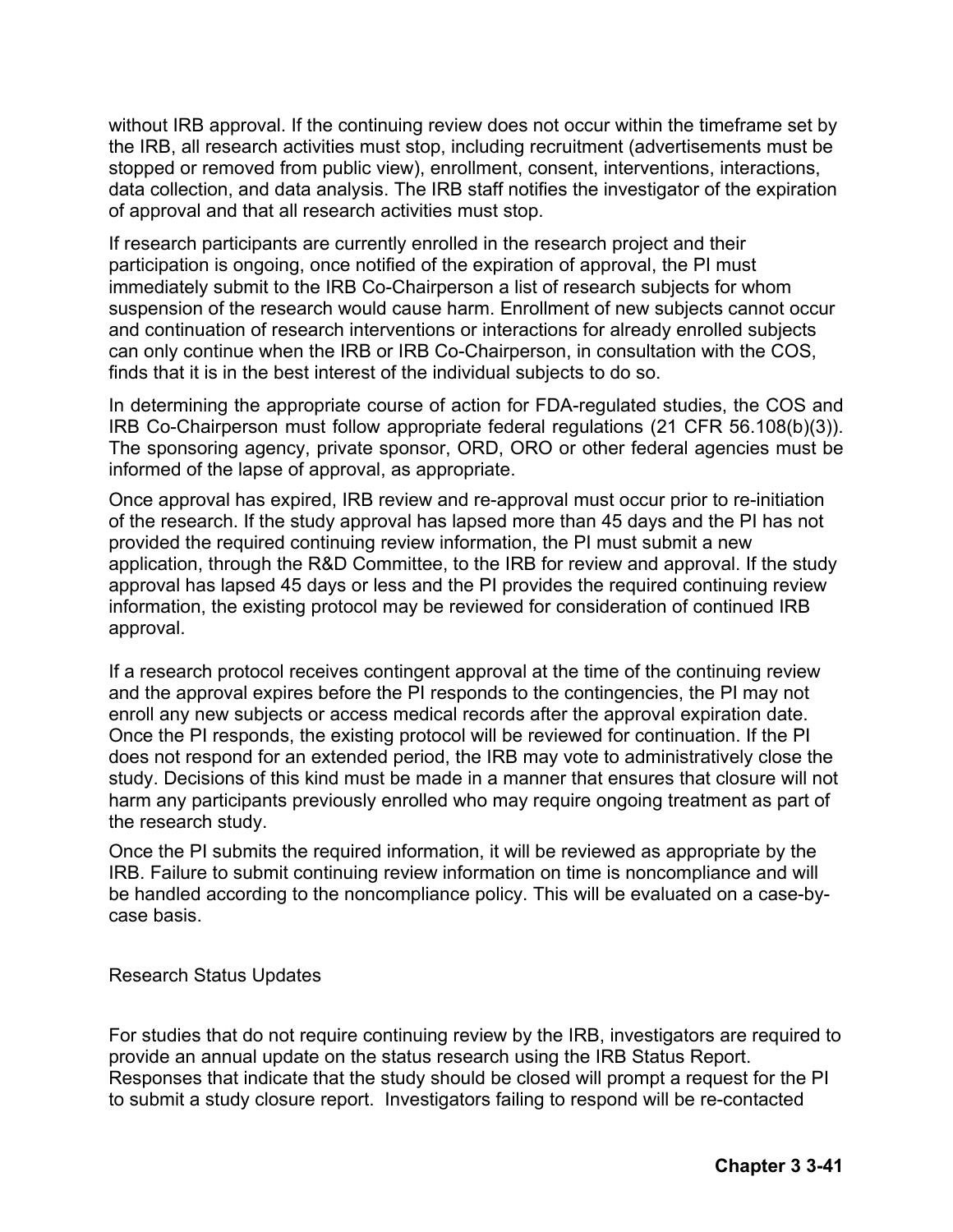without IRB approval. If the continuing review does not occur within the timeframe set by the IRB, all research activities must stop, including recruitment (advertisements must be stopped or removed from public view), enrollment, consent, interventions, interactions, data collection, and data analysis. The IRB staff notifies the investigator of the expiration of approval and that all research activities must stop.

If research participants are currently enrolled in the research project and their participation is ongoing, once notified of the expiration of approval, the PI must immediately submit to the IRB Co-Chairperson a list of research subjects for whom suspension of the research would cause harm. Enrollment of new subjects cannot occur and continuation of research interventions or interactions for already enrolled subjects can only continue when the IRB or IRB Co-Chairperson, in consultation with the COS, finds that it is in the best interest of the individual subjects to do so.

In determining the appropriate course of action for FDA-regulated studies, the COS and IRB Co-Chairperson must follow appropriate federal regulations (21 CFR 56.108(b)(3)). The sponsoring agency, private sponsor, ORD, ORO or other federal agencies must be informed of the lapse of approval, as appropriate.

Once approval has expired, IRB review and re-approval must occur prior to re-initiation of the research. If the study approval has lapsed more than 45 days and the PI has not provided the required continuing review information, the PI must submit a new application, through the R&D Committee, to the IRB for review and approval. If the study approval has lapsed 45 days or less and the PI provides the required continuing review information, the existing protocol may be reviewed for consideration of continued IRB approval.

If a research protocol receives contingent approval at the time of the continuing review and the approval expires before the PI responds to the contingencies, the PI may not enroll any new subjects or access medical records after the approval expiration date. Once the PI responds, the existing protocol will be reviewed for continuation. If the PI does not respond for an extended period, the IRB may vote to administratively close the study. Decisions of this kind must be made in a manner that ensures that closure will not harm any participants previously enrolled who may require ongoing treatment as part of the research study.

Once the PI submits the required information, it will be reviewed as appropriate by the IRB. Failure to submit continuing review information on time is noncompliance and will be handled according to the noncompliance policy. This will be evaluated on a case-by-case basis.

Research Status Updates

For studies that do not require continuing review by the IRB, investigators are required to provide an annual update on the status research using the IRB Status Report. Responses that indicate that the study should be closed will prompt a request for the PI to submit a study closure report. Investigators failing to respond will be re-contacted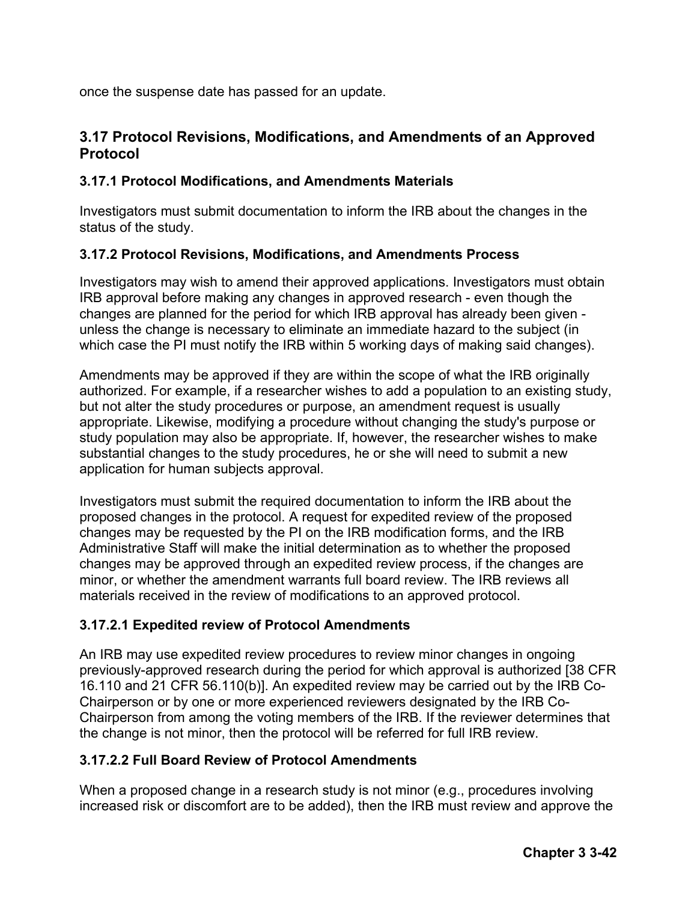once the suspense date has passed for an update.

## 3.17 Protocol Revisions, Modifications, and Amendments of an Approved Protocol

### 3.17.1 Protocol Modifications, and Amendments Materials

Investigators must submit documentation to inform the IRB about the changes in the status of the study.

### 3.17.2 Protocol Revisions, Modifications, and Amendments Process

Investigators may wish to amend their approved applications. Investigators must obtain IRB approval before making any changes in approved research - even though the changes are planned for the period for which IRB approval has already been given - unless the change is necessary to eliminate an immediate hazard to the subject (in which case the PI must notify the IRB within 5 working days of making said changes).

Amendments may be approved if they are within the scope of what the IRB originally authorized. For example, if a researcher wishes to add a population to an existing study, but not alter the study procedures or purpose, an amendment request is usually appropriate. Likewise, modifying a procedure without changing the study's purpose or study population may also be appropriate. If, however, the researcher wishes to make substantial changes to the study procedures, he or she will need to submit a new application for human subjects approval.

Investigators must submit the required documentation to inform the IRB about the proposed changes in the protocol. A request for expedited review of the proposed changes may be requested by the PI on the IRB modification forms, and the IRB Administrative Staff will make the initial determination as to whether the proposed changes may be approved through an expedited review process, if the changes are minor, or whether the amendment warrants full board review. The IRB reviews all materials received in the review of modifications to an approved protocol.

#### 3.17.2.1 Expedited review of Protocol Amendments

An IRB may use expedited review procedures to review minor changes in ongoing previously-approved research during the period for which approval is authorized [38 CFR 16.110 and 21 CFR 56.110(b)]. An expedited review may be carried out by the IRB Co-Chairperson or by one or more experienced reviewers designated by the IRB Co-Chairperson from among the voting members of the IRB. If the reviewer determines that the change is not minor, then the protocol will be referred for full IRB review.

#### 3.17.2.2 Full Board Review of Protocol Amendments

When a proposed change in a research study is not minor (e.g., procedures involving increased risk or discomfort are to be added), then the IRB must review and approve the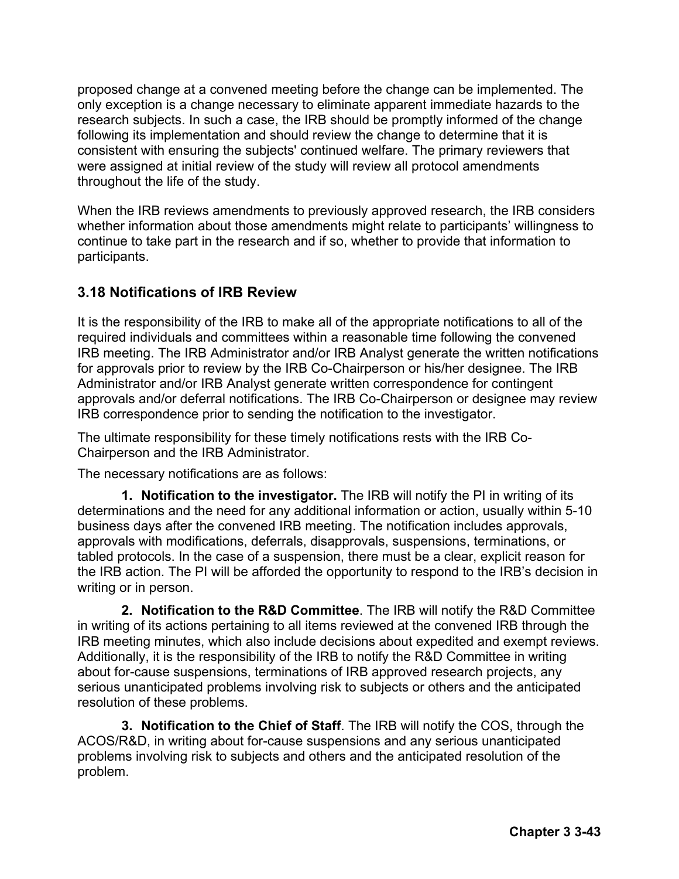proposed change at a convened meeting before the change can be implemented. The only exception is a change necessary to eliminate apparent immediate hazards to the research subjects. In such a case, the IRB should be promptly informed of the change following its implementation and should review the change to determine that it is consistent with ensuring the subjects' continued welfare. The primary reviewers that were assigned at initial review of the study will review all protocol amendments throughout the life of the study.

When the IRB reviews amendments to previously approved research, the IRB considers whether information about those amendments might relate to participants' willingness to continue to take part in the research and if so, whether to provide that information to participants.

### 3.18 Notifications of IRB Review

It is the responsibility of the IRB to make all of the appropriate notifications to all of the required individuals and committees within a reasonable time following the convened IRB meeting. The IRB Administrator and/or IRB Analyst generate the written notifications for approvals prior to review by the IRB Co-Chairperson or his/her designee. The IRB Administrator and/or IRB Analyst generate written correspondence for contingent approvals and/or deferral notifications. The IRB Co-Chairperson or designee may review IRB correspondence prior to sending the notification to the investigator.

The ultimate responsibility for these timely notifications rests with the IRB Co-Chairperson and the IRB Administrator.

The necessary notifications are as follows:

1. **Notification to the investigator.** The IRB will notify the PI in writing of its determinations and the need for any additional information or action, usually within 5-10 business days after the convened IRB meeting. The notification includes approvals, approvals with modifications, deferrals, disapprovals, suspensions, terminations, or tabled protocols. In the case of a suspension, there must be a clear, explicit reason for the IRB action. The PI will be afforded the opportunity to respond to the IRB's decision in writing or in person.

2. **Notification to the R&D Committee**. The IRB will notify the R&D Committee in writing of its actions pertaining to all items reviewed at the convened IRB through the IRB meeting minutes, which also include decisions about expedited and exempt reviews. Additionally, it is the responsibility of the IRB to notify the R&D Committee in writing about for-cause suspensions, terminations of IRB approved research projects, any serious unanticipated problems involving risk to subjects or others and the anticipated resolution of these problems.

3. **Notification to the Chief of Staff**. The IRB will notify the COS, through the ACOS/R&D, in writing about for-cause suspensions and any serious unanticipated problems involving risk to subjects and others and the anticipated resolution of the problem.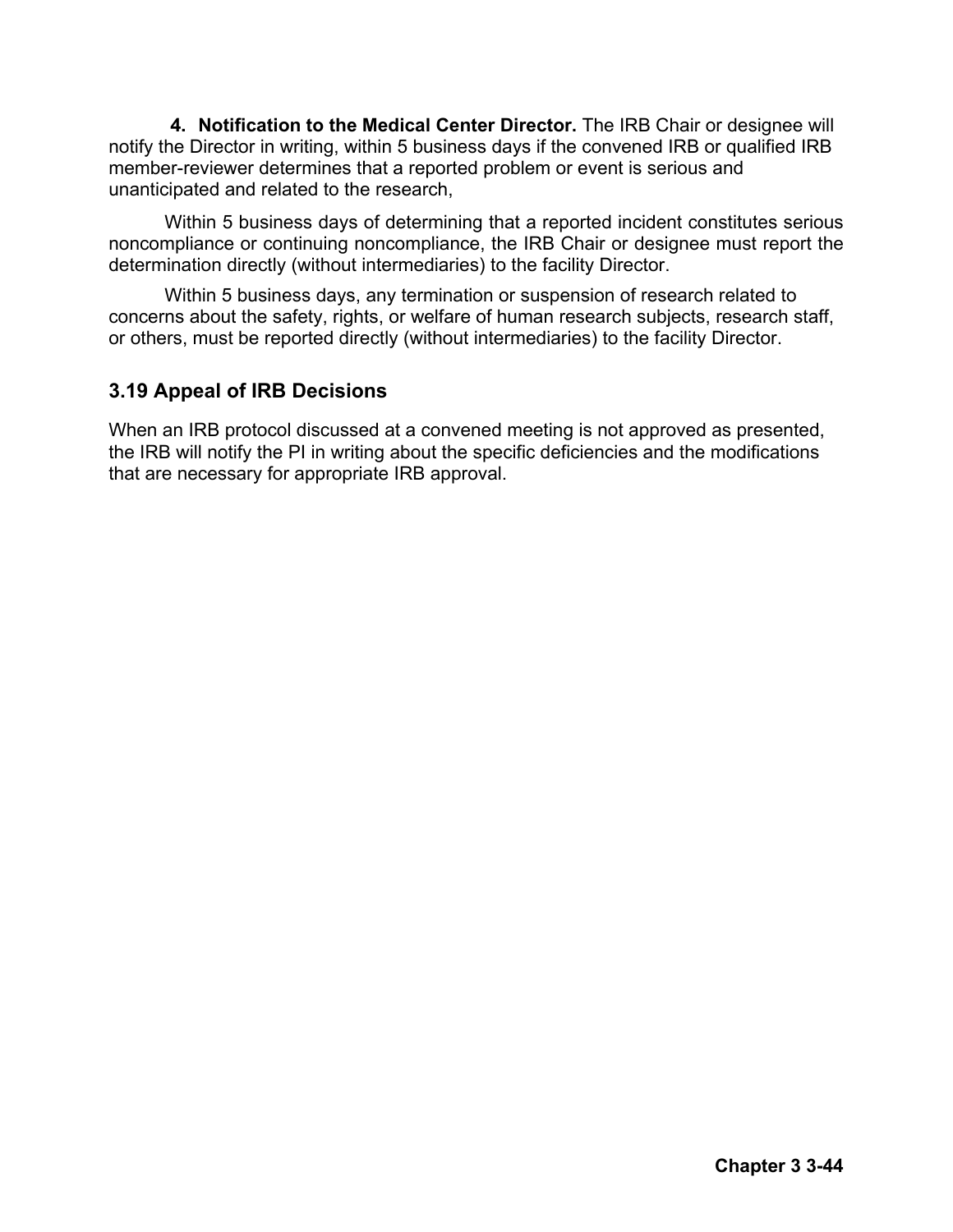4. **Notification to the Medical Center Director.** The IRB Chair or designee will notify the Director in writing, within 5 business days if the convened IRB or qualified IRB member-reviewer determines that a reported problem or event is serious and unanticipated and related to the research,

Within 5 business days of determining that a reported incident constitutes serious noncompliance or continuing noncompliance, the IRB Chair or designee must report the determination directly (without intermediaries) to the facility Director.

Within 5 business days, any termination or suspension of research related to concerns about the safety, rights, or welfare of human research subjects, research staff, or others, must be reported directly (without intermediaries) to the facility Director.

### 3.19 Appeal of IRB Decisions

When an IRB protocol discussed at a convened meeting is not approved as presented, the IRB will notify the PI in writing about the specific deficiencies and the modifications that are necessary for appropriate IRB approval.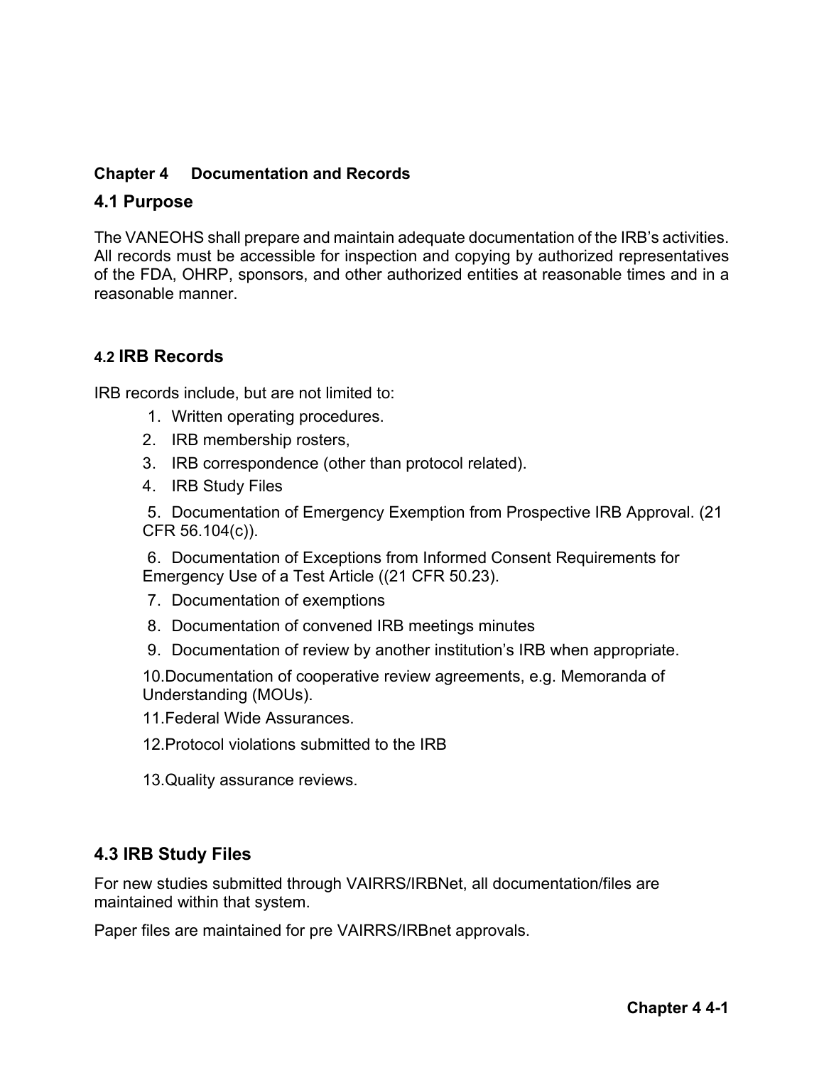## Chapter 4 Documentation and Records

### 4.1 Purpose

The VANEOHS shall prepare and maintain adequate documentation of the IRB's activities. All records must be accessible for inspection and copying by authorized representatives of the FDA, OHRP, sponsors, and other authorized entities at reasonable times and in a reasonable manner.

### 4.2 IRB Records

IRB records include, but are not limited to:

1. Written operating procedures.
2. IRB membership rosters,
3. IRB correspondence (other than protocol related).
4. IRB Study Files
5. Documentation of Emergency Exemption from Prospective IRB Approval. (21 CFR 56.104(c)).
6. Documentation of Exceptions from Informed Consent Requirements for Emergency Use of a Test Article ((21 CFR 50.23).
7. Documentation of exemptions
8. Documentation of convened IRB meetings minutes
9. Documentation of review by another institution's IRB when appropriate.
10. Documentation of cooperative review agreements, e.g. Memoranda of Understanding (MOUs).
11. Federal Wide Assurances.
12. Protocol violations submitted to the IRB
13. Quality assurance reviews.

### 4.3 IRB Study Files

For new studies submitted through VAIRRS/IRBNet, all documentation/files are maintained within that system.

Paper files are maintained for pre VAIRRS/IRBnet approvals.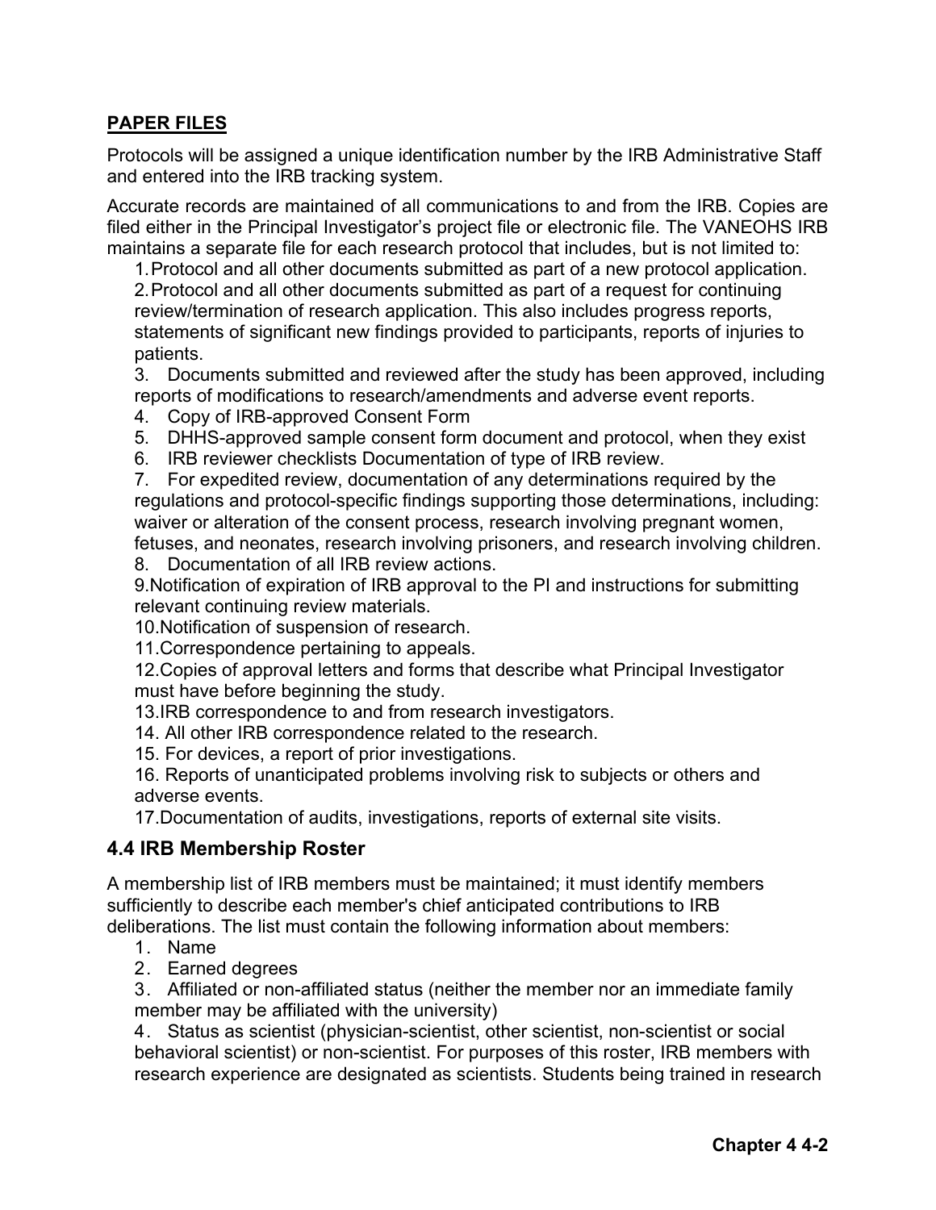**PAPER FILES**

Protocols will be assigned a unique identification number by the IRB Administrative Staff and entered into the IRB tracking system.

Accurate records are maintained of all communications to and from the IRB. Copies are filed either in the Principal Investigator's project file or electronic file. The VANEOHS IRB maintains a separate file for each research protocol that includes, but is not limited to:

1. Protocol and all other documents submitted as part of a new protocol application.
2. Protocol and all other documents submitted as part of a request for continuing review/termination of research application. This also includes progress reports, statements of significant new findings provided to participants, reports of injuries to patients.
3. Documents submitted and reviewed after the study has been approved, including reports of modifications to research/amendments and adverse event reports.
4. Copy of IRB-approved Consent Form
5. DHHS-approved sample consent form document and protocol, when they exist
6. IRB reviewer checklists Documentation of type of IRB review.
7. For expedited review, documentation of any determinations required by the regulations and protocol-specific findings supporting those determinations, including: waiver or alteration of the consent process, research involving pregnant women, fetuses, and neonates, research involving prisoners, and research involving children.
8. Documentation of all IRB review actions.
9. Notification of expiration of IRB approval to the PI and instructions for submitting relevant continuing review materials.
10. Notification of suspension of research.
11. Correspondence pertaining to appeals.
12. Copies of approval letters and forms that describe what Principal Investigator must have before beginning the study.
13. IRB correspondence to and from research investigators.
14. All other IRB correspondence related to the research.
15. For devices, a report of prior investigations.
16. Reports of unanticipated problems involving risk to subjects or others and adverse events.
17. Documentation of audits, investigations, reports of external site visits.

## 4.4 IRB Membership Roster

A membership list of IRB members must be maintained; it must identify members sufficiently to describe each member's chief anticipated contributions to IRB deliberations. The list must contain the following information about members:

1. Name
2. Earned degrees
3. Affiliated or non-affiliated status (neither the member nor an immediate family member may be affiliated with the university)
4. Status as scientist (physician-scientist, other scientist, non-scientist or social behavioral scientist) or non-scientist. For purposes of this roster, IRB members with research experience are designated as scientists. Students being trained in research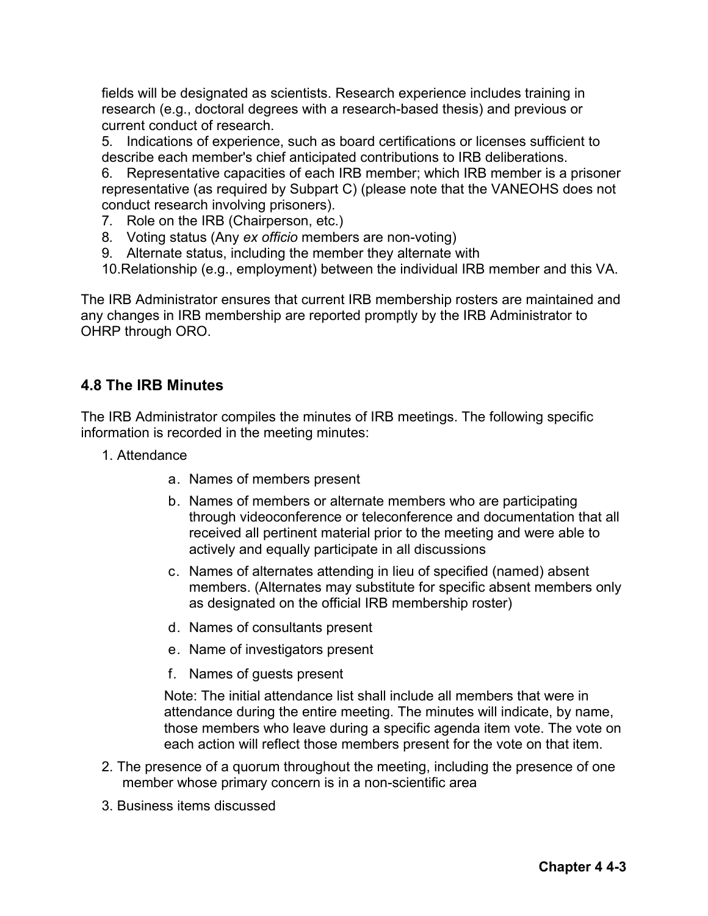fields will be designated as scientists. Research experience includes training in research (e.g., doctoral degrees with a research-based thesis) and previous or current conduct of research.

5. Indications of experience, such as board certifications or licenses sufficient to describe each member's chief anticipated contributions to IRB deliberations.
6. Representative capacities of each IRB member; which IRB member is a prisoner representative (as required by Subpart C) (please note that the VANEOHS does not conduct research involving prisoners).
7. Role on the IRB (Chairperson, etc.)
8. Voting status (Any *ex officio* members are non-voting)
9. Alternate status, including the member they alternate with
10. Relationship (e.g., employment) between the individual IRB member and this VA.

The IRB Administrator ensures that current IRB membership rosters are maintained and any changes in IRB membership are reported promptly by the IRB Administrator to OHRP through ORO.

## 4.8 The IRB Minutes

The IRB Administrator compiles the minutes of IRB meetings. The following specific information is recorded in the meeting minutes:

1. Attendance
    a. Names of members present
    b. Names of members or alternate members who are participating through videoconference or teleconference and documentation that all received all pertinent material prior to the meeting and were able to actively and equally participate in all discussions
    c. Names of alternates attending in lieu of specified (named) absent members. (Alternates may substitute for specific absent members only as designated on the official IRB membership roster)
    d. Names of consultants present
    e. Name of investigators present
    f. Names of guests present

    Note: The initial attendance list shall include all members that were in attendance during the entire meeting. The minutes will indicate, by name, those members who leave during a specific agenda item vote. The vote on each action will reflect those members present for the vote on that item.

2. The presence of a quorum throughout the meeting, including the presence of one member whose primary concern is in a non-scientific area
3. Business items discussed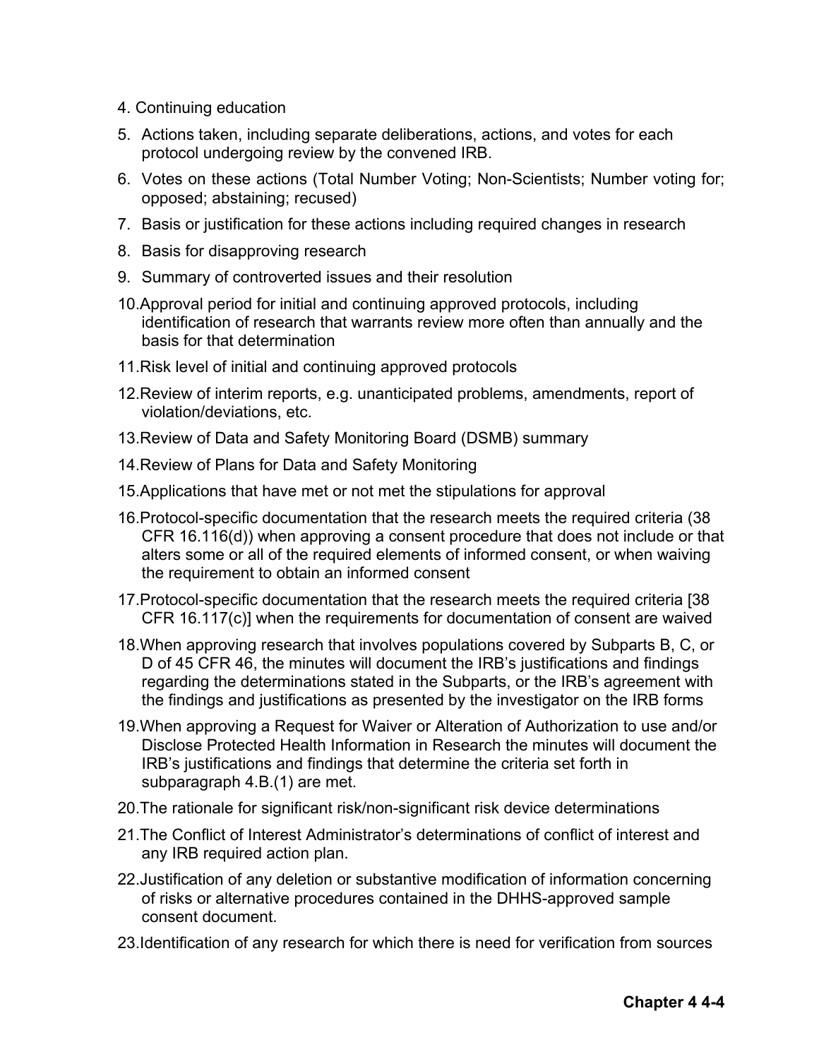4. Continuing education
5. Actions taken, including separate deliberations, actions, and votes for each protocol undergoing review by the convened IRB.
6. Votes on these actions (Total Number Voting; Non-Scientists; Number voting for; opposed; abstaining; recused)
7. Basis or justification for these actions including required changes in research
8. Basis for disapproving research
9. Summary of controverted issues and their resolution
10. Approval period for initial and continuing approved protocols, including identification of research that warrants review more often than annually and the basis for that determination
11. Risk level of initial and continuing approved protocols
12. Review of interim reports, e.g. unanticipated problems, amendments, report of violation/deviations, etc.
13. Review of Data and Safety Monitoring Board (DSMB) summary
14. Review of Plans for Data and Safety Monitoring
15. Applications that have met or not met the stipulations for approval
16. Protocol-specific documentation that the research meets the required criteria (38 CFR 16.116(d)) when approving a consent procedure that does not include or that alters some or all of the required elements of informed consent, or when waiving the requirement to obtain an informed consent
17. Protocol-specific documentation that the research meets the required criteria [38 CFR 16.117(c)] when the requirements for documentation of consent are waived
18. When approving research that involves populations covered by Subparts B, C, or D of 45 CFR 46, the minutes will document the IRB's justifications and findings regarding the determinations stated in the Subparts, or the IRB's agreement with the findings and justifications as presented by the investigator on the IRB forms
19. When approving a Request for Waiver or Alteration of Authorization to use and/or Disclose Protected Health Information in Research the minutes will document the IRB's justifications and findings that determine the criteria set forth in subparagraph 4.B.(1) are met.
20. The rationale for significant risk/non-significant risk device determinations
21. The Conflict of Interest Administrator's determinations of conflict of interest and any IRB required action plan.
22. Justification of any deletion or substantive modification of information concerning of risks or alternative procedures contained in the DHHS-approved sample consent document.
23. Identification of any research for which there is need for verification from sources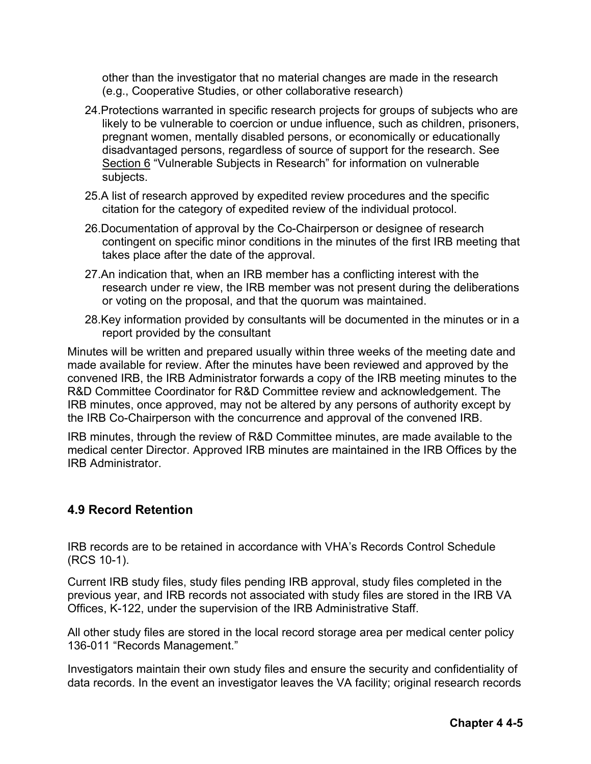other than the investigator that no material changes are made in the research (e.g., Cooperative Studies, or other collaborative research)

24. Protections warranted in specific research projects for groups of subjects who are likely to be vulnerable to coercion or undue influence, such as children, prisoners, pregnant women, mentally disabled persons, or economically or educationally disadvantaged persons, regardless of source of support for the research. See Section 6 "Vulnerable Subjects in Research" for information on vulnerable subjects.
25. A list of research approved by expedited review procedures and the specific citation for the category of expedited review of the individual protocol.
26. Documentation of approval by the Co-Chairperson or designee of research contingent on specific minor conditions in the minutes of the first IRB meeting that takes place after the date of the approval.
27. An indication that, when an IRB member has a conflicting interest with the research under re view, the IRB member was not present during the deliberations or voting on the proposal, and that the quorum was maintained.
28. Key information provided by consultants will be documented in the minutes or in a report provided by the consultant

Minutes will be written and prepared usually within three weeks of the meeting date and made available for review. After the minutes have been reviewed and approved by the convened IRB, the IRB Administrator forwards a copy of the IRB meeting minutes to the R&D Committee Coordinator for R&D Committee review and acknowledgement. The IRB minutes, once approved, may not be altered by any persons of authority except by the IRB Co-Chairperson with the concurrence and approval of the convened IRB.

IRB minutes, through the review of R&D Committee minutes, are made available to the medical center Director. Approved IRB minutes are maintained in the IRB Offices by the IRB Administrator.

## 4.9 Record Retention

IRB records are to be retained in accordance with VHA's Records Control Schedule (RCS 10-1).

Current IRB study files, study files pending IRB approval, study files completed in the previous year, and IRB records not associated with study files are stored in the IRB VA Offices, K-122, under the supervision of the IRB Administrative Staff.

All other study files are stored in the local record storage area per medical center policy 136-011 "Records Management."

Investigators maintain their own study files and ensure the security and confidentiality of data records. In the event an investigator leaves the VA facility; original research records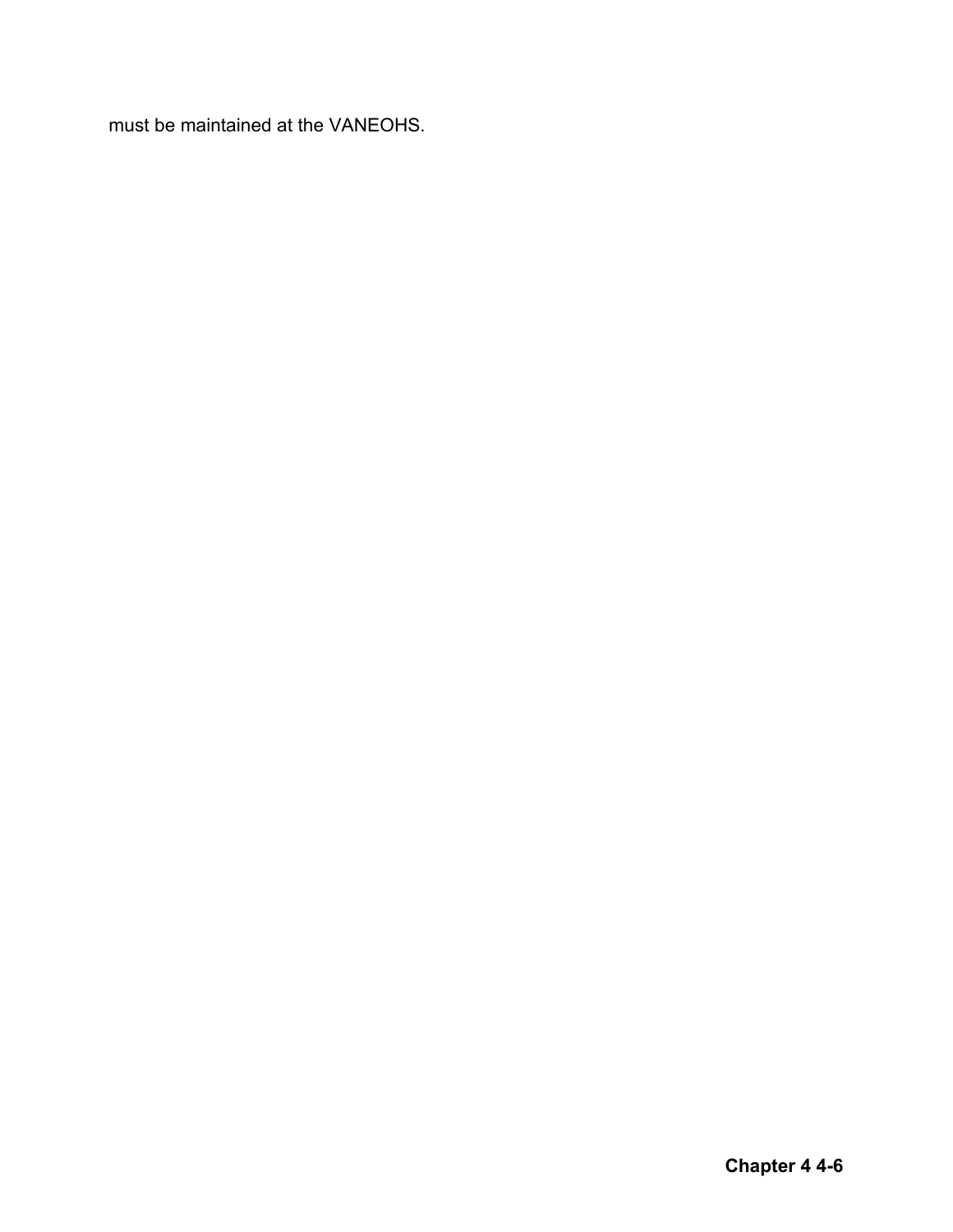must be maintained at the VANEOHS.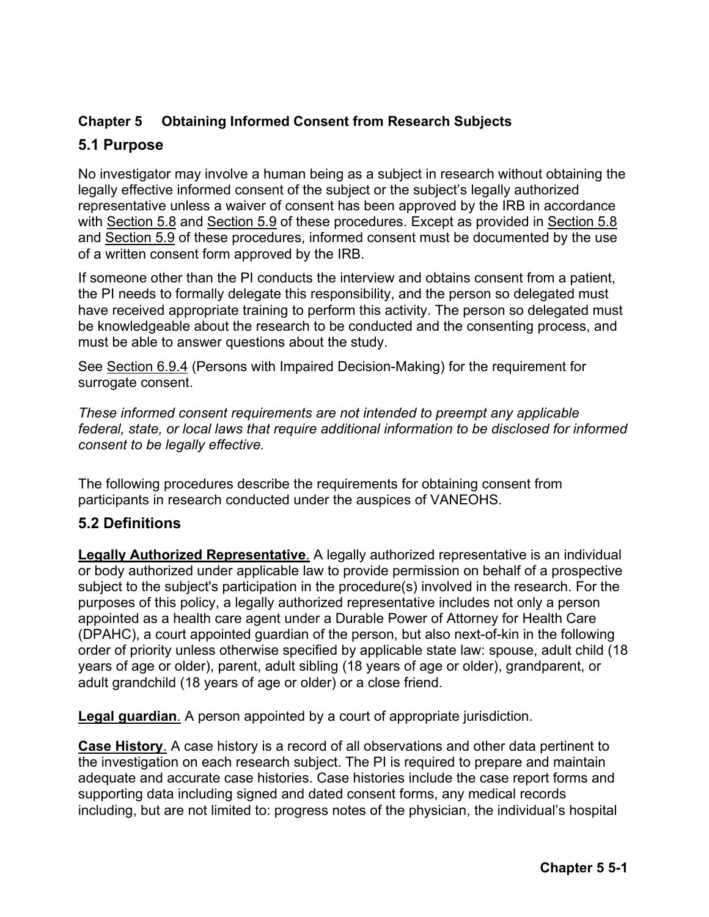## Chapter 5 Obtaining Informed Consent from Research Subjects

## 5.1 Purpose

No investigator may involve a human being as a subject in research without obtaining the legally effective informed consent of the subject or the subject's legally authorized representative unless a waiver of consent has been approved by the IRB in accordance with Section 5.8 and Section 5.9 of these procedures. Except as provided in Section 5.8 and Section 5.9 of these procedures, informed consent must be documented by the use of a written consent form approved by the IRB.

If someone other than the PI conducts the interview and obtains consent from a patient, the PI needs to formally delegate this responsibility, and the person so delegated must have received appropriate training to perform this activity. The person so delegated must be knowledgeable about the research to be conducted and the consenting process, and must be able to answer questions about the study.

See Section 6.9.4 (Persons with Impaired Decision-Making) for the requirement for surrogate consent.

*These informed consent requirements are not intended to preempt any applicable federal, state, or local laws that require additional information to be disclosed for informed consent to be legally effective.*

The following procedures describe the requirements for obtaining consent from participants in research conducted under the auspices of VANEOHS.

## 5.2 Definitions

**Legally Authorized Representative**. A legally authorized representative is an individual or body authorized under applicable law to provide permission on behalf of a prospective subject to the subject's participation in the procedure(s) involved in the research. For the purposes of this policy, a legally authorized representative includes not only a person appointed as a health care agent under a Durable Power of Attorney for Health Care (DPAHC), a court appointed guardian of the person, but also next-of-kin in the following order of priority unless otherwise specified by applicable state law: spouse, adult child (18 years of age or older), parent, adult sibling (18 years of age or older), grandparent, or adult grandchild (18 years of age or older) or a close friend.

**Legal guardian**. A person appointed by a court of appropriate jurisdiction.

**Case History**. A case history is a record of all observations and other data pertinent to the investigation on each research subject. The PI is required to prepare and maintain adequate and accurate case histories. Case histories include the case report forms and supporting data including signed and dated consent forms, any medical records including, but are not limited to: progress notes of the physician, the individual's hospital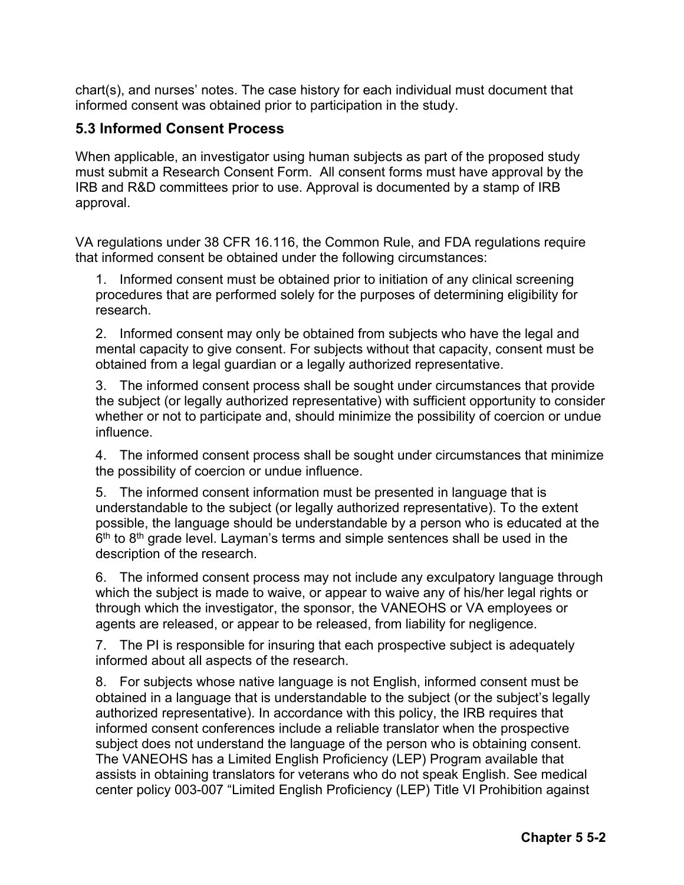chart(s), and nurses' notes. The case history for each individual must document that informed consent was obtained prior to participation in the study.

## 5.3 Informed Consent Process

When applicable, an investigator using human subjects as part of the proposed study must submit a Research Consent Form. All consent forms must have approval by the IRB and R&D committees prior to use. Approval is documented by a stamp of IRB approval.

VA regulations under 38 CFR 16.116, the Common Rule, and FDA regulations require that informed consent be obtained under the following circumstances:

1. Informed consent must be obtained prior to initiation of any clinical screening procedures that are performed solely for the purposes of determining eligibility for research.

2. Informed consent may only be obtained from subjects who have the legal and mental capacity to give consent. For subjects without that capacity, consent must be obtained from a legal guardian or a legally authorized representative.

3. The informed consent process shall be sought under circumstances that provide the subject (or legally authorized representative) with sufficient opportunity to consider whether or not to participate and, should minimize the possibility of coercion or undue influence.

4. The informed consent process shall be sought under circumstances that minimize the possibility of coercion or undue influence.

5. The informed consent information must be presented in language that is understandable to the subject (or legally authorized representative). To the extent possible, the language should be understandable by a person who is educated at the 6th to 8th grade level. Layman's terms and simple sentences shall be used in the description of the research.

6. The informed consent process may not include any exculpatory language through which the subject is made to waive, or appear to waive any of his/her legal rights or through which the investigator, the sponsor, the VANEOHS or VA employees or agents are released, or appear to be released, from liability for negligence.

7. The PI is responsible for insuring that each prospective subject is adequately informed about all aspects of the research.

8. For subjects whose native language is not English, informed consent must be obtained in a language that is understandable to the subject (or the subject's legally authorized representative). In accordance with this policy, the IRB requires that informed consent conferences include a reliable translator when the prospective subject does not understand the language of the person who is obtaining consent. The VANEOHS has a Limited English Proficiency (LEP) Program available that assists in obtaining translators for veterans who do not speak English. See medical center policy 003-007 "Limited English Proficiency (LEP) Title VI Prohibition against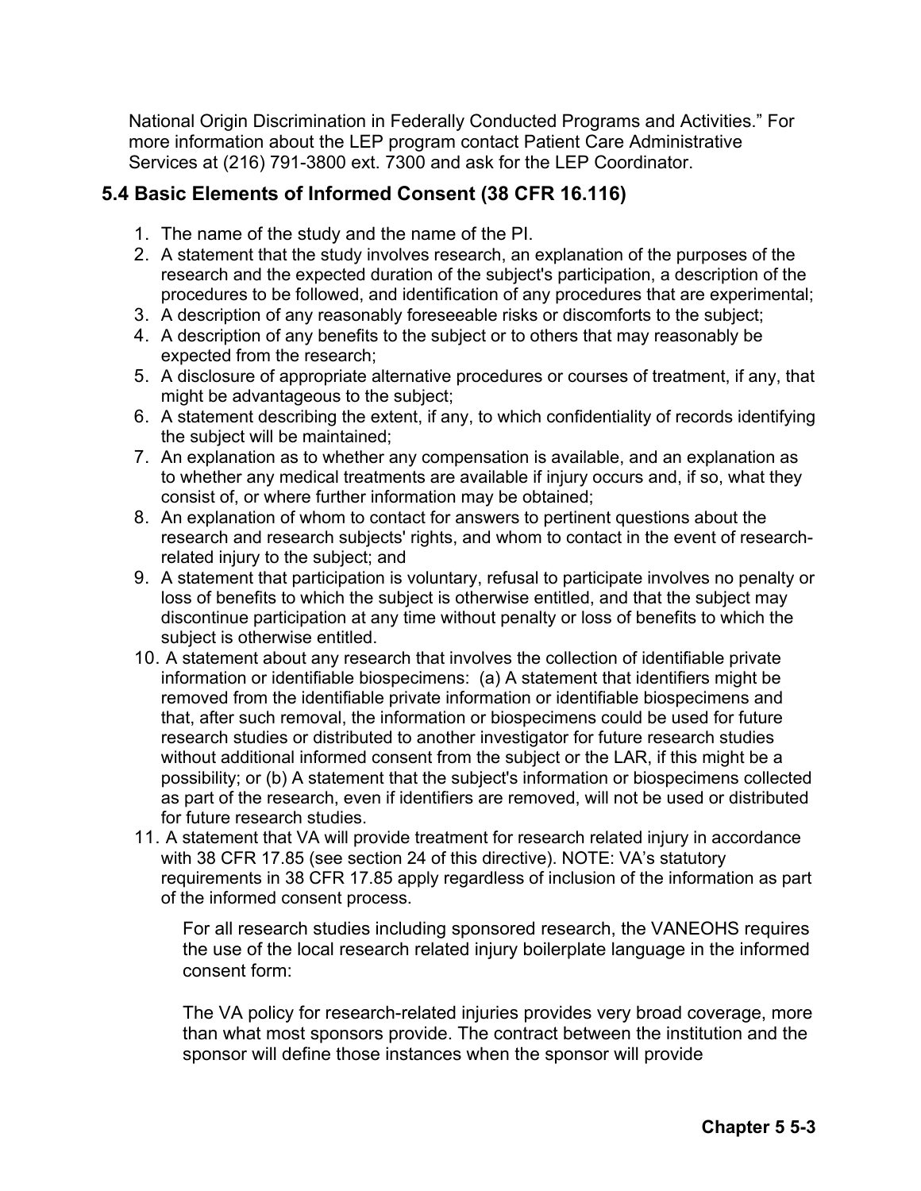National Origin Discrimination in Federally Conducted Programs and Activities." For more information about the LEP program contact Patient Care Administrative Services at (216) 791-3800 ext. 7300 and ask for the LEP Coordinator.

## 5.4 Basic Elements of Informed Consent (38 CFR 16.116)

1. The name of the study and the name of the PI.
2. A statement that the study involves research, an explanation of the purposes of the research and the expected duration of the subject's participation, a description of the procedures to be followed, and identification of any procedures that are experimental;
3. A description of any reasonably foreseeable risks or discomforts to the subject;
4. A description of any benefits to the subject or to others that may reasonably be expected from the research;
5. A disclosure of appropriate alternative procedures or courses of treatment, if any, that might be advantageous to the subject;
6. A statement describing the extent, if any, to which confidentiality of records identifying the subject will be maintained;
7. An explanation as to whether any compensation is available, and an explanation as to whether any medical treatments are available if injury occurs and, if so, what they consist of, or where further information may be obtained;
8. An explanation of whom to contact for answers to pertinent questions about the research and research subjects' rights, and whom to contact in the event of research-related injury to the subject; and
9. A statement that participation is voluntary, refusal to participate involves no penalty or loss of benefits to which the subject is otherwise entitled, and that the subject may discontinue participation at any time without penalty or loss of benefits to which the subject is otherwise entitled.
10. A statement about any research that involves the collection of identifiable private information or identifiable biospecimens: (a) A statement that identifiers might be removed from the identifiable private information or identifiable biospecimens and that, after such removal, the information or biospecimens could be used for future research studies or distributed to another investigator for future research studies without additional informed consent from the subject or the LAR, if this might be a possibility; or (b) A statement that the subject's information or biospecimens collected as part of the research, even if identifiers are removed, will not be used or distributed for future research studies.
11. A statement that VA will provide treatment for research related injury in accordance with 38 CFR 17.85 (see section 24 of this directive). NOTE: VA's statutory requirements in 38 CFR 17.85 apply regardless of inclusion of the information as part of the informed consent process.

    For all research studies including sponsored research, the VANEOHS requires the use of the local research related injury boilerplate language in the informed consent form:

    The VA policy for research-related injuries provides very broad coverage, more than what most sponsors provide. The contract between the institution and the sponsor will define those instances when the sponsor will provide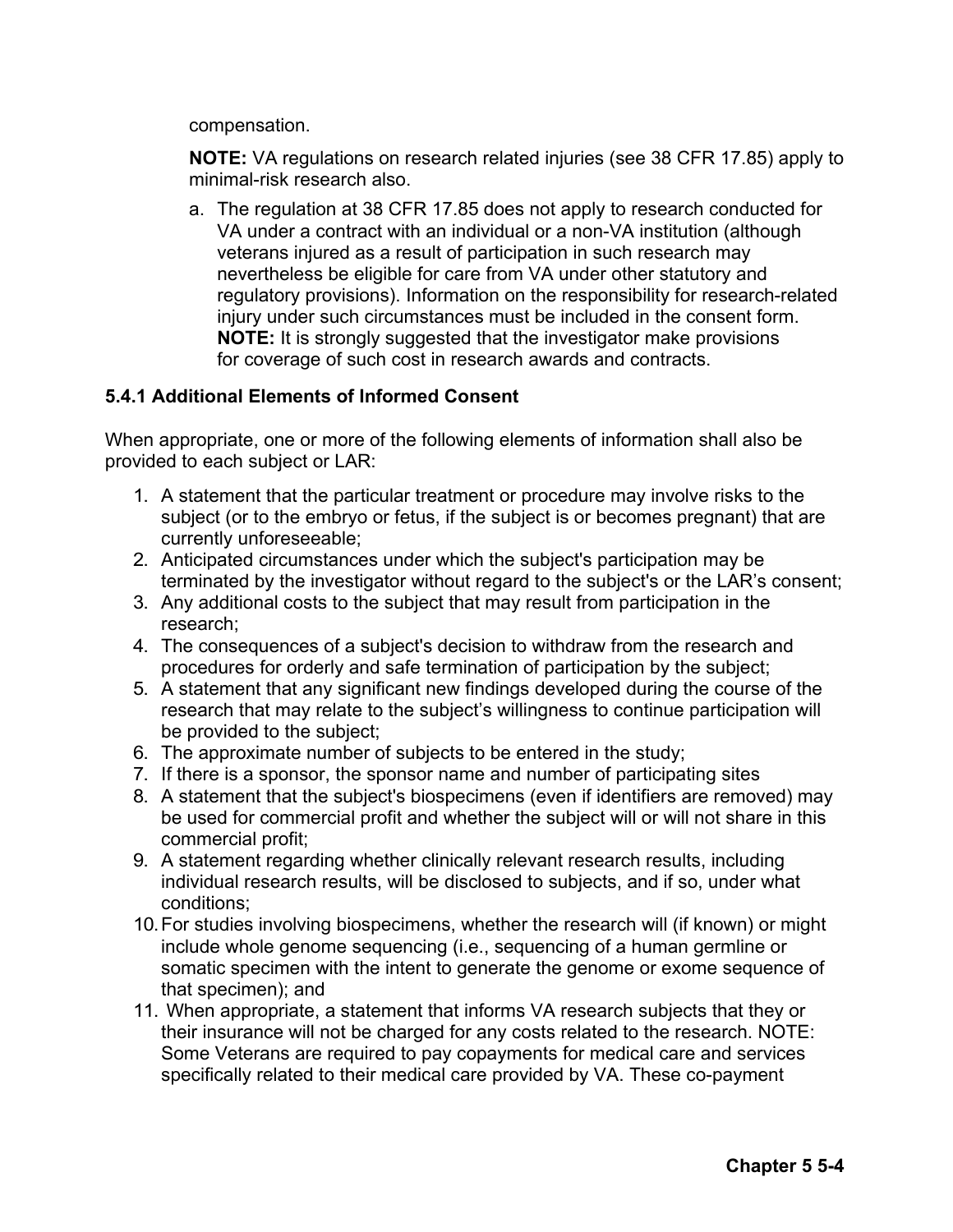compensation.

**NOTE:** VA regulations on research related injuries (see 38 CFR 17.85) apply to minimal-risk research also.

a. The regulation at 38 CFR 17.85 does not apply to research conducted for VA under a contract with an individual or a non-VA institution (although veterans injured as a result of participation in such research may nevertheless be eligible for care from VA under other statutory and regulatory provisions). Information on the responsibility for research-related injury under such circumstances must be included in the consent form. **NOTE:** It is strongly suggested that the investigator make provisions for coverage of such cost in research awards and contracts.

### 5.4.1 Additional Elements of Informed Consent

When appropriate, one or more of the following elements of information shall also be provided to each subject or LAR:

1. A statement that the particular treatment or procedure may involve risks to the subject (or to the embryo or fetus, if the subject is or becomes pregnant) that are currently unforeseeable;
2. Anticipated circumstances under which the subject's participation may be terminated by the investigator without regard to the subject's or the LAR's consent;
3. Any additional costs to the subject that may result from participation in the research;
4. The consequences of a subject's decision to withdraw from the research and procedures for orderly and safe termination of participation by the subject;
5. A statement that any significant new findings developed during the course of the research that may relate to the subject's willingness to continue participation will be provided to the subject;
6. The approximate number of subjects to be entered in the study;
7. If there is a sponsor, the sponsor name and number of participating sites
8. A statement that the subject's biospecimens (even if identifiers are removed) may be used for commercial profit and whether the subject will or will not share in this commercial profit;
9. A statement regarding whether clinically relevant research results, including individual research results, will be disclosed to subjects, and if so, under what conditions;
10. For studies involving biospecimens, whether the research will (if known) or might include whole genome sequencing (i.e., sequencing of a human germline or somatic specimen with the intent to generate the genome or exome sequence of that specimen); and
11. When appropriate, a statement that informs VA research subjects that they or their insurance will not be charged for any costs related to the research. NOTE: Some Veterans are required to pay copayments for medical care and services specifically related to their medical care provided by VA. These co-payment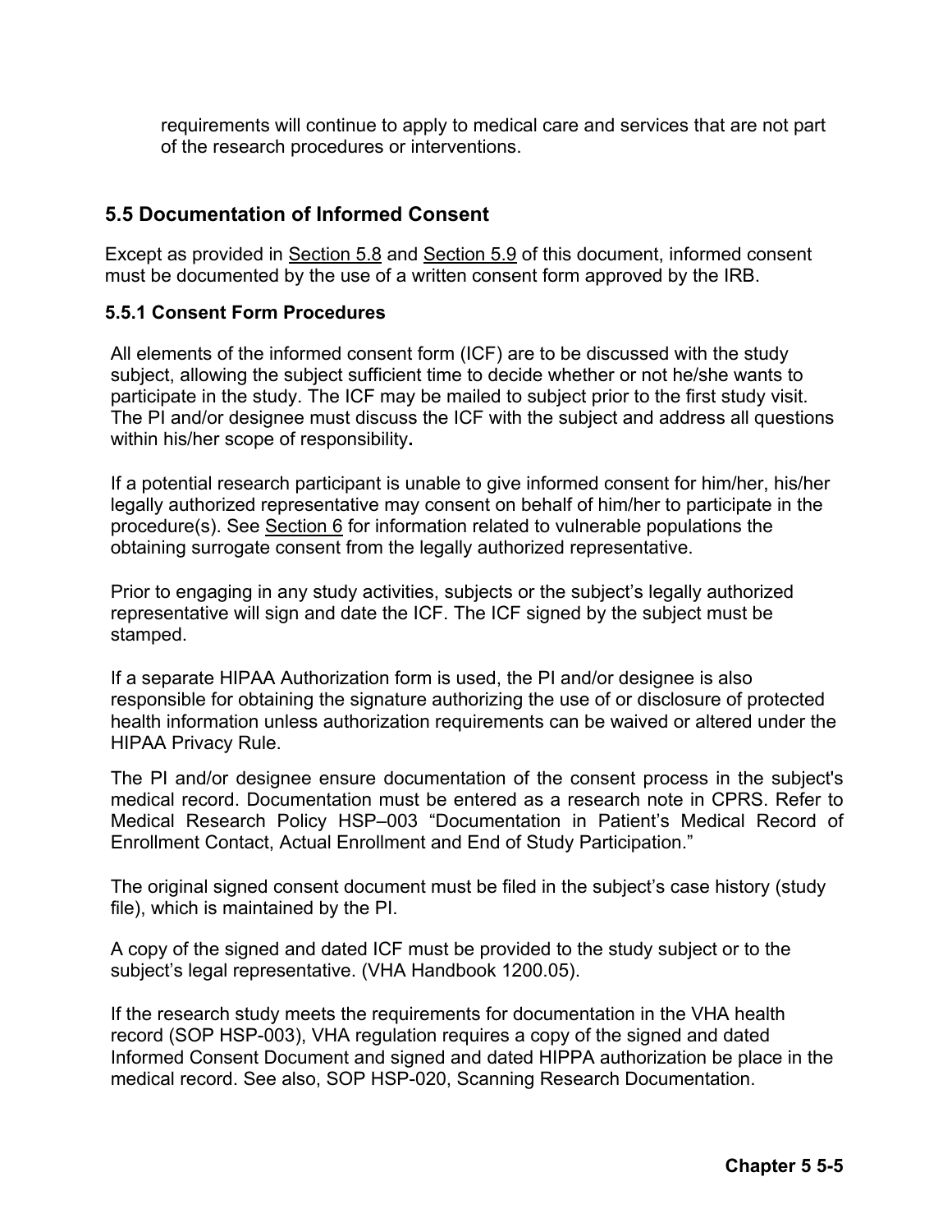requirements will continue to apply to medical care and services that are not part of the research procedures or interventions.

## 5.5 Documentation of Informed Consent

Except as provided in Section 5.8 and Section 5.9 of this document, informed consent must be documented by the use of a written consent form approved by the IRB.

### 5.5.1 Consent Form Procedures

All elements of the informed consent form (ICF) are to be discussed with the study subject, allowing the subject sufficient time to decide whether or not he/she wants to participate in the study. The ICF may be mailed to subject prior to the first study visit. The PI and/or designee must discuss the ICF with the subject and address all questions within his/her scope of responsibility**.**

If a potential research participant is unable to give informed consent for him/her, his/her legally authorized representative may consent on behalf of him/her to participate in the procedure(s). See Section 6 for information related to vulnerable populations the obtaining surrogate consent from the legally authorized representative.

Prior to engaging in any study activities, subjects or the subject's legally authorized representative will sign and date the ICF. The ICF signed by the subject must be stamped.

If a separate HIPAA Authorization form is used, the PI and/or designee is also responsible for obtaining the signature authorizing the use of or disclosure of protected health information unless authorization requirements can be waived or altered under the HIPAA Privacy Rule.

The PI and/or designee ensure documentation of the consent process in the subject's medical record. Documentation must be entered as a research note in CPRS. Refer to Medical Research Policy HSP–003 "Documentation in Patient's Medical Record of Enrollment Contact, Actual Enrollment and End of Study Participation."

The original signed consent document must be filed in the subject's case history (study file), which is maintained by the PI.

A copy of the signed and dated ICF must be provided to the study subject or to the subject's legal representative. (VHA Handbook 1200.05).

If the research study meets the requirements for documentation in the VHA health record (SOP HSP-003), VHA regulation requires a copy of the signed and dated Informed Consent Document and signed and dated HIPPA authorization be place in the medical record. See also, SOP HSP-020, Scanning Research Documentation.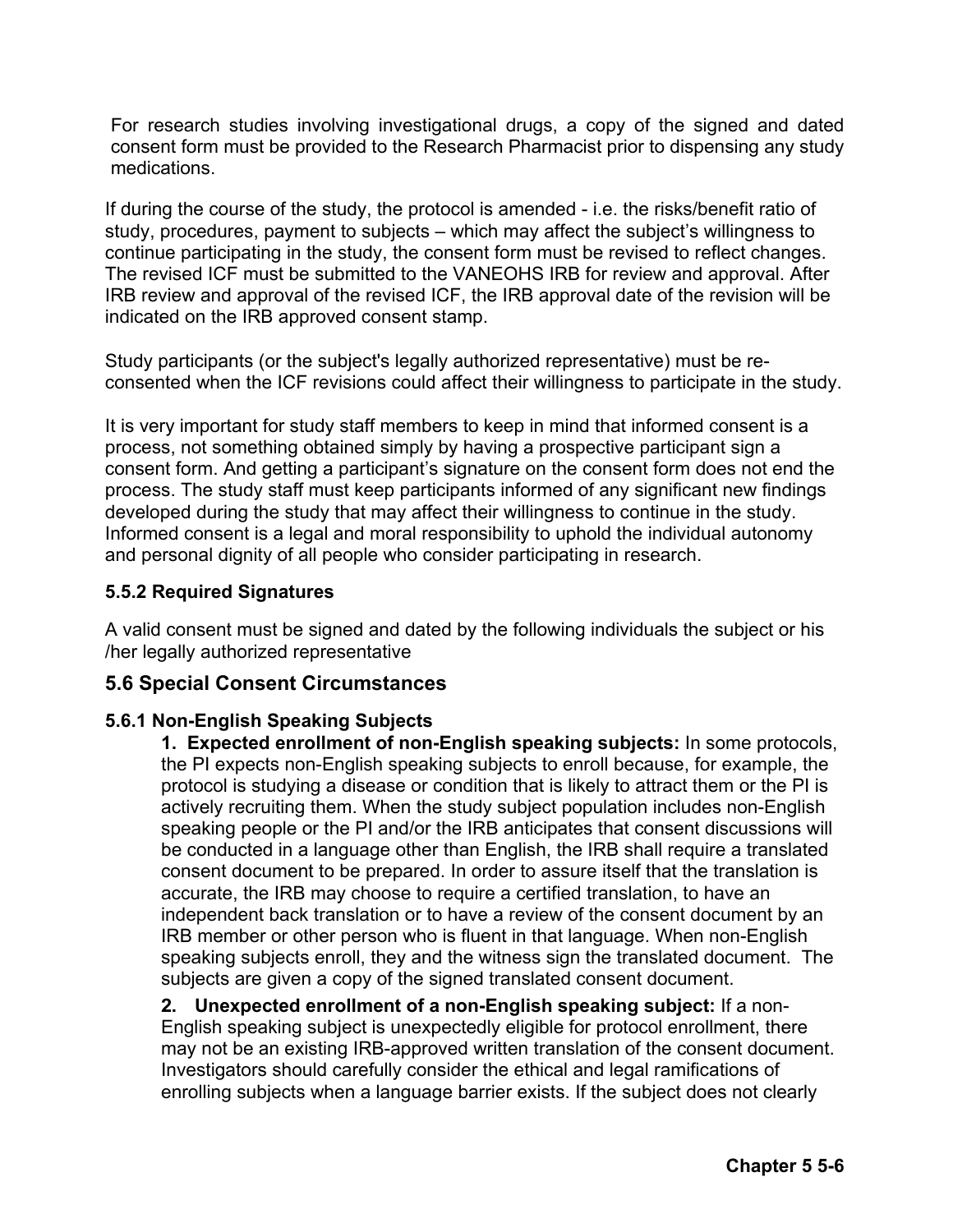For research studies involving investigational drugs, a copy of the signed and dated consent form must be provided to the Research Pharmacist prior to dispensing any study medications.

If during the course of the study, the protocol is amended - i.e. the risks/benefit ratio of study, procedures, payment to subjects – which may affect the subject's willingness to continue participating in the study, the consent form must be revised to reflect changes. The revised ICF must be submitted to the VANEOHS IRB for review and approval. After IRB review and approval of the revised ICF, the IRB approval date of the revision will be indicated on the IRB approved consent stamp.

Study participants (or the subject's legally authorized representative) must be re-consented when the ICF revisions could affect their willingness to participate in the study.

It is very important for study staff members to keep in mind that informed consent is a process, not something obtained simply by having a prospective participant sign a consent form. And getting a participant's signature on the consent form does not end the process. The study staff must keep participants informed of any significant new findings developed during the study that may affect their willingness to continue in the study. Informed consent is a legal and moral responsibility to uphold the individual autonomy and personal dignity of all people who consider participating in research.

### 5.5.2 Required Signatures

A valid consent must be signed and dated by the following individuals the subject or his /her legally authorized representative

## 5.6 Special Consent Circumstances

### 5.6.1 Non-English Speaking Subjects

**1. Expected enrollment of non-English speaking subjects:** In some protocols, the PI expects non-English speaking subjects to enroll because, for example, the protocol is studying a disease or condition that is likely to attract them or the PI is actively recruiting them. When the study subject population includes non-English speaking people or the PI and/or the IRB anticipates that consent discussions will be conducted in a language other than English, the IRB shall require a translated consent document to be prepared. In order to assure itself that the translation is accurate, the IRB may choose to require a certified translation, to have an independent back translation or to have a review of the consent document by an IRB member or other person who is fluent in that language. When non-English speaking subjects enroll, they and the witness sign the translated document. The subjects are given a copy of the signed translated consent document.

**2. Unexpected enrollment of a non-English speaking subject:** If a non-English speaking subject is unexpectedly eligible for protocol enrollment, there may not be an existing IRB-approved written translation of the consent document. Investigators should carefully consider the ethical and legal ramifications of enrolling subjects when a language barrier exists. If the subject does not clearly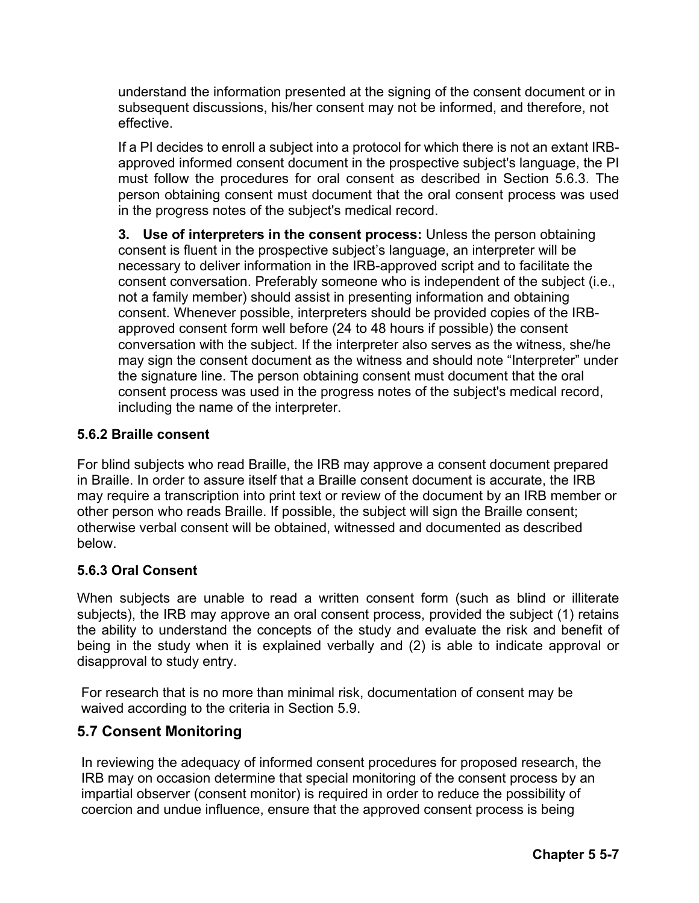understand the information presented at the signing of the consent document or in subsequent discussions, his/her consent may not be informed, and therefore, not effective.

If a PI decides to enroll a subject into a protocol for which there is not an extant IRB-approved informed consent document in the prospective subject's language, the PI must follow the procedures for oral consent as described in Section 5.6.3. The person obtaining consent must document that the oral consent process was used in the progress notes of the subject's medical record.

**3. Use of interpreters in the consent process:** Unless the person obtaining consent is fluent in the prospective subject's language, an interpreter will be necessary to deliver information in the IRB-approved script and to facilitate the consent conversation. Preferably someone who is independent of the subject (i.e., not a family member) should assist in presenting information and obtaining consent. Whenever possible, interpreters should be provided copies of the IRB-approved consent form well before (24 to 48 hours if possible) the consent conversation with the subject. If the interpreter also serves as the witness, she/he may sign the consent document as the witness and should note "Interpreter" under the signature line. The person obtaining consent must document that the oral consent process was used in the progress notes of the subject's medical record, including the name of the interpreter.

### 5.6.2 Braille consent

For blind subjects who read Braille, the IRB may approve a consent document prepared in Braille. In order to assure itself that a Braille consent document is accurate, the IRB may require a transcription into print text or review of the document by an IRB member or other person who reads Braille. If possible, the subject will sign the Braille consent; otherwise verbal consent will be obtained, witnessed and documented as described below.

### 5.6.3 Oral Consent

When subjects are unable to read a written consent form (such as blind or illiterate subjects), the IRB may approve an oral consent process, provided the subject (1) retains the ability to understand the concepts of the study and evaluate the risk and benefit of being in the study when it is explained verbally and (2) is able to indicate approval or disapproval to study entry.

For research that is no more than minimal risk, documentation of consent may be waived according to the criteria in Section 5.9.

## 5.7 Consent Monitoring

In reviewing the adequacy of informed consent procedures for proposed research, the IRB may on occasion determine that special monitoring of the consent process by an impartial observer (consent monitor) is required in order to reduce the possibility of coercion and undue influence, ensure that the approved consent process is being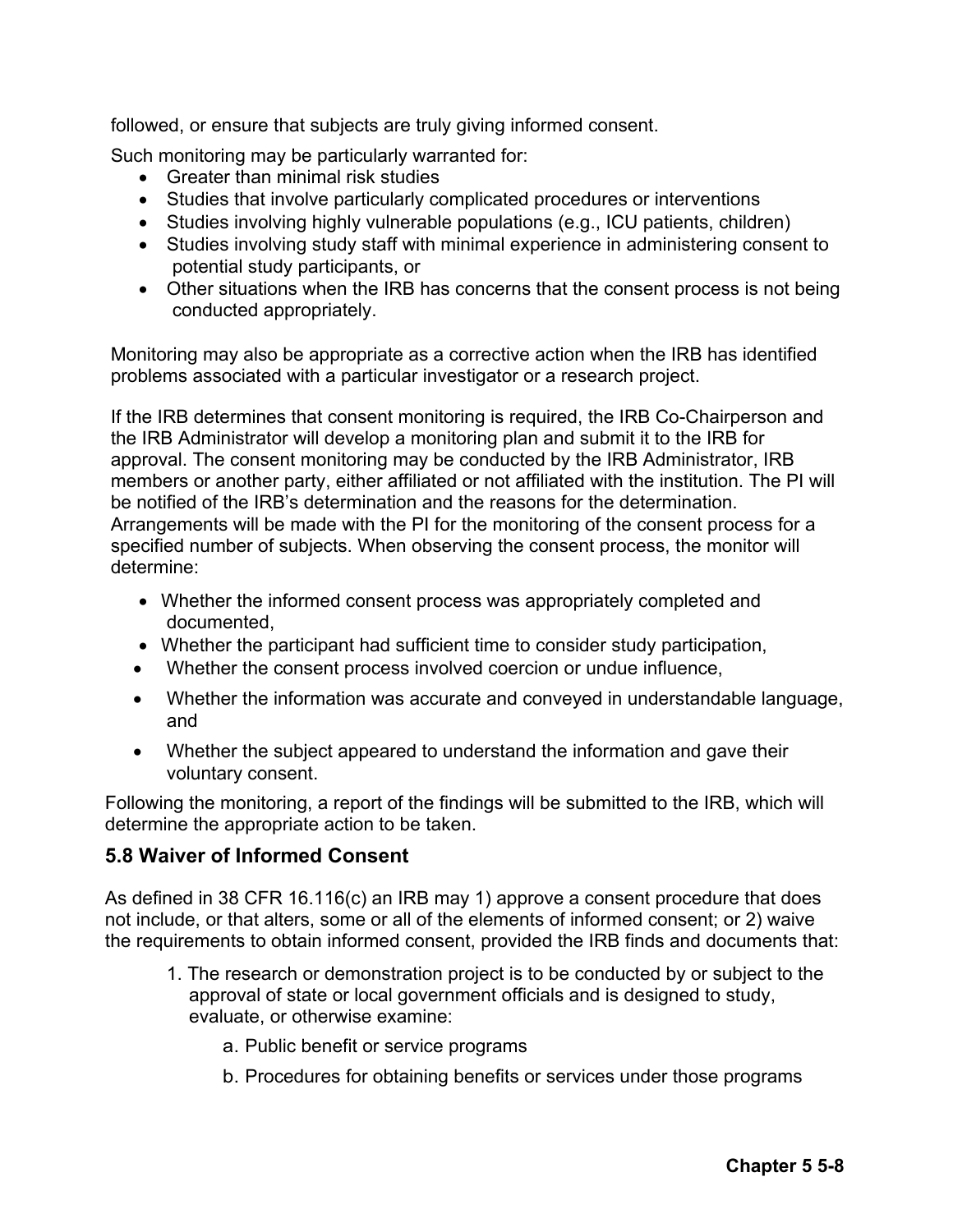followed, or ensure that subjects are truly giving informed consent.

Such monitoring may be particularly warranted for:

- Greater than minimal risk studies
- Studies that involve particularly complicated procedures or interventions
- Studies involving highly vulnerable populations (e.g., ICU patients, children)
- Studies involving study staff with minimal experience in administering consent to potential study participants, or
- Other situations when the IRB has concerns that the consent process is not being conducted appropriately.

Monitoring may also be appropriate as a corrective action when the IRB has identified problems associated with a particular investigator or a research project.

If the IRB determines that consent monitoring is required, the IRB Co-Chairperson and the IRB Administrator will develop a monitoring plan and submit it to the IRB for approval. The consent monitoring may be conducted by the IRB Administrator, IRB members or another party, either affiliated or not affiliated with the institution. The PI will be notified of the IRB's determination and the reasons for the determination. Arrangements will be made with the PI for the monitoring of the consent process for a specified number of subjects. When observing the consent process, the monitor will determine:

- Whether the informed consent process was appropriately completed and documented,
- Whether the participant had sufficient time to consider study participation,
- Whether the consent process involved coercion or undue influence,
- Whether the information was accurate and conveyed in understandable language, and
- Whether the subject appeared to understand the information and gave their voluntary consent.

Following the monitoring, a report of the findings will be submitted to the IRB, which will determine the appropriate action to be taken.

## 5.8 Waiver of Informed Consent

As defined in 38 CFR 16.116(c) an IRB may 1) approve a consent procedure that does not include, or that alters, some or all of the elements of informed consent; or 2) waive the requirements to obtain informed consent, provided the IRB finds and documents that:

1. The research or demonstration project is to be conducted by or subject to the approval of state or local government officials and is designed to study, evaluate, or otherwise examine:
   a. Public benefit or service programs
   b. Procedures for obtaining benefits or services under those programs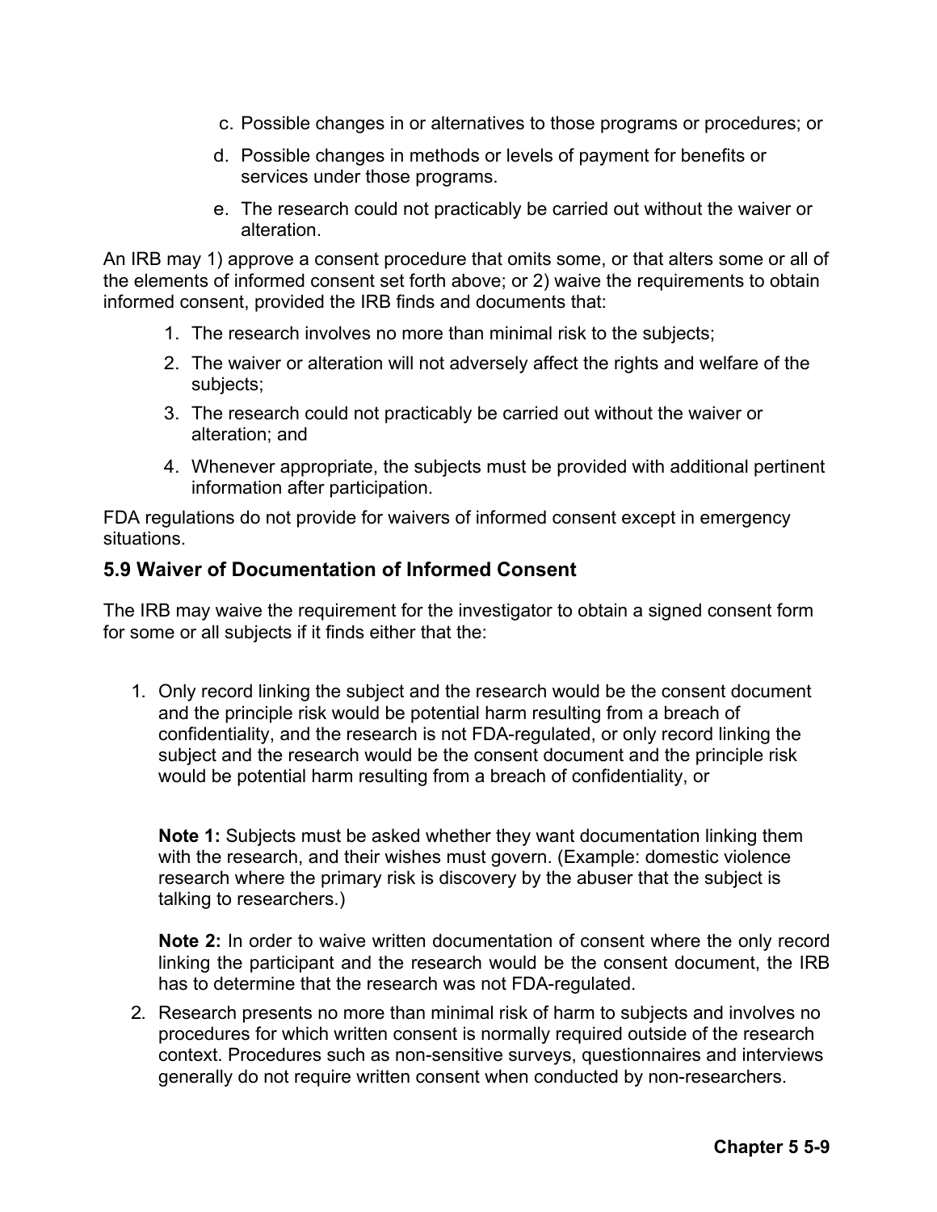c. Possible changes in or alternatives to those programs or procedures; or

d. Possible changes in methods or levels of payment for benefits or services under those programs.

e. The research could not practicably be carried out without the waiver or alteration.

An IRB may 1) approve a consent procedure that omits some, or that alters some or all of the elements of informed consent set forth above; or 2) waive the requirements to obtain informed consent, provided the IRB finds and documents that:

1. The research involves no more than minimal risk to the subjects;
2. The waiver or alteration will not adversely affect the rights and welfare of the subjects;
3. The research could not practicably be carried out without the waiver or alteration; and
4. Whenever appropriate, the subjects must be provided with additional pertinent information after participation.

FDA regulations do not provide for waivers of informed consent except in emergency situations.

## 5.9 Waiver of Documentation of Informed Consent

The IRB may waive the requirement for the investigator to obtain a signed consent form for some or all subjects if it finds either that the:

1. Only record linking the subject and the research would be the consent document and the principle risk would be potential harm resulting from a breach of confidentiality, and the research is not FDA-regulated, or only record linking the subject and the research would be the consent document and the principle risk would be potential harm resulting from a breach of confidentiality, or

   **Note 1:** Subjects must be asked whether they want documentation linking them with the research, and their wishes must govern. (Example: domestic violence research where the primary risk is discovery by the abuser that the subject is talking to researchers.)

   **Note 2:** In order to waive written documentation of consent where the only record linking the participant and the research would be the consent document, the IRB has to determine that the research was not FDA-regulated.

2. Research presents no more than minimal risk of harm to subjects and involves no procedures for which written consent is normally required outside of the research context. Procedures such as non-sensitive surveys, questionnaires and interviews generally do not require written consent when conducted by non-researchers.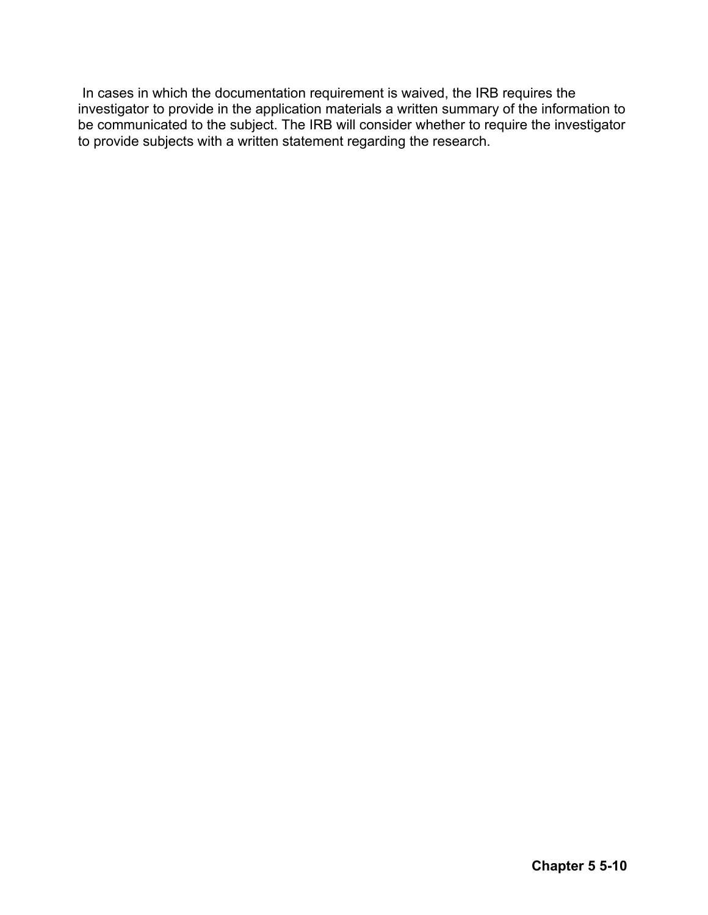In cases in which the documentation requirement is waived, the IRB requires the investigator to provide in the application materials a written summary of the information to be communicated to the subject. The IRB will consider whether to require the investigator to provide subjects with a written statement regarding the research.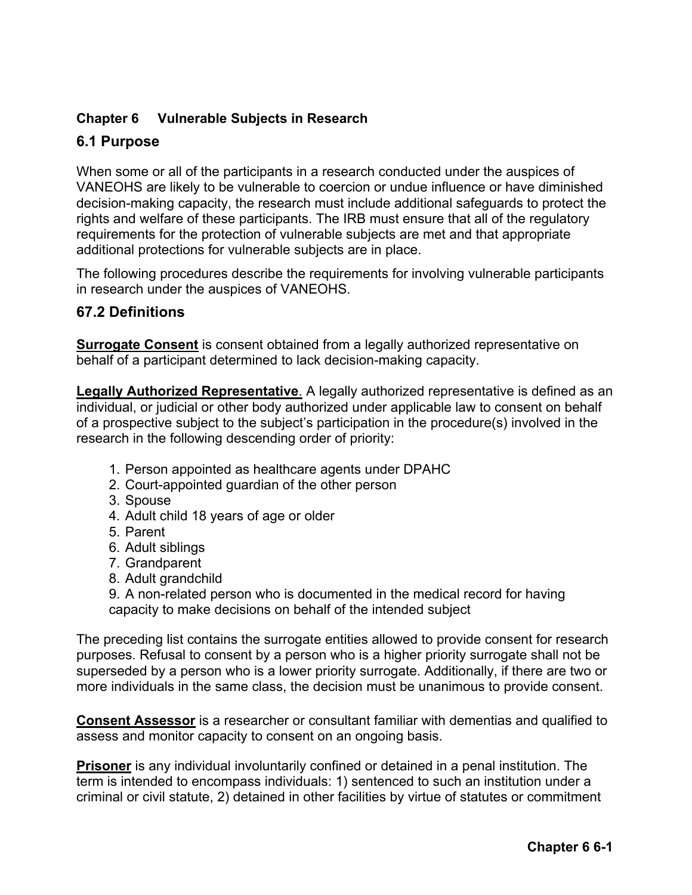**Chapter 6 Vulnerable Subjects in Research**

## 6.1 Purpose

When some or all of the participants in a research conducted under the auspices of VANEOHS are likely to be vulnerable to coercion or undue influence or have diminished decision-making capacity, the research must include additional safeguards to protect the rights and welfare of these participants. The IRB must ensure that all of the regulatory requirements for the protection of vulnerable subjects are met and that appropriate additional protections for vulnerable subjects are in place.

The following procedures describe the requirements for involving vulnerable participants in research under the auspices of VANEOHS.

## 67.2 Definitions

**Surrogate Consent** is consent obtained from a legally authorized representative on behalf of a participant determined to lack decision-making capacity.

**Legally Authorized Representative**. A legally authorized representative is defined as an individual, or judicial or other body authorized under applicable law to consent on behalf of a prospective subject to the subject's participation in the procedure(s) involved in the research in the following descending order of priority:

1. Person appointed as healthcare agents under DPAHC
2. Court-appointed guardian of the other person
3. Spouse
4. Adult child 18 years of age or older
5. Parent
6. Adult siblings
7. Grandparent
8. Adult grandchild
9. A non-related person who is documented in the medical record for having capacity to make decisions on behalf of the intended subject

The preceding list contains the surrogate entities allowed to provide consent for research purposes. Refusal to consent by a person who is a higher priority surrogate shall not be superseded by a person who is a lower priority surrogate. Additionally, if there are two or more individuals in the same class, the decision must be unanimous to provide consent.

**Consent Assessor** is a researcher or consultant familiar with dementias and qualified to assess and monitor capacity to consent on an ongoing basis.

**Prisoner** is any individual involuntarily confined or detained in a penal institution. The term is intended to encompass individuals: 1) sentenced to such an institution under a criminal or civil statute, 2) detained in other facilities by virtue of statutes or commitment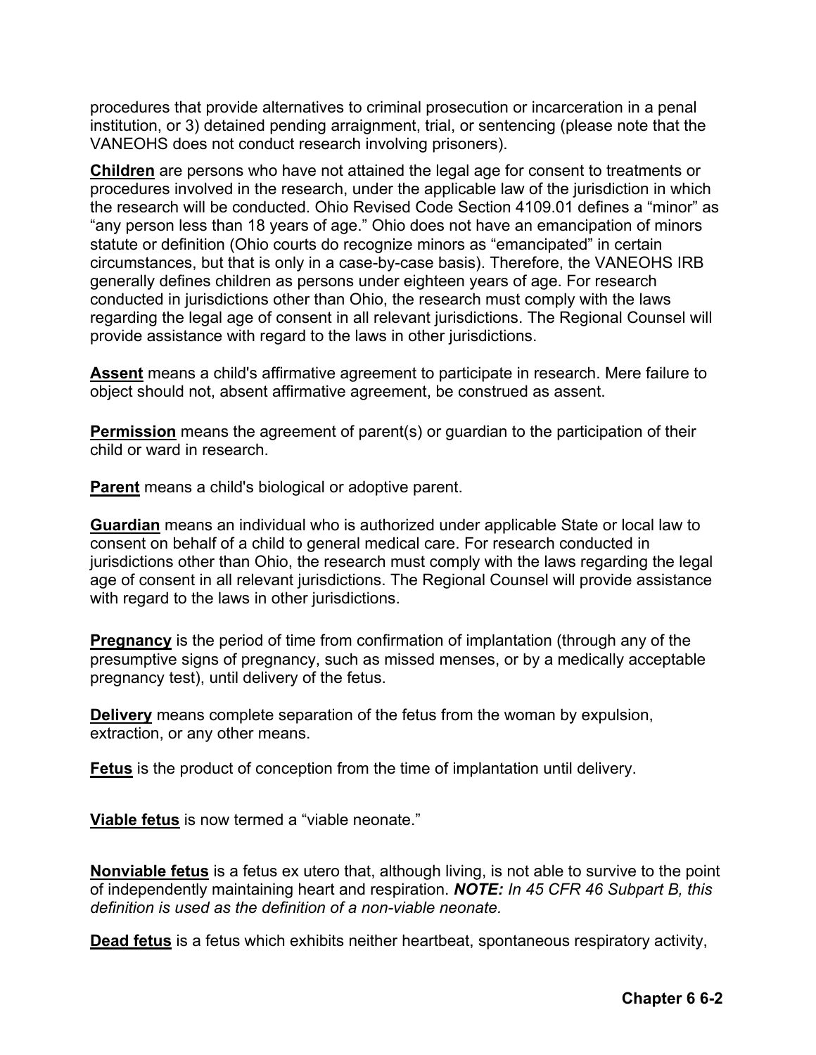procedures that provide alternatives to criminal prosecution or incarceration in a penal institution, or 3) detained pending arraignment, trial, or sentencing (please note that the VANEOHS does not conduct research involving prisoners).

**Children** are persons who have not attained the legal age for consent to treatments or procedures involved in the research, under the applicable law of the jurisdiction in which the research will be conducted. Ohio Revised Code Section 4109.01 defines a "minor" as "any person less than 18 years of age." Ohio does not have an emancipation of minors statute or definition (Ohio courts do recognize minors as "emancipated" in certain circumstances, but that is only in a case-by-case basis). Therefore, the VANEOHS IRB generally defines children as persons under eighteen years of age. For research conducted in jurisdictions other than Ohio, the research must comply with the laws regarding the legal age of consent in all relevant jurisdictions. The Regional Counsel will provide assistance with regard to the laws in other jurisdictions.

**Assent** means a child's affirmative agreement to participate in research. Mere failure to object should not, absent affirmative agreement, be construed as assent.

**Permission** means the agreement of parent(s) or guardian to the participation of their child or ward in research.

**Parent** means a child's biological or adoptive parent.

**Guardian** means an individual who is authorized under applicable State or local law to consent on behalf of a child to general medical care. For research conducted in jurisdictions other than Ohio, the research must comply with the laws regarding the legal age of consent in all relevant jurisdictions. The Regional Counsel will provide assistance with regard to the laws in other jurisdictions.

**Pregnancy** is the period of time from confirmation of implantation (through any of the presumptive signs of pregnancy, such as missed menses, or by a medically acceptable pregnancy test), until delivery of the fetus.

**Delivery** means complete separation of the fetus from the woman by expulsion, extraction, or any other means.

**Fetus** is the product of conception from the time of implantation until delivery.

**Viable fetus** is now termed a "viable neonate."

**Nonviable fetus** is a fetus ex utero that, although living, is not able to survive to the point of independently maintaining heart and respiration. ***NOTE:*** *In 45 CFR 46 Subpart B, this definition is used as the definition of a non-viable neonate.*

**Dead fetus** is a fetus which exhibits neither heartbeat, spontaneous respiratory activity,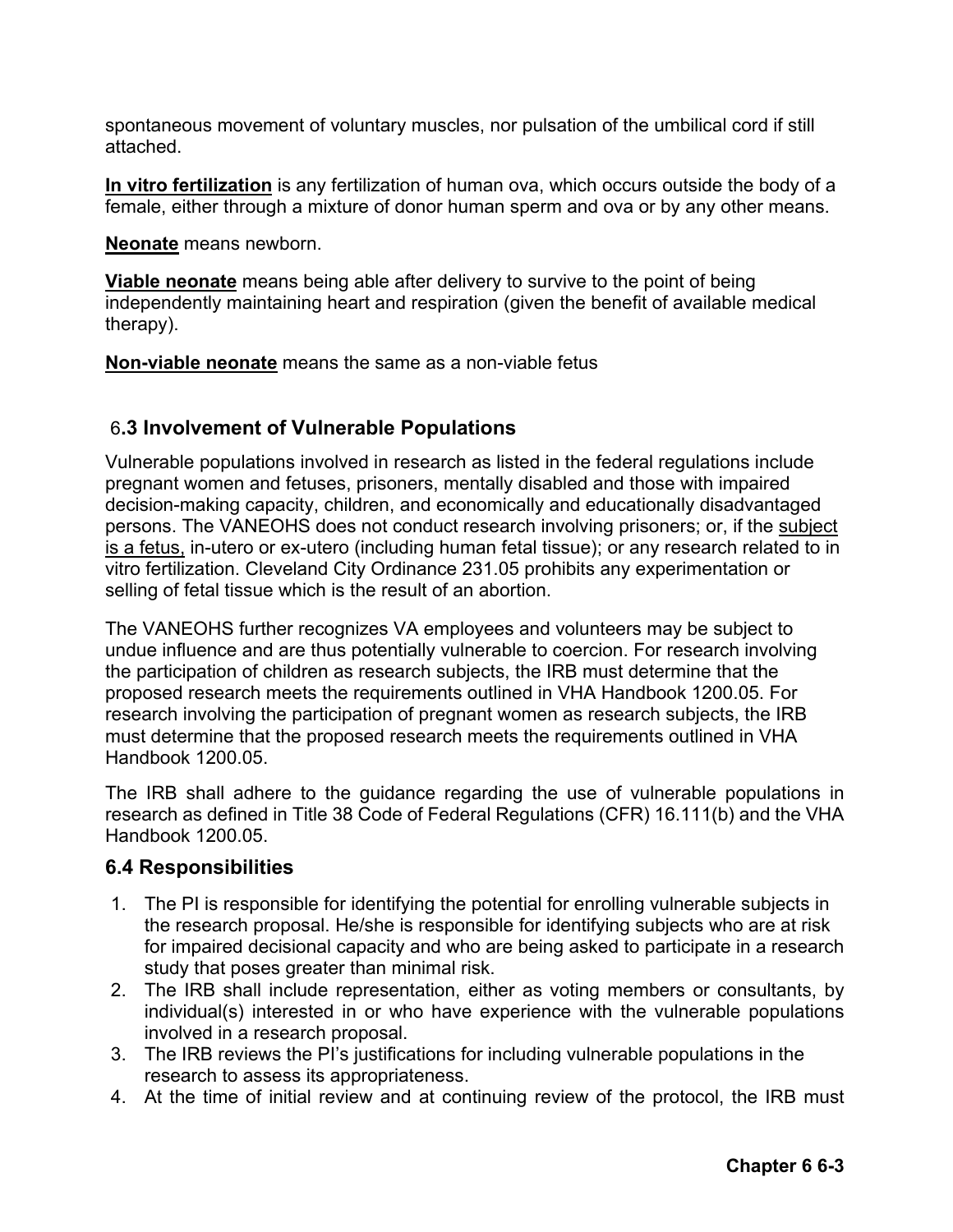spontaneous movement of voluntary muscles, nor pulsation of the umbilical cord if still attached.

**In vitro fertilization** is any fertilization of human ova, which occurs outside the body of a female, either through a mixture of donor human sperm and ova or by any other means.

**Neonate** means newborn.

**Viable neonate** means being able after delivery to survive to the point of being independently maintaining heart and respiration (given the benefit of available medical therapy).

**Non-viable neonate** means the same as a non-viable fetus

## 6.3 Involvement of Vulnerable Populations

Vulnerable populations involved in research as listed in the federal regulations include pregnant women and fetuses, prisoners, mentally disabled and those with impaired decision-making capacity, children, and economically and educationally disadvantaged persons. The VANEOHS does not conduct research involving prisoners; or, if the subject is a fetus, in-utero or ex-utero (including human fetal tissue); or any research related to in vitro fertilization. Cleveland City Ordinance 231.05 prohibits any experimentation or selling of fetal tissue which is the result of an abortion.

The VANEOHS further recognizes VA employees and volunteers may be subject to undue influence and are thus potentially vulnerable to coercion. For research involving the participation of children as research subjects, the IRB must determine that the proposed research meets the requirements outlined in VHA Handbook 1200.05. For research involving the participation of pregnant women as research subjects, the IRB must determine that the proposed research meets the requirements outlined in VHA Handbook 1200.05.

The IRB shall adhere to the guidance regarding the use of vulnerable populations in research as defined in Title 38 Code of Federal Regulations (CFR) 16.111(b) and the VHA Handbook 1200.05.

## 6.4 Responsibilities

1. The PI is responsible for identifying the potential for enrolling vulnerable subjects in the research proposal. He/she is responsible for identifying subjects who are at risk for impaired decisional capacity and who are being asked to participate in a research study that poses greater than minimal risk.
2. The IRB shall include representation, either as voting members or consultants, by individual(s) interested in or who have experience with the vulnerable populations involved in a research proposal.
3. The IRB reviews the PI's justifications for including vulnerable populations in the research to assess its appropriateness.
4. At the time of initial review and at continuing review of the protocol, the IRB must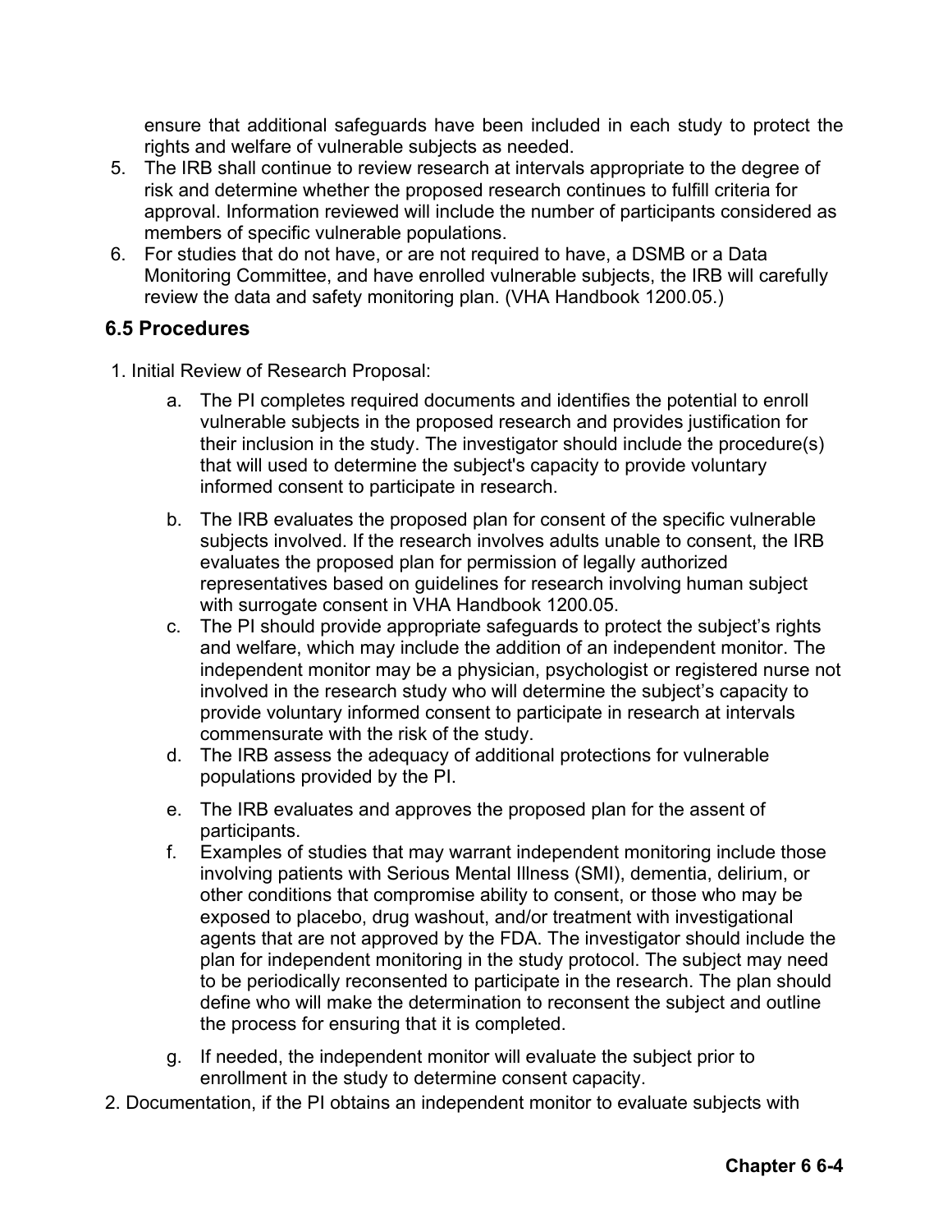ensure that additional safeguards have been included in each study to protect the rights and welfare of vulnerable subjects as needed.

5. The IRB shall continue to review research at intervals appropriate to the degree of risk and determine whether the proposed research continues to fulfill criteria for approval. Information reviewed will include the number of participants considered as members of specific vulnerable populations.
6. For studies that do not have, or are not required to have, a DSMB or a Data Monitoring Committee, and have enrolled vulnerable subjects, the IRB will carefully review the data and safety monitoring plan. (VHA Handbook 1200.05.)

## 6.5 Procedures

1. Initial Review of Research Proposal:
   a. The PI completes required documents and identifies the potential to enroll vulnerable subjects in the proposed research and provides justification for their inclusion in the study. The investigator should include the procedure(s) that will used to determine the subject's capacity to provide voluntary informed consent to participate in research.
   b. The IRB evaluates the proposed plan for consent of the specific vulnerable subjects involved. If the research involves adults unable to consent, the IRB evaluates the proposed plan for permission of legally authorized representatives based on guidelines for research involving human subject with surrogate consent in VHA Handbook 1200.05.
   c. The PI should provide appropriate safeguards to protect the subject's rights and welfare, which may include the addition of an independent monitor. The independent monitor may be a physician, psychologist or registered nurse not involved in the research study who will determine the subject's capacity to provide voluntary informed consent to participate in research at intervals commensurate with the risk of the study.
   d. The IRB assess the adequacy of additional protections for vulnerable populations provided by the PI.
   e. The IRB evaluates and approves the proposed plan for the assent of participants.
   f. Examples of studies that may warrant independent monitoring include those involving patients with Serious Mental Illness (SMI), dementia, delirium, or other conditions that compromise ability to consent, or those who may be exposed to placebo, drug washout, and/or treatment with investigational agents that are not approved by the FDA. The investigator should include the plan for independent monitoring in the study protocol. The subject may need to be periodically reconsented to participate in the research. The plan should define who will make the determination to reconsent the subject and outline the process for ensuring that it is completed.
   g. If needed, the independent monitor will evaluate the subject prior to enrollment in the study to determine consent capacity.
2. Documentation, if the PI obtains an independent monitor to evaluate subjects with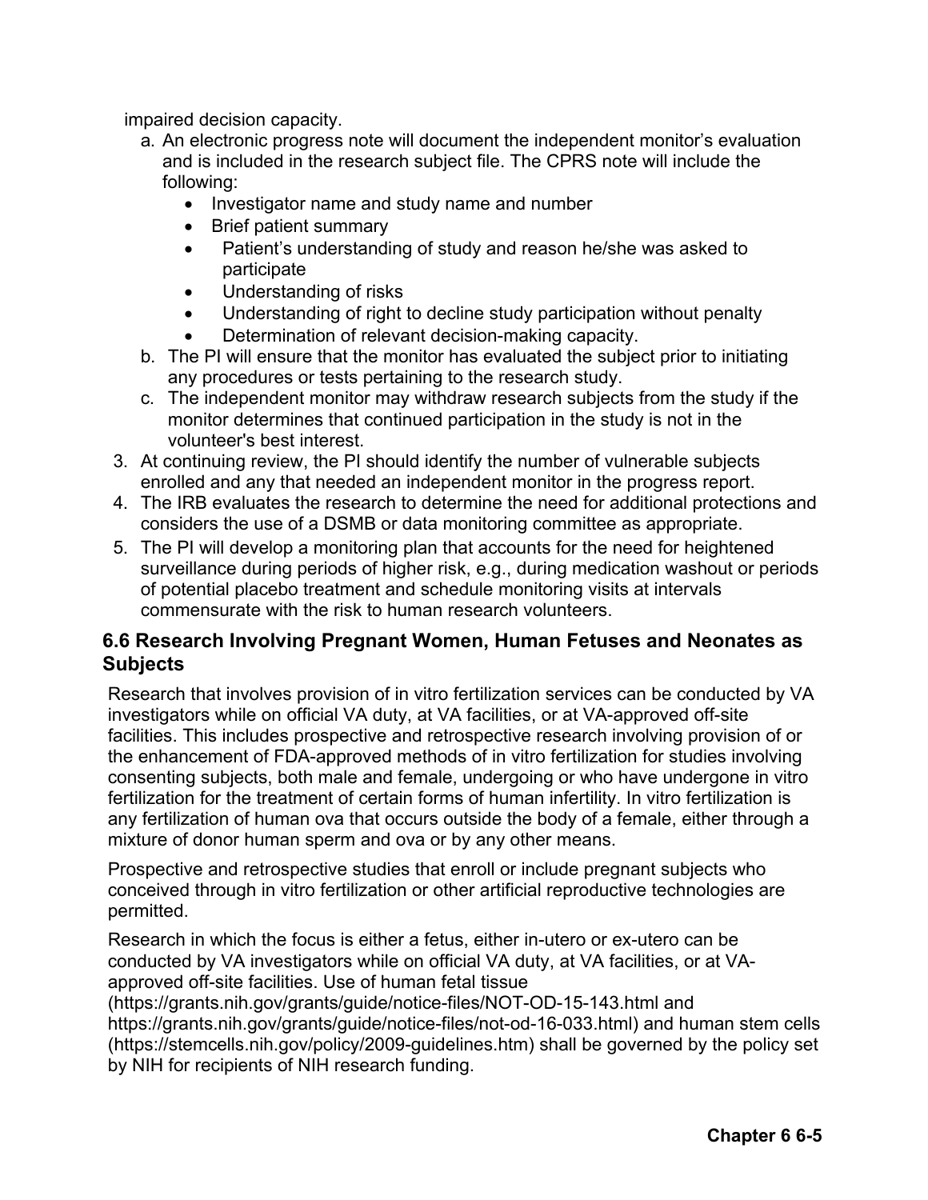impaired decision capacity.

   a. An electronic progress note will document the independent monitor's evaluation and is included in the research subject file. The CPRS note will include the following:
      - Investigator name and study name and number
      - Brief patient summary
      - Patient's understanding of study and reason he/she was asked to participate
      - Understanding of risks
      - Understanding of right to decline study participation without penalty
      - Determination of relevant decision-making capacity.
   b. The PI will ensure that the monitor has evaluated the subject prior to initiating any procedures or tests pertaining to the research study.
   c. The independent monitor may withdraw research subjects from the study if the monitor determines that continued participation in the study is not in the volunteer's best interest.

3. At continuing review, the PI should identify the number of vulnerable subjects enrolled and any that needed an independent monitor in the progress report.
4. The IRB evaluates the research to determine the need for additional protections and considers the use of a DSMB or data monitoring committee as appropriate.
5. The PI will develop a monitoring plan that accounts for the need for heightened surveillance during periods of higher risk, e.g., during medication washout or periods of potential placebo treatment and schedule monitoring visits at intervals commensurate with the risk to human research volunteers.

## 6.6 Research Involving Pregnant Women, Human Fetuses and Neonates as Subjects

Research that involves provision of in vitro fertilization services can be conducted by VA investigators while on official VA duty, at VA facilities, or at VA-approved off-site facilities. This includes prospective and retrospective research involving provision of or the enhancement of FDA-approved methods of in vitro fertilization for studies involving consenting subjects, both male and female, undergoing or who have undergone in vitro fertilization for the treatment of certain forms of human infertility. In vitro fertilization is any fertilization of human ova that occurs outside the body of a female, either through a mixture of donor human sperm and ova or by any other means.

Prospective and retrospective studies that enroll or include pregnant subjects who conceived through in vitro fertilization or other artificial reproductive technologies are permitted.

Research in which the focus is either a fetus, either in-utero or ex-utero can be conducted by VA investigators while on official VA duty, at VA facilities, or at VA-approved off-site facilities. Use of human fetal tissue (https://grants.nih.gov/grants/guide/notice-files/NOT-OD-15-143.html and https://grants.nih.gov/grants/guide/notice-files/not-od-16-033.html) and human stem cells (https://stemcells.nih.gov/policy/2009-guidelines.htm) shall be governed by the policy set by NIH for recipients of NIH research funding.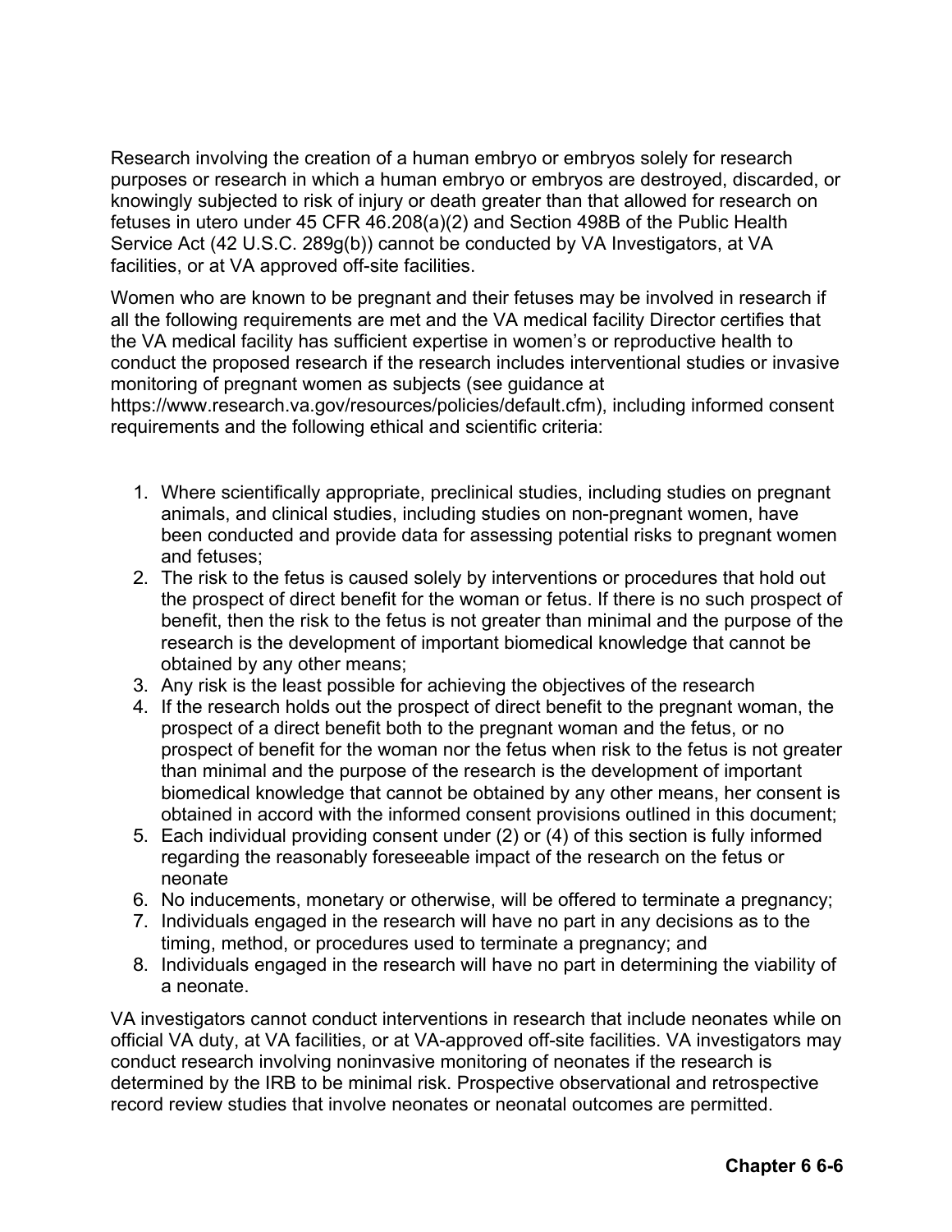Research involving the creation of a human embryo or embryos solely for research purposes or research in which a human embryo or embryos are destroyed, discarded, or knowingly subjected to risk of injury or death greater than that allowed for research on fetuses in utero under 45 CFR 46.208(a)(2) and Section 498B of the Public Health Service Act (42 U.S.C. 289g(b)) cannot be conducted by VA Investigators, at VA facilities, or at VA approved off-site facilities.

Women who are known to be pregnant and their fetuses may be involved in research if all the following requirements are met and the VA medical facility Director certifies that the VA medical facility has sufficient expertise in women's or reproductive health to conduct the proposed research if the research includes interventional studies or invasive monitoring of pregnant women as subjects (see guidance at https://www.research.va.gov/resources/policies/default.cfm), including informed consent requirements and the following ethical and scientific criteria:

1. Where scientifically appropriate, preclinical studies, including studies on pregnant animals, and clinical studies, including studies on non-pregnant women, have been conducted and provide data for assessing potential risks to pregnant women and fetuses;
2. The risk to the fetus is caused solely by interventions or procedures that hold out the prospect of direct benefit for the woman or fetus. If there is no such prospect of benefit, then the risk to the fetus is not greater than minimal and the purpose of the research is the development of important biomedical knowledge that cannot be obtained by any other means;
3. Any risk is the least possible for achieving the objectives of the research
4. If the research holds out the prospect of direct benefit to the pregnant woman, the prospect of a direct benefit both to the pregnant woman and the fetus, or no prospect of benefit for the woman nor the fetus when risk to the fetus is not greater than minimal and the purpose of the research is the development of important biomedical knowledge that cannot be obtained by any other means, her consent is obtained in accord with the informed consent provisions outlined in this document;
5. Each individual providing consent under (2) or (4) of this section is fully informed regarding the reasonably foreseeable impact of the research on the fetus or neonate
6. No inducements, monetary or otherwise, will be offered to terminate a pregnancy;
7. Individuals engaged in the research will have no part in any decisions as to the timing, method, or procedures used to terminate a pregnancy; and
8. Individuals engaged in the research will have no part in determining the viability of a neonate.

VA investigators cannot conduct interventions in research that include neonates while on official VA duty, at VA facilities, or at VA-approved off-site facilities. VA investigators may conduct research involving noninvasive monitoring of neonates if the research is determined by the IRB to be minimal risk. Prospective observational and retrospective record review studies that involve neonates or neonatal outcomes are permitted.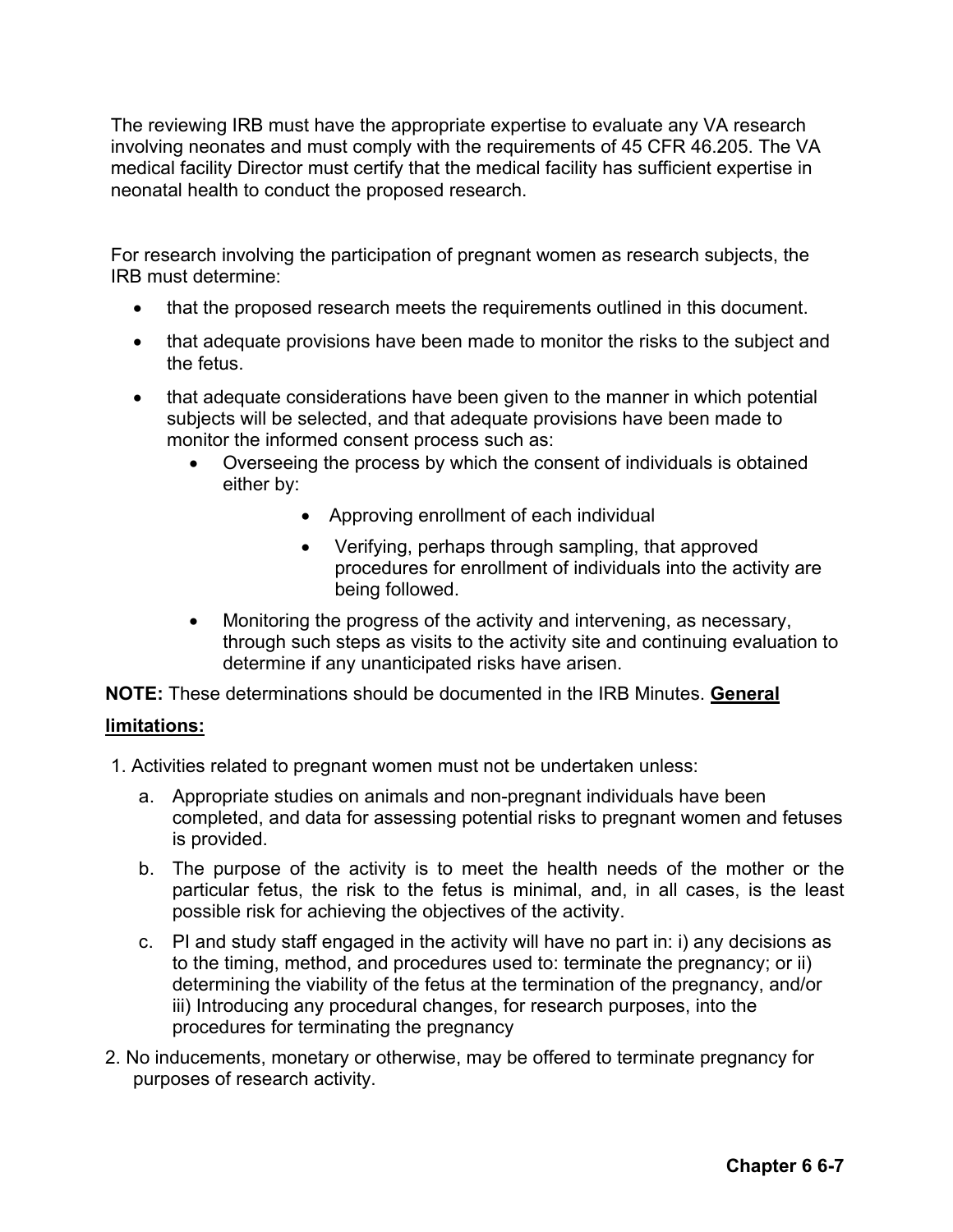The reviewing IRB must have the appropriate expertise to evaluate any VA research involving neonates and must comply with the requirements of 45 CFR 46.205. The VA medical facility Director must certify that the medical facility has sufficient expertise in neonatal health to conduct the proposed research.

For research involving the participation of pregnant women as research subjects, the IRB must determine:

- that the proposed research meets the requirements outlined in this document.
- that adequate provisions have been made to monitor the risks to the subject and the fetus.
- that adequate considerations have been given to the manner in which potential subjects will be selected, and that adequate provisions have been made to monitor the informed consent process such as:
  - Overseeing the process by which the consent of individuals is obtained either by:
    - Approving enrollment of each individual
    - Verifying, perhaps through sampling, that approved procedures for enrollment of individuals into the activity are being followed.
  - Monitoring the progress of the activity and intervening, as necessary, through such steps as visits to the activity site and continuing evaluation to determine if any unanticipated risks have arisen.

**NOTE:** These determinations should be documented in the IRB Minutes. **General limitations:**

1. Activities related to pregnant women must not be undertaken unless:
   a. Appropriate studies on animals and non-pregnant individuals have been completed, and data for assessing potential risks to pregnant women and fetuses is provided.
   b. The purpose of the activity is to meet the health needs of the mother or the particular fetus, the risk to the fetus is minimal, and, in all cases, is the least possible risk for achieving the objectives of the activity.
   c. PI and study staff engaged in the activity will have no part in: i) any decisions as to the timing, method, and procedures used to: terminate the pregnancy; or ii) determining the viability of the fetus at the termination of the pregnancy, and/or iii) Introducing any procedural changes, for research purposes, into the procedures for terminating the pregnancy
2. No inducements, monetary or otherwise, may be offered to terminate pregnancy for purposes of research activity.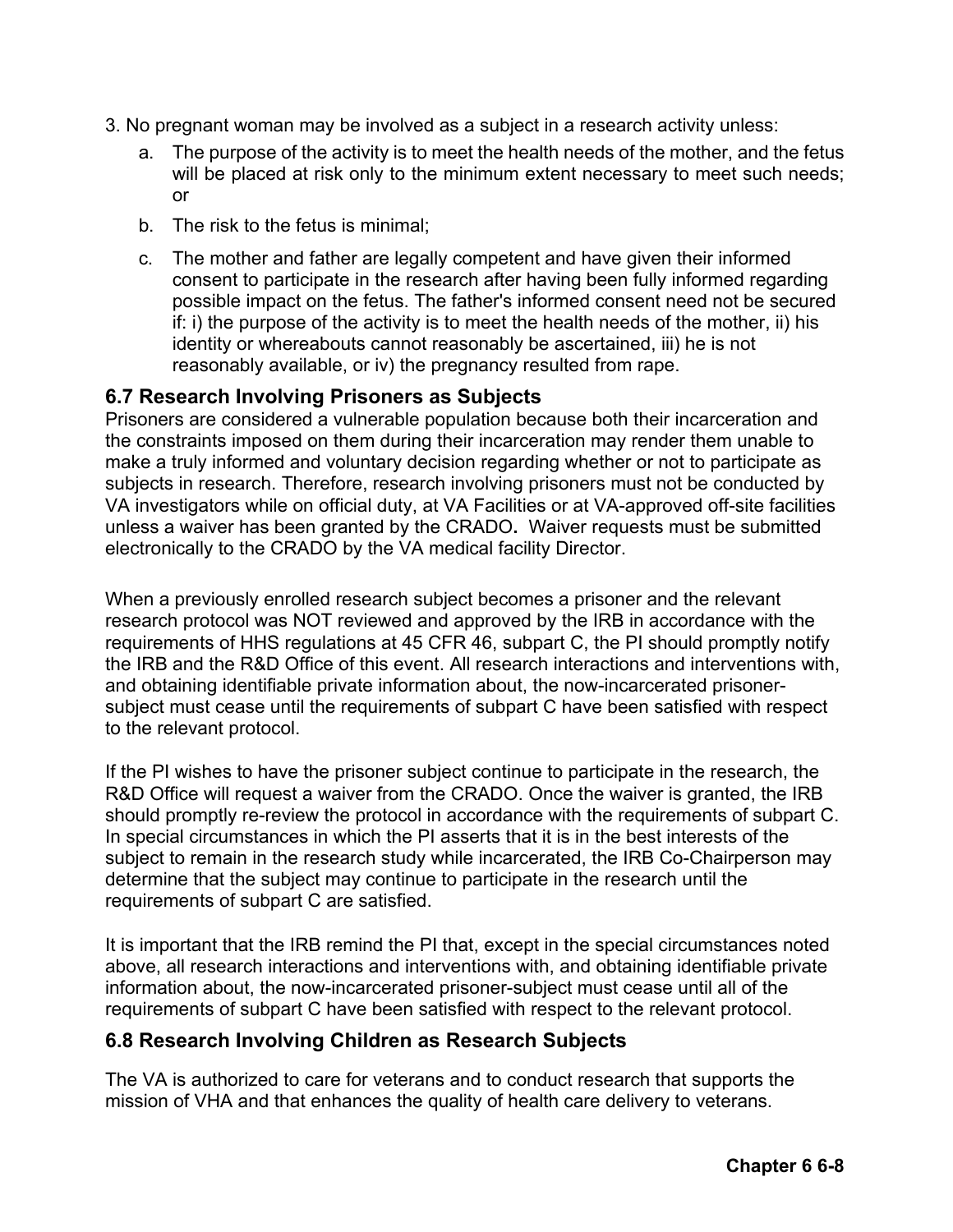3. No pregnant woman may be involved as a subject in a research activity unless:
   a. The purpose of the activity is to meet the health needs of the mother, and the fetus will be placed at risk only to the minimum extent necessary to meet such needs; or
   b. The risk to the fetus is minimal;
   c. The mother and father are legally competent and have given their informed consent to participate in the research after having been fully informed regarding possible impact on the fetus. The father's informed consent need not be secured if: i) the purpose of the activity is to meet the health needs of the mother, ii) his identity or whereabouts cannot reasonably be ascertained, iii) he is not reasonably available, or iv) the pregnancy resulted from rape.

### 6.7 Research Involving Prisoners as Subjects

Prisoners are considered a vulnerable population because both their incarceration and the constraints imposed on them during their incarceration may render them unable to make a truly informed and voluntary decision regarding whether or not to participate as subjects in research. Therefore, research involving prisoners must not be conducted by VA investigators while on official duty, at VA Facilities or at VA-approved off-site facilities unless a waiver has been granted by the CRADO**.** Waiver requests must be submitted electronically to the CRADO by the VA medical facility Director.

When a previously enrolled research subject becomes a prisoner and the relevant research protocol was NOT reviewed and approved by the IRB in accordance with the requirements of HHS regulations at 45 CFR 46, subpart C, the PI should promptly notify the IRB and the R&D Office of this event. All research interactions and interventions with, and obtaining identifiable private information about, the now-incarcerated prisoner-subject must cease until the requirements of subpart C have been satisfied with respect to the relevant protocol.

If the PI wishes to have the prisoner subject continue to participate in the research, the R&D Office will request a waiver from the CRADO. Once the waiver is granted, the IRB should promptly re-review the protocol in accordance with the requirements of subpart C. In special circumstances in which the PI asserts that it is in the best interests of the subject to remain in the research study while incarcerated, the IRB Co-Chairperson may determine that the subject may continue to participate in the research until the requirements of subpart C are satisfied.

It is important that the IRB remind the PI that, except in the special circumstances noted above, all research interactions and interventions with, and obtaining identifiable private information about, the now-incarcerated prisoner-subject must cease until all of the requirements of subpart C have been satisfied with respect to the relevant protocol.

### 6.8 Research Involving Children as Research Subjects

The VA is authorized to care for veterans and to conduct research that supports the mission of VHA and that enhances the quality of health care delivery to veterans.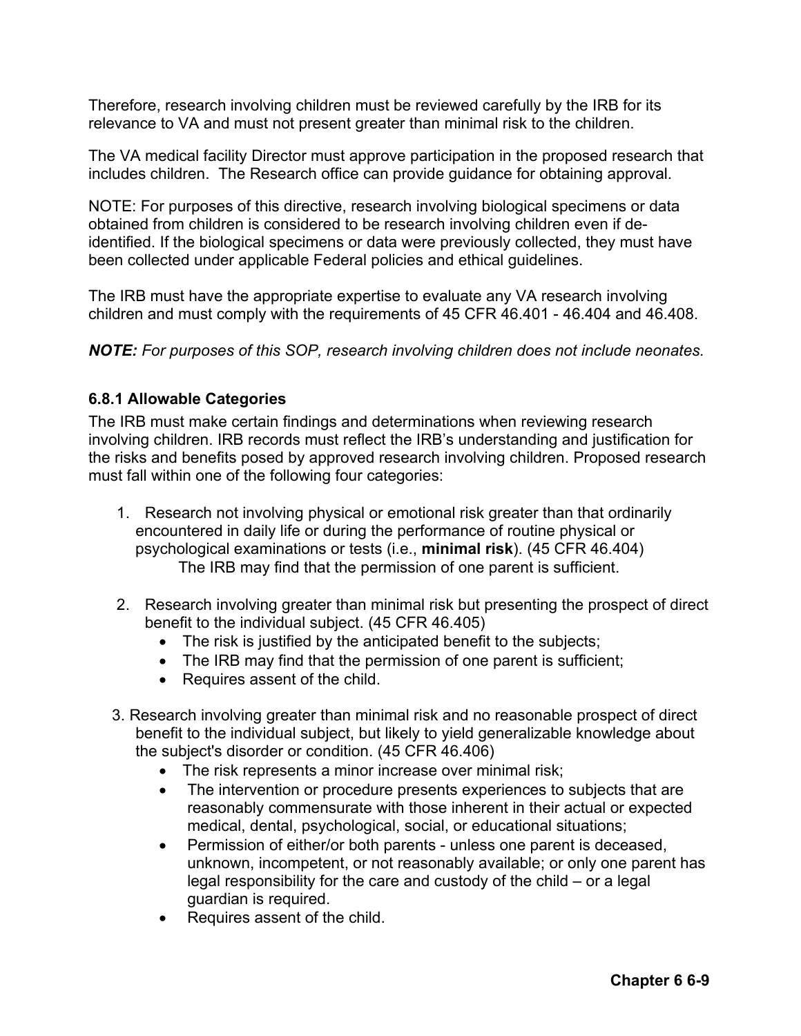Therefore, research involving children must be reviewed carefully by the IRB for its relevance to VA and must not present greater than minimal risk to the children.

The VA medical facility Director must approve participation in the proposed research that includes children. The Research office can provide guidance for obtaining approval.

NOTE: For purposes of this directive, research involving biological specimens or data obtained from children is considered to be research involving children even if de-identified. If the biological specimens or data were previously collected, they must have been collected under applicable Federal policies and ethical guidelines.

The IRB must have the appropriate expertise to evaluate any VA research involving children and must comply with the requirements of 45 CFR 46.401 - 46.404 and 46.408.

***NOTE:*** *For purposes of this SOP, research involving children does not include neonates.*

### 6.8.1 Allowable Categories

The IRB must make certain findings and determinations when reviewing research involving children. IRB records must reflect the IRB's understanding and justification for the risks and benefits posed by approved research involving children. Proposed research must fall within one of the following four categories:

1. Research not involving physical or emotional risk greater than that ordinarily encountered in daily life or during the performance of routine physical or psychological examinations or tests (i.e., **minimal risk**). (45 CFR 46.404)
   The IRB may find that the permission of one parent is sufficient.

2. Research involving greater than minimal risk but presenting the prospect of direct benefit to the individual subject. (45 CFR 46.405)
   - The risk is justified by the anticipated benefit to the subjects;
   - The IRB may find that the permission of one parent is sufficient;
   - Requires assent of the child.

3. Research involving greater than minimal risk and no reasonable prospect of direct benefit to the individual subject, but likely to yield generalizable knowledge about the subject's disorder or condition. (45 CFR 46.406)
   - The risk represents a minor increase over minimal risk;
   - The intervention or procedure presents experiences to subjects that are reasonably commensurate with those inherent in their actual or expected medical, dental, psychological, social, or educational situations;
   - Permission of either/or both parents - unless one parent is deceased, unknown, incompetent, or not reasonably available; or only one parent has legal responsibility for the care and custody of the child – or a legal guardian is required.
   - Requires assent of the child.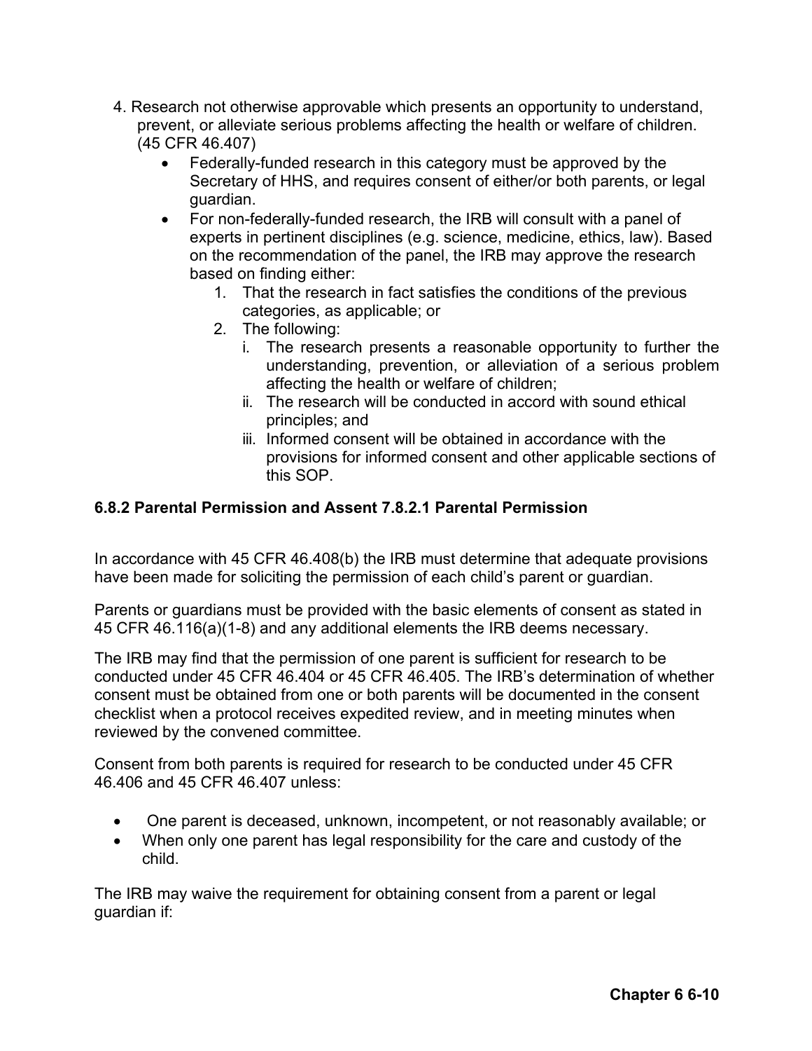4. Research not otherwise approvable which presents an opportunity to understand, prevent, or alleviate serious problems affecting the health or welfare of children. (45 CFR 46.407)
    - Federally-funded research in this category must be approved by the Secretary of HHS, and requires consent of either/or both parents, or legal guardian.
    - For non-federally-funded research, the IRB will consult with a panel of experts in pertinent disciplines (e.g. science, medicine, ethics, law). Based on the recommendation of the panel, the IRB may approve the research based on finding either:
        1. That the research in fact satisfies the conditions of the previous categories, as applicable; or
        2. The following:
            i. The research presents a reasonable opportunity to further the understanding, prevention, or alleviation of a serious problem affecting the health or welfare of children;
            ii. The research will be conducted in accord with sound ethical principles; and
            iii. Informed consent will be obtained in accordance with the provisions for informed consent and other applicable sections of this SOP.

**6.8.2 Parental Permission and Assent 7.8.2.1 Parental Permission**

In accordance with 45 CFR 46.408(b) the IRB must determine that adequate provisions have been made for soliciting the permission of each child's parent or guardian.

Parents or guardians must be provided with the basic elements of consent as stated in 45 CFR 46.116(a)(1-8) and any additional elements the IRB deems necessary.

The IRB may find that the permission of one parent is sufficient for research to be conducted under 45 CFR 46.404 or 45 CFR 46.405. The IRB's determination of whether consent must be obtained from one or both parents will be documented in the consent checklist when a protocol receives expedited review, and in meeting minutes when reviewed by the convened committee.

Consent from both parents is required for research to be conducted under 45 CFR 46.406 and 45 CFR 46.407 unless:

- One parent is deceased, unknown, incompetent, or not reasonably available; or
- When only one parent has legal responsibility for the care and custody of the child.

The IRB may waive the requirement for obtaining consent from a parent or legal guardian if: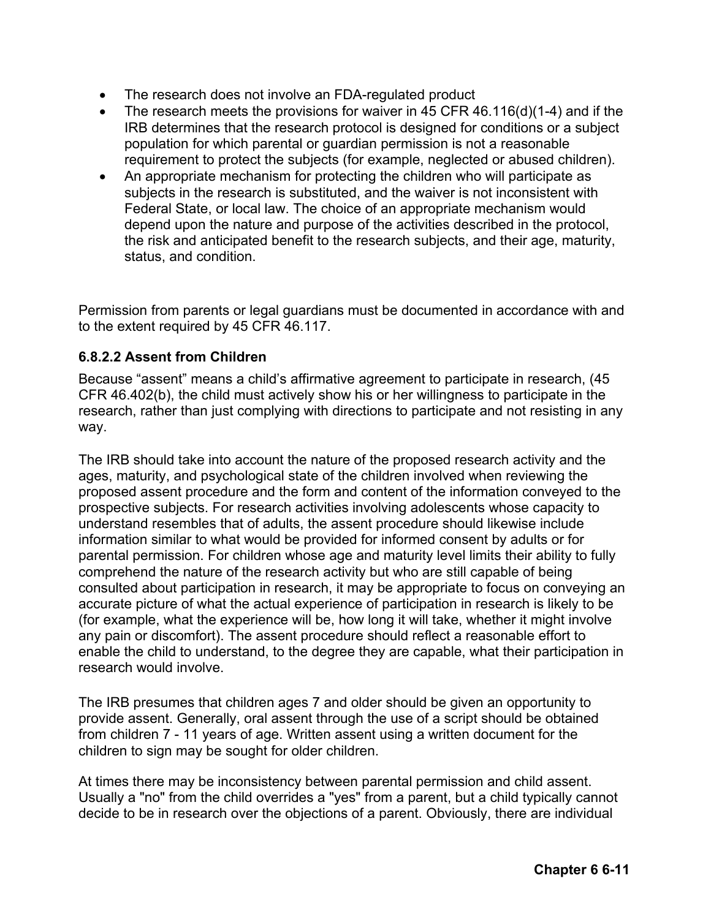- The research does not involve an FDA-regulated product
- The research meets the provisions for waiver in 45 CFR 46.116(d)(1-4) and if the IRB determines that the research protocol is designed for conditions or a subject population for which parental or guardian permission is not a reasonable requirement to protect the subjects (for example, neglected or abused children).
- An appropriate mechanism for protecting the children who will participate as subjects in the research is substituted, and the waiver is not inconsistent with Federal State, or local law. The choice of an appropriate mechanism would depend upon the nature and purpose of the activities described in the protocol, the risk and anticipated benefit to the research subjects, and their age, maturity, status, and condition.

Permission from parents or legal guardians must be documented in accordance with and to the extent required by 45 CFR 46.117.

#### 6.8.2.2 Assent from Children

Because "assent" means a child's affirmative agreement to participate in research, (45 CFR 46.402(b), the child must actively show his or her willingness to participate in the research, rather than just complying with directions to participate and not resisting in any way.

The IRB should take into account the nature of the proposed research activity and the ages, maturity, and psychological state of the children involved when reviewing the proposed assent procedure and the form and content of the information conveyed to the prospective subjects. For research activities involving adolescents whose capacity to understand resembles that of adults, the assent procedure should likewise include information similar to what would be provided for informed consent by adults or for parental permission. For children whose age and maturity level limits their ability to fully comprehend the nature of the research activity but who are still capable of being consulted about participation in research, it may be appropriate to focus on conveying an accurate picture of what the actual experience of participation in research is likely to be (for example, what the experience will be, how long it will take, whether it might involve any pain or discomfort). The assent procedure should reflect a reasonable effort to enable the child to understand, to the degree they are capable, what their participation in research would involve.

The IRB presumes that children ages 7 and older should be given an opportunity to provide assent. Generally, oral assent through the use of a script should be obtained from children 7 - 11 years of age. Written assent using a written document for the children to sign may be sought for older children.

At times there may be inconsistency between parental permission and child assent. Usually a "no" from the child overrides a "yes" from a parent, but a child typically cannot decide to be in research over the objections of a parent. Obviously, there are individual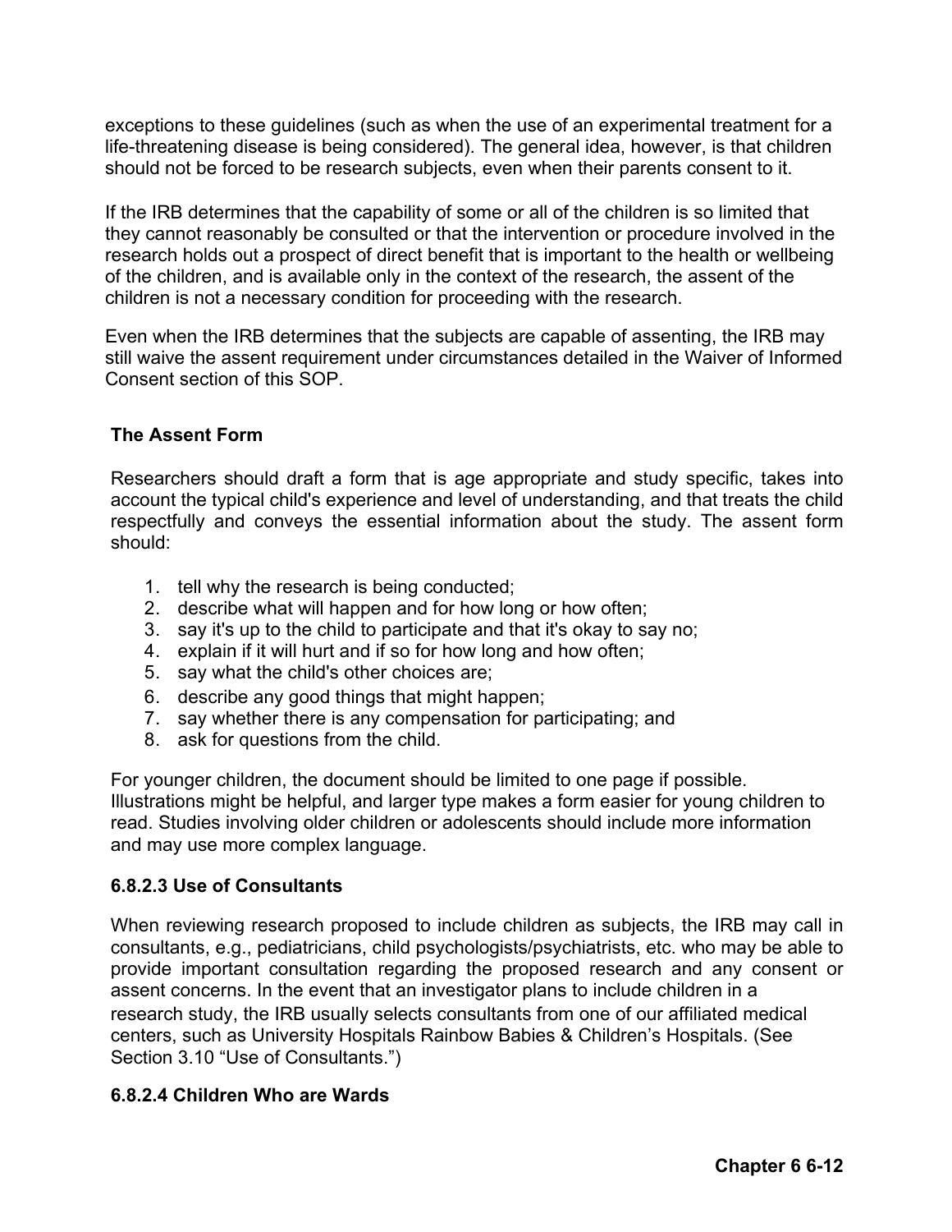exceptions to these guidelines (such as when the use of an experimental treatment for a life-threatening disease is being considered). The general idea, however, is that children should not be forced to be research subjects, even when their parents consent to it.

If the IRB determines that the capability of some or all of the children is so limited that they cannot reasonably be consulted or that the intervention or procedure involved in the research holds out a prospect of direct benefit that is important to the health or wellbeing of the children, and is available only in the context of the research, the assent of the children is not a necessary condition for proceeding with the research.

Even when the IRB determines that the subjects are capable of assenting, the IRB may still waive the assent requirement under circumstances detailed in the Waiver of Informed Consent section of this SOP.

**The Assent Form**

Researchers should draft a form that is age appropriate and study specific, takes into account the typical child's experience and level of understanding, and that treats the child respectfully and conveys the essential information about the study. The assent form should:

1. tell why the research is being conducted;
2. describe what will happen and for how long or how often;
3. say it's up to the child to participate and that it's okay to say no;
4. explain if it will hurt and if so for how long and how often;
5. say what the child's other choices are;
6. describe any good things that might happen;
7. say whether there is any compensation for participating; and
8. ask for questions from the child.

For younger children, the document should be limited to one page if possible. Illustrations might be helpful, and larger type makes a form easier for young children to read. Studies involving older children or adolescents should include more information and may use more complex language.

### 6.8.2.3 Use of Consultants

When reviewing research proposed to include children as subjects, the IRB may call in consultants, e.g., pediatricians, child psychologists/psychiatrists, etc. who may be able to provide important consultation regarding the proposed research and any consent or assent concerns. In the event that an investigator plans to include children in a research study, the IRB usually selects consultants from one of our affiliated medical centers, such as University Hospitals Rainbow Babies & Children's Hospitals. (See Section 3.10 "Use of Consultants.")

### 6.8.2.4 Children Who are Wards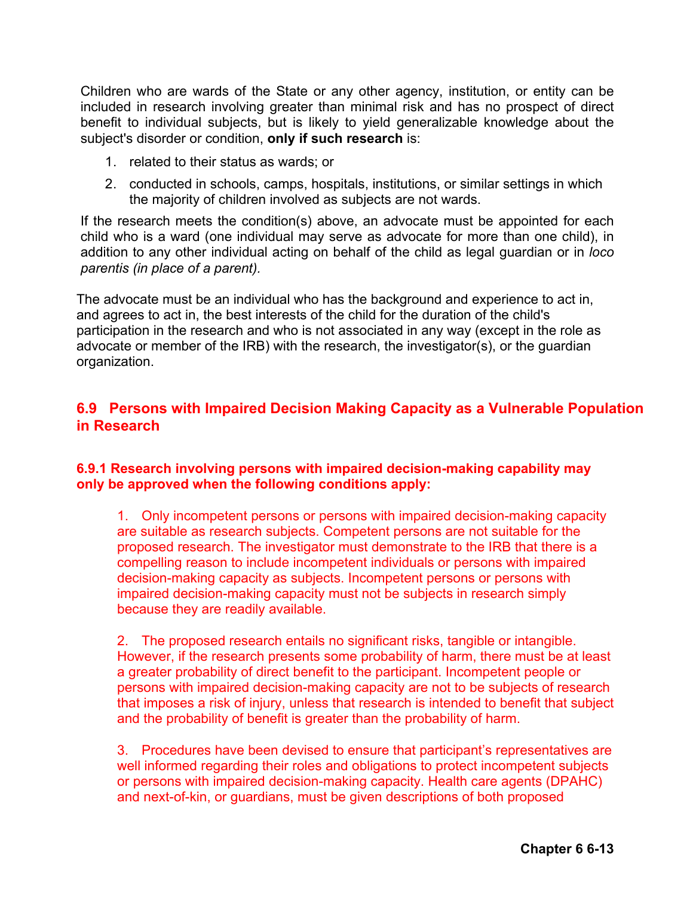Children who are wards of the State or any other agency, institution, or entity can be included in research involving greater than minimal risk and has no prospect of direct benefit to individual subjects, but is likely to yield generalizable knowledge about the subject's disorder or condition, **only if such research** is:

1. related to their status as wards; or
2. conducted in schools, camps, hospitals, institutions, or similar settings in which the majority of children involved as subjects are not wards.

If the research meets the condition(s) above, an advocate must be appointed for each child who is a ward (one individual may serve as advocate for more than one child), in addition to any other individual acting on behalf of the child as legal guardian or in *loco parentis (in place of a parent).*

The advocate must be an individual who has the background and experience to act in, and agrees to act in, the best interests of the child for the duration of the child's participation in the research and who is not associated in any way (except in the role as advocate or member of the IRB) with the research, the investigator(s), or the guardian organization.

## 6.9 Persons with Impaired Decision Making Capacity as a Vulnerable Population in Research

### 6.9.1 Research involving persons with impaired decision-making capability may only be approved when the following conditions apply:

1. Only incompetent persons or persons with impaired decision-making capacity are suitable as research subjects. Competent persons are not suitable for the proposed research. The investigator must demonstrate to the IRB that there is a compelling reason to include incompetent individuals or persons with impaired decision-making capacity as subjects. Incompetent persons or persons with impaired decision-making capacity must not be subjects in research simply because they are readily available.

2. The proposed research entails no significant risks, tangible or intangible. However, if the research presents some probability of harm, there must be at least a greater probability of direct benefit to the participant. Incompetent people or persons with impaired decision-making capacity are not to be subjects of research that imposes a risk of injury, unless that research is intended to benefit that subject and the probability of benefit is greater than the probability of harm.

3. Procedures have been devised to ensure that participant's representatives are well informed regarding their roles and obligations to protect incompetent subjects or persons with impaired decision-making capacity. Health care agents (DPAHC) and next-of-kin, or guardians, must be given descriptions of both proposed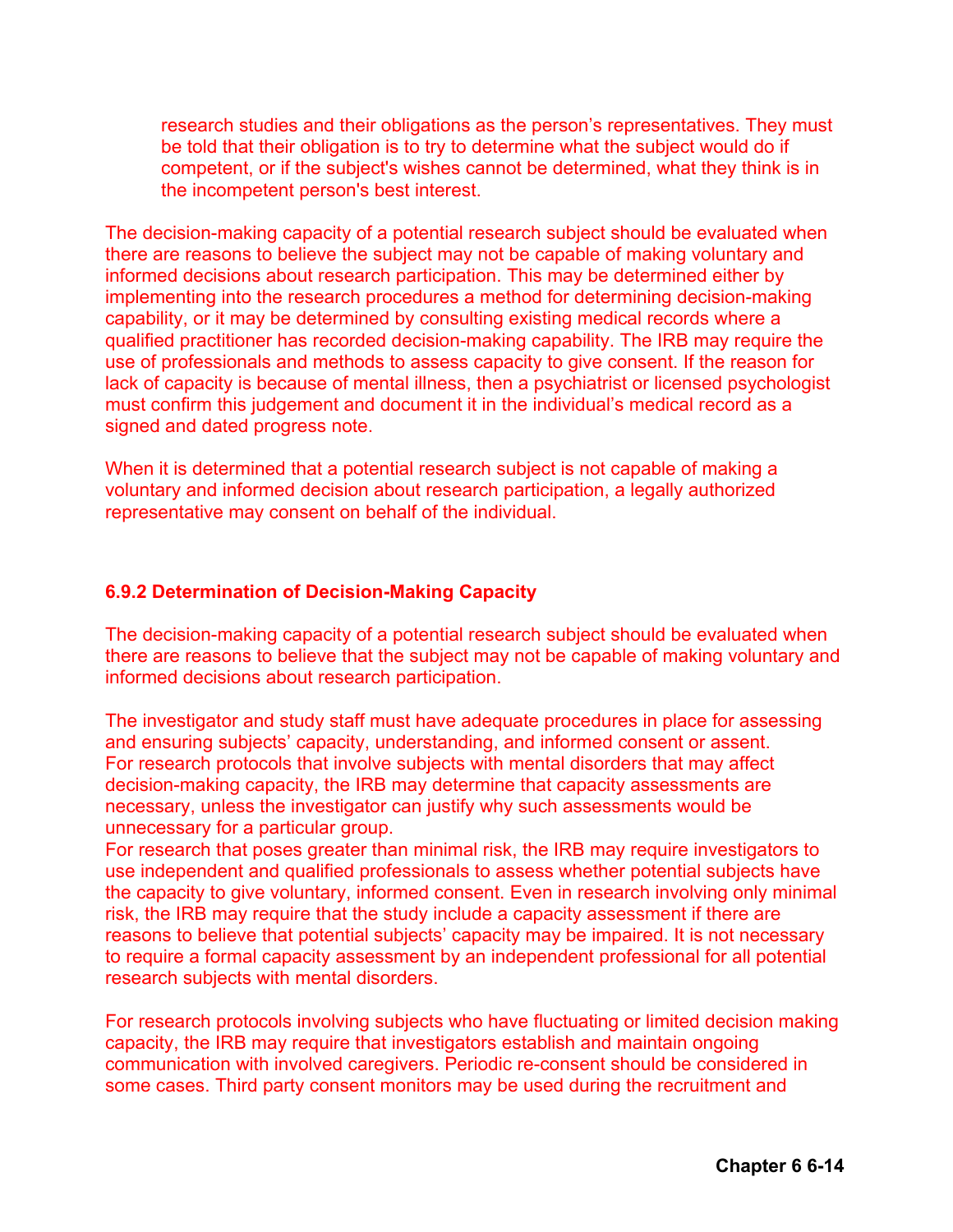research studies and their obligations as the person's representatives. They must be told that their obligation is to try to determine what the subject would do if competent, or if the subject's wishes cannot be determined, what they think is in the incompetent person's best interest.

The decision-making capacity of a potential research subject should be evaluated when there are reasons to believe the subject may not be capable of making voluntary and informed decisions about research participation. This may be determined either by implementing into the research procedures a method for determining decision-making capability, or it may be determined by consulting existing medical records where a qualified practitioner has recorded decision-making capability. The IRB may require the use of professionals and methods to assess capacity to give consent. If the reason for lack of capacity is because of mental illness, then a psychiatrist or licensed psychologist must confirm this judgement and document it in the individual's medical record as a signed and dated progress note.

When it is determined that a potential research subject is not capable of making a voluntary and informed decision about research participation, a legally authorized representative may consent on behalf of the individual.

### 6.9.2 Determination of Decision-Making Capacity

The decision-making capacity of a potential research subject should be evaluated when there are reasons to believe that the subject may not be capable of making voluntary and informed decisions about research participation.

The investigator and study staff must have adequate procedures in place for assessing and ensuring subjects' capacity, understanding, and informed consent or assent.
For research protocols that involve subjects with mental disorders that may affect decision-making capacity, the IRB may determine that capacity assessments are necessary, unless the investigator can justify why such assessments would be unnecessary for a particular group.
For research that poses greater than minimal risk, the IRB may require investigators to use independent and qualified professionals to assess whether potential subjects have the capacity to give voluntary, informed consent. Even in research involving only minimal risk, the IRB may require that the study include a capacity assessment if there are reasons to believe that potential subjects' capacity may be impaired. It is not necessary to require a formal capacity assessment by an independent professional for all potential research subjects with mental disorders.

For research protocols involving subjects who have fluctuating or limited decision making capacity, the IRB may require that investigators establish and maintain ongoing communication with involved caregivers. Periodic re-consent should be considered in some cases. Third party consent monitors may be used during the recruitment and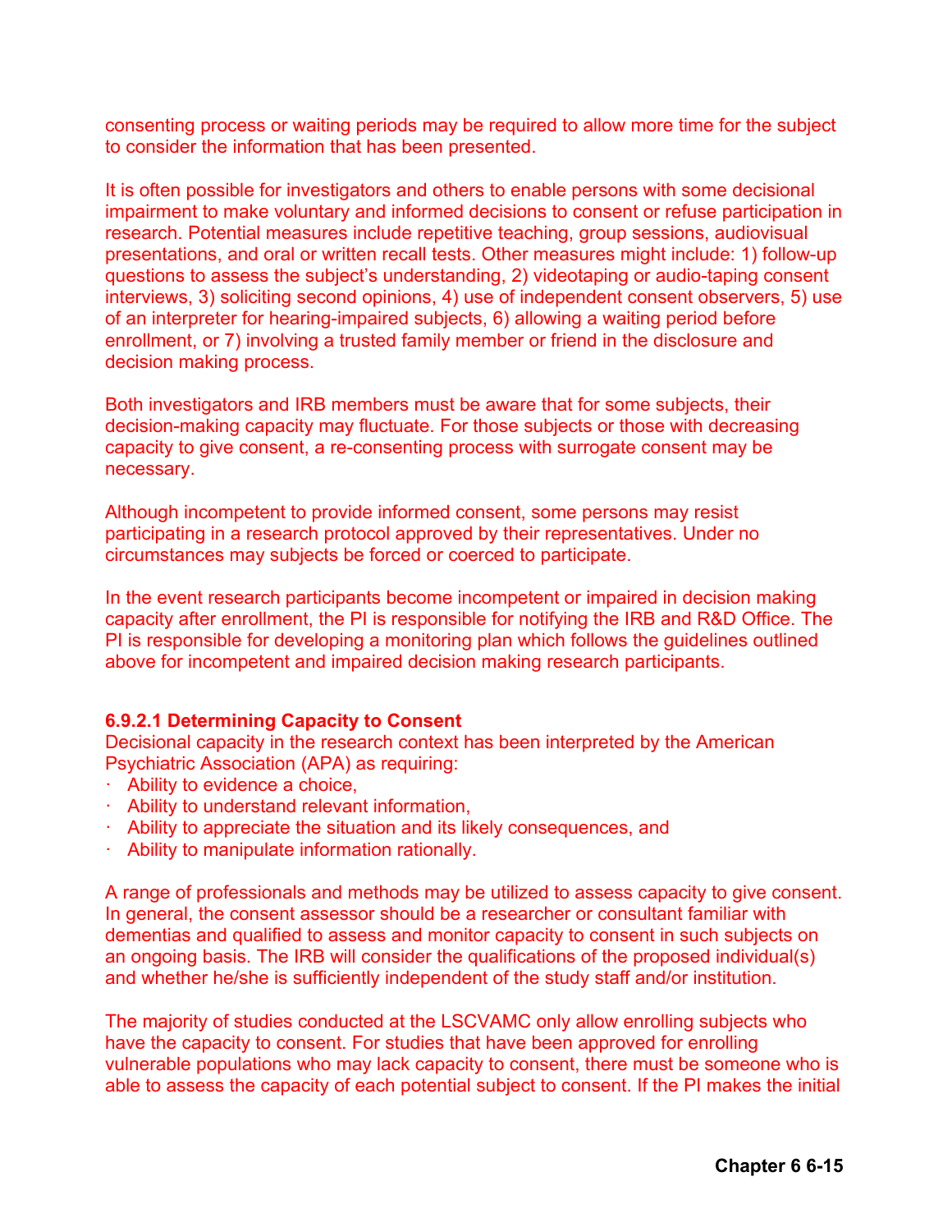consenting process or waiting periods may be required to allow more time for the subject to consider the information that has been presented.

It is often possible for investigators and others to enable persons with some decisional impairment to make voluntary and informed decisions to consent or refuse participation in research. Potential measures include repetitive teaching, group sessions, audiovisual presentations, and oral or written recall tests. Other measures might include: 1) follow-up questions to assess the subject's understanding, 2) videotaping or audio-taping consent interviews, 3) soliciting second opinions, 4) use of independent consent observers, 5) use of an interpreter for hearing-impaired subjects, 6) allowing a waiting period before enrollment, or 7) involving a trusted family member or friend in the disclosure and decision making process.

Both investigators and IRB members must be aware that for some subjects, their decision-making capacity may fluctuate. For those subjects or those with decreasing capacity to give consent, a re-consenting process with surrogate consent may be necessary.

Although incompetent to provide informed consent, some persons may resist participating in a research protocol approved by their representatives. Under no circumstances may subjects be forced or coerced to participate.

In the event research participants become incompetent or impaired in decision making capacity after enrollment, the PI is responsible for notifying the IRB and R&D Office. The PI is responsible for developing a monitoring plan which follows the guidelines outlined above for incompetent and impaired decision making research participants.

#### 6.9.2.1 Determining Capacity to Consent

Decisional capacity in the research context has been interpreted by the American Psychiatric Association (APA) as requiring:

- Ability to evidence a choice,
- Ability to understand relevant information,
- Ability to appreciate the situation and its likely consequences, and
- Ability to manipulate information rationally.

A range of professionals and methods may be utilized to assess capacity to give consent. In general, the consent assessor should be a researcher or consultant familiar with dementias and qualified to assess and monitor capacity to consent in such subjects on an ongoing basis. The IRB will consider the qualifications of the proposed individual(s) and whether he/she is sufficiently independent of the study staff and/or institution.

The majority of studies conducted at the LSCVAMC only allow enrolling subjects who have the capacity to consent. For studies that have been approved for enrolling vulnerable populations who may lack capacity to consent, there must be someone who is able to assess the capacity of each potential subject to consent. If the PI makes the initial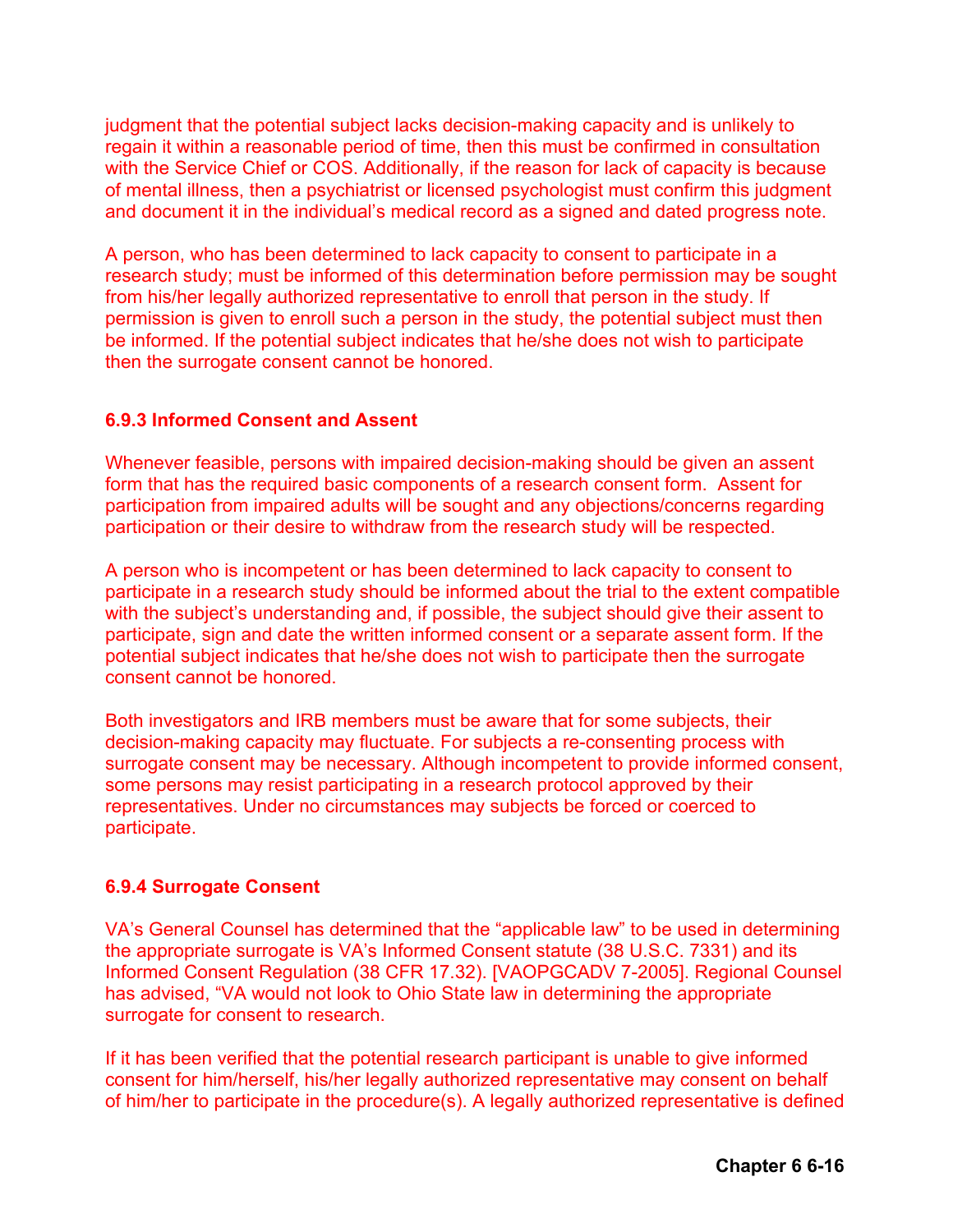judgment that the potential subject lacks decision-making capacity and is unlikely to regain it within a reasonable period of time, then this must be confirmed in consultation with the Service Chief or COS. Additionally, if the reason for lack of capacity is because of mental illness, then a psychiatrist or licensed psychologist must confirm this judgment and document it in the individual's medical record as a signed and dated progress note.

A person, who has been determined to lack capacity to consent to participate in a research study; must be informed of this determination before permission may be sought from his/her legally authorized representative to enroll that person in the study. If permission is given to enroll such a person in the study, the potential subject must then be informed. If the potential subject indicates that he/she does not wish to participate then the surrogate consent cannot be honored.

### 6.9.3 Informed Consent and Assent

Whenever feasible, persons with impaired decision-making should be given an assent form that has the required basic components of a research consent form. Assent for participation from impaired adults will be sought and any objections/concerns regarding participation or their desire to withdraw from the research study will be respected.

A person who is incompetent or has been determined to lack capacity to consent to participate in a research study should be informed about the trial to the extent compatible with the subject's understanding and, if possible, the subject should give their assent to participate, sign and date the written informed consent or a separate assent form. If the potential subject indicates that he/she does not wish to participate then the surrogate consent cannot be honored.

Both investigators and IRB members must be aware that for some subjects, their decision-making capacity may fluctuate. For subjects a re-consenting process with surrogate consent may be necessary. Although incompetent to provide informed consent, some persons may resist participating in a research protocol approved by their representatives. Under no circumstances may subjects be forced or coerced to participate.

### 6.9.4 Surrogate Consent

VA's General Counsel has determined that the "applicable law" to be used in determining the appropriate surrogate is VA's Informed Consent statute (38 U.S.C. 7331) and its Informed Consent Regulation (38 CFR 17.32). [VAOPGCADV 7-2005]. Regional Counsel has advised, "VA would not look to Ohio State law in determining the appropriate surrogate for consent to research.

If it has been verified that the potential research participant is unable to give informed consent for him/herself, his/her legally authorized representative may consent on behalf of him/her to participate in the procedure(s). A legally authorized representative is defined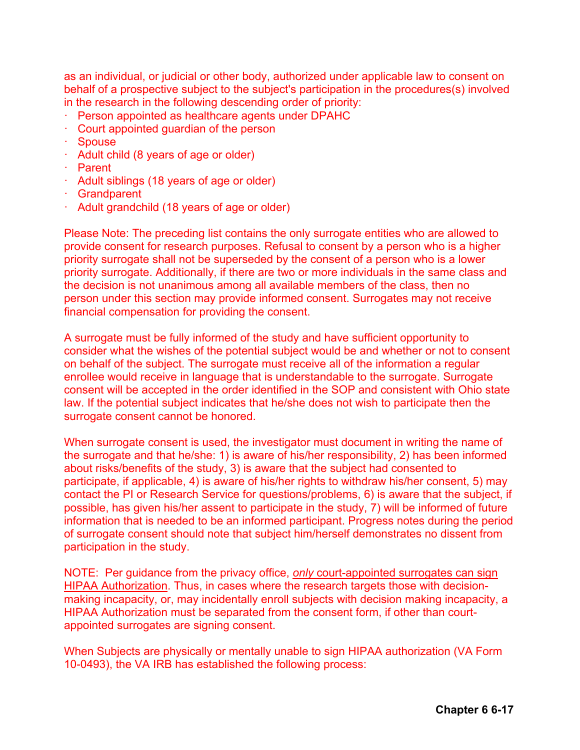as an individual, or judicial or other body, authorized under applicable law to consent on behalf of a prospective subject to the subject's participation in the procedures(s) involved in the research in the following descending order of priority:

- Person appointed as healthcare agents under DPAHC
- Court appointed guardian of the person
- Spouse
- Adult child (8 years of age or older)
- Parent
- Adult siblings (18 years of age or older)
- Grandparent
- Adult grandchild (18 years of age or older)

Please Note: The preceding list contains the only surrogate entities who are allowed to provide consent for research purposes. Refusal to consent by a person who is a higher priority surrogate shall not be superseded by the consent of a person who is a lower priority surrogate. Additionally, if there are two or more individuals in the same class and the decision is not unanimous among all available members of the class, then no person under this section may provide informed consent. Surrogates may not receive financial compensation for providing the consent.

A surrogate must be fully informed of the study and have sufficient opportunity to consider what the wishes of the potential subject would be and whether or not to consent on behalf of the subject. The surrogate must receive all of the information a regular enrollee would receive in language that is understandable to the surrogate. Surrogate consent will be accepted in the order identified in the SOP and consistent with Ohio state law. If the potential subject indicates that he/she does not wish to participate then the surrogate consent cannot be honored.

When surrogate consent is used, the investigator must document in writing the name of the surrogate and that he/she: 1) is aware of his/her responsibility, 2) has been informed about risks/benefits of the study, 3) is aware that the subject had consented to participate, if applicable, 4) is aware of his/her rights to withdraw his/her consent, 5) may contact the PI or Research Service for questions/problems, 6) is aware that the subject, if possible, has given his/her assent to participate in the study, 7) will be informed of future information that is needed to be an informed participant. Progress notes during the period of surrogate consent should note that subject him/herself demonstrates no dissent from participation in the study.

NOTE: Per guidance from the privacy office, <u>*only* court-appointed surrogates can sign HIPAA Authorization</u>. Thus, in cases where the research targets those with decision-making incapacity, or, may incidentally enroll subjects with decision making incapacity, a HIPAA Authorization must be separated from the consent form, if other than court-appointed surrogates are signing consent.

When Subjects are physically or mentally unable to sign HIPAA authorization (VA Form 10-0493), the VA IRB has established the following process: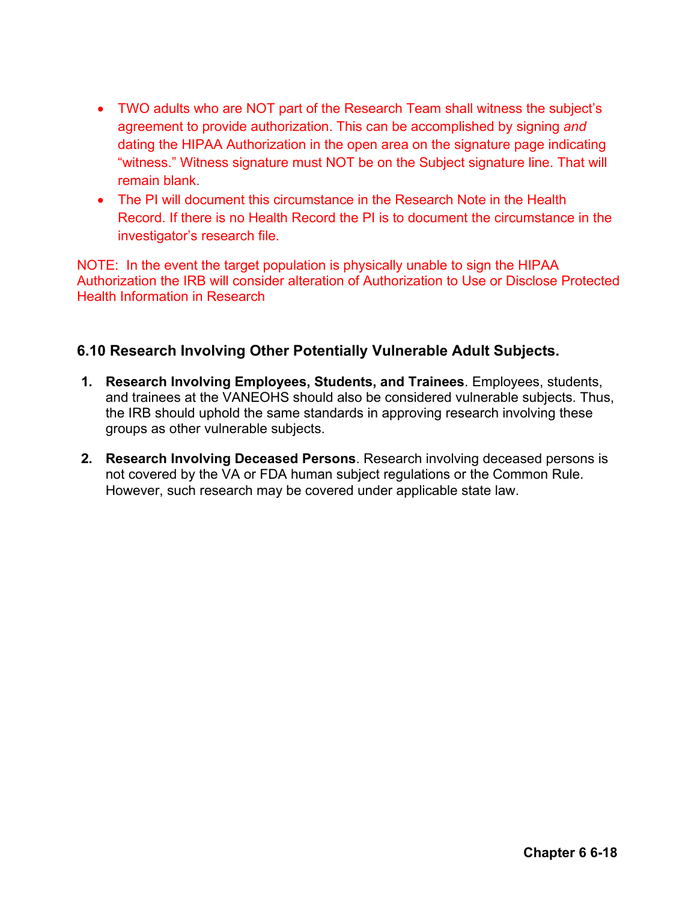- TWO adults who are NOT part of the Research Team shall witness the subject's agreement to provide authorization. This can be accomplished by signing *and* dating the HIPAA Authorization in the open area on the signature page indicating "witness." Witness signature must NOT be on the Subject signature line. That will remain blank.
- The PI will document this circumstance in the Research Note in the Health Record. If there is no Health Record the PI is to document the circumstance in the investigator's research file.

NOTE: In the event the target population is physically unable to sign the HIPAA Authorization the IRB will consider alteration of Authorization to Use or Disclose Protected Health Information in Research

### 6.10 Research Involving Other Potentially Vulnerable Adult Subjects.

1. **Research Involving Employees, Students, and Trainees**. Employees, students, and trainees at the VANEOHS should also be considered vulnerable subjects. Thus, the IRB should uphold the same standards in approving research involving these groups as other vulnerable subjects.

2. **Research Involving Deceased Persons**. Research involving deceased persons is not covered by the VA or FDA human subject regulations or the Common Rule. However, such research may be covered under applicable state law.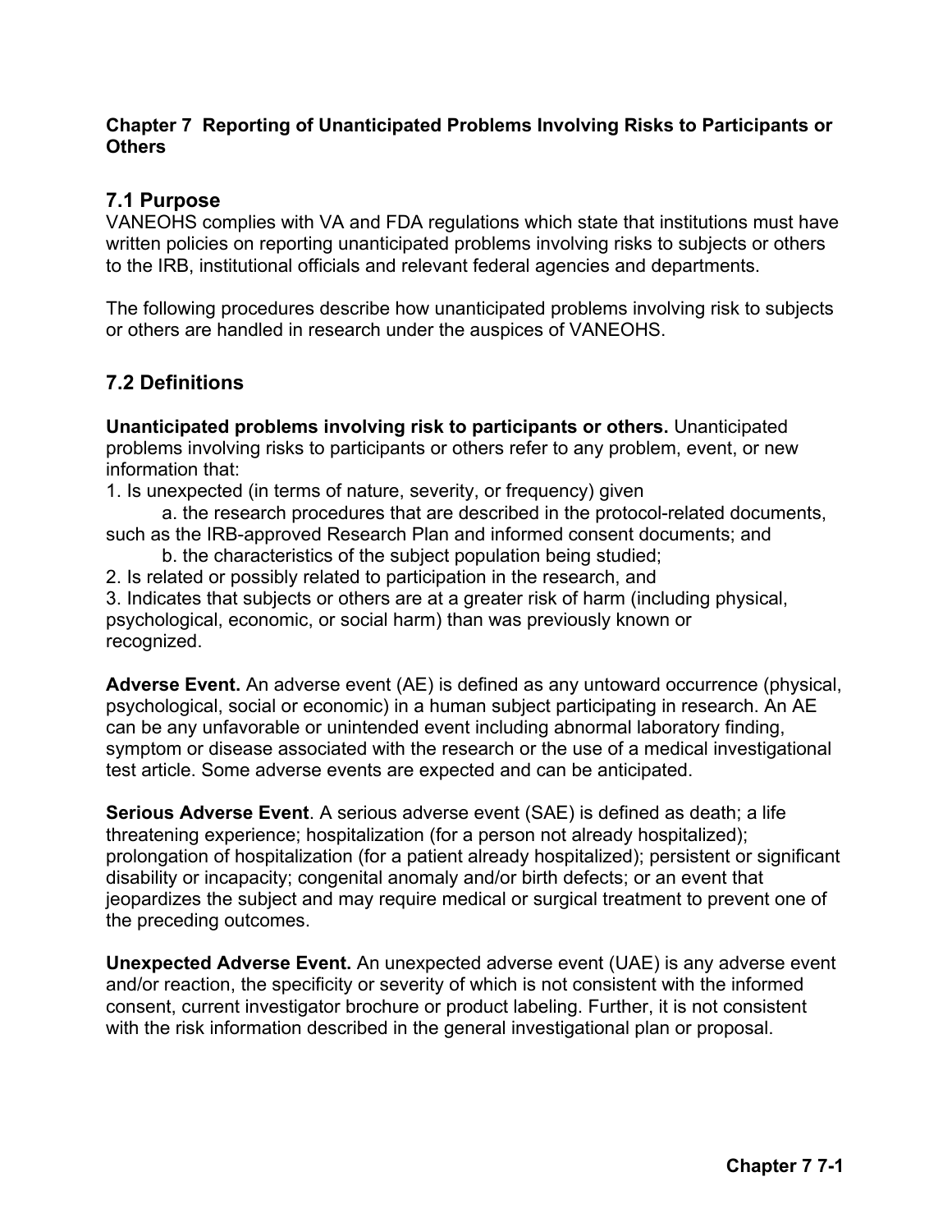# Chapter 7 Reporting of Unanticipated Problems Involving Risks to Participants or Others

## 7.1 Purpose

VANEOHS complies with VA and FDA regulations which state that institutions must have written policies on reporting unanticipated problems involving risks to subjects or others to the IRB, institutional officials and relevant federal agencies and departments.

The following procedures describe how unanticipated problems involving risk to subjects or others are handled in research under the auspices of VANEOHS.

## 7.2 Definitions

**Unanticipated problems involving risk to participants or others.** Unanticipated problems involving risks to participants or others refer to any problem, event, or new information that:

1. Is unexpected (in terms of nature, severity, or frequency) given
   a. the research procedures that are described in the protocol-related documents, such as the IRB-approved Research Plan and informed consent documents; and
   b. the characteristics of the subject population being studied;
2. Is related or possibly related to participation in the research, and
3. Indicates that subjects or others are at a greater risk of harm (including physical, psychological, economic, or social harm) than was previously known or recognized.

**Adverse Event.** An adverse event (AE) is defined as any untoward occurrence (physical, psychological, social or economic) in a human subject participating in research. An AE can be any unfavorable or unintended event including abnormal laboratory finding, symptom or disease associated with the research or the use of a medical investigational test article. Some adverse events are expected and can be anticipated.

**Serious Adverse Event**. A serious adverse event (SAE) is defined as death; a life threatening experience; hospitalization (for a person not already hospitalized); prolongation of hospitalization (for a patient already hospitalized); persistent or significant disability or incapacity; congenital anomaly and/or birth defects; or an event that jeopardizes the subject and may require medical or surgical treatment to prevent one of the preceding outcomes.

**Unexpected Adverse Event.** An unexpected adverse event (UAE) is any adverse event and/or reaction, the specificity or severity of which is not consistent with the informed consent, current investigator brochure or product labeling. Further, it is not consistent with the risk information described in the general investigational plan or proposal.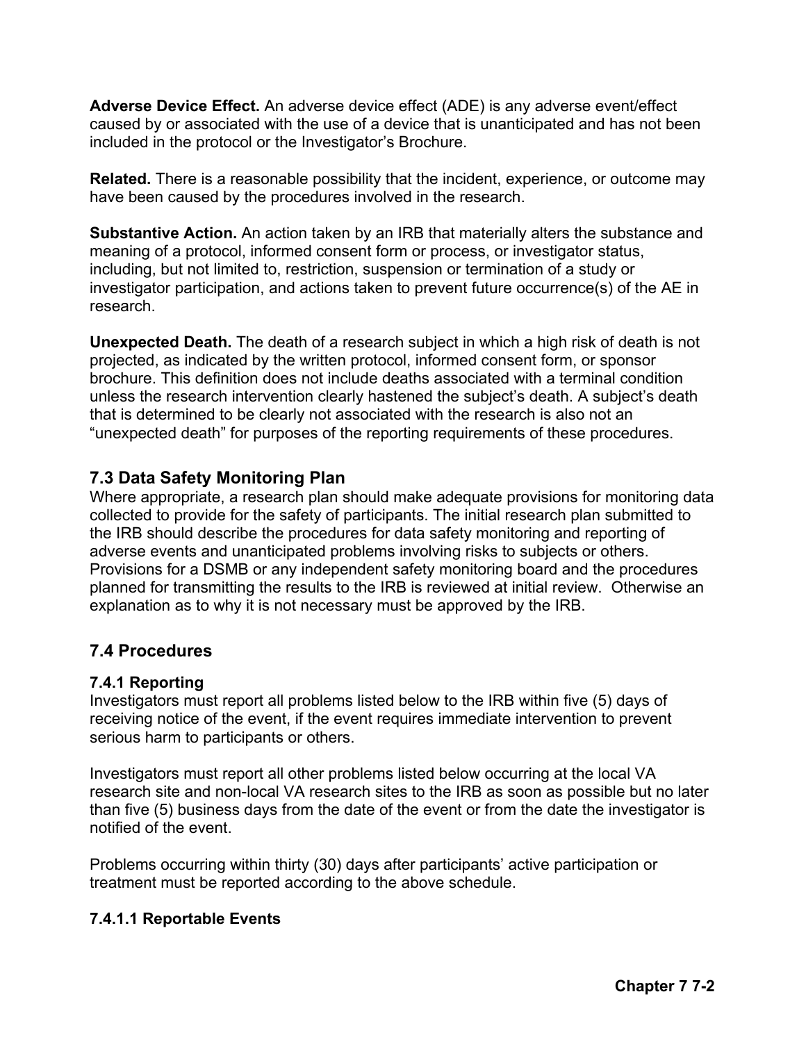**Adverse Device Effect.** An adverse device effect (ADE) is any adverse event/effect caused by or associated with the use of a device that is unanticipated and has not been included in the protocol or the Investigator's Brochure.

**Related.** There is a reasonable possibility that the incident, experience, or outcome may have been caused by the procedures involved in the research.

**Substantive Action.** An action taken by an IRB that materially alters the substance and meaning of a protocol, informed consent form or process, or investigator status, including, but not limited to, restriction, suspension or termination of a study or investigator participation, and actions taken to prevent future occurrence(s) of the AE in research.

**Unexpected Death.** The death of a research subject in which a high risk of death is not projected, as indicated by the written protocol, informed consent form, or sponsor brochure. This definition does not include deaths associated with a terminal condition unless the research intervention clearly hastened the subject's death. A subject's death that is determined to be clearly not associated with the research is also not an "unexpected death" for purposes of the reporting requirements of these procedures.

## 7.3 Data Safety Monitoring Plan

Where appropriate, a research plan should make adequate provisions for monitoring data collected to provide for the safety of participants. The initial research plan submitted to the IRB should describe the procedures for data safety monitoring and reporting of adverse events and unanticipated problems involving risks to subjects or others. Provisions for a DSMB or any independent safety monitoring board and the procedures planned for transmitting the results to the IRB is reviewed at initial review. Otherwise an explanation as to why it is not necessary must be approved by the IRB.

## 7.4 Procedures

### 7.4.1 Reporting

Investigators must report all problems listed below to the IRB within five (5) days of receiving notice of the event, if the event requires immediate intervention to prevent serious harm to participants or others.

Investigators must report all other problems listed below occurring at the local VA research site and non-local VA research sites to the IRB as soon as possible but no later than five (5) business days from the date of the event or from the date the investigator is notified of the event.

Problems occurring within thirty (30) days after participants' active participation or treatment must be reported according to the above schedule.

#### 7.4.1.1 Reportable Events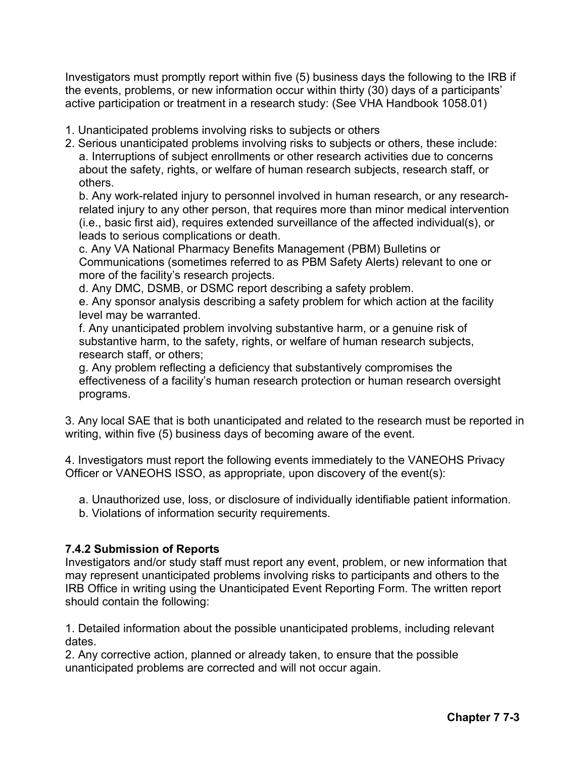Investigators must promptly report within five (5) business days the following to the IRB if the events, problems, or new information occur within thirty (30) days of a participants' active participation or treatment in a research study: (See VHA Handbook 1058.01)

1. Unanticipated problems involving risks to subjects or others
2. Serious unanticipated problems involving risks to subjects or others, these include:
   a. Interruptions of subject enrollments or other research activities due to concerns about the safety, rights, or welfare of human research subjects, research staff, or others.
   b. Any work-related injury to personnel involved in human research, or any research-related injury to any other person, that requires more than minor medical intervention (i.e., basic first aid), requires extended surveillance of the affected individual(s), or leads to serious complications or death.
   c. Any VA National Pharmacy Benefits Management (PBM) Bulletins or Communications (sometimes referred to as PBM Safety Alerts) relevant to one or more of the facility's research projects.
   d. Any DMC, DSMB, or DSMC report describing a safety problem.
   e. Any sponsor analysis describing a safety problem for which action at the facility level may be warranted.
   f. Any unanticipated problem involving substantive harm, or a genuine risk of substantive harm, to the safety, rights, or welfare of human research subjects, research staff, or others;
   g. Any problem reflecting a deficiency that substantively compromises the effectiveness of a facility's human research protection or human research oversight programs.

3. Any local SAE that is both unanticipated and related to the research must be reported in writing, within five (5) business days of becoming aware of the event.

4. Investigators must report the following events immediately to the VANEOHS Privacy Officer or VANEOHS ISSO, as appropriate, upon discovery of the event(s):

   a. Unauthorized use, loss, or disclosure of individually identifiable patient information.
   b. Violations of information security requirements.

### 7.4.2 Submission of Reports

Investigators and/or study staff must report any event, problem, or new information that may represent unanticipated problems involving risks to participants and others to the IRB Office in writing using the Unanticipated Event Reporting Form. The written report should contain the following:

1. Detailed information about the possible unanticipated problems, including relevant dates.
2. Any corrective action, planned or already taken, to ensure that the possible unanticipated problems are corrected and will not occur again.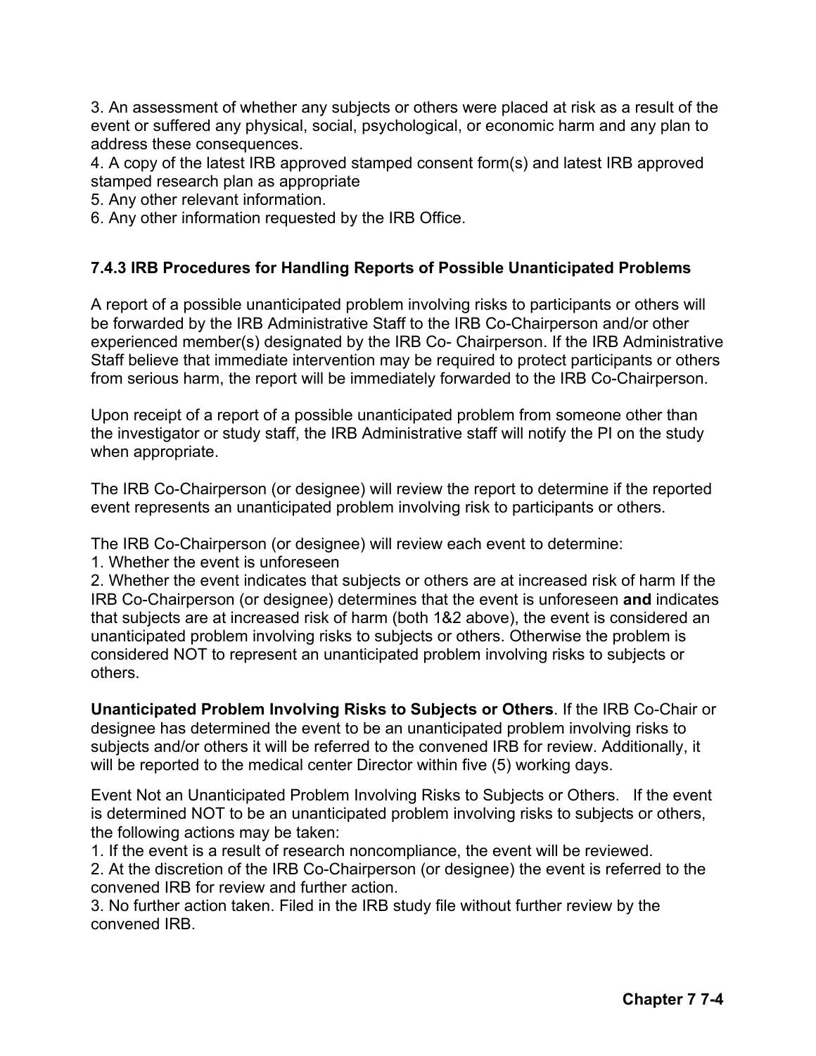3. An assessment of whether any subjects or others were placed at risk as a result of the event or suffered any physical, social, psychological, or economic harm and any plan to address these consequences.
4. A copy of the latest IRB approved stamped consent form(s) and latest IRB approved stamped research plan as appropriate
5. Any other relevant information.
6. Any other information requested by the IRB Office.

### 7.4.3 IRB Procedures for Handling Reports of Possible Unanticipated Problems

A report of a possible unanticipated problem involving risks to participants or others will be forwarded by the IRB Administrative Staff to the IRB Co-Chairperson and/or other experienced member(s) designated by the IRB Co- Chairperson. If the IRB Administrative Staff believe that immediate intervention may be required to protect participants or others from serious harm, the report will be immediately forwarded to the IRB Co-Chairperson.

Upon receipt of a report of a possible unanticipated problem from someone other than the investigator or study staff, the IRB Administrative staff will notify the PI on the study when appropriate.

The IRB Co-Chairperson (or designee) will review the report to determine if the reported event represents an unanticipated problem involving risk to participants or others.

The IRB Co-Chairperson (or designee) will review each event to determine:
1. Whether the event is unforeseen
2. Whether the event indicates that subjects or others are at increased risk of harm If the IRB Co-Chairperson (or designee) determines that the event is unforeseen **and** indicates that subjects are at increased risk of harm (both 1&2 above), the event is considered an unanticipated problem involving risks to subjects or others. Otherwise the problem is considered NOT to represent an unanticipated problem involving risks to subjects or others.

**Unanticipated Problem Involving Risks to Subjects or Others**. If the IRB Co-Chair or designee has determined the event to be an unanticipated problem involving risks to subjects and/or others it will be referred to the convened IRB for review. Additionally, it will be reported to the medical center Director within five (5) working days.

Event Not an Unanticipated Problem Involving Risks to Subjects or Others. If the event is determined NOT to be an unanticipated problem involving risks to subjects or others, the following actions may be taken:
1. If the event is a result of research noncompliance, the event will be reviewed.
2. At the discretion of the IRB Co-Chairperson (or designee) the event is referred to the convened IRB for review and further action.
3. No further action taken. Filed in the IRB study file without further review by the convened IRB.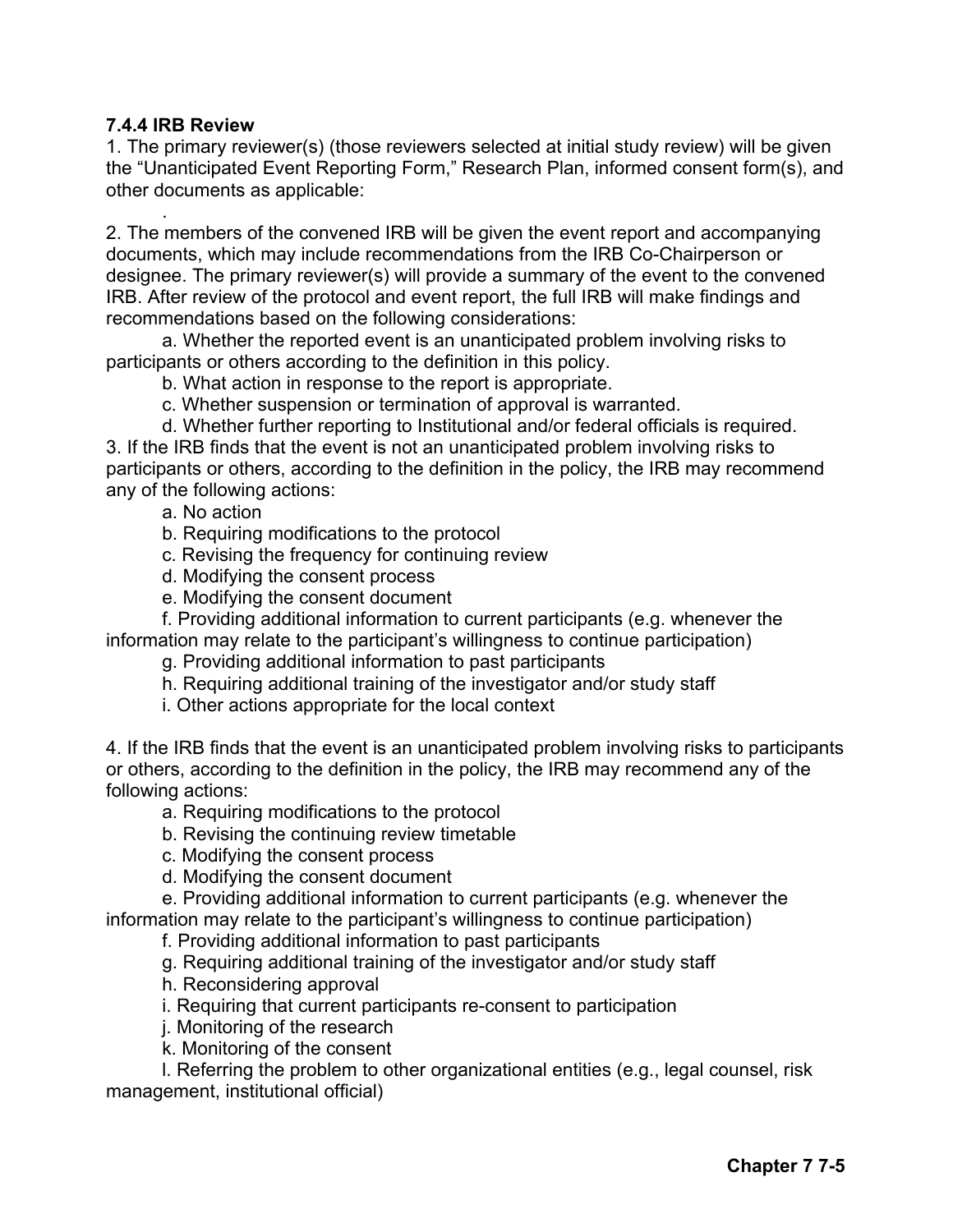**7.4.4 IRB Review**

1. The primary reviewer(s) (those reviewers selected at initial study review) will be given the "Unanticipated Event Reporting Form," Research Plan, informed consent form(s), and other documents as applicable:

.

2. The members of the convened IRB will be given the event report and accompanying documents, which may include recommendations from the IRB Co-Chairperson or designee. The primary reviewer(s) will provide a summary of the event to the convened IRB. After review of the protocol and event report, the full IRB will make findings and recommendations based on the following considerations:

    a. Whether the reported event is an unanticipated problem involving risks to participants or others according to the definition in this policy.

    b. What action in response to the report is appropriate.

    c. Whether suspension or termination of approval is warranted.

    d. Whether further reporting to Institutional and/or federal officials is required.

3. If the IRB finds that the event is not an unanticipated problem involving risks to participants or others, according to the definition in the policy, the IRB may recommend any of the following actions:

    a. No action

    b. Requiring modifications to the protocol

    c. Revising the frequency for continuing review

    d. Modifying the consent process

    e. Modifying the consent document

    f. Providing additional information to current participants (e.g. whenever the information may relate to the participant's willingness to continue participation)

    g. Providing additional information to past participants

    h. Requiring additional training of the investigator and/or study staff

    i. Other actions appropriate for the local context

4. If the IRB finds that the event is an unanticipated problem involving risks to participants or others, according to the definition in the policy, the IRB may recommend any of the following actions:

    a. Requiring modifications to the protocol

    b. Revising the continuing review timetable

    c. Modifying the consent process

    d. Modifying the consent document

    e. Providing additional information to current participants (e.g. whenever the information may relate to the participant's willingness to continue participation)

    f. Providing additional information to past participants

    g. Requiring additional training of the investigator and/or study staff

    h. Reconsidering approval

    i. Requiring that current participants re-consent to participation

    j. Monitoring of the research

    k. Monitoring of the consent

    l. Referring the problem to other organizational entities (e.g., legal counsel, risk management, institutional official)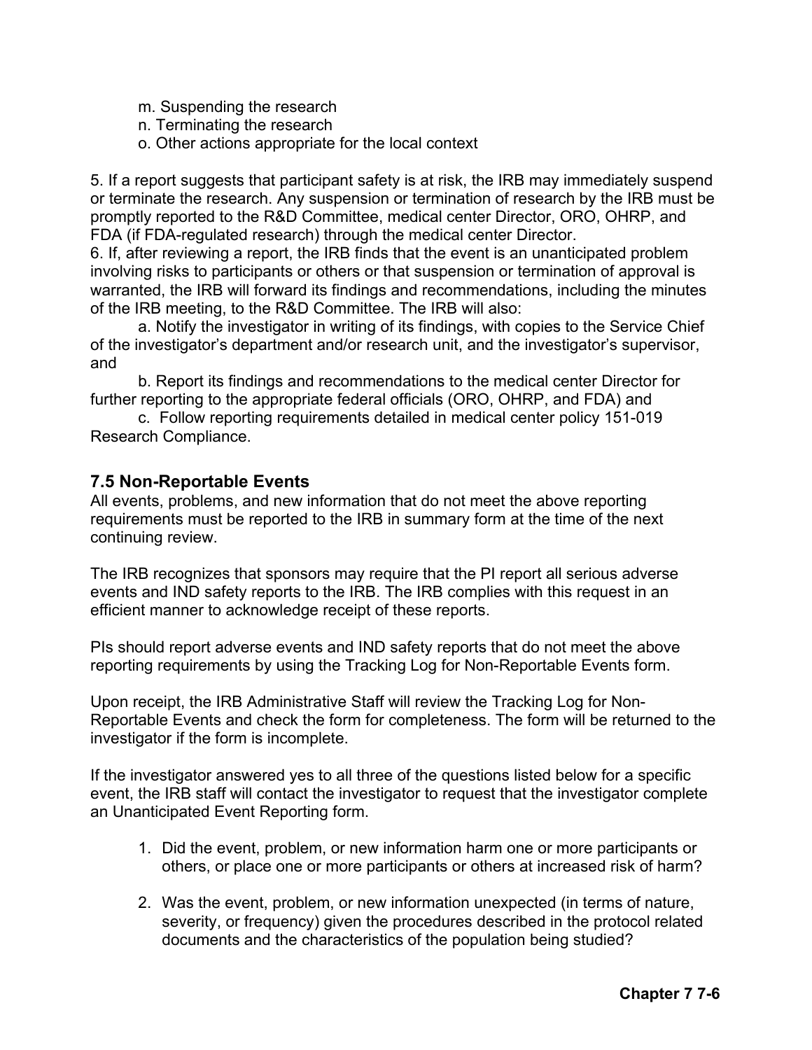m. Suspending the research

n. Terminating the research

o. Other actions appropriate for the local context

5. If a report suggests that participant safety is at risk, the IRB may immediately suspend or terminate the research. Any suspension or termination of research by the IRB must be promptly reported to the R&D Committee, medical center Director, ORO, OHRP, and FDA (if FDA-regulated research) through the medical center Director.

6. If, after reviewing a report, the IRB finds that the event is an unanticipated problem involving risks to participants or others or that suspension or termination of approval is warranted, the IRB will forward its findings and recommendations, including the minutes of the IRB meeting, to the R&D Committee. The IRB will also:

a. Notify the investigator in writing of its findings, with copies to the Service Chief of the investigator's department and/or research unit, and the investigator's supervisor, and

b. Report its findings and recommendations to the medical center Director for further reporting to the appropriate federal officials (ORO, OHRP, and FDA) and

c. Follow reporting requirements detailed in medical center policy 151-019 Research Compliance.

## 7.5 Non-Reportable Events

All events, problems, and new information that do not meet the above reporting requirements must be reported to the IRB in summary form at the time of the next continuing review.

The IRB recognizes that sponsors may require that the PI report all serious adverse events and IND safety reports to the IRB. The IRB complies with this request in an efficient manner to acknowledge receipt of these reports.

PIs should report adverse events and IND safety reports that do not meet the above reporting requirements by using the Tracking Log for Non-Reportable Events form.

Upon receipt, the IRB Administrative Staff will review the Tracking Log for Non-Reportable Events and check the form for completeness. The form will be returned to the investigator if the form is incomplete.

If the investigator answered yes to all three of the questions listed below for a specific event, the IRB staff will contact the investigator to request that the investigator complete an Unanticipated Event Reporting form.

1. Did the event, problem, or new information harm one or more participants or others, or place one or more participants or others at increased risk of harm?

2. Was the event, problem, or new information unexpected (in terms of nature, severity, or frequency) given the procedures described in the protocol related documents and the characteristics of the population being studied?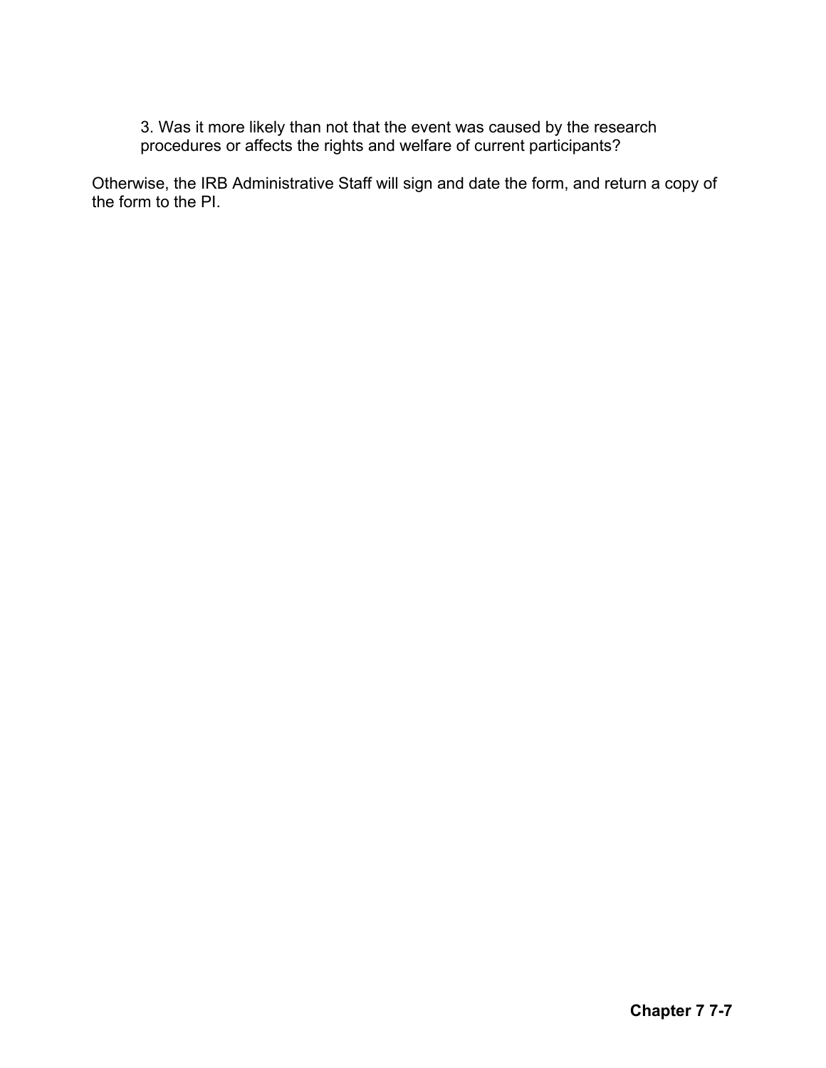3. Was it more likely than not that the event was caused by the research procedures or affects the rights and welfare of current participants?

Otherwise, the IRB Administrative Staff will sign and date the form, and return a copy of the form to the PI.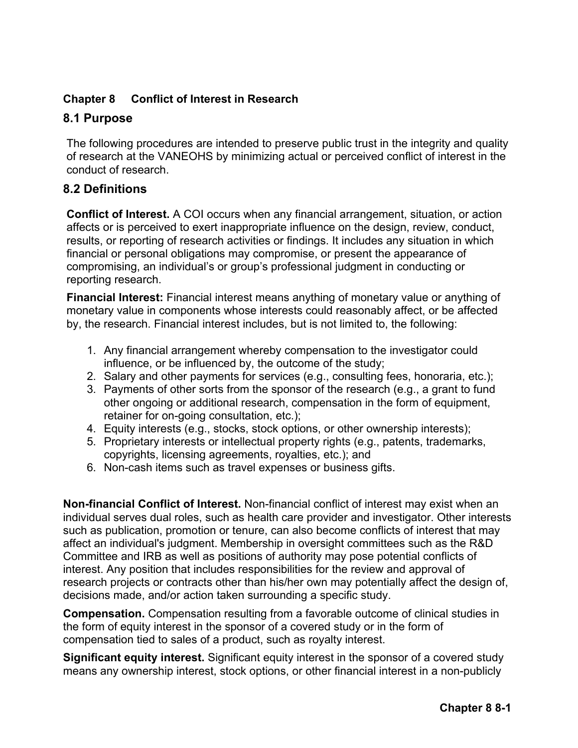**Chapter 8 Conflict of Interest in Research**

## 8.1 Purpose

The following procedures are intended to preserve public trust in the integrity and quality of research at the VANEOHS by minimizing actual or perceived conflict of interest in the conduct of research.

## 8.2 Definitions

**Conflict of Interest.** A COI occurs when any financial arrangement, situation, or action affects or is perceived to exert inappropriate influence on the design, review, conduct, results, or reporting of research activities or findings. It includes any situation in which financial or personal obligations may compromise, or present the appearance of compromising, an individual's or group's professional judgment in conducting or reporting research.

**Financial Interest:** Financial interest means anything of monetary value or anything of monetary value in components whose interests could reasonably affect, or be affected by, the research. Financial interest includes, but is not limited to, the following:

1. Any financial arrangement whereby compensation to the investigator could influence, or be influenced by, the outcome of the study;
2. Salary and other payments for services (e.g., consulting fees, honoraria, etc.);
3. Payments of other sorts from the sponsor of the research (e.g., a grant to fund other ongoing or additional research, compensation in the form of equipment, retainer for on-going consultation, etc.);
4. Equity interests (e.g., stocks, stock options, or other ownership interests);
5. Proprietary interests or intellectual property rights (e.g., patents, trademarks, copyrights, licensing agreements, royalties, etc.); and
6. Non-cash items such as travel expenses or business gifts.

**Non-financial Conflict of Interest.** Non-financial conflict of interest may exist when an individual serves dual roles, such as health care provider and investigator. Other interests such as publication, promotion or tenure, can also become conflicts of interest that may affect an individual's judgment. Membership in oversight committees such as the R&D Committee and IRB as well as positions of authority may pose potential conflicts of interest. Any position that includes responsibilities for the review and approval of research projects or contracts other than his/her own may potentially affect the design of, decisions made, and/or action taken surrounding a specific study.

**Compensation.** Compensation resulting from a favorable outcome of clinical studies in the form of equity interest in the sponsor of a covered study or in the form of compensation tied to sales of a product, such as royalty interest.

**Significant equity interest.** Significant equity interest in the sponsor of a covered study means any ownership interest, stock options, or other financial interest in a non-publicly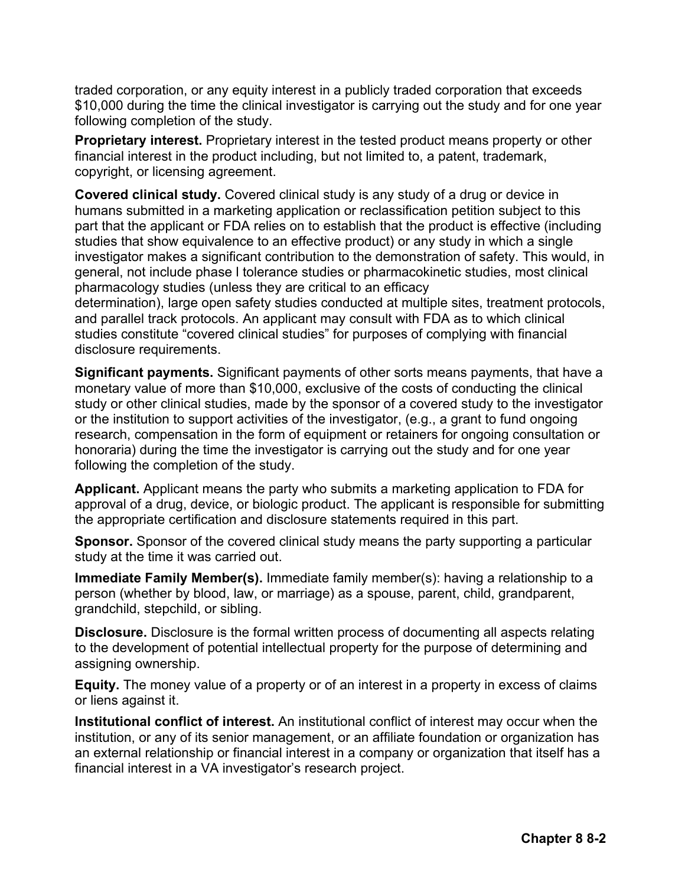traded corporation, or any equity interest in a publicly traded corporation that exceeds $10,000 during the time the clinical investigator is carrying out the study and for one year following completion of the study.

**Proprietary interest.** Proprietary interest in the tested product means property or other financial interest in the product including, but not limited to, a patent, trademark, copyright, or licensing agreement.

**Covered clinical study.** Covered clinical study is any study of a drug or device in humans submitted in a marketing application or reclassification petition subject to this part that the applicant or FDA relies on to establish that the product is effective (including studies that show equivalence to an effective product) or any study in which a single investigator makes a significant contribution to the demonstration of safety. This would, in general, not include phase l tolerance studies or pharmacokinetic studies, most clinical pharmacology studies (unless they are critical to an efficacy determination), large open safety studies conducted at multiple sites, treatment protocols, and parallel track protocols. An applicant may consult with FDA as to which clinical studies constitute “covered clinical studies” for purposes of complying with financial disclosure requirements.

**Significant payments.** Significant payments of other sorts means payments, that have a monetary value of more than $10,000, exclusive of the costs of conducting the clinical study or other clinical studies, made by the sponsor of a covered study to the investigator or the institution to support activities of the investigator, (e.g., a grant to fund ongoing research, compensation in the form of equipment or retainers for ongoing consultation or honoraria) during the time the investigator is carrying out the study and for one year following the completion of the study.

**Applicant.** Applicant means the party who submits a marketing application to FDA for approval of a drug, device, or biologic product. The applicant is responsible for submitting the appropriate certification and disclosure statements required in this part.

**Sponsor.** Sponsor of the covered clinical study means the party supporting a particular study at the time it was carried out.

**Immediate Family Member(s).** Immediate family member(s): having a relationship to a person (whether by blood, law, or marriage) as a spouse, parent, child, grandparent, grandchild, stepchild, or sibling.

**Disclosure.** Disclosure is the formal written process of documenting all aspects relating to the development of potential intellectual property for the purpose of determining and assigning ownership.

**Equity.** The money value of a property or of an interest in a property in excess of claims or liens against it.

**Institutional conflict of interest.** An institutional conflict of interest may occur when the institution, or any of its senior management, or an affiliate foundation or organization has an external relationship or financial interest in a company or organization that itself has a financial interest in a VA investigator’s research project.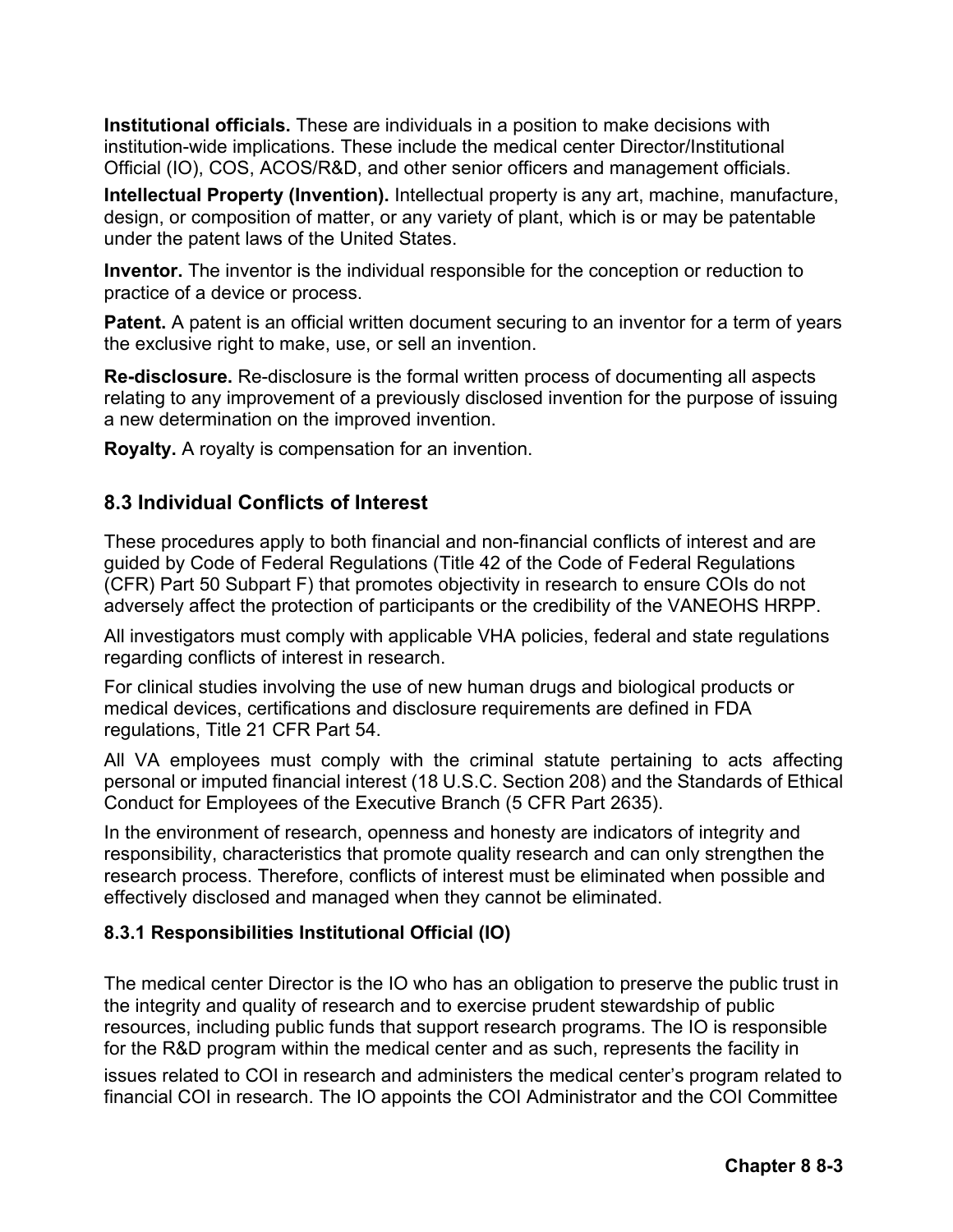**Institutional officials.** These are individuals in a position to make decisions with institution-wide implications. These include the medical center Director/Institutional Official (IO), COS, ACOS/R&D, and other senior officers and management officials.

**Intellectual Property (Invention).** Intellectual property is any art, machine, manufacture, design, or composition of matter, or any variety of plant, which is or may be patentable under the patent laws of the United States.

**Inventor.** The inventor is the individual responsible for the conception or reduction to practice of a device or process.

**Patent.** A patent is an official written document securing to an inventor for a term of years the exclusive right to make, use, or sell an invention.

**Re-disclosure.** Re-disclosure is the formal written process of documenting all aspects relating to any improvement of a previously disclosed invention for the purpose of issuing a new determination on the improved invention.

**Royalty.** A royalty is compensation for an invention.

## 8.3 Individual Conflicts of Interest

These procedures apply to both financial and non-financial conflicts of interest and are guided by Code of Federal Regulations (Title 42 of the Code of Federal Regulations (CFR) Part 50 Subpart F) that promotes objectivity in research to ensure COIs do not adversely affect the protection of participants or the credibility of the VANEOHS HRPP.

All investigators must comply with applicable VHA policies, federal and state regulations regarding conflicts of interest in research.

For clinical studies involving the use of new human drugs and biological products or medical devices, certifications and disclosure requirements are defined in FDA regulations, Title 21 CFR Part 54.

All VA employees must comply with the criminal statute pertaining to acts affecting personal or imputed financial interest (18 U.S.C. Section 208) and the Standards of Ethical Conduct for Employees of the Executive Branch (5 CFR Part 2635).

In the environment of research, openness and honesty are indicators of integrity and responsibility, characteristics that promote quality research and can only strengthen the research process. Therefore, conflicts of interest must be eliminated when possible and effectively disclosed and managed when they cannot be eliminated.

### 8.3.1 Responsibilities Institutional Official (IO)

The medical center Director is the IO who has an obligation to preserve the public trust in the integrity and quality of research and to exercise prudent stewardship of public resources, including public funds that support research programs. The IO is responsible for the R&D program within the medical center and as such, represents the facility in issues related to COI in research and administers the medical center's program related to financial COI in research. The IO appoints the COI Administrator and the COI Committee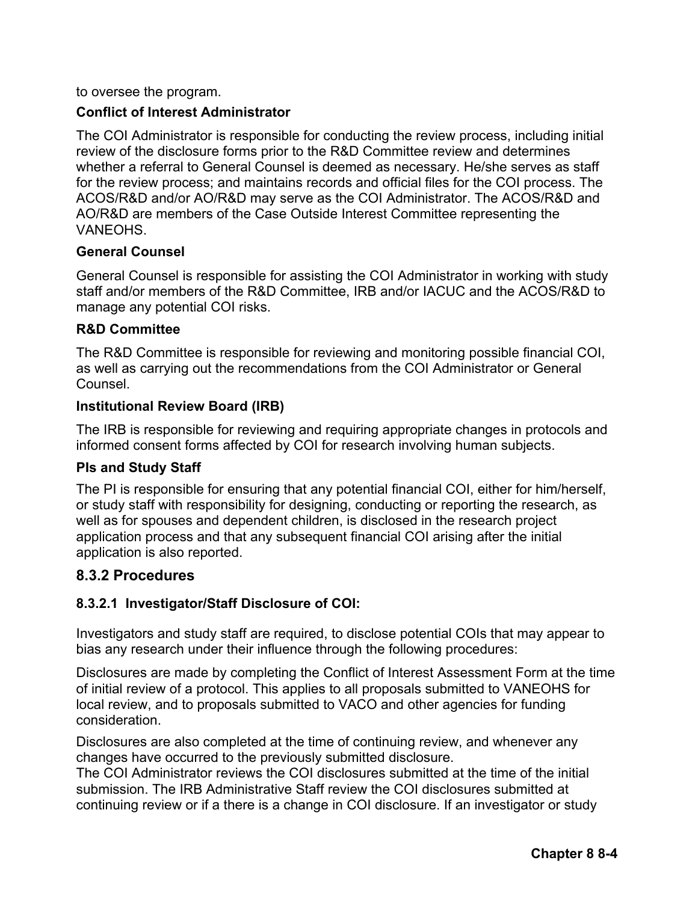to oversee the program.

**Conflict of Interest Administrator**

The COI Administrator is responsible for conducting the review process, including initial review of the disclosure forms prior to the R&D Committee review and determines whether a referral to General Counsel is deemed as necessary. He/she serves as staff for the review process; and maintains records and official files for the COI process. The ACOS/R&D and/or AO/R&D may serve as the COI Administrator. The ACOS/R&D and AO/R&D are members of the Case Outside Interest Committee representing the VANEOHS.

**General Counsel**

General Counsel is responsible for assisting the COI Administrator in working with study staff and/or members of the R&D Committee, IRB and/or IACUC and the ACOS/R&D to manage any potential COI risks.

**R&D Committee**

The R&D Committee is responsible for reviewing and monitoring possible financial COI, as well as carrying out the recommendations from the COI Administrator or General Counsel.

**Institutional Review Board (IRB)**

The IRB is responsible for reviewing and requiring appropriate changes in protocols and informed consent forms affected by COI for research involving human subjects.

**PIs and Study Staff**

The PI is responsible for ensuring that any potential financial COI, either for him/herself, or study staff with responsibility for designing, conducting or reporting the research, as well as for spouses and dependent children, is disclosed in the research project application process and that any subsequent financial COI arising after the initial application is also reported.

## 8.3.2 Procedures

### 8.3.2.1 Investigator/Staff Disclosure of COI:

Investigators and study staff are required, to disclose potential COIs that may appear to bias any research under their influence through the following procedures:

Disclosures are made by completing the Conflict of Interest Assessment Form at the time of initial review of a protocol. This applies to all proposals submitted to VANEOHS for local review, and to proposals submitted to VACO and other agencies for funding consideration.

Disclosures are also completed at the time of continuing review, and whenever any changes have occurred to the previously submitted disclosure.
The COI Administrator reviews the COI disclosures submitted at the time of the initial submission. The IRB Administrative Staff review the COI disclosures submitted at continuing review or if a there is a change in COI disclosure. If an investigator or study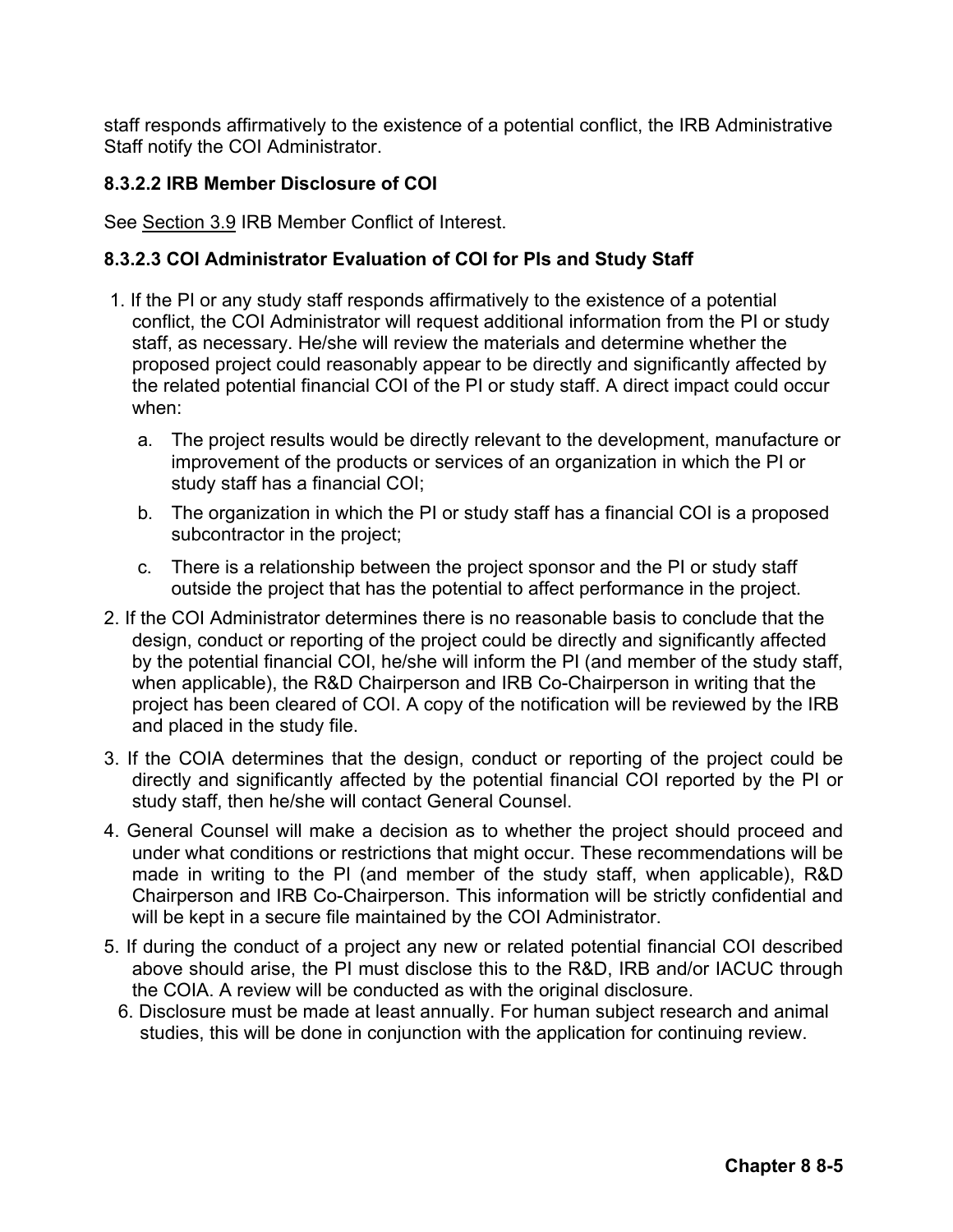staff responds affirmatively to the existence of a potential conflict, the IRB Administrative Staff notify the COI Administrator.

### 8.3.2.2 IRB Member Disclosure of COI

See Section 3.9 IRB Member Conflict of Interest.

### 8.3.2.3 COI Administrator Evaluation of COI for PIs and Study Staff

1. If the PI or any study staff responds affirmatively to the existence of a potential conflict, the COI Administrator will request additional information from the PI or study staff, as necessary. He/she will review the materials and determine whether the proposed project could reasonably appear to be directly and significantly affected by the related potential financial COI of the PI or study staff. A direct impact could occur when:
   a. The project results would be directly relevant to the development, manufacture or improvement of the products or services of an organization in which the PI or study staff has a financial COI;
   b. The organization in which the PI or study staff has a financial COI is a proposed subcontractor in the project;
   c. There is a relationship between the project sponsor and the PI or study staff outside the project that has the potential to affect performance in the project.
2. If the COI Administrator determines there is no reasonable basis to conclude that the design, conduct or reporting of the project could be directly and significantly affected by the potential financial COI, he/she will inform the PI (and member of the study staff, when applicable), the R&D Chairperson and IRB Co-Chairperson in writing that the project has been cleared of COI. A copy of the notification will be reviewed by the IRB and placed in the study file.
3. If the COIA determines that the design, conduct or reporting of the project could be directly and significantly affected by the potential financial COI reported by the PI or study staff, then he/she will contact General Counsel.
4. General Counsel will make a decision as to whether the project should proceed and under what conditions or restrictions that might occur. These recommendations will be made in writing to the PI (and member of the study staff, when applicable), R&D Chairperson and IRB Co-Chairperson. This information will be strictly confidential and will be kept in a secure file maintained by the COI Administrator.
5. If during the conduct of a project any new or related potential financial COI described above should arise, the PI must disclose this to the R&D, IRB and/or IACUC through the COIA. A review will be conducted as with the original disclosure.
6. Disclosure must be made at least annually. For human subject research and animal studies, this will be done in conjunction with the application for continuing review.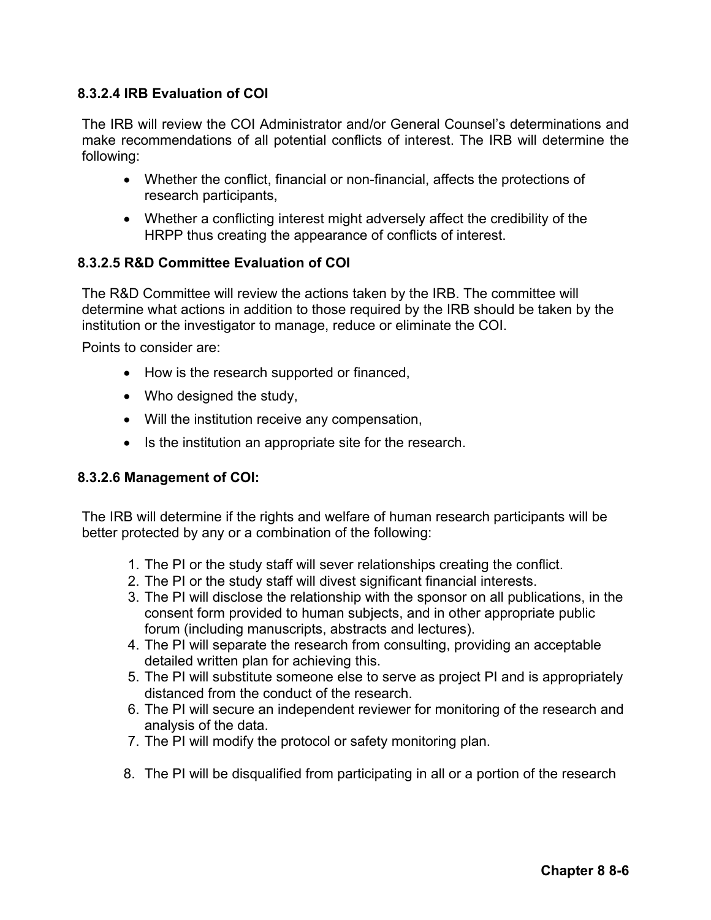#### 8.3.2.4 IRB Evaluation of COI

The IRB will review the COI Administrator and/or General Counsel's determinations and make recommendations of all potential conflicts of interest. The IRB will determine the following:

- Whether the conflict, financial or non-financial, affects the protections of research participants,
- Whether a conflicting interest might adversely affect the credibility of the HRPP thus creating the appearance of conflicts of interest.

#### 8.3.2.5 R&D Committee Evaluation of COI

The R&D Committee will review the actions taken by the IRB. The committee will determine what actions in addition to those required by the IRB should be taken by the institution or the investigator to manage, reduce or eliminate the COI.

Points to consider are:

- How is the research supported or financed,
- Who designed the study,
- Will the institution receive any compensation,
- Is the institution an appropriate site for the research.

#### 8.3.2.6 Management of COI:

The IRB will determine if the rights and welfare of human research participants will be better protected by any or a combination of the following:

1. The PI or the study staff will sever relationships creating the conflict.
2. The PI or the study staff will divest significant financial interests.
3. The PI will disclose the relationship with the sponsor on all publications, in the consent form provided to human subjects, and in other appropriate public forum (including manuscripts, abstracts and lectures).
4. The PI will separate the research from consulting, providing an acceptable detailed written plan for achieving this.
5. The PI will substitute someone else to serve as project PI and is appropriately distanced from the conduct of the research.
6. The PI will secure an independent reviewer for monitoring of the research and analysis of the data.
7. The PI will modify the protocol or safety monitoring plan.
8. The PI will be disqualified from participating in all or a portion of the research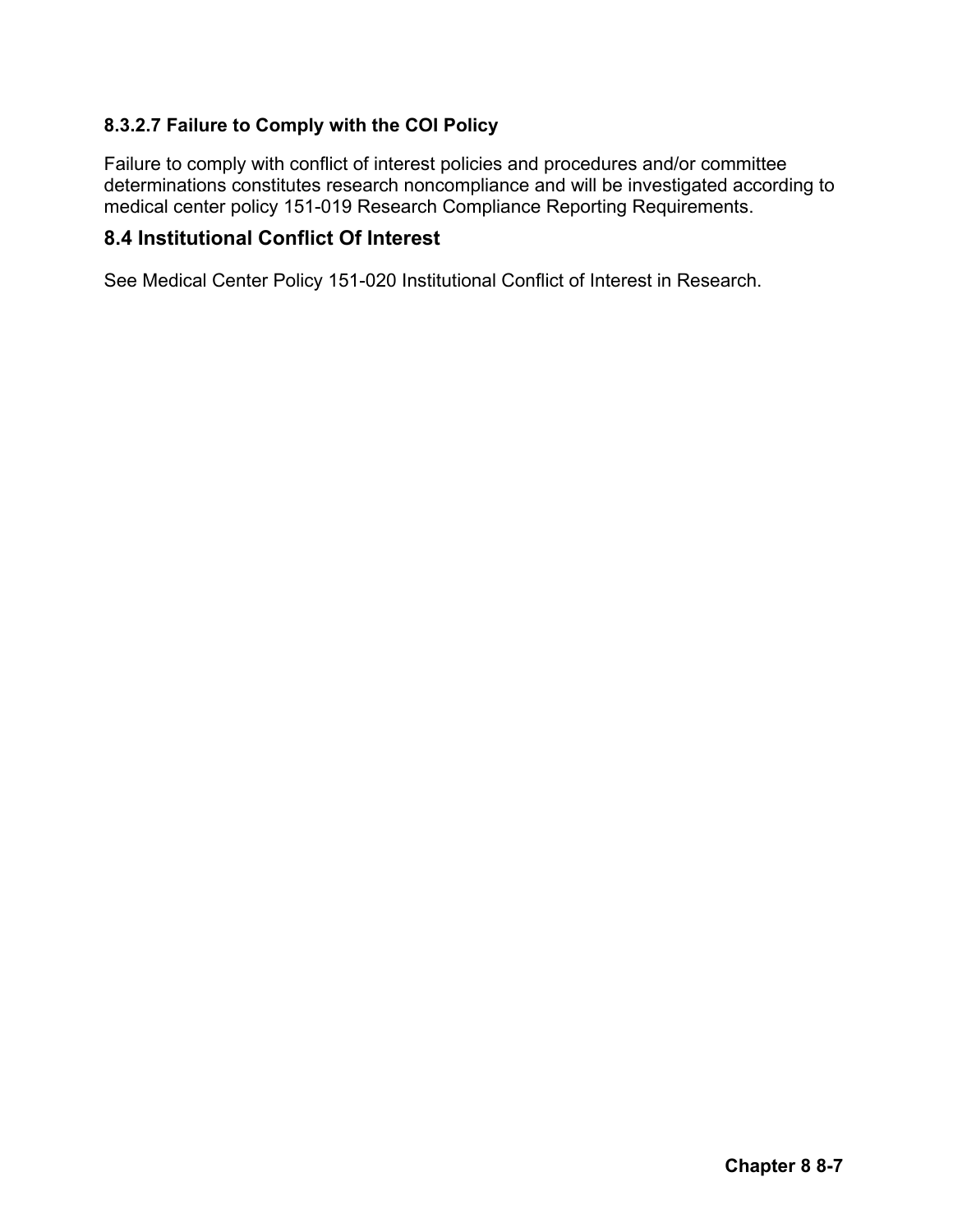#### 8.3.2.7 Failure to Comply with the COI Policy

Failure to comply with conflict of interest policies and procedures and/or committee determinations constitutes research noncompliance and will be investigated according to medical center policy 151-019 Research Compliance Reporting Requirements.

### 8.4 Institutional Conflict Of Interest

See Medical Center Policy 151-020 Institutional Conflict of Interest in Research.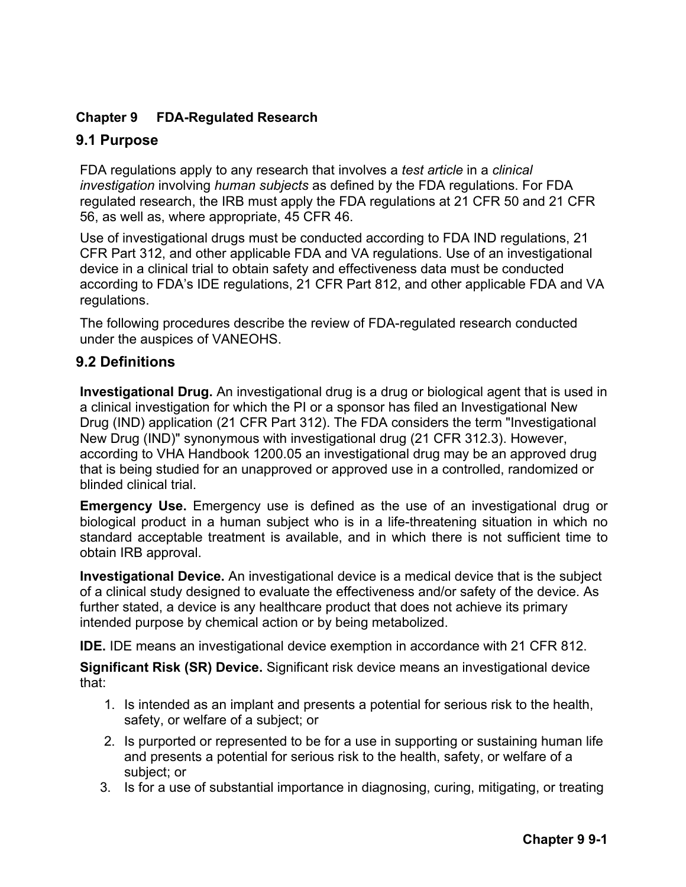## Chapter 9 FDA-Regulated Research

### 9.1 Purpose

FDA regulations apply to any research that involves a *test article* in a *clinical investigation* involving *human subjects* as defined by the FDA regulations. For FDA regulated research, the IRB must apply the FDA regulations at 21 CFR 50 and 21 CFR 56, as well as, where appropriate, 45 CFR 46.

Use of investigational drugs must be conducted according to FDA IND regulations, 21 CFR Part 312, and other applicable FDA and VA regulations. Use of an investigational device in a clinical trial to obtain safety and effectiveness data must be conducted according to FDA's IDE regulations, 21 CFR Part 812, and other applicable FDA and VA regulations.

The following procedures describe the review of FDA-regulated research conducted under the auspices of VANEOHS.

### 9.2 Definitions

**Investigational Drug.** An investigational drug is a drug or biological agent that is used in a clinical investigation for which the PI or a sponsor has filed an Investigational New Drug (IND) application (21 CFR Part 312). The FDA considers the term "Investigational New Drug (IND)" synonymous with investigational drug (21 CFR 312.3). However, according to VHA Handbook 1200.05 an investigational drug may be an approved drug that is being studied for an unapproved or approved use in a controlled, randomized or blinded clinical trial.

**Emergency Use.** Emergency use is defined as the use of an investigational drug or biological product in a human subject who is in a life-threatening situation in which no standard acceptable treatment is available, and in which there is not sufficient time to obtain IRB approval.

**Investigational Device.** An investigational device is a medical device that is the subject of a clinical study designed to evaluate the effectiveness and/or safety of the device. As further stated, a device is any healthcare product that does not achieve its primary intended purpose by chemical action or by being metabolized.

**IDE.** IDE means an investigational device exemption in accordance with 21 CFR 812.

**Significant Risk (SR) Device.** Significant risk device means an investigational device that:

1. Is intended as an implant and presents a potential for serious risk to the health, safety, or welfare of a subject; or
2. Is purported or represented to be for a use in supporting or sustaining human life and presents a potential for serious risk to the health, safety, or welfare of a subject; or
3. Is for a use of substantial importance in diagnosing, curing, mitigating, or treating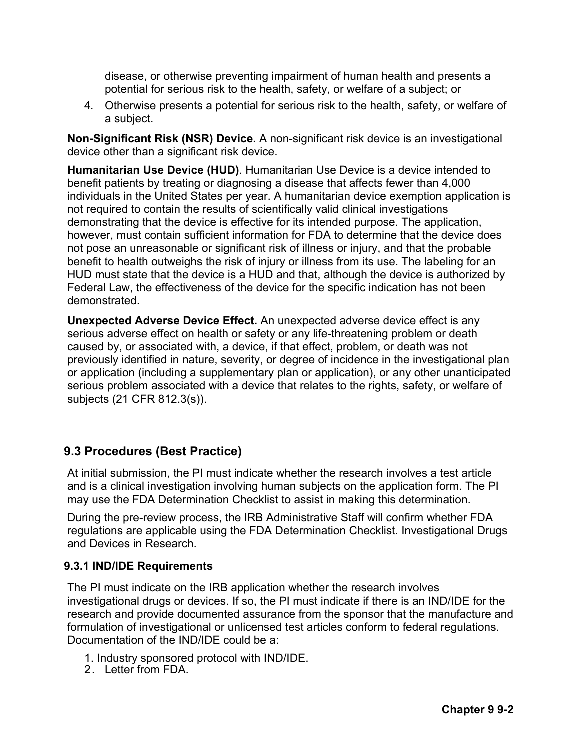disease, or otherwise preventing impairment of human health and presents a potential for serious risk to the health, safety, or welfare of a subject; or

4. Otherwise presents a potential for serious risk to the health, safety, or welfare of a subject.

**Non-Significant Risk (NSR) Device.** A non-significant risk device is an investigational device other than a significant risk device.

**Humanitarian Use Device (HUD)**. Humanitarian Use Device is a device intended to benefit patients by treating or diagnosing a disease that affects fewer than 4,000 individuals in the United States per year. A humanitarian device exemption application is not required to contain the results of scientifically valid clinical investigations demonstrating that the device is effective for its intended purpose. The application, however, must contain sufficient information for FDA to determine that the device does not pose an unreasonable or significant risk of illness or injury, and that the probable benefit to health outweighs the risk of injury or illness from its use. The labeling for an HUD must state that the device is a HUD and that, although the device is authorized by Federal Law, the effectiveness of the device for the specific indication has not been demonstrated.

**Unexpected Adverse Device Effect.** An unexpected adverse device effect is any serious adverse effect on health or safety or any life-threatening problem or death caused by, or associated with, a device, if that effect, problem, or death was not previously identified in nature, severity, or degree of incidence in the investigational plan or application (including a supplementary plan or application), or any other unanticipated serious problem associated with a device that relates to the rights, safety, or welfare of subjects (21 CFR 812.3(s)).

## 9.3 Procedures (Best Practice)

At initial submission, the PI must indicate whether the research involves a test article and is a clinical investigation involving human subjects on the application form. The PI may use the FDA Determination Checklist to assist in making this determination.

During the pre-review process, the IRB Administrative Staff will confirm whether FDA regulations are applicable using the FDA Determination Checklist. Investigational Drugs and Devices in Research.

### 9.3.1 IND/IDE Requirements

The PI must indicate on the IRB application whether the research involves investigational drugs or devices. If so, the PI must indicate if there is an IND/IDE for the research and provide documented assurance from the sponsor that the manufacture and formulation of investigational or unlicensed test articles conform to federal regulations. Documentation of the IND/IDE could be a:

1. Industry sponsored protocol with IND/IDE.
2. Letter from FDA.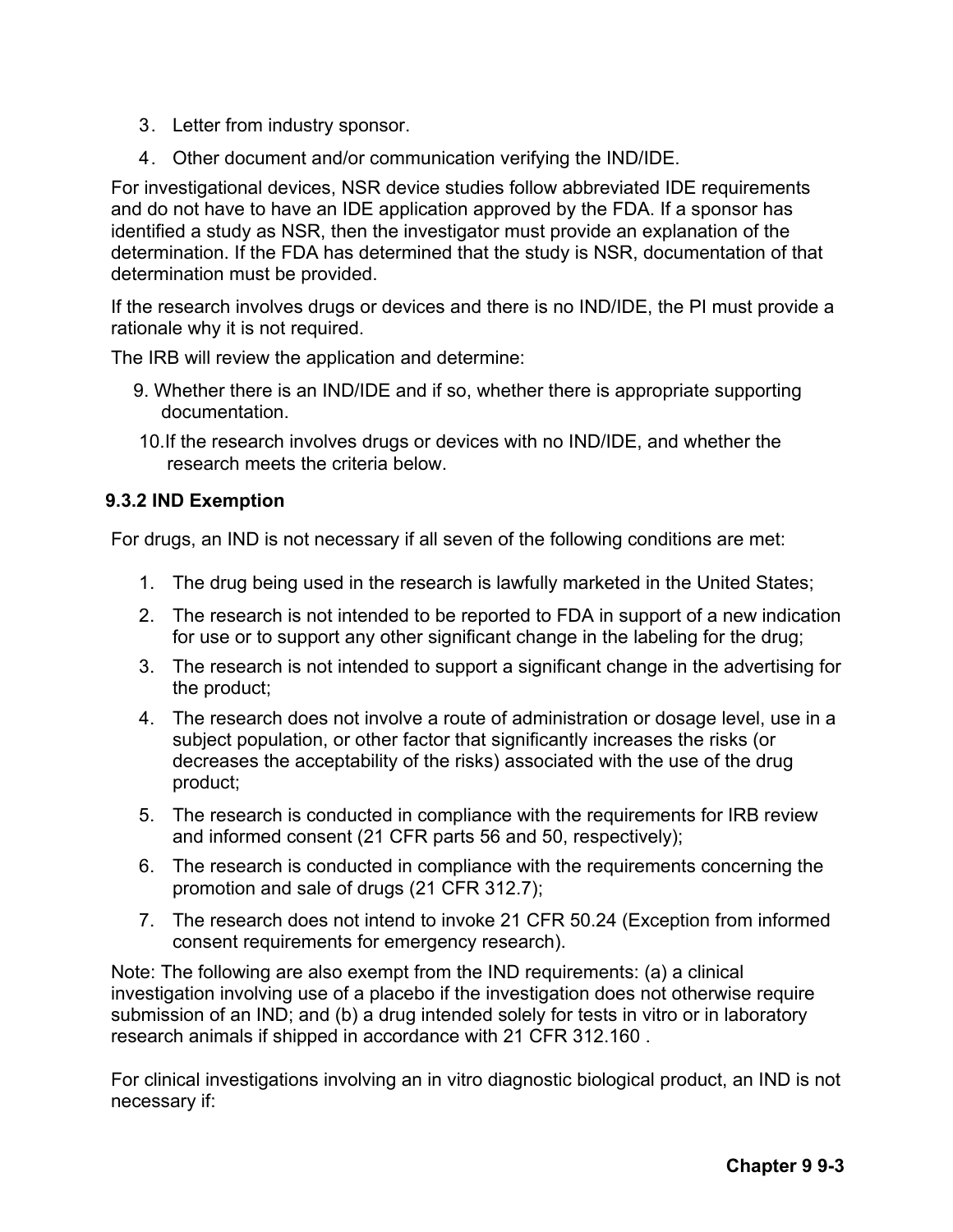3. Letter from industry sponsor.
4. Other document and/or communication verifying the IND/IDE.

For investigational devices, NSR device studies follow abbreviated IDE requirements and do not have to have an IDE application approved by the FDA. If a sponsor has identified a study as NSR, then the investigator must provide an explanation of the determination. If the FDA has determined that the study is NSR, documentation of that determination must be provided.

If the research involves drugs or devices and there is no IND/IDE, the PI must provide a rationale why it is not required.

The IRB will review the application and determine:

9. Whether there is an IND/IDE and if so, whether there is appropriate supporting documentation.
10. If the research involves drugs or devices with no IND/IDE, and whether the research meets the criteria below.

### 9.3.2 IND Exemption

For drugs, an IND is not necessary if all seven of the following conditions are met:

1. The drug being used in the research is lawfully marketed in the United States;
2. The research is not intended to be reported to FDA in support of a new indication for use or to support any other significant change in the labeling for the drug;
3. The research is not intended to support a significant change in the advertising for the product;
4. The research does not involve a route of administration or dosage level, use in a subject population, or other factor that significantly increases the risks (or decreases the acceptability of the risks) associated with the use of the drug product;
5. The research is conducted in compliance with the requirements for IRB review and informed consent (21 CFR parts 56 and 50, respectively);
6. The research is conducted in compliance with the requirements concerning the promotion and sale of drugs (21 CFR 312.7);
7. The research does not intend to invoke 21 CFR 50.24 (Exception from informed consent requirements for emergency research).

Note: The following are also exempt from the IND requirements: (a) a clinical investigation involving use of a placebo if the investigation does not otherwise require submission of an IND; and (b) a drug intended solely for tests in vitro or in laboratory research animals if shipped in accordance with 21 CFR 312.160 .

For clinical investigations involving an in vitro diagnostic biological product, an IND is not necessary if: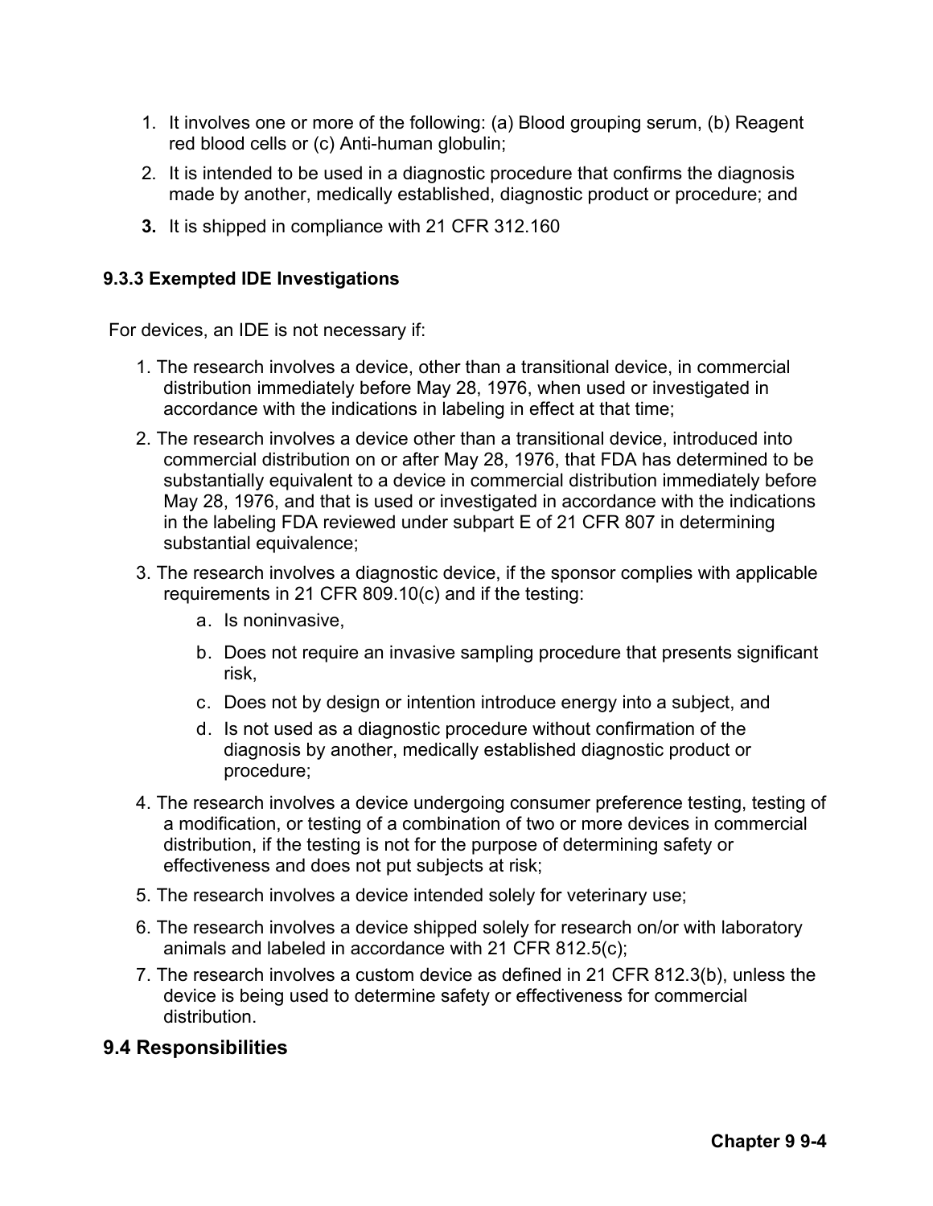1. It involves one or more of the following: (a) Blood grouping serum, (b) Reagent red blood cells or (c) Anti-human globulin;
2. It is intended to be used in a diagnostic procedure that confirms the diagnosis made by another, medically established, diagnostic product or procedure; and
3. It is shipped in compliance with 21 CFR 312.160

### 9.3.3 Exempted IDE Investigations

For devices, an IDE is not necessary if:

1. The research involves a device, other than a transitional device, in commercial distribution immediately before May 28, 1976, when used or investigated in accordance with the indications in labeling in effect at that time;
2. The research involves a device other than a transitional device, introduced into commercial distribution on or after May 28, 1976, that FDA has determined to be substantially equivalent to a device in commercial distribution immediately before May 28, 1976, and that is used or investigated in accordance with the indications in the labeling FDA reviewed under subpart E of 21 CFR 807 in determining substantial equivalence;
3. The research involves a diagnostic device, if the sponsor complies with applicable requirements in 21 CFR 809.10(c) and if the testing:
   a. Is noninvasive,
   b. Does not require an invasive sampling procedure that presents significant risk,
   c. Does not by design or intention introduce energy into a subject, and
   d. Is not used as a diagnostic procedure without confirmation of the diagnosis by another, medically established diagnostic product or procedure;
4. The research involves a device undergoing consumer preference testing, testing of a modification, or testing of a combination of two or more devices in commercial distribution, if the testing is not for the purpose of determining safety or effectiveness and does not put subjects at risk;
5. The research involves a device intended solely for veterinary use;
6. The research involves a device shipped solely for research on/or with laboratory animals and labeled in accordance with 21 CFR 812.5(c);
7. The research involves a custom device as defined in 21 CFR 812.3(b), unless the device is being used to determine safety or effectiveness for commercial distribution.

## 9.4 Responsibilities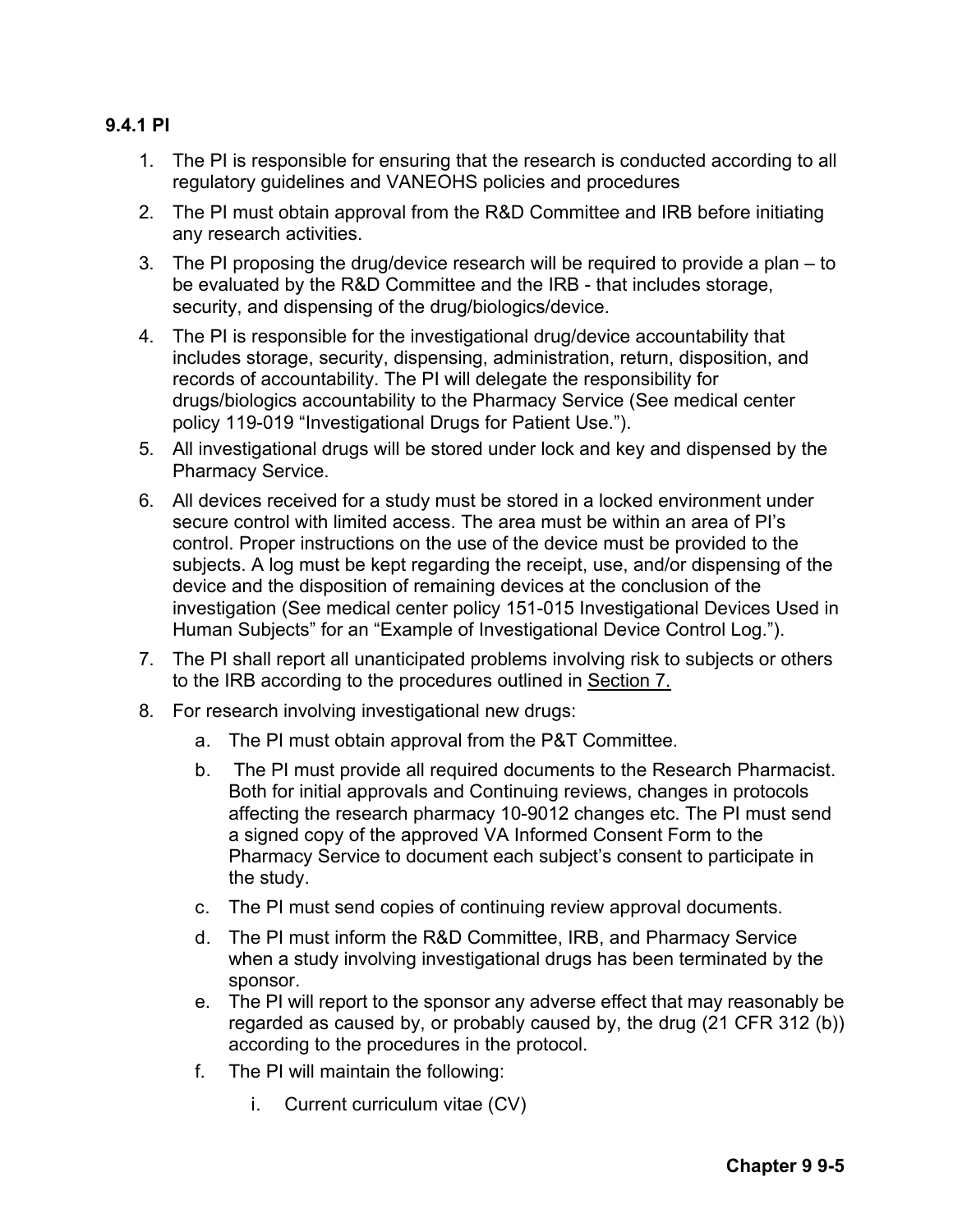**9.4.1 PI**

1. The PI is responsible for ensuring that the research is conducted according to all regulatory guidelines and VANEOHS policies and procedures
2. The PI must obtain approval from the R&D Committee and IRB before initiating any research activities.
3. The PI proposing the drug/device research will be required to provide a plan – to be evaluated by the R&D Committee and the IRB - that includes storage, security, and dispensing of the drug/biologics/device.
4. The PI is responsible for the investigational drug/device accountability that includes storage, security, dispensing, administration, return, disposition, and records of accountability. The PI will delegate the responsibility for drugs/biologics accountability to the Pharmacy Service (See medical center policy 119-019 "Investigational Drugs for Patient Use.").
5. All investigational drugs will be stored under lock and key and dispensed by the Pharmacy Service.
6. All devices received for a study must be stored in a locked environment under secure control with limited access. The area must be within an area of PI's control. Proper instructions on the use of the device must be provided to the subjects. A log must be kept regarding the receipt, use, and/or dispensing of the device and the disposition of remaining devices at the conclusion of the investigation (See medical center policy 151-015 Investigational Devices Used in Human Subjects" for an "Example of Investigational Device Control Log.").
7. The PI shall report all unanticipated problems involving risk to subjects or others to the IRB according to the procedures outlined in Section 7.
8. For research involving investigational new drugs:
    a. The PI must obtain approval from the P&T Committee.
    b. The PI must provide all required documents to the Research Pharmacist. Both for initial approvals and Continuing reviews, changes in protocols affecting the research pharmacy 10-9012 changes etc. The PI must send a signed copy of the approved VA Informed Consent Form to the Pharmacy Service to document each subject's consent to participate in the study.
    c. The PI must send copies of continuing review approval documents.
    d. The PI must inform the R&D Committee, IRB, and Pharmacy Service when a study involving investigational drugs has been terminated by the sponsor.
    e. The PI will report to the sponsor any adverse effect that may reasonably be regarded as caused by, or probably caused by, the drug (21 CFR 312 (b)) according to the procedures in the protocol.
    f. The PI will maintain the following:
        i. Current curriculum vitae (CV)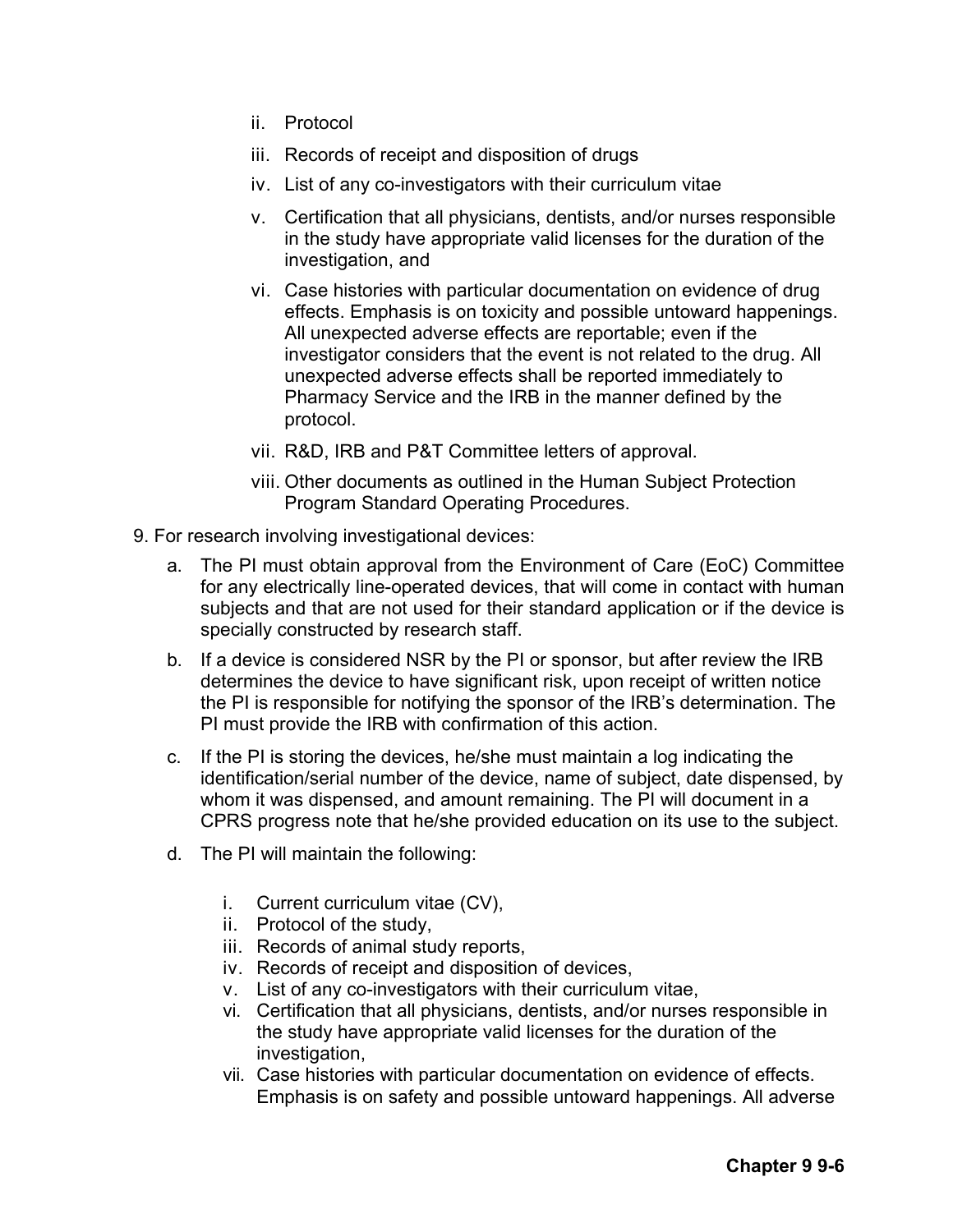ii. Protocol

iii. Records of receipt and disposition of drugs

iv. List of any co-investigators with their curriculum vitae

v. Certification that all physicians, dentists, and/or nurses responsible in the study have appropriate valid licenses for the duration of the investigation, and

vi. Case histories with particular documentation on evidence of drug effects. Emphasis is on toxicity and possible untoward happenings. All unexpected adverse effects are reportable; even if the investigator considers that the event is not related to the drug. All unexpected adverse effects shall be reported immediately to Pharmacy Service and the IRB in the manner defined by the protocol.

vii. R&D, IRB and P&T Committee letters of approval.

viii. Other documents as outlined in the Human Subject Protection Program Standard Operating Procedures.

9. For research involving investigational devices:

   a. The PI must obtain approval from the Environment of Care (EoC) Committee for any electrically line-operated devices, that will come in contact with human subjects and that are not used for their standard application or if the device is specially constructed by research staff.

   b. If a device is considered NSR by the PI or sponsor, but after review the IRB determines the device to have significant risk, upon receipt of written notice the PI is responsible for notifying the sponsor of the IRB's determination. The PI must provide the IRB with confirmation of this action.

   c. If the PI is storing the devices, he/she must maintain a log indicating the identification/serial number of the device, name of subject, date dispensed, by whom it was dispensed, and amount remaining. The PI will document in a CPRS progress note that he/she provided education on its use to the subject.

   d. The PI will maintain the following:

      i. Current curriculum vitae (CV),
      ii. Protocol of the study,
      iii. Records of animal study reports,
      iv. Records of receipt and disposition of devices,
      v. List of any co-investigators with their curriculum vitae,
      vi. Certification that all physicians, dentists, and/or nurses responsible in the study have appropriate valid licenses for the duration of the investigation,
      vii. Case histories with particular documentation on evidence of effects. Emphasis is on safety and possible untoward happenings. All adverse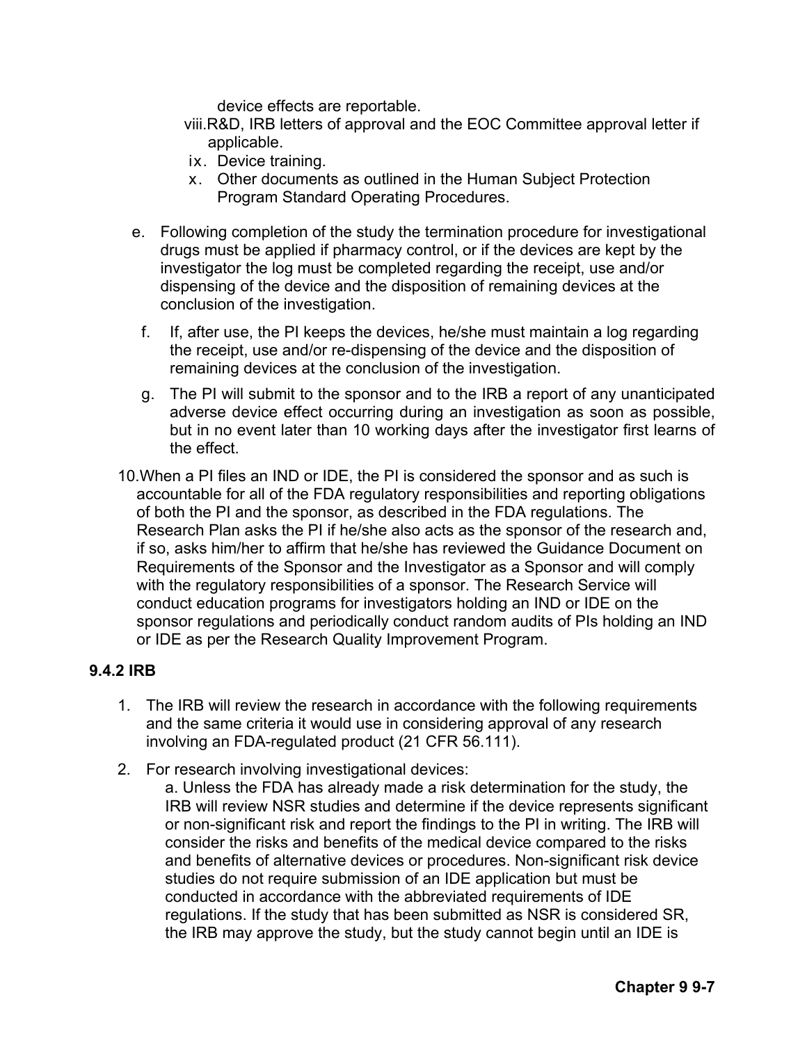device effects are reportable.

viii. R&D, IRB letters of approval and the EOC Committee approval letter if applicable.

ix. Device training.

x. Other documents as outlined in the Human Subject Protection Program Standard Operating Procedures.

e. Following completion of the study the termination procedure for investigational drugs must be applied if pharmacy control, or if the devices are kept by the investigator the log must be completed regarding the receipt, use and/or dispensing of the device and the disposition of remaining devices at the conclusion of the investigation.

f. If, after use, the PI keeps the devices, he/she must maintain a log regarding the receipt, use and/or re-dispensing of the device and the disposition of remaining devices at the conclusion of the investigation.

g. The PI will submit to the sponsor and to the IRB a report of any unanticipated adverse device effect occurring during an investigation as soon as possible, but in no event later than 10 working days after the investigator first learns of the effect.

10. When a PI files an IND or IDE, the PI is considered the sponsor and as such is accountable for all of the FDA regulatory responsibilities and reporting obligations of both the PI and the sponsor, as described in the FDA regulations. The Research Plan asks the PI if he/she also acts as the sponsor of the research and, if so, asks him/her to affirm that he/she has reviewed the Guidance Document on Requirements of the Sponsor and the Investigator as a Sponsor and will comply with the regulatory responsibilities of a sponsor. The Research Service will conduct education programs for investigators holding an IND or IDE on the sponsor regulations and periodically conduct random audits of PIs holding an IND or IDE as per the Research Quality Improvement Program.

### 9.4.2 IRB

1. The IRB will review the research in accordance with the following requirements and the same criteria it would use in considering approval of any research involving an FDA-regulated product (21 CFR 56.111).

2. For research involving investigational devices:

   a. Unless the FDA has already made a risk determination for the study, the IRB will review NSR studies and determine if the device represents significant or non-significant risk and report the findings to the PI in writing. The IRB will consider the risks and benefits of the medical device compared to the risks and benefits of alternative devices or procedures. Non-significant risk device studies do not require submission of an IDE application but must be conducted in accordance with the abbreviated requirements of IDE regulations. If the study that has been submitted as NSR is considered SR, the IRB may approve the study, but the study cannot begin until an IDE is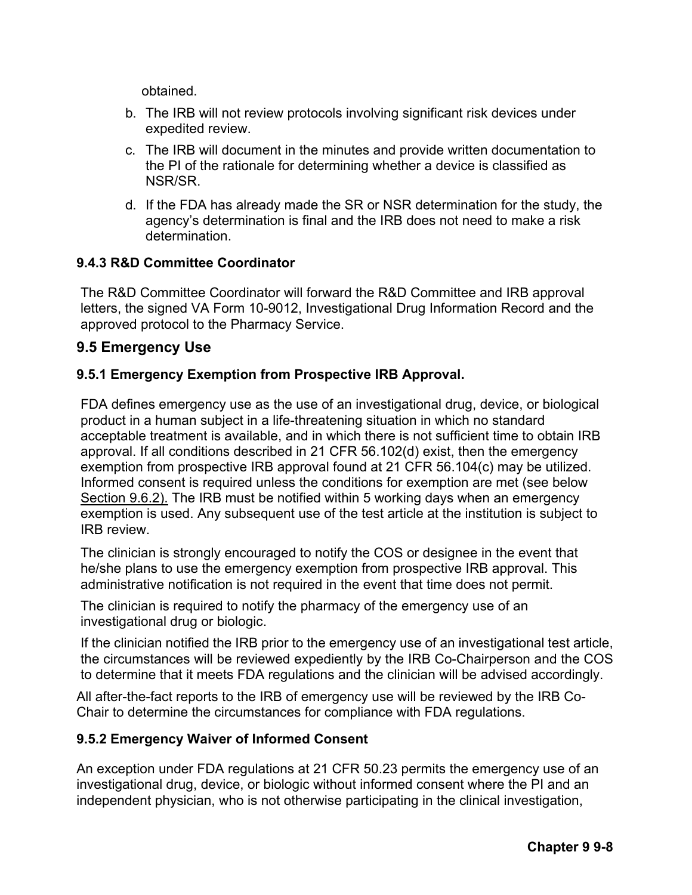obtained.

b. The IRB will not review protocols involving significant risk devices under expedited review.

c. The IRB will document in the minutes and provide written documentation to the PI of the rationale for determining whether a device is classified as NSR/SR.

d. If the FDA has already made the SR or NSR determination for the study, the agency's determination is final and the IRB does not need to make a risk determination.

#### 9.4.3 R&D Committee Coordinator

The R&D Committee Coordinator will forward the R&D Committee and IRB approval letters, the signed VA Form 10-9012, Investigational Drug Information Record and the approved protocol to the Pharmacy Service.

### 9.5 Emergency Use

#### 9.5.1 Emergency Exemption from Prospective IRB Approval.

FDA defines emergency use as the use of an investigational drug, device, or biological product in a human subject in a life-threatening situation in which no standard acceptable treatment is available, and in which there is not sufficient time to obtain IRB approval. If all conditions described in 21 CFR 56.102(d) exist, then the emergency exemption from prospective IRB approval found at 21 CFR 56.104(c) may be utilized. Informed consent is required unless the conditions for exemption are met (see below Section 9.6.2). The IRB must be notified within 5 working days when an emergency exemption is used. Any subsequent use of the test article at the institution is subject to IRB review.

The clinician is strongly encouraged to notify the COS or designee in the event that he/she plans to use the emergency exemption from prospective IRB approval. This administrative notification is not required in the event that time does not permit.

The clinician is required to notify the pharmacy of the emergency use of an investigational drug or biologic.

If the clinician notified the IRB prior to the emergency use of an investigational test article, the circumstances will be reviewed expediently by the IRB Co-Chairperson and the COS to determine that it meets FDA regulations and the clinician will be advised accordingly.

All after-the-fact reports to the IRB of emergency use will be reviewed by the IRB Co-Chair to determine the circumstances for compliance with FDA regulations.

#### 9.5.2 Emergency Waiver of Informed Consent

An exception under FDA regulations at 21 CFR 50.23 permits the emergency use of an investigational drug, device, or biologic without informed consent where the PI and an independent physician, who is not otherwise participating in the clinical investigation,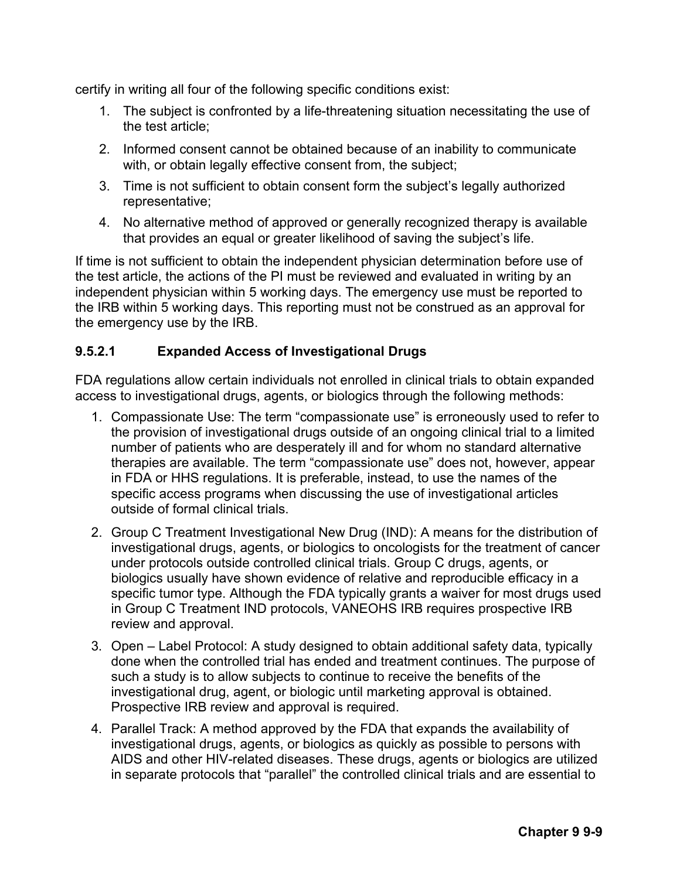certify in writing all four of the following specific conditions exist:

1. The subject is confronted by a life-threatening situation necessitating the use of the test article;
2. Informed consent cannot be obtained because of an inability to communicate with, or obtain legally effective consent from, the subject;
3. Time is not sufficient to obtain consent form the subject's legally authorized representative;
4. No alternative method of approved or generally recognized therapy is available that provides an equal or greater likelihood of saving the subject's life.

If time is not sufficient to obtain the independent physician determination before use of the test article, the actions of the PI must be reviewed and evaluated in writing by an independent physician within 5 working days. The emergency use must be reported to the IRB within 5 working days. This reporting must not be construed as an approval for the emergency use by the IRB.

### 9.5.2.1 Expanded Access of Investigational Drugs

FDA regulations allow certain individuals not enrolled in clinical trials to obtain expanded access to investigational drugs, agents, or biologics through the following methods:

1. Compassionate Use: The term "compassionate use" is erroneously used to refer to the provision of investigational drugs outside of an ongoing clinical trial to a limited number of patients who are desperately ill and for whom no standard alternative therapies are available. The term "compassionate use" does not, however, appear in FDA or HHS regulations. It is preferable, instead, to use the names of the specific access programs when discussing the use of investigational articles outside of formal clinical trials.
2. Group C Treatment Investigational New Drug (IND): A means for the distribution of investigational drugs, agents, or biologics to oncologists for the treatment of cancer under protocols outside controlled clinical trials. Group C drugs, agents, or biologics usually have shown evidence of relative and reproducible efficacy in a specific tumor type. Although the FDA typically grants a waiver for most drugs used in Group C Treatment IND protocols, VANEOHS IRB requires prospective IRB review and approval.
3. Open – Label Protocol: A study designed to obtain additional safety data, typically done when the controlled trial has ended and treatment continues. The purpose of such a study is to allow subjects to continue to receive the benefits of the investigational drug, agent, or biologic until marketing approval is obtained. Prospective IRB review and approval is required.
4. Parallel Track: A method approved by the FDA that expands the availability of investigational drugs, agents, or biologics as quickly as possible to persons with AIDS and other HIV-related diseases. These drugs, agents or biologics are utilized in separate protocols that "parallel" the controlled clinical trials and are essential to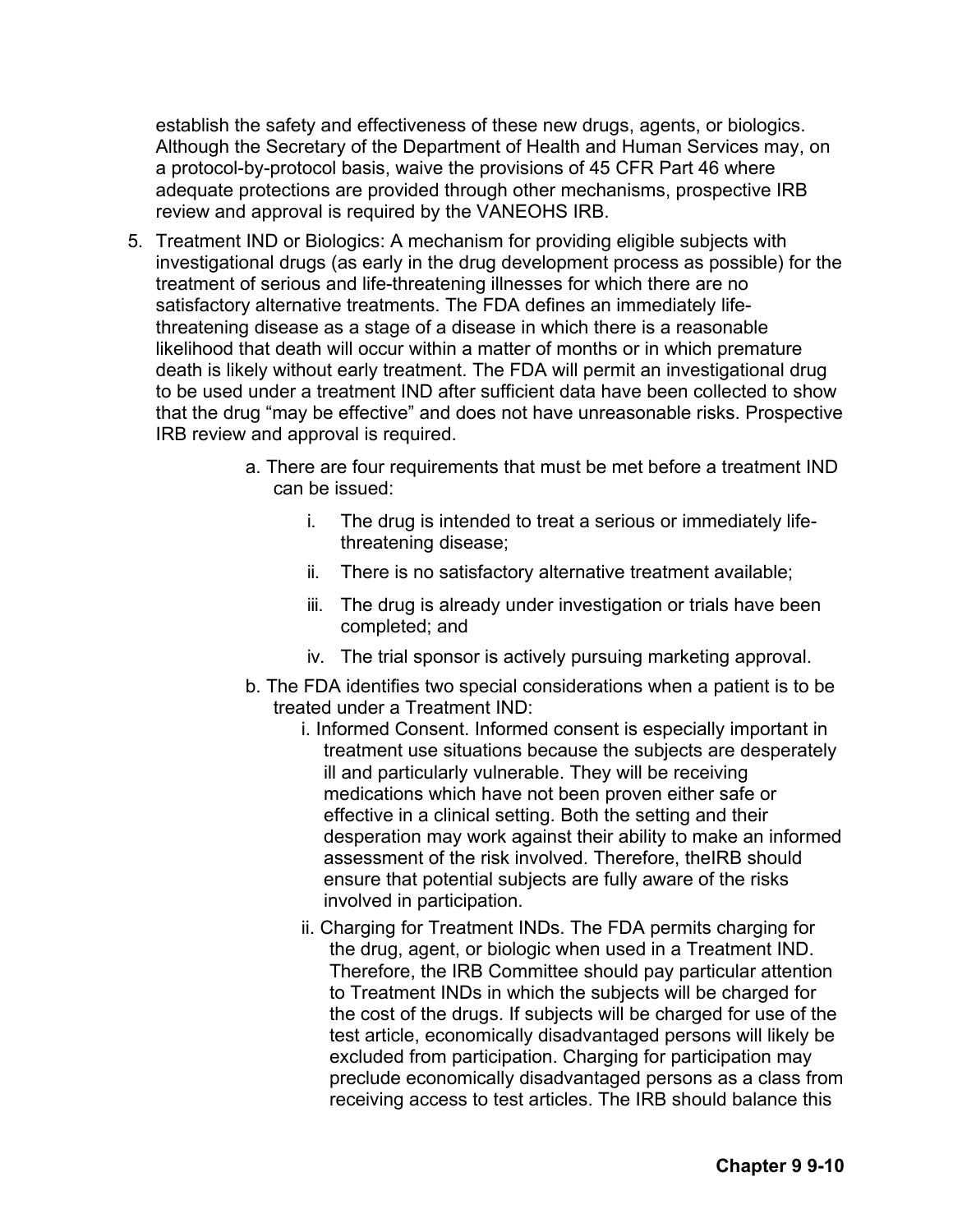establish the safety and effectiveness of these new drugs, agents, or biologics. Although the Secretary of the Department of Health and Human Services may, on a protocol-by-protocol basis, waive the provisions of 45 CFR Part 46 where adequate protections are provided through other mechanisms, prospective IRB review and approval is required by the VANEOHS IRB.

5. Treatment IND or Biologics: A mechanism for providing eligible subjects with investigational drugs (as early in the drug development process as possible) for the treatment of serious and life-threatening illnesses for which there are no satisfactory alternative treatments. The FDA defines an immediately life-threatening disease as a stage of a disease in which there is a reasonable likelihood that death will occur within a matter of months or in which premature death is likely without early treatment. The FDA will permit an investigational drug to be used under a treatment IND after sufficient data have been collected to show that the drug "may be effective" and does not have unreasonable risks. Prospective IRB review and approval is required.

    a. There are four requirements that must be met before a treatment IND can be issued:

        i. The drug is intended to treat a serious or immediately life-threatening disease;
        ii. There is no satisfactory alternative treatment available;
        iii. The drug is already under investigation or trials have been completed; and
        iv. The trial sponsor is actively pursuing marketing approval.

    b. The FDA identifies two special considerations when a patient is to be treated under a Treatment IND:

        i. Informed Consent. Informed consent is especially important in treatment use situations because the subjects are desperately ill and particularly vulnerable. They will be receiving medications which have not been proven either safe or effective in a clinical setting. Both the setting and their desperation may work against their ability to make an informed assessment of the risk involved. Therefore, theIRB should ensure that potential subjects are fully aware of the risks involved in participation.
        ii. Charging for Treatment INDs. The FDA permits charging for the drug, agent, or biologic when used in a Treatment IND. Therefore, the IRB Committee should pay particular attention to Treatment INDs in which the subjects will be charged for the cost of the drugs. If subjects will be charged for use of the test article, economically disadvantaged persons will likely be excluded from participation. Charging for participation may preclude economically disadvantaged persons as a class from receiving access to test articles. The IRB should balance this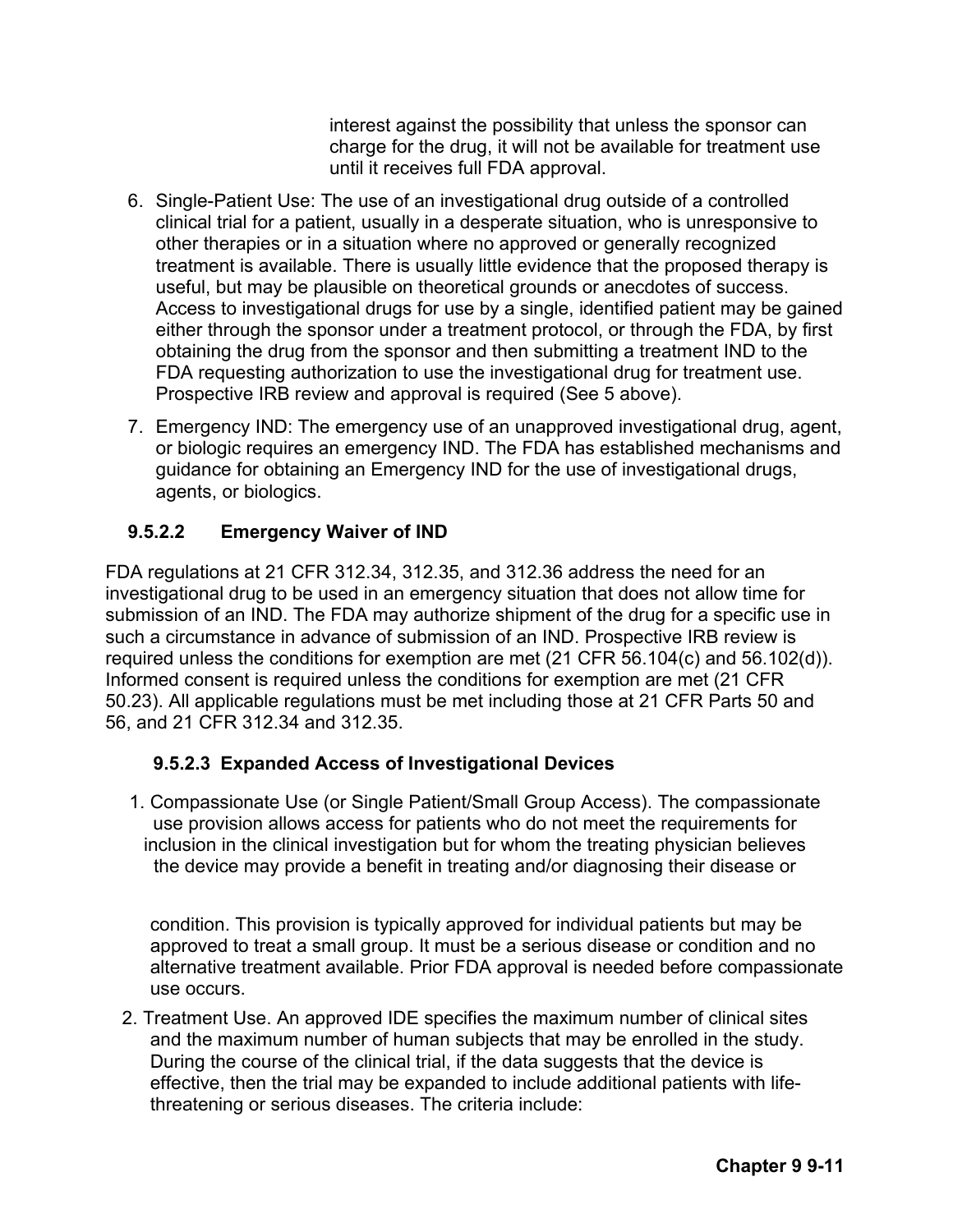interest against the possibility that unless the sponsor can charge for the drug, it will not be available for treatment use until it receives full FDA approval.

6. Single-Patient Use: The use of an investigational drug outside of a controlled clinical trial for a patient, usually in a desperate situation, who is unresponsive to other therapies or in a situation where no approved or generally recognized treatment is available. There is usually little evidence that the proposed therapy is useful, but may be plausible on theoretical grounds or anecdotes of success. Access to investigational drugs for use by a single, identified patient may be gained either through the sponsor under a treatment protocol, or through the FDA, by first obtaining the drug from the sponsor and then submitting a treatment IND to the FDA requesting authorization to use the investigational drug for treatment use. Prospective IRB review and approval is required (See 5 above).
7. Emergency IND: The emergency use of an unapproved investigational drug, agent, or biologic requires an emergency IND. The FDA has established mechanisms and guidance for obtaining an Emergency IND for the use of investigational drugs, agents, or biologics.

#### 9.5.2.2 Emergency Waiver of IND

FDA regulations at 21 CFR 312.34, 312.35, and 312.36 address the need for an investigational drug to be used in an emergency situation that does not allow time for submission of an IND. The FDA may authorize shipment of the drug for a specific use in such a circumstance in advance of submission of an IND. Prospective IRB review is required unless the conditions for exemption are met (21 CFR 56.104(c) and 56.102(d)). Informed consent is required unless the conditions for exemption are met (21 CFR 50.23). All applicable regulations must be met including those at 21 CFR Parts 50 and 56, and 21 CFR 312.34 and 312.35.

#### 9.5.2.3 Expanded Access of Investigational Devices

1. Compassionate Use (or Single Patient/Small Group Access). The compassionate use provision allows access for patients who do not meet the requirements for inclusion in the clinical investigation but for whom the treating physician believes the device may provide a benefit in treating and/or diagnosing their disease or condition. This provision is typically approved for individual patients but may be approved to treat a small group. It must be a serious disease or condition and no alternative treatment available. Prior FDA approval is needed before compassionate use occurs.
2. Treatment Use. An approved IDE specifies the maximum number of clinical sites and the maximum number of human subjects that may be enrolled in the study. During the course of the clinical trial, if the data suggests that the device is effective, then the trial may be expanded to include additional patients with life-threatening or serious diseases. The criteria include: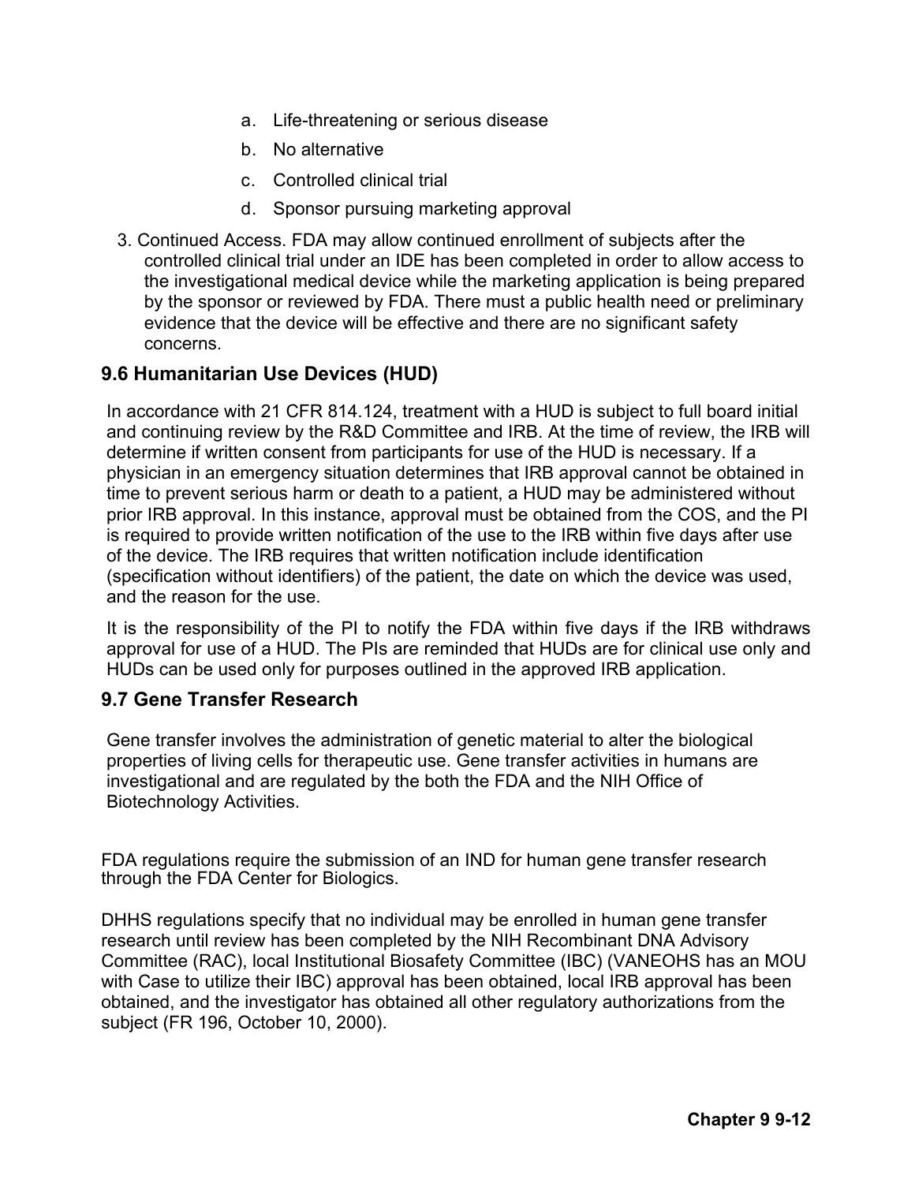a. Life-threatening or serious disease
b. No alternative
c. Controlled clinical trial
d. Sponsor pursuing marketing approval

3. Continued Access. FDA may allow continued enrollment of subjects after the controlled clinical trial under an IDE has been completed in order to allow access to the investigational medical device while the marketing application is being prepared by the sponsor or reviewed by FDA. There must a public health need or preliminary evidence that the device will be effective and there are no significant safety concerns.

## 9.6 Humanitarian Use Devices (HUD)

In accordance with 21 CFR 814.124, treatment with a HUD is subject to full board initial and continuing review by the R&D Committee and IRB. At the time of review, the IRB will determine if written consent from participants for use of the HUD is necessary. If a physician in an emergency situation determines that IRB approval cannot be obtained in time to prevent serious harm or death to a patient, a HUD may be administered without prior IRB approval. In this instance, approval must be obtained from the COS, and the PI is required to provide written notification of the use to the IRB within five days after use of the device. The IRB requires that written notification include identification (specification without identifiers) of the patient, the date on which the device was used, and the reason for the use.

It is the responsibility of the PI to notify the FDA within five days if the IRB withdraws approval for use of a HUD. The PIs are reminded that HUDs are for clinical use only and HUDs can be used only for purposes outlined in the approved IRB application.

## 9.7 Gene Transfer Research

Gene transfer involves the administration of genetic material to alter the biological properties of living cells for therapeutic use. Gene transfer activities in humans are investigational and are regulated by the both the FDA and the NIH Office of Biotechnology Activities.

FDA regulations require the submission of an IND for human gene transfer research through the FDA Center for Biologics.

DHHS regulations specify that no individual may be enrolled in human gene transfer research until review has been completed by the NIH Recombinant DNA Advisory Committee (RAC), local Institutional Biosafety Committee (IBC) (VANEOHS has an MOU with Case to utilize their IBC) approval has been obtained, local IRB approval has been obtained, and the investigator has obtained all other regulatory authorizations from the subject (FR 196, October 10, 2000).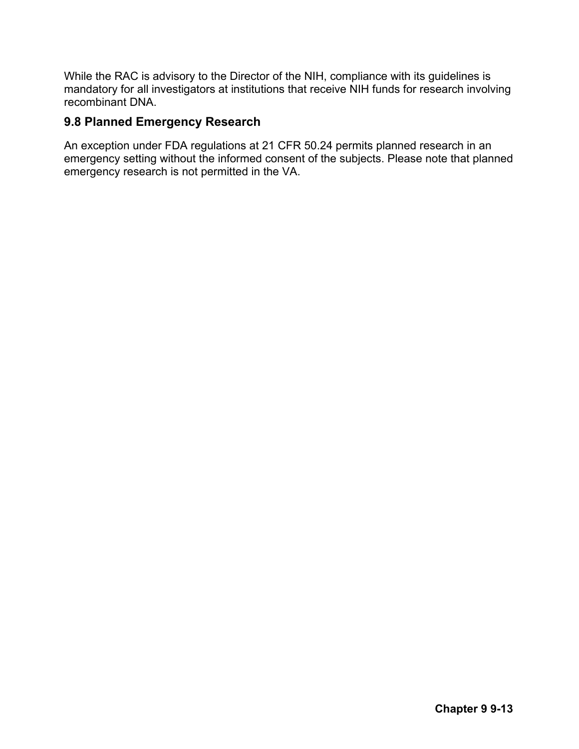While the RAC is advisory to the Director of the NIH, compliance with its guidelines is mandatory for all investigators at institutions that receive NIH funds for research involving recombinant DNA.

## 9.8 Planned Emergency Research

An exception under FDA regulations at 21 CFR 50.24 permits planned research in an emergency setting without the informed consent of the subjects. Please note that planned emergency research is not permitted in the VA.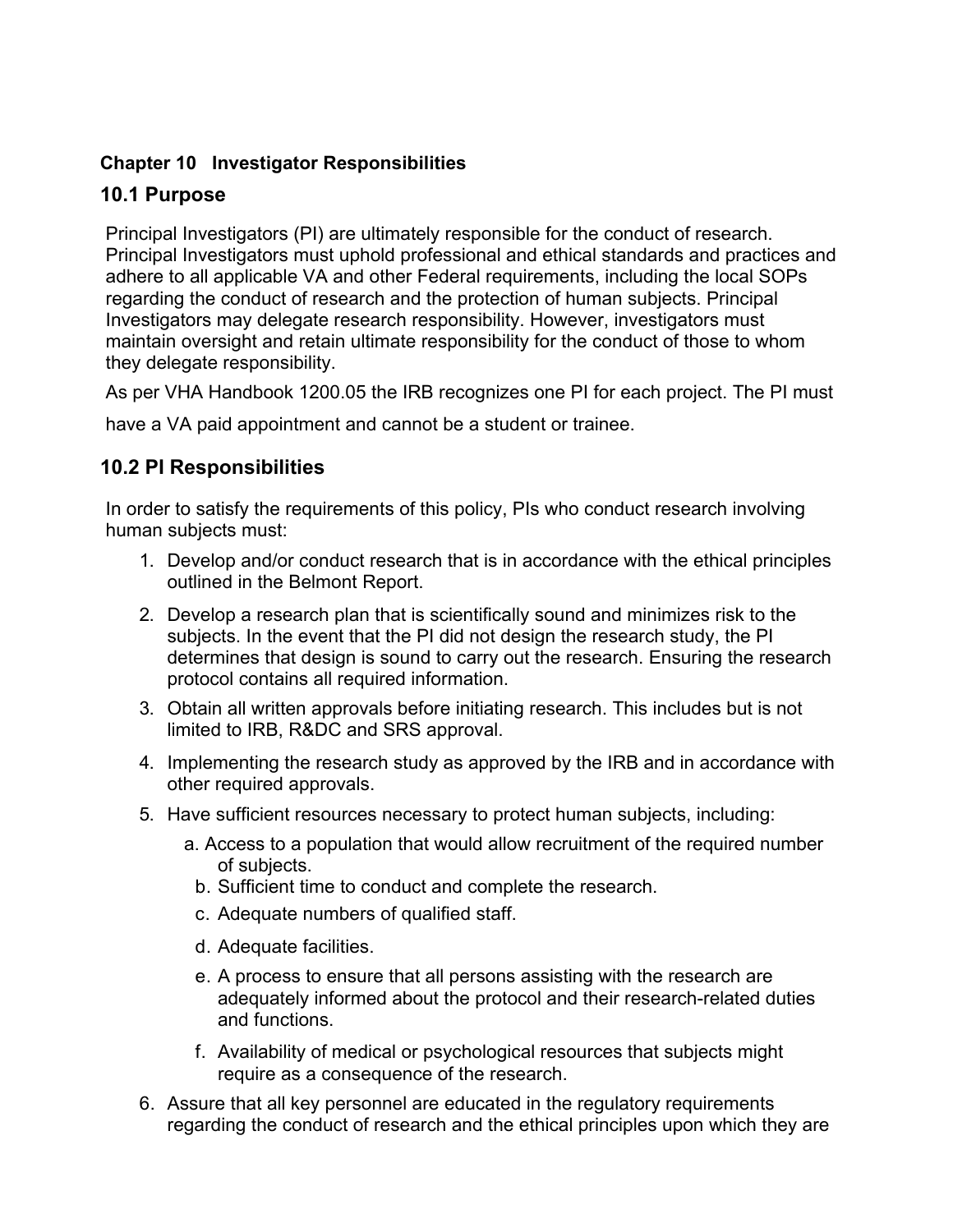**Chapter 10 Investigator Responsibilities**

## 10.1 Purpose

Principal Investigators (PI) are ultimately responsible for the conduct of research. Principal Investigators must uphold professional and ethical standards and practices and adhere to all applicable VA and other Federal requirements, including the local SOPs regarding the conduct of research and the protection of human subjects. Principal Investigators may delegate research responsibility. However, investigators must maintain oversight and retain ultimate responsibility for the conduct of those to whom they delegate responsibility.

As per VHA Handbook 1200.05 the IRB recognizes one PI for each project. The PI must have a VA paid appointment and cannot be a student or trainee.

## 10.2 PI Responsibilities

In order to satisfy the requirements of this policy, PIs who conduct research involving human subjects must:

1. Develop and/or conduct research that is in accordance with the ethical principles outlined in the Belmont Report.
2. Develop a research plan that is scientifically sound and minimizes risk to the subjects. In the event that the PI did not design the research study, the PI determines that design is sound to carry out the research. Ensuring the research protocol contains all required information.
3. Obtain all written approvals before initiating research. This includes but is not limited to IRB, R&DC and SRS approval.
4. Implementing the research study as approved by the IRB and in accordance with other required approvals.
5. Have sufficient resources necessary to protect human subjects, including:
   a. Access to a population that would allow recruitment of the required number of subjects.
   b. Sufficient time to conduct and complete the research.
   c. Adequate numbers of qualified staff.
   d. Adequate facilities.
   e. A process to ensure that all persons assisting with the research are adequately informed about the protocol and their research-related duties and functions.
   f. Availability of medical or psychological resources that subjects might require as a consequence of the research.
6. Assure that all key personnel are educated in the regulatory requirements regarding the conduct of research and the ethical principles upon which they are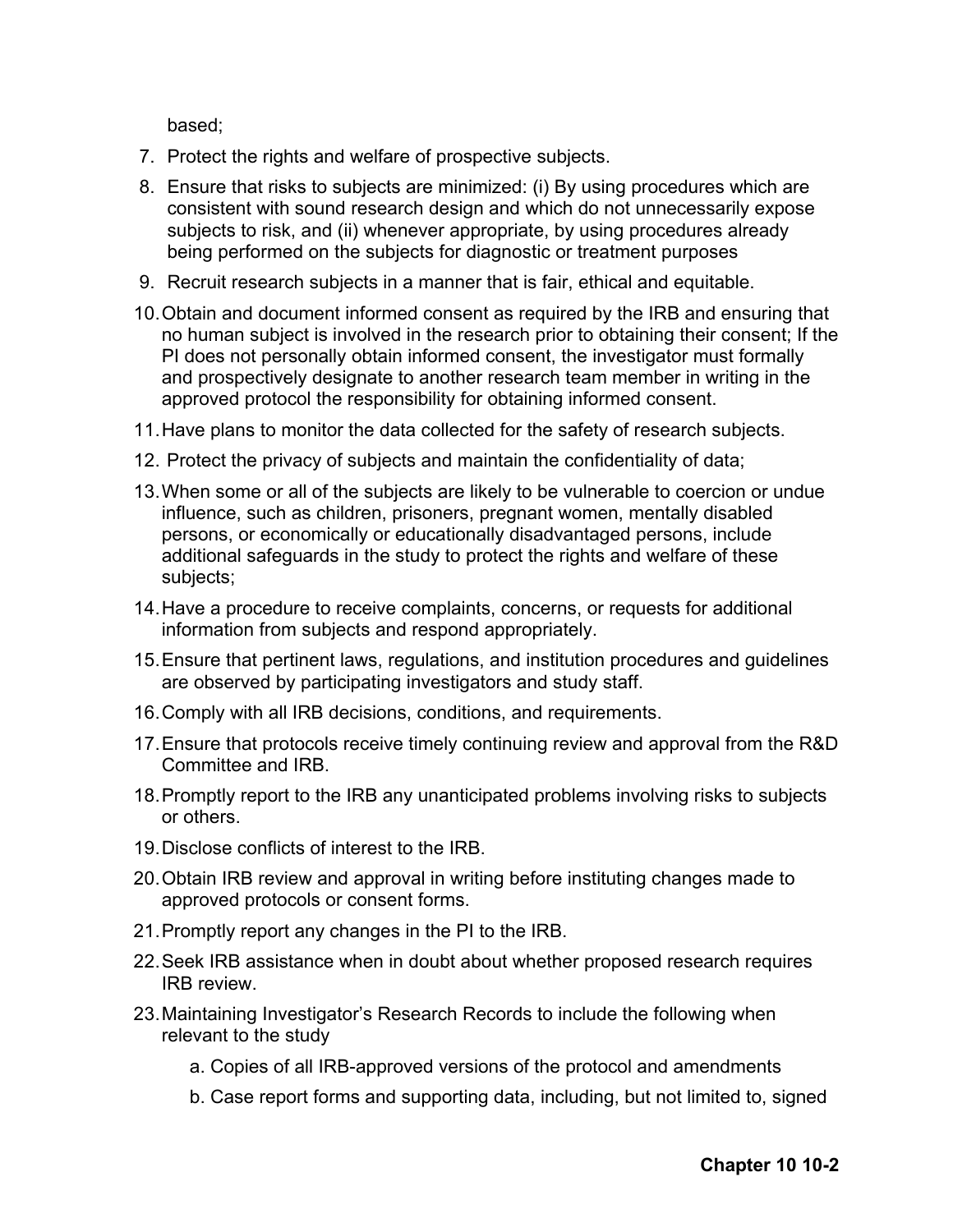based;

7. Protect the rights and welfare of prospective subjects.
8. Ensure that risks to subjects are minimized: (i) By using procedures which are consistent with sound research design and which do not unnecessarily expose subjects to risk, and (ii) whenever appropriate, by using procedures already being performed on the subjects for diagnostic or treatment purposes
9. Recruit research subjects in a manner that is fair, ethical and equitable.
10. Obtain and document informed consent as required by the IRB and ensuring that no human subject is involved in the research prior to obtaining their consent; If the PI does not personally obtain informed consent, the investigator must formally and prospectively designate to another research team member in writing in the approved protocol the responsibility for obtaining informed consent.
11. Have plans to monitor the data collected for the safety of research subjects.
12. Protect the privacy of subjects and maintain the confidentiality of data;
13. When some or all of the subjects are likely to be vulnerable to coercion or undue influence, such as children, prisoners, pregnant women, mentally disabled persons, or economically or educationally disadvantaged persons, include additional safeguards in the study to protect the rights and welfare of these subjects;
14. Have a procedure to receive complaints, concerns, or requests for additional information from subjects and respond appropriately.
15. Ensure that pertinent laws, regulations, and institution procedures and guidelines are observed by participating investigators and study staff.
16. Comply with all IRB decisions, conditions, and requirements.
17. Ensure that protocols receive timely continuing review and approval from the R&D Committee and IRB.
18. Promptly report to the IRB any unanticipated problems involving risks to subjects or others.
19. Disclose conflicts of interest to the IRB.
20. Obtain IRB review and approval in writing before instituting changes made to approved protocols or consent forms.
21. Promptly report any changes in the PI to the IRB.
22. Seek IRB assistance when in doubt about whether proposed research requires IRB review.
23. Maintaining Investigator's Research Records to include the following when relevant to the study
    a. Copies of all IRB-approved versions of the protocol and amendments
    b. Case report forms and supporting data, including, but not limited to, signed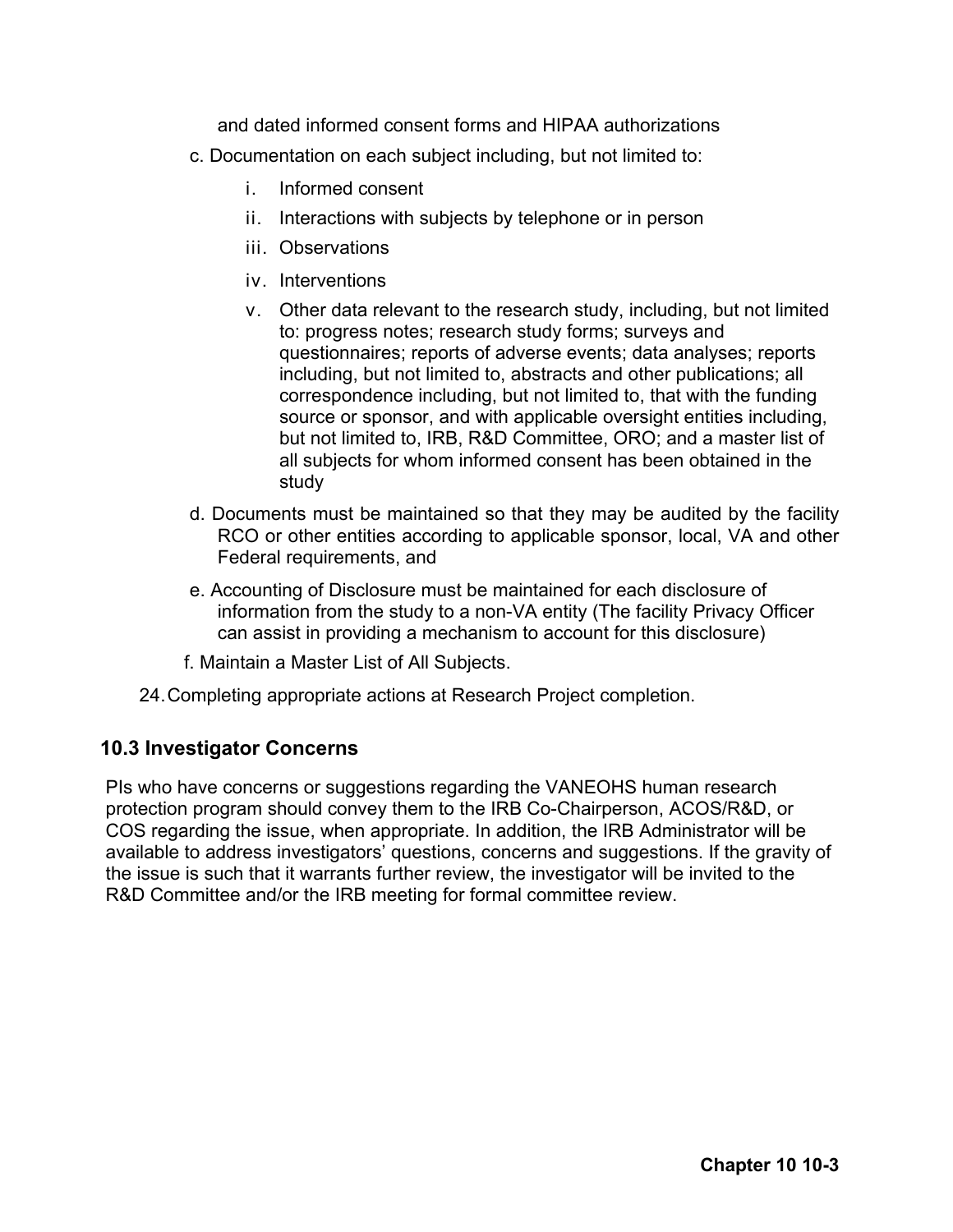and dated informed consent forms and HIPAA authorizations

c. Documentation on each subject including, but not limited to:

   i. Informed consent

   ii. Interactions with subjects by telephone or in person

   iii. Observations

   iv. Interventions

   v. Other data relevant to the research study, including, but not limited to: progress notes; research study forms; surveys and questionnaires; reports of adverse events; data analyses; reports including, but not limited to, abstracts and other publications; all correspondence including, but not limited to, that with the funding source or sponsor, and with applicable oversight entities including, but not limited to, IRB, R&D Committee, ORO; and a master list of all subjects for whom informed consent has been obtained in the study

d. Documents must be maintained so that they may be audited by the facility RCO or other entities according to applicable sponsor, local, VA and other Federal requirements, and

e. Accounting of Disclosure must be maintained for each disclosure of information from the study to a non-VA entity (The facility Privacy Officer can assist in providing a mechanism to account for this disclosure)

f. Maintain a Master List of All Subjects.

24. Completing appropriate actions at Research Project completion.

## 10.3 Investigator Concerns

PIs who have concerns or suggestions regarding the VANEOHS human research protection program should convey them to the IRB Co-Chairperson, ACOS/R&D, or COS regarding the issue, when appropriate. In addition, the IRB Administrator will be available to address investigators' questions, concerns and suggestions. If the gravity of the issue is such that it warrants further review, the investigator will be invited to the R&D Committee and/or the IRB meeting for formal committee review.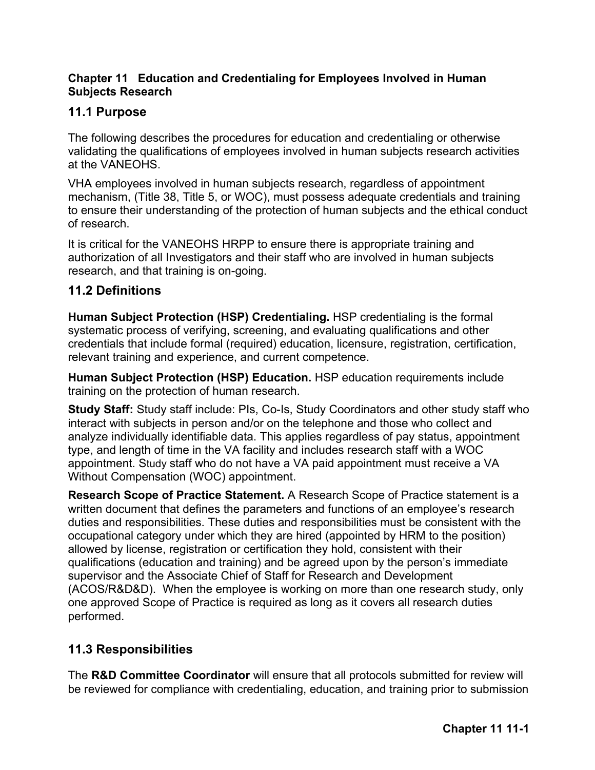**Chapter 11 Education and Credentialing for Employees Involved in Human Subjects Research**

## 11.1 Purpose

The following describes the procedures for education and credentialing or otherwise validating the qualifications of employees involved in human subjects research activities at the VANEOHS.

VHA employees involved in human subjects research, regardless of appointment mechanism, (Title 38, Title 5, or WOC), must possess adequate credentials and training to ensure their understanding of the protection of human subjects and the ethical conduct of research.

It is critical for the VANEOHS HRPP to ensure there is appropriate training and authorization of all Investigators and their staff who are involved in human subjects research, and that training is on-going.

## 11.2 Definitions

**Human Subject Protection (HSP) Credentialing.** HSP credentialing is the formal systematic process of verifying, screening, and evaluating qualifications and other credentials that include formal (required) education, licensure, registration, certification, relevant training and experience, and current competence.

**Human Subject Protection (HSP) Education.** HSP education requirements include training on the protection of human research.

**Study Staff:** Study staff include: PIs, Co-Is, Study Coordinators and other study staff who interact with subjects in person and/or on the telephone and those who collect and analyze individually identifiable data. This applies regardless of pay status, appointment type, and length of time in the VA facility and includes research staff with a WOC appointment. Study staff who do not have a VA paid appointment must receive a VA Without Compensation (WOC) appointment.

**Research Scope of Practice Statement.** A Research Scope of Practice statement is a written document that defines the parameters and functions of an employee's research duties and responsibilities. These duties and responsibilities must be consistent with the occupational category under which they are hired (appointed by HRM to the position) allowed by license, registration or certification they hold, consistent with their qualifications (education and training) and be agreed upon by the person's immediate supervisor and the Associate Chief of Staff for Research and Development (ACOS/R&D&D). When the employee is working on more than one research study, only one approved Scope of Practice is required as long as it covers all research duties performed.

## 11.3 Responsibilities

The **R&D Committee Coordinator** will ensure that all protocols submitted for review will be reviewed for compliance with credentialing, education, and training prior to submission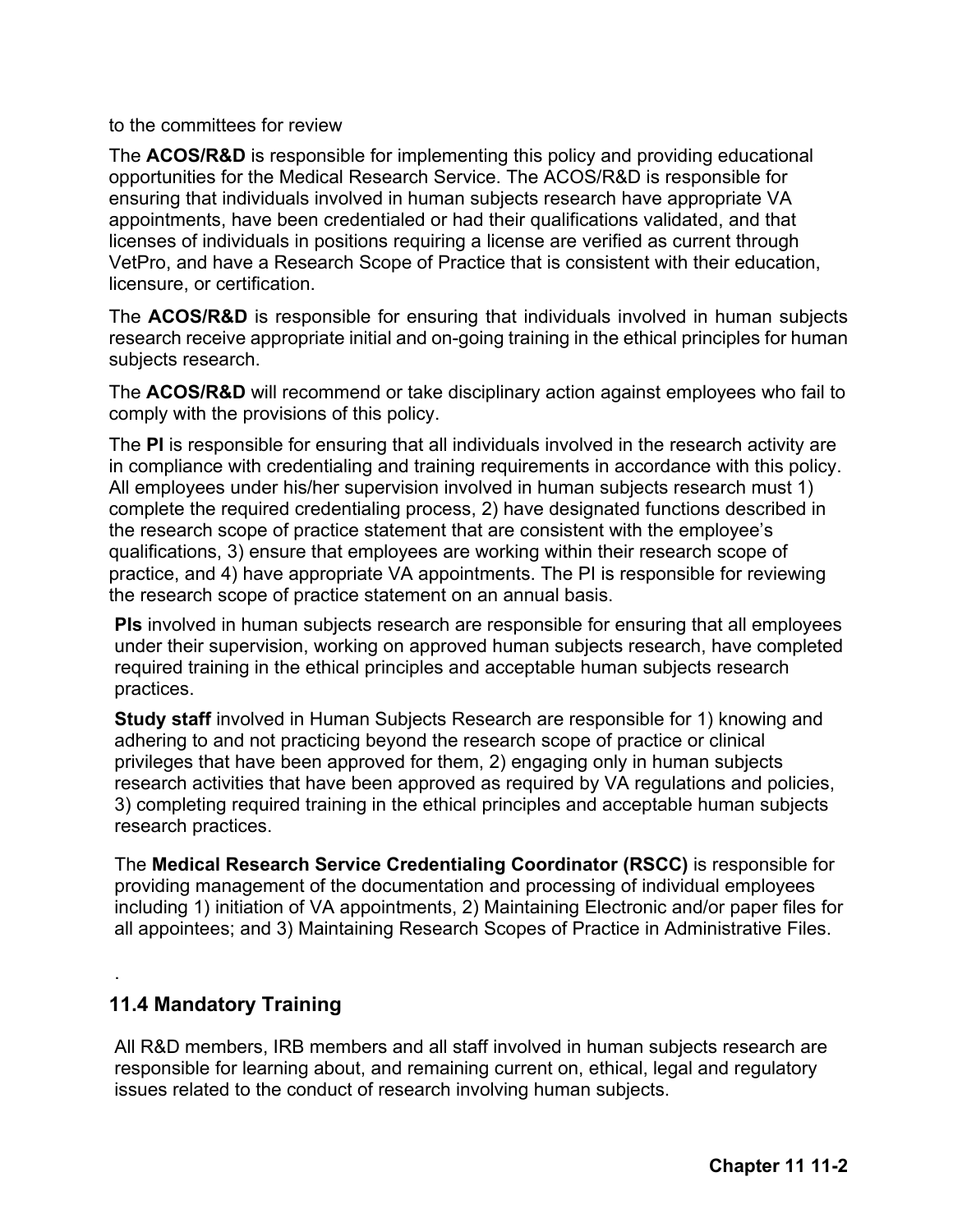to the committees for review

The **ACOS/R&D** is responsible for implementing this policy and providing educational opportunities for the Medical Research Service. The ACOS/R&D is responsible for ensuring that individuals involved in human subjects research have appropriate VA appointments, have been credentialed or had their qualifications validated, and that licenses of individuals in positions requiring a license are verified as current through VetPro, and have a Research Scope of Practice that is consistent with their education, licensure, or certification.

The **ACOS/R&D** is responsible for ensuring that individuals involved in human subjects research receive appropriate initial and on-going training in the ethical principles for human subjects research.

The **ACOS/R&D** will recommend or take disciplinary action against employees who fail to comply with the provisions of this policy.

The **PI** is responsible for ensuring that all individuals involved in the research activity are in compliance with credentialing and training requirements in accordance with this policy. All employees under his/her supervision involved in human subjects research must 1) complete the required credentialing process, 2) have designated functions described in the research scope of practice statement that are consistent with the employee's qualifications, 3) ensure that employees are working within their research scope of practice, and 4) have appropriate VA appointments. The PI is responsible for reviewing the research scope of practice statement on an annual basis.

**PIs** involved in human subjects research are responsible for ensuring that all employees under their supervision, working on approved human subjects research, have completed required training in the ethical principles and acceptable human subjects research practices.

**Study staff** involved in Human Subjects Research are responsible for 1) knowing and adhering to and not practicing beyond the research scope of practice or clinical privileges that have been approved for them, 2) engaging only in human subjects research activities that have been approved as required by VA regulations and policies, 3) completing required training in the ethical principles and acceptable human subjects research practices.

The **Medical Research Service Credentialing Coordinator (RSCC)** is responsible for providing management of the documentation and processing of individual employees including 1) initiation of VA appointments, 2) Maintaining Electronic and/or paper files for all appointees; and 3) Maintaining Research Scopes of Practice in Administrative Files.

.

## 11.4 Mandatory Training

All R&D members, IRB members and all staff involved in human subjects research are responsible for learning about, and remaining current on, ethical, legal and regulatory issues related to the conduct of research involving human subjects.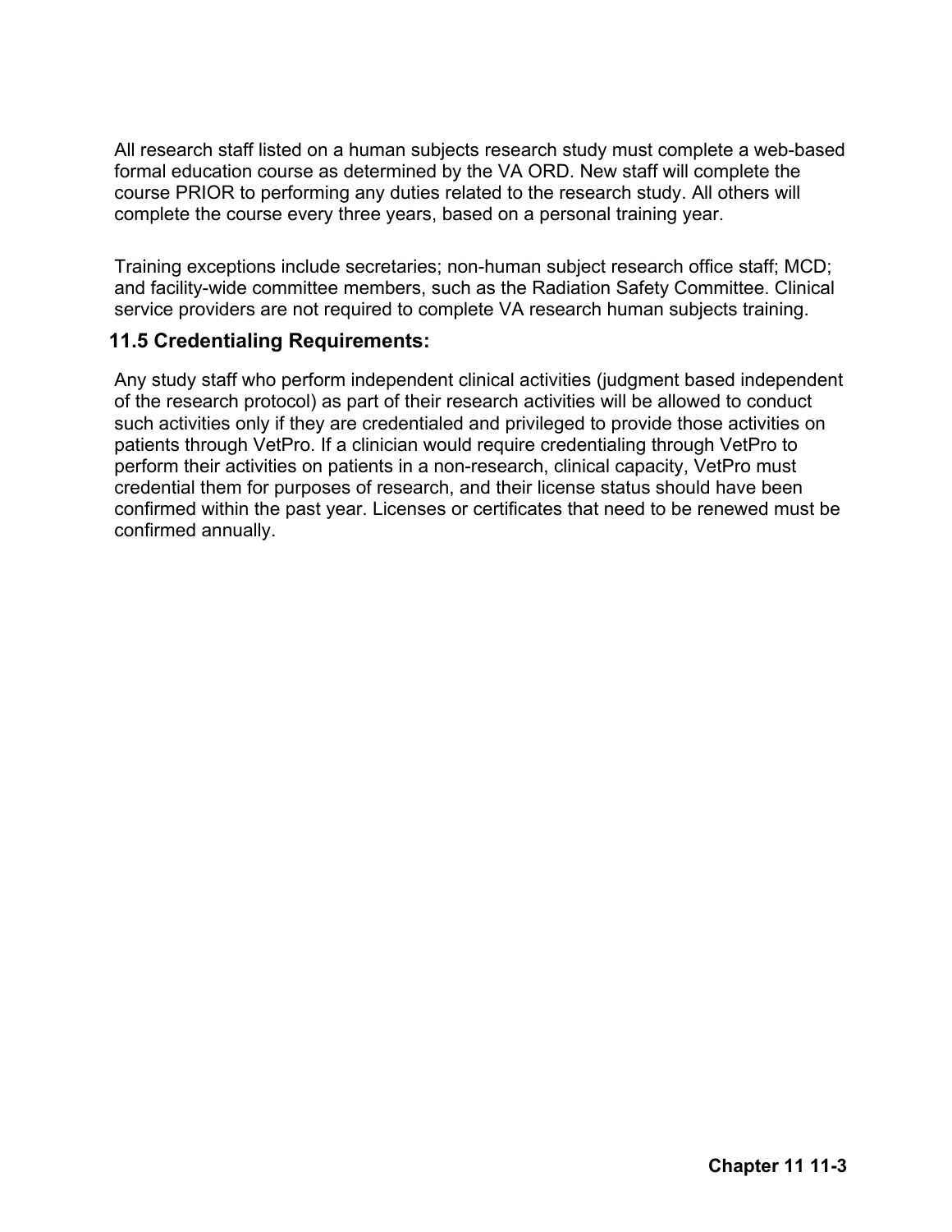All research staff listed on a human subjects research study must complete a web-based formal education course as determined by the VA ORD. New staff will complete the course PRIOR to performing any duties related to the research study. All others will complete the course every three years, based on a personal training year.

Training exceptions include secretaries; non-human subject research office staff; MCD; and facility-wide committee members, such as the Radiation Safety Committee. Clinical service providers are not required to complete VA research human subjects training.

## 11.5 Credentialing Requirements:

Any study staff who perform independent clinical activities (judgment based independent of the research protocol) as part of their research activities will be allowed to conduct such activities only if they are credentialed and privileged to provide those activities on patients through VetPro. If a clinician would require credentialing through VetPro to perform their activities on patients in a non-research, clinical capacity, VetPro must credential them for purposes of research, and their license status should have been confirmed within the past year. Licenses or certificates that need to be renewed must be confirmed annually.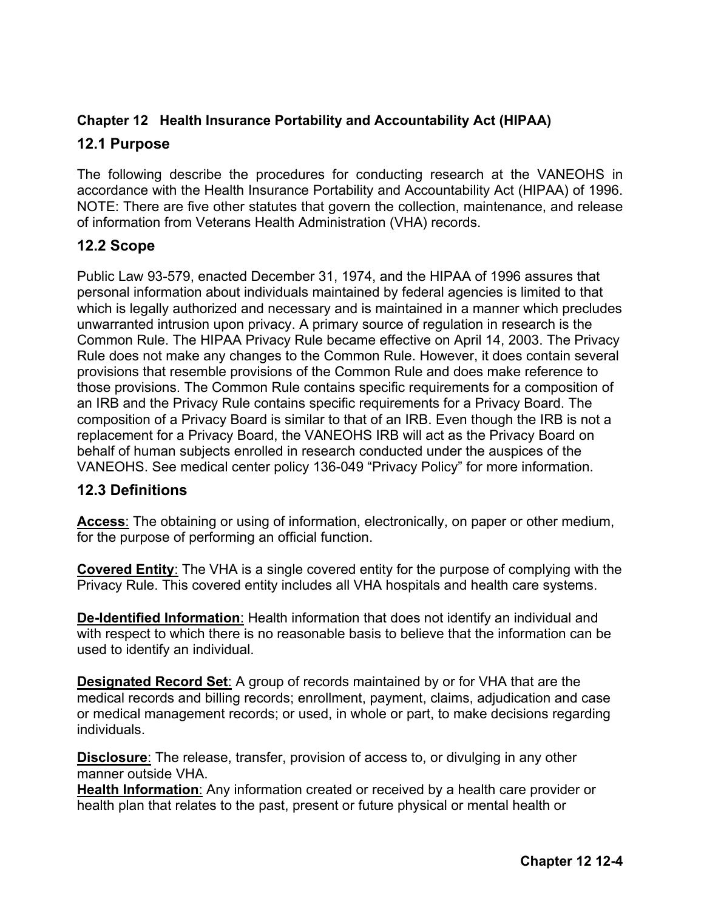**Chapter 12 Health Insurance Portability and Accountability Act (HIPAA)**

## 12.1 Purpose

The following describe the procedures for conducting research at the VANEOHS in accordance with the Health Insurance Portability and Accountability Act (HIPAA) of 1996. NOTE: There are five other statutes that govern the collection, maintenance, and release of information from Veterans Health Administration (VHA) records.

## 12.2 Scope

Public Law 93-579, enacted December 31, 1974, and the HIPAA of 1996 assures that personal information about individuals maintained by federal agencies is limited to that which is legally authorized and necessary and is maintained in a manner which precludes unwarranted intrusion upon privacy. A primary source of regulation in research is the Common Rule. The HIPAA Privacy Rule became effective on April 14, 2003. The Privacy Rule does not make any changes to the Common Rule. However, it does contain several provisions that resemble provisions of the Common Rule and does make reference to those provisions. The Common Rule contains specific requirements for a composition of an IRB and the Privacy Rule contains specific requirements for a Privacy Board. The composition of a Privacy Board is similar to that of an IRB. Even though the IRB is not a replacement for a Privacy Board, the VANEOHS IRB will act as the Privacy Board on behalf of human subjects enrolled in research conducted under the auspices of the VANEOHS. See medical center policy 136-049 "Privacy Policy" for more information.

## 12.3 Definitions

**Access**: The obtaining or using of information, electronically, on paper or other medium, for the purpose of performing an official function.

**Covered Entity**: The VHA is a single covered entity for the purpose of complying with the Privacy Rule. This covered entity includes all VHA hospitals and health care systems.

**De-Identified Information**: Health information that does not identify an individual and with respect to which there is no reasonable basis to believe that the information can be used to identify an individual.

**Designated Record Set**: A group of records maintained by or for VHA that are the medical records and billing records; enrollment, payment, claims, adjudication and case or medical management records; or used, in whole or part, to make decisions regarding individuals.

**Disclosure**: The release, transfer, provision of access to, or divulging in any other manner outside VHA.

**Health Information**: Any information created or received by a health care provider or health plan that relates to the past, present or future physical or mental health or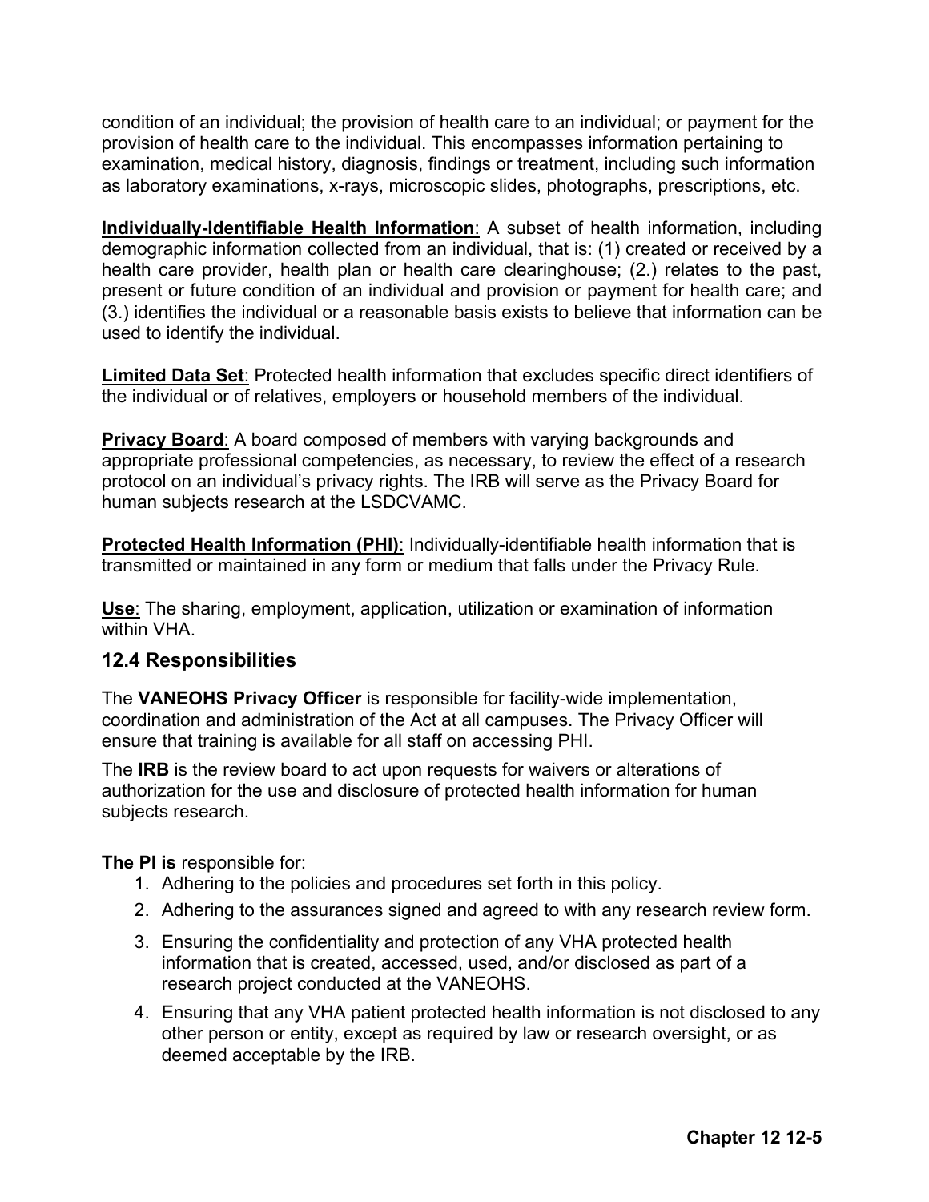condition of an individual; the provision of health care to an individual; or payment for the provision of health care to the individual. This encompasses information pertaining to examination, medical history, diagnosis, findings or treatment, including such information as laboratory examinations, x-rays, microscopic slides, photographs, prescriptions, etc.

**Individually-Identifiable Health Information**: A subset of health information, including demographic information collected from an individual, that is: (1) created or received by a health care provider, health plan or health care clearinghouse; (2.) relates to the past, present or future condition of an individual and provision or payment for health care; and (3.) identifies the individual or a reasonable basis exists to believe that information can be used to identify the individual.

**Limited Data Set**: Protected health information that excludes specific direct identifiers of the individual or of relatives, employers or household members of the individual.

**Privacy Board**: A board composed of members with varying backgrounds and appropriate professional competencies, as necessary, to review the effect of a research protocol on an individual's privacy rights. The IRB will serve as the Privacy Board for human subjects research at the LSDCVAMC.

**Protected Health Information (PHI)**: Individually-identifiable health information that is transmitted or maintained in any form or medium that falls under the Privacy Rule.

**Use**: The sharing, employment, application, utilization or examination of information within VHA.

## 12.4 Responsibilities

The **VANEOHS Privacy Officer** is responsible for facility-wide implementation, coordination and administration of the Act at all campuses. The Privacy Officer will ensure that training is available for all staff on accessing PHI.

The **IRB** is the review board to act upon requests for waivers or alterations of authorization for the use and disclosure of protected health information for human subjects research.

**The PI is** responsible for:

1. Adhering to the policies and procedures set forth in this policy.
2. Adhering to the assurances signed and agreed to with any research review form.
3. Ensuring the confidentiality and protection of any VHA protected health information that is created, accessed, used, and/or disclosed as part of a research project conducted at the VANEOHS.
4. Ensuring that any VHA patient protected health information is not disclosed to any other person or entity, except as required by law or research oversight, or as deemed acceptable by the IRB.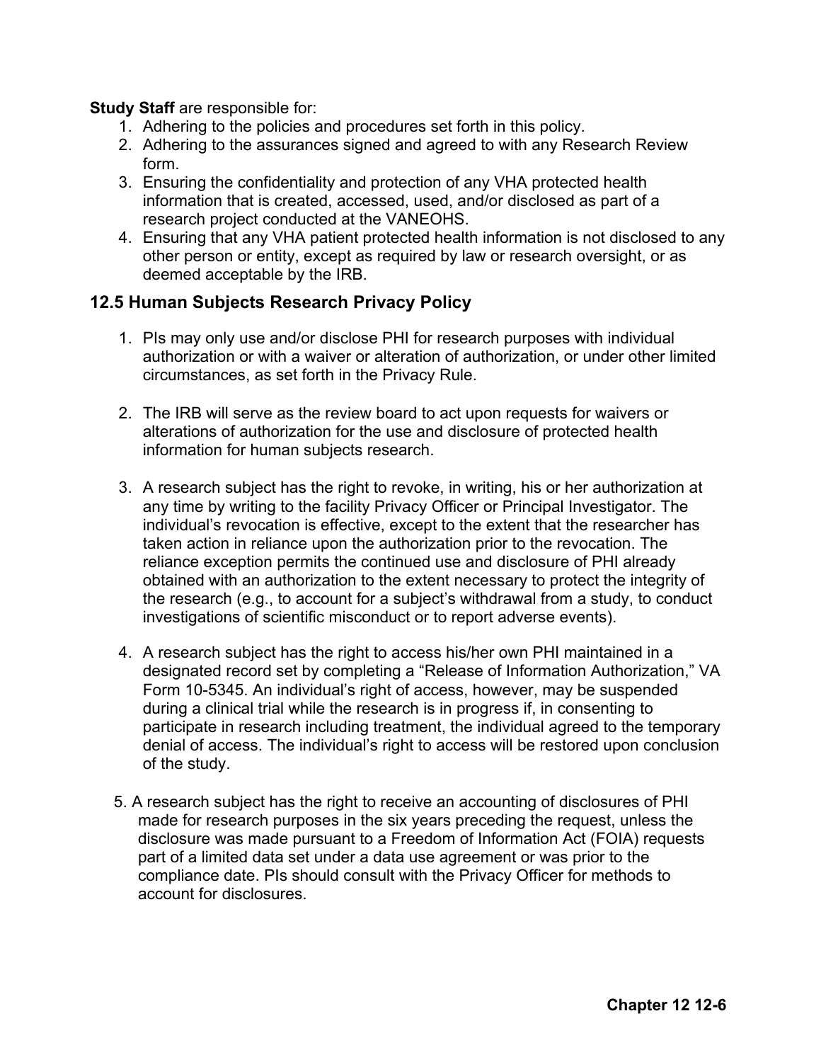**Study Staff** are responsible for:

1. Adhering to the policies and procedures set forth in this policy.
2. Adhering to the assurances signed and agreed to with any Research Review form.
3. Ensuring the confidentiality and protection of any VHA protected health information that is created, accessed, used, and/or disclosed as part of a research project conducted at the VANEOHS.
4. Ensuring that any VHA patient protected health information is not disclosed to any other person or entity, except as required by law or research oversight, or as deemed acceptable by the IRB.

## 12.5 Human Subjects Research Privacy Policy

1. PIs may only use and/or disclose PHI for research purposes with individual authorization or with a waiver or alteration of authorization, or under other limited circumstances, as set forth in the Privacy Rule.

2. The IRB will serve as the review board to act upon requests for waivers or alterations of authorization for the use and disclosure of protected health information for human subjects research.

3. A research subject has the right to revoke, in writing, his or her authorization at any time by writing to the facility Privacy Officer or Principal Investigator. The individual's revocation is effective, except to the extent that the researcher has taken action in reliance upon the authorization prior to the revocation. The reliance exception permits the continued use and disclosure of PHI already obtained with an authorization to the extent necessary to protect the integrity of the research (e.g., to account for a subject's withdrawal from a study, to conduct investigations of scientific misconduct or to report adverse events).

4. A research subject has the right to access his/her own PHI maintained in a designated record set by completing a "Release of Information Authorization," VA Form 10-5345. An individual's right of access, however, may be suspended during a clinical trial while the research is in progress if, in consenting to participate in research including treatment, the individual agreed to the temporary denial of access. The individual's right to access will be restored upon conclusion of the study.

5. A research subject has the right to receive an accounting of disclosures of PHI made for research purposes in the six years preceding the request, unless the disclosure was made pursuant to a Freedom of Information Act (FOIA) requests part of a limited data set under a data use agreement or was prior to the compliance date. PIs should consult with the Privacy Officer for methods to account for disclosures.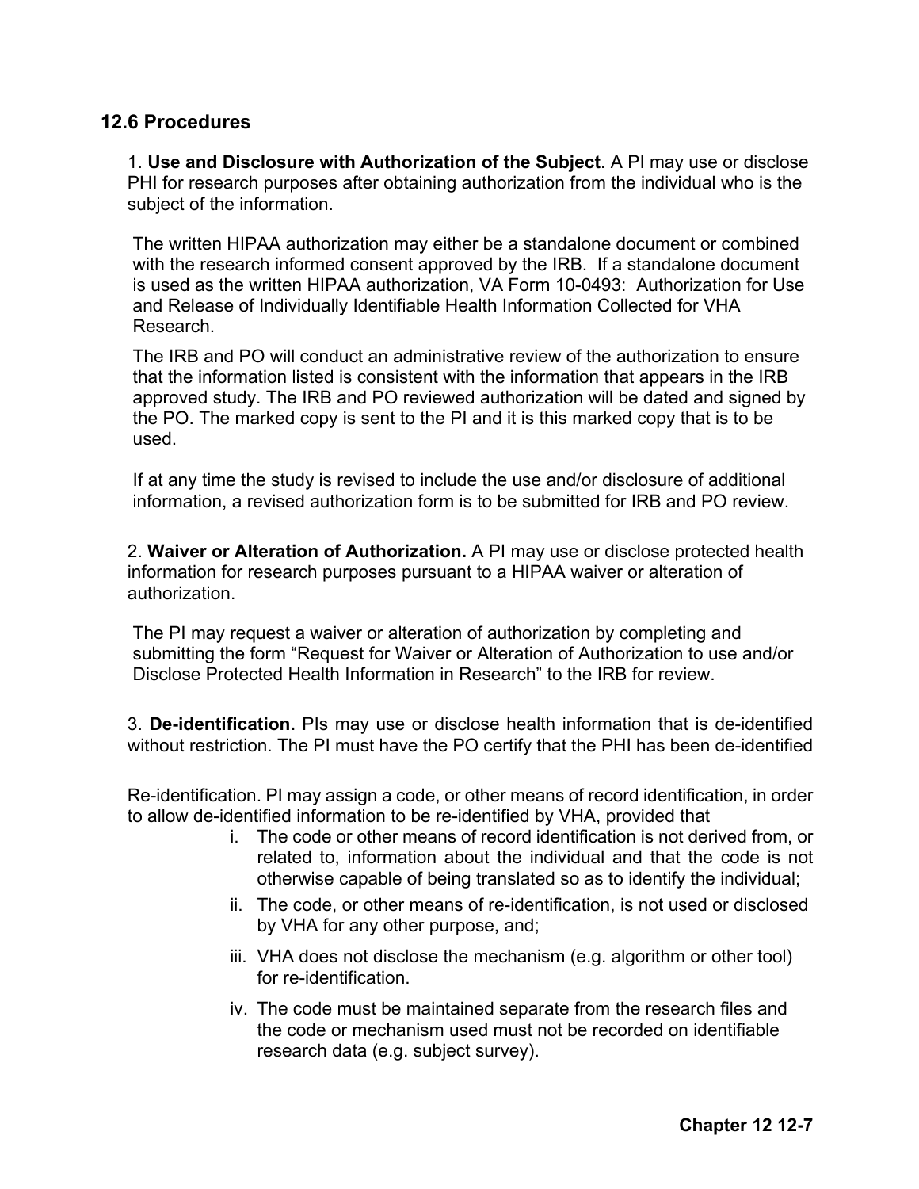## 12.6 Procedures

1. **Use and Disclosure with Authorization of the Subject**. A PI may use or disclose PHI for research purposes after obtaining authorization from the individual who is the subject of the information.

   The written HIPAA authorization may either be a standalone document or combined with the research informed consent approved by the IRB. If a standalone document is used as the written HIPAA authorization, VA Form 10-0493: Authorization for Use and Release of Individually Identifiable Health Information Collected for VHA Research.

   The IRB and PO will conduct an administrative review of the authorization to ensure that the information listed is consistent with the information that appears in the IRB approved study. The IRB and PO reviewed authorization will be dated and signed by the PO. The marked copy is sent to the PI and it is this marked copy that is to be used.

   If at any time the study is revised to include the use and/or disclosure of additional information, a revised authorization form is to be submitted for IRB and PO review.

2. **Waiver or Alteration of Authorization.** A PI may use or disclose protected health information for research purposes pursuant to a HIPAA waiver or alteration of authorization.

   The PI may request a waiver or alteration of authorization by completing and submitting the form "Request for Waiver or Alteration of Authorization to use and/or Disclose Protected Health Information in Research" to the IRB for review.

3. **De-identification.** PIs may use or disclose health information that is de-identified without restriction. The PI must have the PO certify that the PHI has been de-identified

   Re-identification. PI may assign a code, or other means of record identification, in order to allow de-identified information to be re-identified by VHA, provided that

   i. The code or other means of record identification is not derived from, or related to, information about the individual and that the code is not otherwise capable of being translated so as to identify the individual;

   ii. The code, or other means of re-identification, is not used or disclosed by VHA for any other purpose, and;

   iii. VHA does not disclose the mechanism (e.g. algorithm or other tool) for re-identification.

   iv. The code must be maintained separate from the research files and the code or mechanism used must not be recorded on identifiable research data (e.g. subject survey).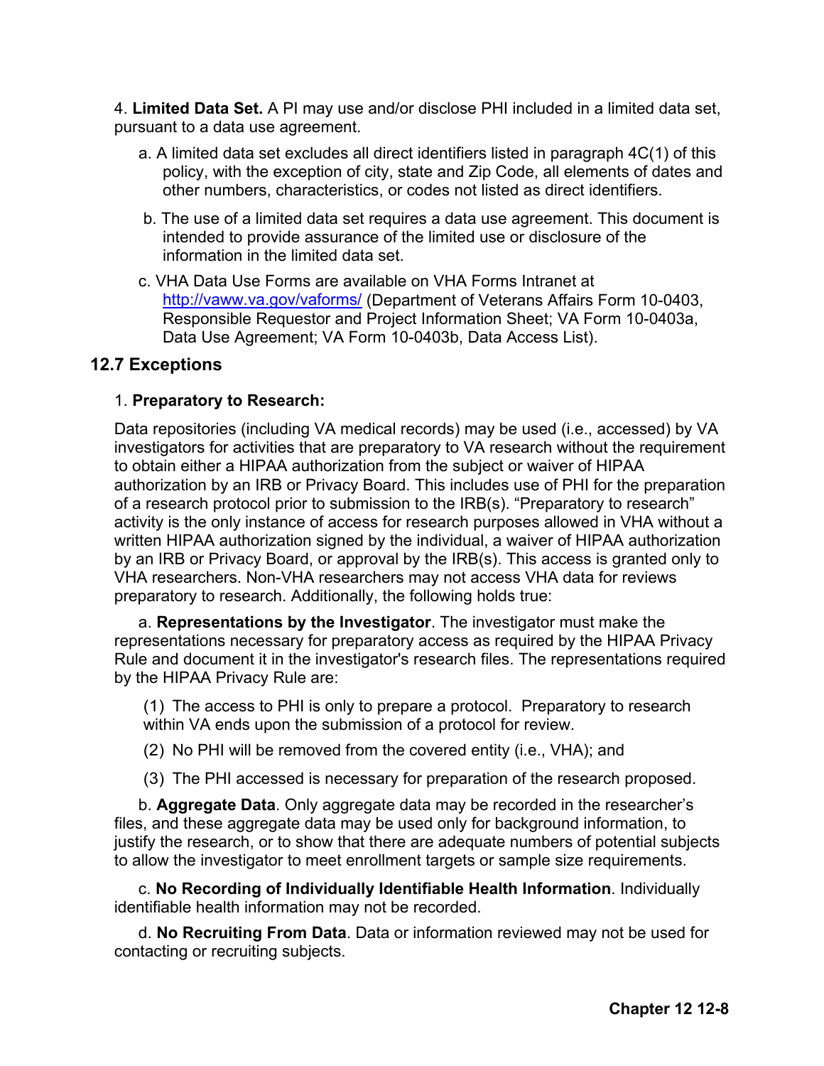4. **Limited Data Set.** A PI may use and/or disclose PHI included in a limited data set, pursuant to a data use agreement.

a. A limited data set excludes all direct identifiers listed in paragraph 4C(1) of this policy, with the exception of city, state and Zip Code, all elements of dates and other numbers, characteristics, or codes not listed as direct identifiers.

b. The use of a limited data set requires a data use agreement. This document is intended to provide assurance of the limited use or disclosure of the information in the limited data set.

c. VHA Data Use Forms are available on VHA Forms Intranet at http://vaww.va.gov/vaforms/ (Department of Veterans Affairs Form 10-0403, Responsible Requestor and Project Information Sheet; VA Form 10-0403a, Data Use Agreement; VA Form 10-0403b, Data Access List).

## 12.7 Exceptions

1. **Preparatory to Research:**

Data repositories (including VA medical records) may be used (i.e., accessed) by VA investigators for activities that are preparatory to VA research without the requirement to obtain either a HIPAA authorization from the subject or waiver of HIPAA authorization by an IRB or Privacy Board. This includes use of PHI for the preparation of a research protocol prior to submission to the IRB(s). "Preparatory to research" activity is the only instance of access for research purposes allowed in VHA without a written HIPAA authorization signed by the individual, a waiver of HIPAA authorization by an IRB or Privacy Board, or approval by the IRB(s). This access is granted only to VHA researchers. Non-VHA researchers may not access VHA data for reviews preparatory to research. Additionally, the following holds true:

a. **Representations by the Investigator**. The investigator must make the representations necessary for preparatory access as required by the HIPAA Privacy Rule and document it in the investigator's research files. The representations required by the HIPAA Privacy Rule are:

(1) The access to PHI is only to prepare a protocol. Preparatory to research within VA ends upon the submission of a protocol for review.

(2) No PHI will be removed from the covered entity (i.e., VHA); and

(3) The PHI accessed is necessary for preparation of the research proposed.

b. **Aggregate Data**. Only aggregate data may be recorded in the researcher's files, and these aggregate data may be used only for background information, to justify the research, or to show that there are adequate numbers of potential subjects to allow the investigator to meet enrollment targets or sample size requirements.

c. **No Recording of Individually Identifiable Health Information**. Individually identifiable health information may not be recorded.

d. **No Recruiting From Data**. Data or information reviewed may not be used for contacting or recruiting subjects.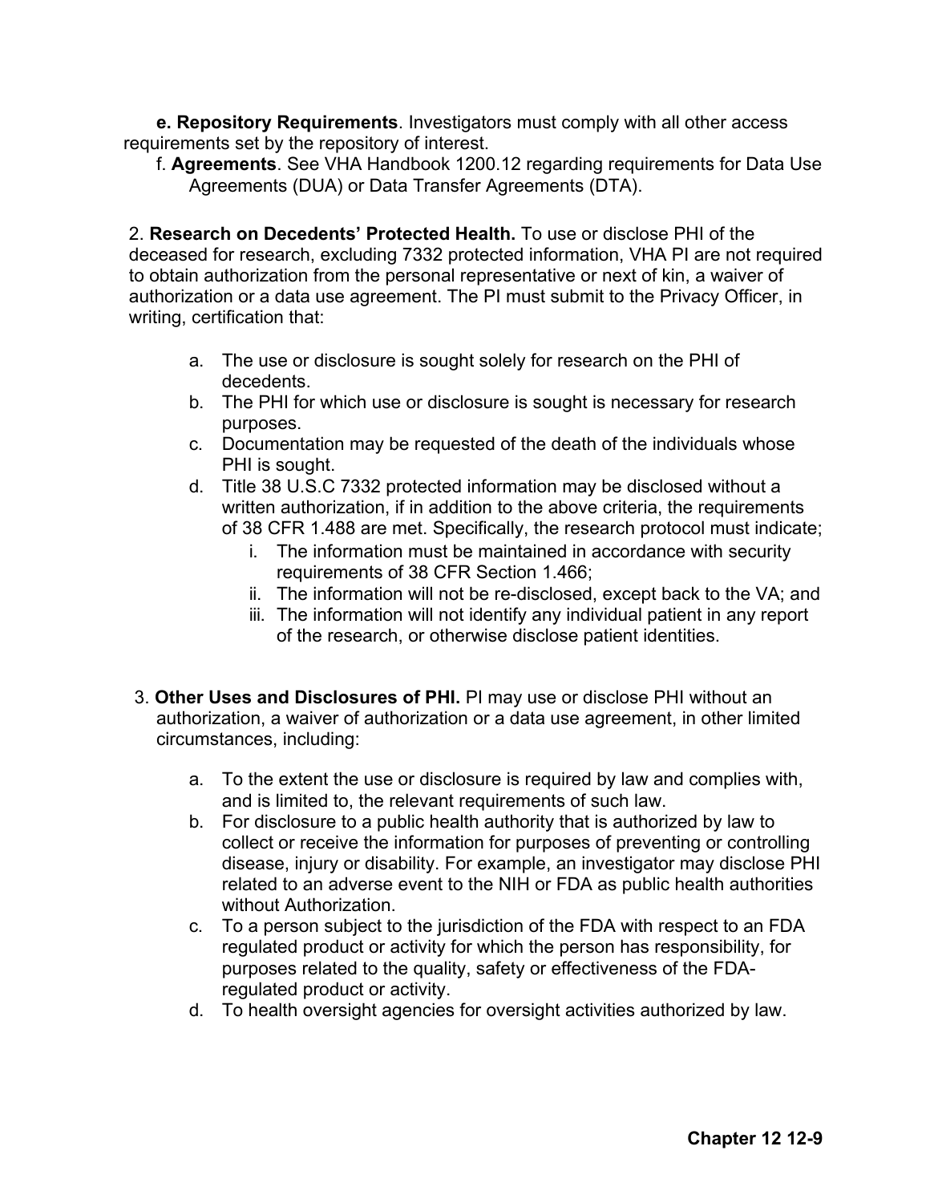**e. Repository Requirements**. Investigators must comply with all other access requirements set by the repository of interest.

f. **Agreements**. See VHA Handbook 1200.12 regarding requirements for Data Use Agreements (DUA) or Data Transfer Agreements (DTA).

2. **Research on Decedents' Protected Health.** To use or disclose PHI of the deceased for research, excluding 7332 protected information, VHA PI are not required to obtain authorization from the personal representative or next of kin, a waiver of authorization or a data use agreement. The PI must submit to the Privacy Officer, in writing, certification that:

   a. The use or disclosure is sought solely for research on the PHI of decedents.
   b. The PHI for which use or disclosure is sought is necessary for research purposes.
   c. Documentation may be requested of the death of the individuals whose PHI is sought.
   d. Title 38 U.S.C 7332 protected information may be disclosed without a written authorization, if in addition to the above criteria, the requirements of 38 CFR 1.488 are met. Specifically, the research protocol must indicate;
      i. The information must be maintained in accordance with security requirements of 38 CFR Section 1.466;
      ii. The information will not be re-disclosed, except back to the VA; and
      iii. The information will not identify any individual patient in any report of the research, or otherwise disclose patient identities.

3. **Other Uses and Disclosures of PHI.** PI may use or disclose PHI without an authorization, a waiver of authorization or a data use agreement, in other limited circumstances, including:

   a. To the extent the use or disclosure is required by law and complies with, and is limited to, the relevant requirements of such law.
   b. For disclosure to a public health authority that is authorized by law to collect or receive the information for purposes of preventing or controlling disease, injury or disability. For example, an investigator may disclose PHI related to an adverse event to the NIH or FDA as public health authorities without Authorization.
   c. To a person subject to the jurisdiction of the FDA with respect to an FDA regulated product or activity for which the person has responsibility, for purposes related to the quality, safety or effectiveness of the FDA-regulated product or activity.
   d. To health oversight agencies for oversight activities authorized by law.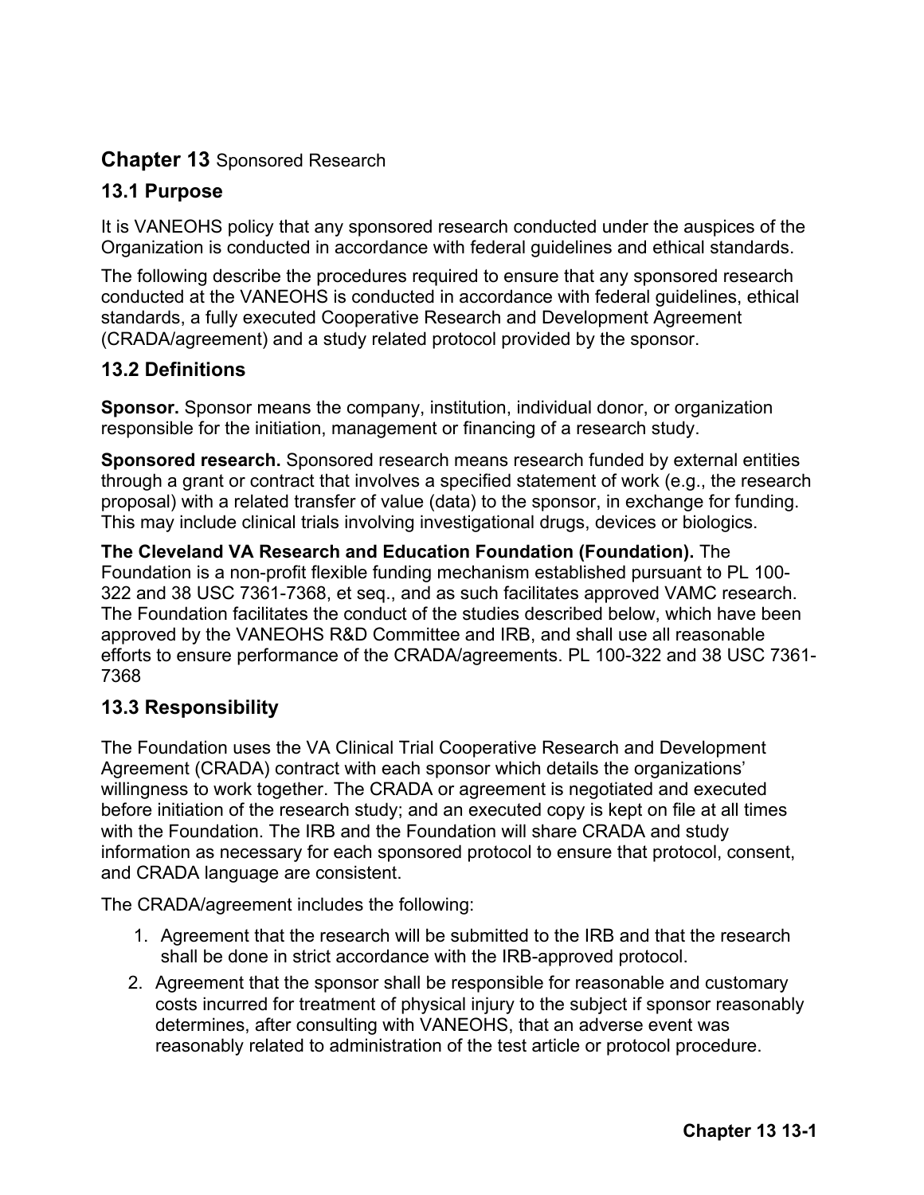# Chapter 13 Sponsored Research

## 13.1 Purpose

It is VANEOHS policy that any sponsored research conducted under the auspices of the Organization is conducted in accordance with federal guidelines and ethical standards.

The following describe the procedures required to ensure that any sponsored research conducted at the VANEOHS is conducted in accordance with federal guidelines, ethical standards, a fully executed Cooperative Research and Development Agreement (CRADA/agreement) and a study related protocol provided by the sponsor.

## 13.2 Definitions

**Sponsor.** Sponsor means the company, institution, individual donor, or organization responsible for the initiation, management or financing of a research study.

**Sponsored research.** Sponsored research means research funded by external entities through a grant or contract that involves a specified statement of work (e.g., the research proposal) with a related transfer of value (data) to the sponsor, in exchange for funding. This may include clinical trials involving investigational drugs, devices or biologics.

**The Cleveland VA Research and Education Foundation (Foundation).** The Foundation is a non-profit flexible funding mechanism established pursuant to PL 100-322 and 38 USC 7361-7368, et seq., and as such facilitates approved VAMC research. The Foundation facilitates the conduct of the studies described below, which have been approved by the VANEOHS R&D Committee and IRB, and shall use all reasonable efforts to ensure performance of the CRADA/agreements. PL 100-322 and 38 USC 7361-7368

## 13.3 Responsibility

The Foundation uses the VA Clinical Trial Cooperative Research and Development Agreement (CRADA) contract with each sponsor which details the organizations' willingness to work together. The CRADA or agreement is negotiated and executed before initiation of the research study; and an executed copy is kept on file at all times with the Foundation. The IRB and the Foundation will share CRADA and study information as necessary for each sponsored protocol to ensure that protocol, consent, and CRADA language are consistent.

The CRADA/agreement includes the following:

1. Agreement that the research will be submitted to the IRB and that the research shall be done in strict accordance with the IRB-approved protocol.
2. Agreement that the sponsor shall be responsible for reasonable and customary costs incurred for treatment of physical injury to the subject if sponsor reasonably determines, after consulting with VANEOHS, that an adverse event was reasonably related to administration of the test article or protocol procedure.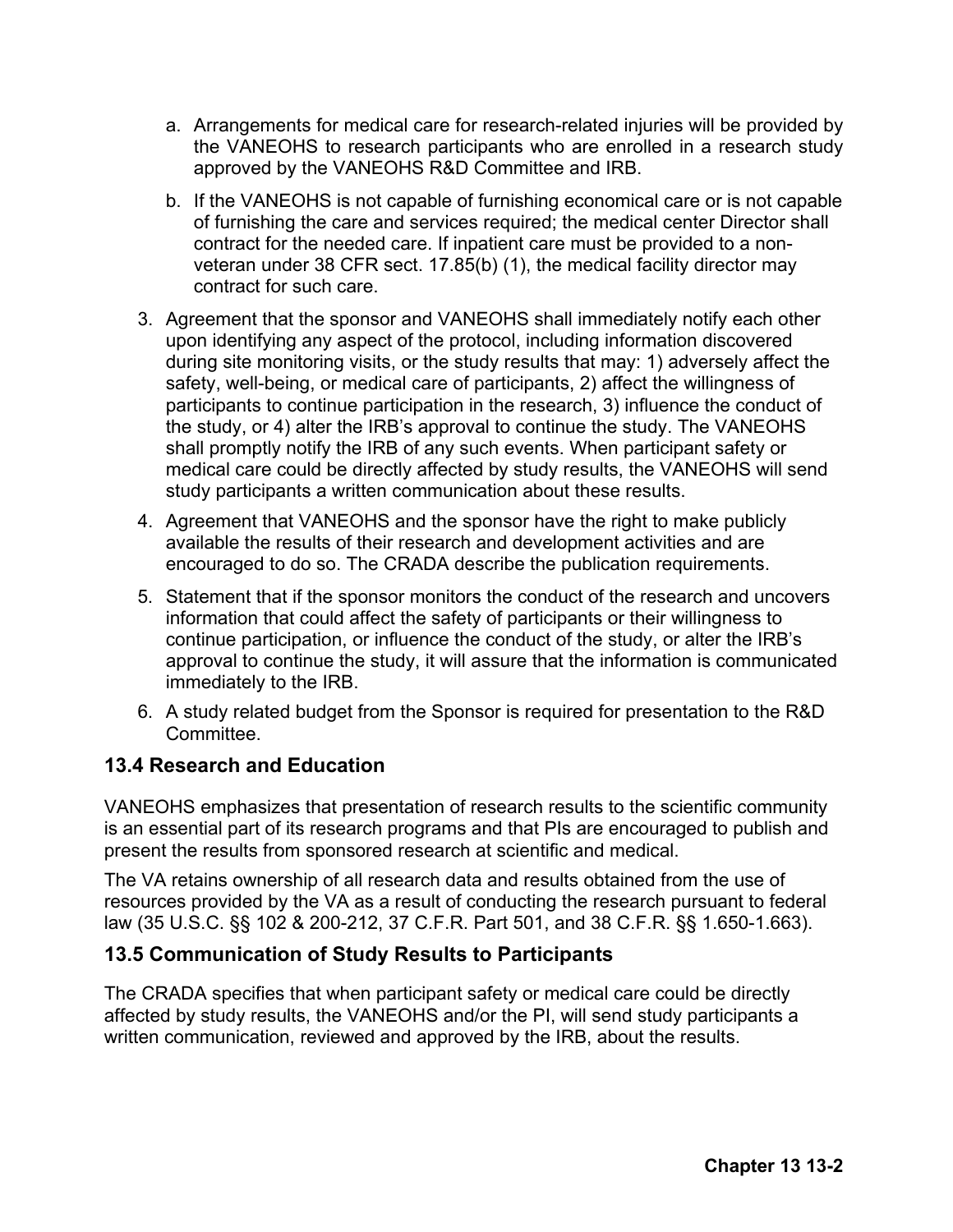a. Arrangements for medical care for research-related injuries will be provided by the VANEOHS to research participants who are enrolled in a research study approved by the VANEOHS R&D Committee and IRB.

b. If the VANEOHS is not capable of furnishing economical care or is not capable of furnishing the care and services required; the medical center Director shall contract for the needed care. If inpatient care must be provided to a non-veteran under 38 CFR sect. 17.85(b) (1), the medical facility director may contract for such care.

3. Agreement that the sponsor and VANEOHS shall immediately notify each other upon identifying any aspect of the protocol, including information discovered during site monitoring visits, or the study results that may: 1) adversely affect the safety, well-being, or medical care of participants, 2) affect the willingness of participants to continue participation in the research, 3) influence the conduct of the study, or 4) alter the IRB's approval to continue the study. The VANEOHS shall promptly notify the IRB of any such events. When participant safety or medical care could be directly affected by study results, the VANEOHS will send study participants a written communication about these results.
4. Agreement that VANEOHS and the sponsor have the right to make publicly available the results of their research and development activities and are encouraged to do so. The CRADA describe the publication requirements.
5. Statement that if the sponsor monitors the conduct of the research and uncovers information that could affect the safety of participants or their willingness to continue participation, or influence the conduct of the study, or alter the IRB's approval to continue the study, it will assure that the information is communicated immediately to the IRB.
6. A study related budget from the Sponsor is required for presentation to the R&D Committee.

## 13.4 Research and Education

VANEOHS emphasizes that presentation of research results to the scientific community is an essential part of its research programs and that PIs are encouraged to publish and present the results from sponsored research at scientific and medical.

The VA retains ownership of all research data and results obtained from the use of resources provided by the VA as a result of conducting the research pursuant to federal law (35 U.S.C. §§ 102 & 200-212, 37 C.F.R. Part 501, and 38 C.F.R. §§ 1.650-1.663).

## 13.5 Communication of Study Results to Participants

The CRADA specifies that when participant safety or medical care could be directly affected by study results, the VANEOHS and/or the PI, will send study participants a written communication, reviewed and approved by the IRB, about the results.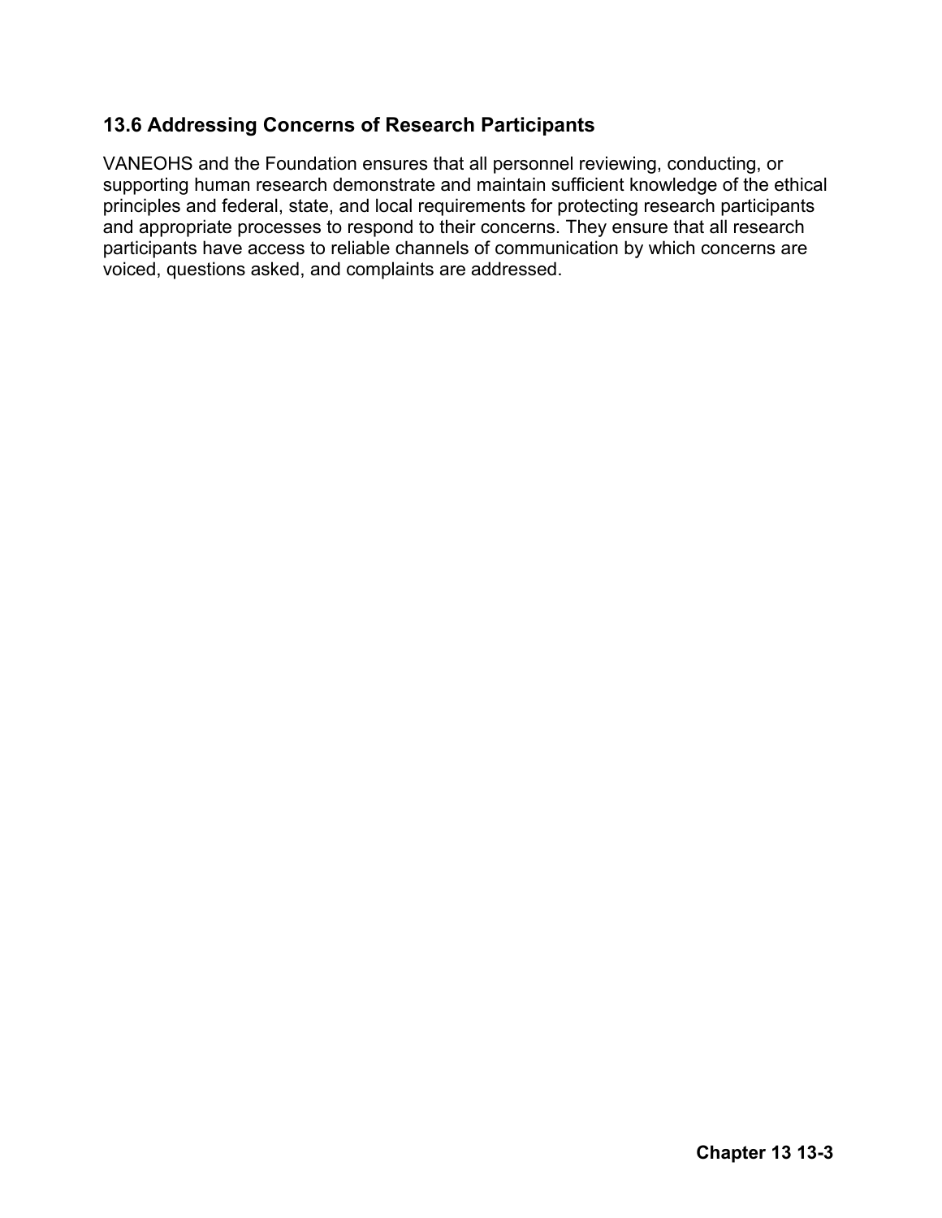## 13.6 Addressing Concerns of Research Participants

VANEOHS and the Foundation ensures that all personnel reviewing, conducting, or supporting human research demonstrate and maintain sufficient knowledge of the ethical principles and federal, state, and local requirements for protecting research participants and appropriate processes to respond to their concerns. They ensure that all research participants have access to reliable channels of communication by which concerns are voiced, questions asked, and complaints are addressed.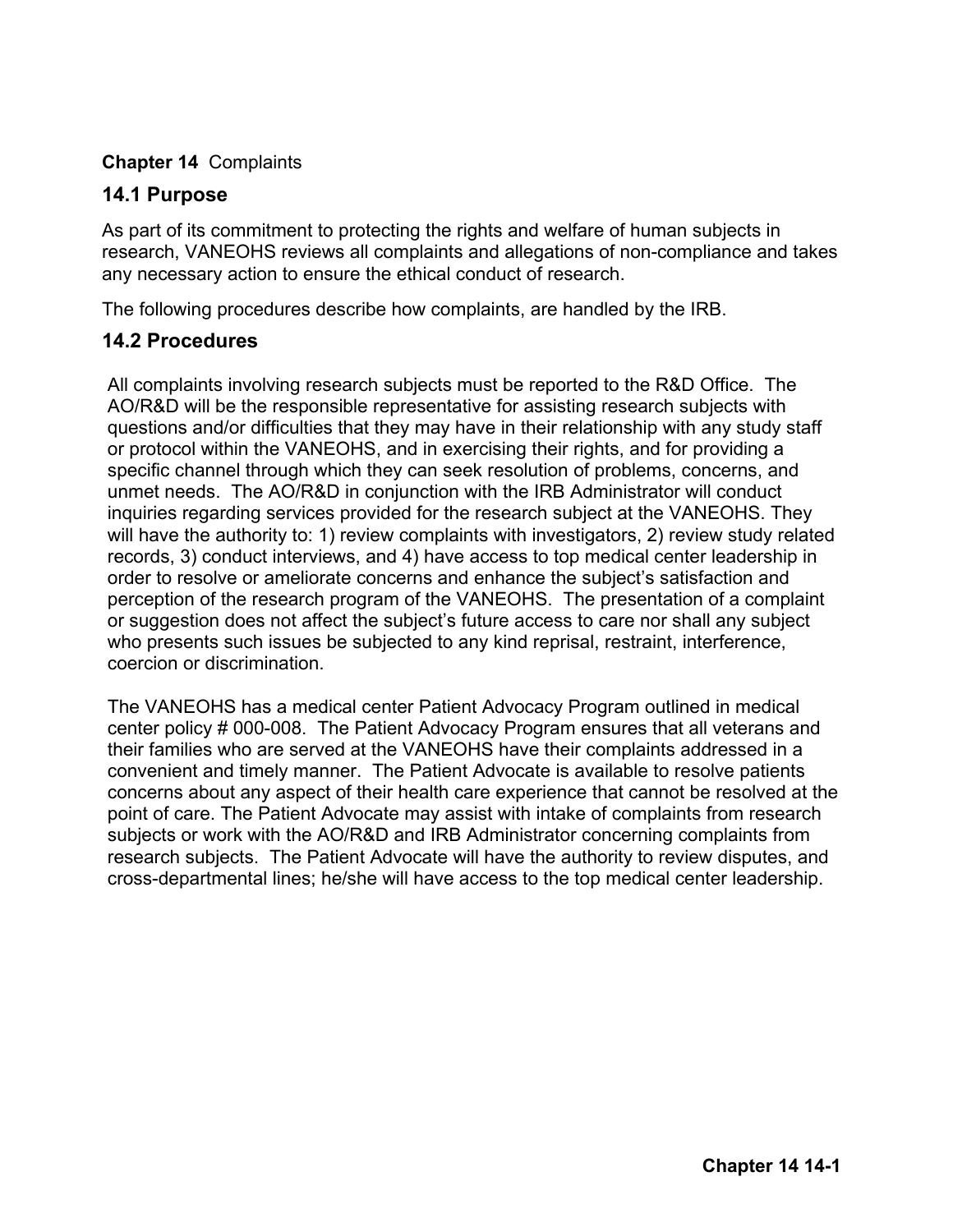**Chapter 14** Complaints

## 14.1 Purpose

As part of its commitment to protecting the rights and welfare of human subjects in research, VANEOHS reviews all complaints and allegations of non-compliance and takes any necessary action to ensure the ethical conduct of research.

The following procedures describe how complaints, are handled by the IRB.

## 14.2 Procedures

All complaints involving research subjects must be reported to the R&D Office. The AO/R&D will be the responsible representative for assisting research subjects with questions and/or difficulties that they may have in their relationship with any study staff or protocol within the VANEOHS, and in exercising their rights, and for providing a specific channel through which they can seek resolution of problems, concerns, and unmet needs. The AO/R&D in conjunction with the IRB Administrator will conduct inquiries regarding services provided for the research subject at the VANEOHS. They will have the authority to: 1) review complaints with investigators, 2) review study related records, 3) conduct interviews, and 4) have access to top medical center leadership in order to resolve or ameliorate concerns and enhance the subject's satisfaction and perception of the research program of the VANEOHS. The presentation of a complaint or suggestion does not affect the subject's future access to care nor shall any subject who presents such issues be subjected to any kind reprisal, restraint, interference, coercion or discrimination.

The VANEOHS has a medical center Patient Advocacy Program outlined in medical center policy # 000-008. The Patient Advocacy Program ensures that all veterans and their families who are served at the VANEOHS have their complaints addressed in a convenient and timely manner. The Patient Advocate is available to resolve patients concerns about any aspect of their health care experience that cannot be resolved at the point of care. The Patient Advocate may assist with intake of complaints from research subjects or work with the AO/R&D and IRB Administrator concerning complaints from research subjects. The Patient Advocate will have the authority to review disputes, and cross-departmental lines; he/she will have access to the top medical center leadership.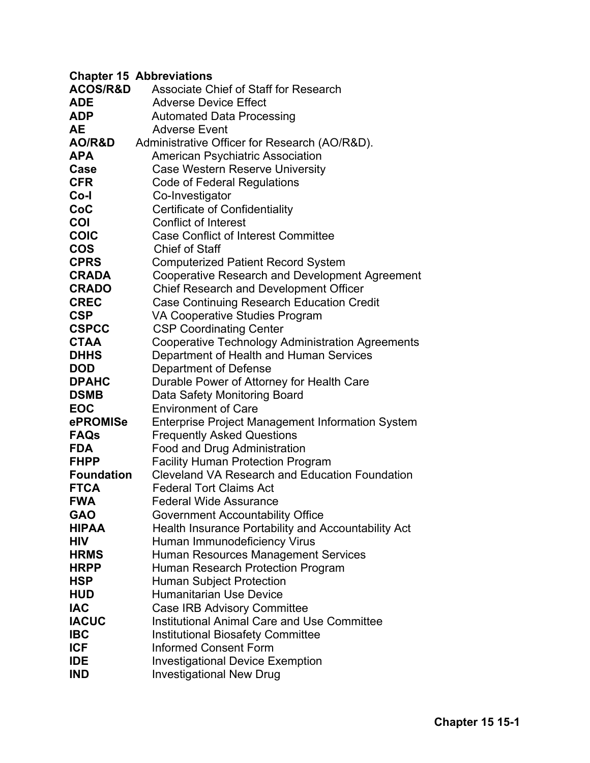**Chapter 15 Abbreviations**

**ACOS/R&D** Associate Chief of Staff for Research
**ADE** Adverse Device Effect
**ADP** Automated Data Processing
**AE** Adverse Event
**AO/R&D** Administrative Officer for Research (AO/R&D).
**APA** American Psychiatric Association
**Case** Case Western Reserve University
**CFR** Code of Federal Regulations
**Co-I** Co-Investigator
**CoC** Certificate of Confidentiality
**COI** Conflict of Interest
**COIC** Case Conflict of Interest Committee
**COS** Chief of Staff
**CPRS** Computerized Patient Record System
**CRADA** Cooperative Research and Development Agreement
**CRADO** Chief Research and Development Officer
**CREC** Case Continuing Research Education Credit
**CSP** VA Cooperative Studies Program
**CSPCC** CSP Coordinating Center
**CTAA** Cooperative Technology Administration Agreements
**DHHS** Department of Health and Human Services
**DOD** Department of Defense
**DPAHC** Durable Power of Attorney for Health Care
**DSMB** Data Safety Monitoring Board
**EOC** Environment of Care
**ePROMISe** Enterprise Project Management Information System
**FAQs** Frequently Asked Questions
**FDA** Food and Drug Administration
**FHPP** Facility Human Protection Program
**Foundation** Cleveland VA Research and Education Foundation
**FTCA** Federal Tort Claims Act
**FWA** Federal Wide Assurance
**GAO** Government Accountability Office
**HIPAA** Health Insurance Portability and Accountability Act
**HIV** Human Immunodeficiency Virus
**HRMS** Human Resources Management Services
**HRPP** Human Research Protection Program
**HSP** Human Subject Protection
**HUD** Humanitarian Use Device
**IAC** Case IRB Advisory Committee
**IACUC** Institutional Animal Care and Use Committee
**IBC** Institutional Biosafety Committee
**ICF** Informed Consent Form
**IDE** Investigational Device Exemption
**IND** Investigational New Drug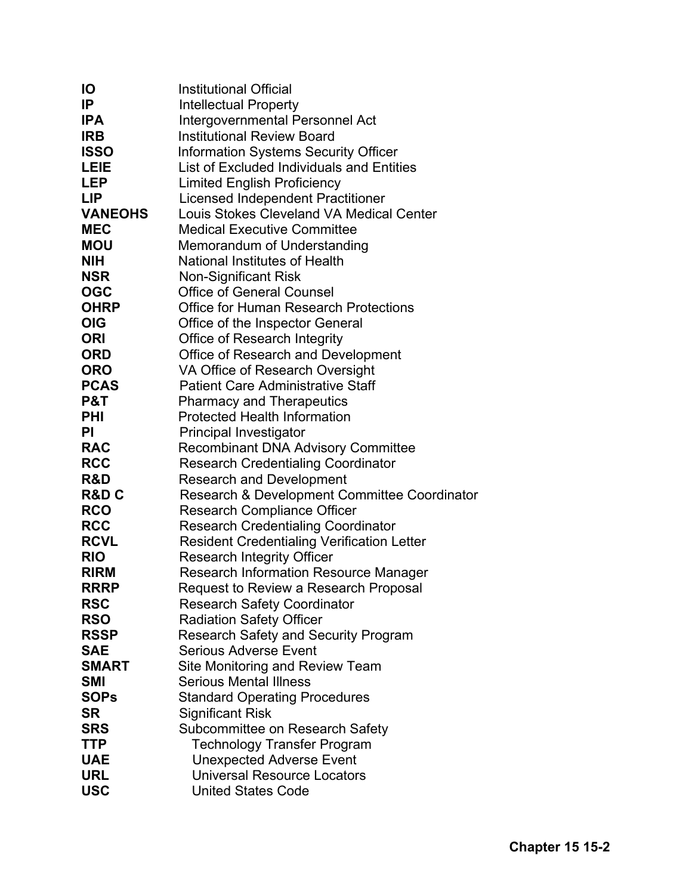| | |
|---|---|
| **IO** | Institutional Official |
| **IP** | Intellectual Property |
| **IPA** | Intergovernmental Personnel Act |
| **IRB** | Institutional Review Board |
| **ISSO** | Information Systems Security Officer |
| **LEIE** | List of Excluded Individuals and Entities |
| **LEP** | Limited English Proficiency |
| **LIP** | Licensed Independent Practitioner |
| **VANEOHS** | Louis Stokes Cleveland VA Medical Center |
| **MEC** | Medical Executive Committee |
| **MOU** | Memorandum of Understanding |
| **NIH** | National Institutes of Health |
| **NSR** | Non-Significant Risk |
| **OGC** | Office of General Counsel |
| **OHRP** | Office for Human Research Protections |
| **OIG** | Office of the Inspector General |
| **ORI** | Office of Research Integrity |
| **ORD** | Office of Research and Development |
| **ORO** | VA Office of Research Oversight |
| **PCAS** | Patient Care Administrative Staff |
| **P&T** | Pharmacy and Therapeutics |
| **PHI** | Protected Health Information |
| **PI** | Principal Investigator |
| **RAC** | Recombinant DNA Advisory Committee |
| **RCC** | Research Credentialing Coordinator |
| **R&D** | Research and Development |
| **R&D C** | Research & Development Committee Coordinator |
| **RCO** | Research Compliance Officer |
| **RCC** | Research Credentialing Coordinator |
| **RCVL** | Resident Credentialing Verification Letter |
| **RIO** | Research Integrity Officer |
| **RIRM** | Research Information Resource Manager |
| **RRRP** | Request to Review a Research Proposal |
| **RSC** | Research Safety Coordinator |
| **RSO** | Radiation Safety Officer |
| **RSSP** | Research Safety and Security Program |
| **SAE** | Serious Adverse Event |
| **SMART** | Site Monitoring and Review Team |
| **SMI** | Serious Mental Illness |
| **SOPs** | Standard Operating Procedures |
| **SR** | Significant Risk |
| **SRS** | Subcommittee on Research Safety |
| **TTP** | Technology Transfer Program |
| **UAE** | Unexpected Adverse Event |
| **URL** | Universal Resource Locators |
| **USC** | United States Code |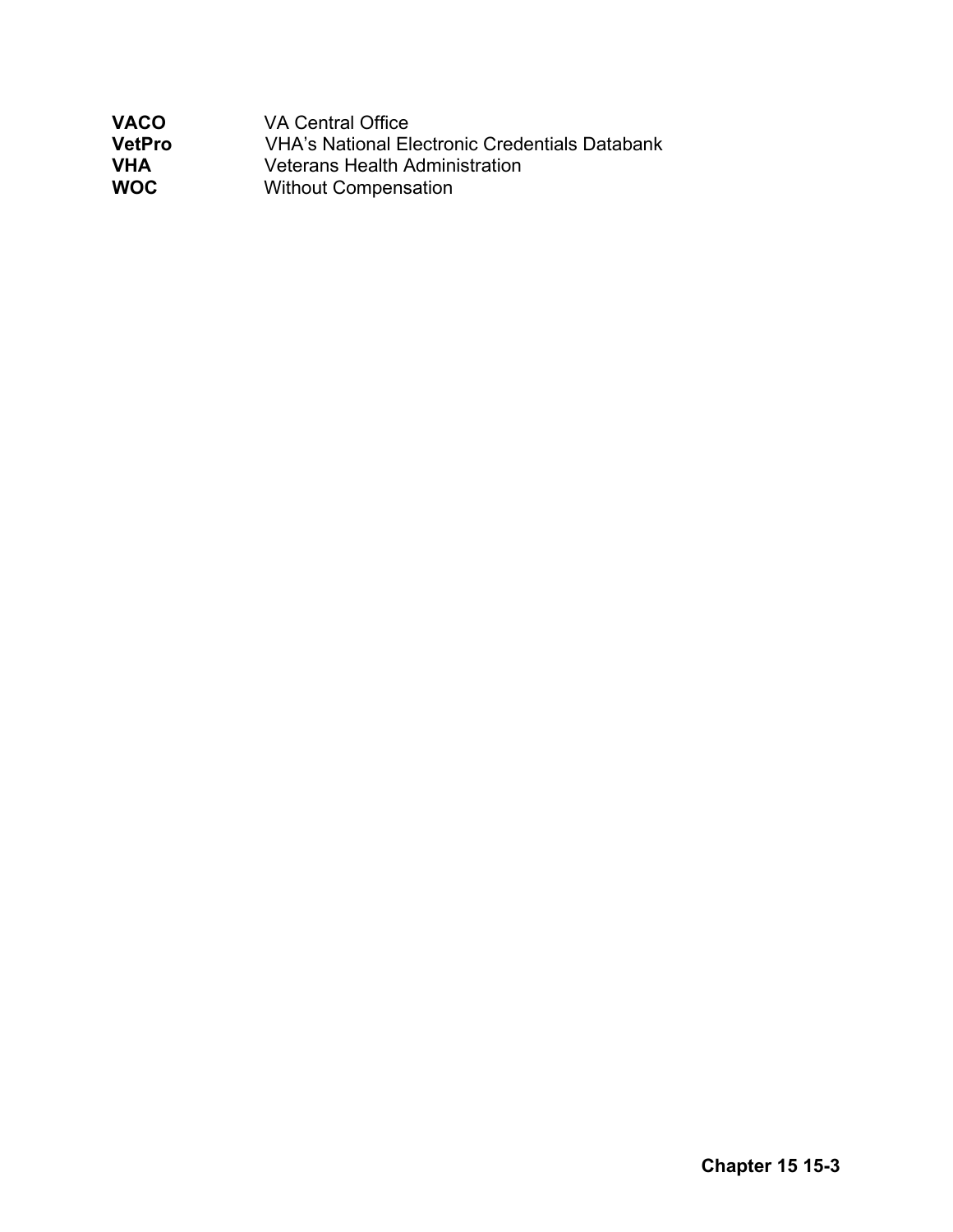| | |
|---|---|
| **VACO** | VA Central Office |
| **VetPro** | VHA's National Electronic Credentials Databank |
| **VHA** | Veterans Health Administration |
| **WOC** | Without Compensation |